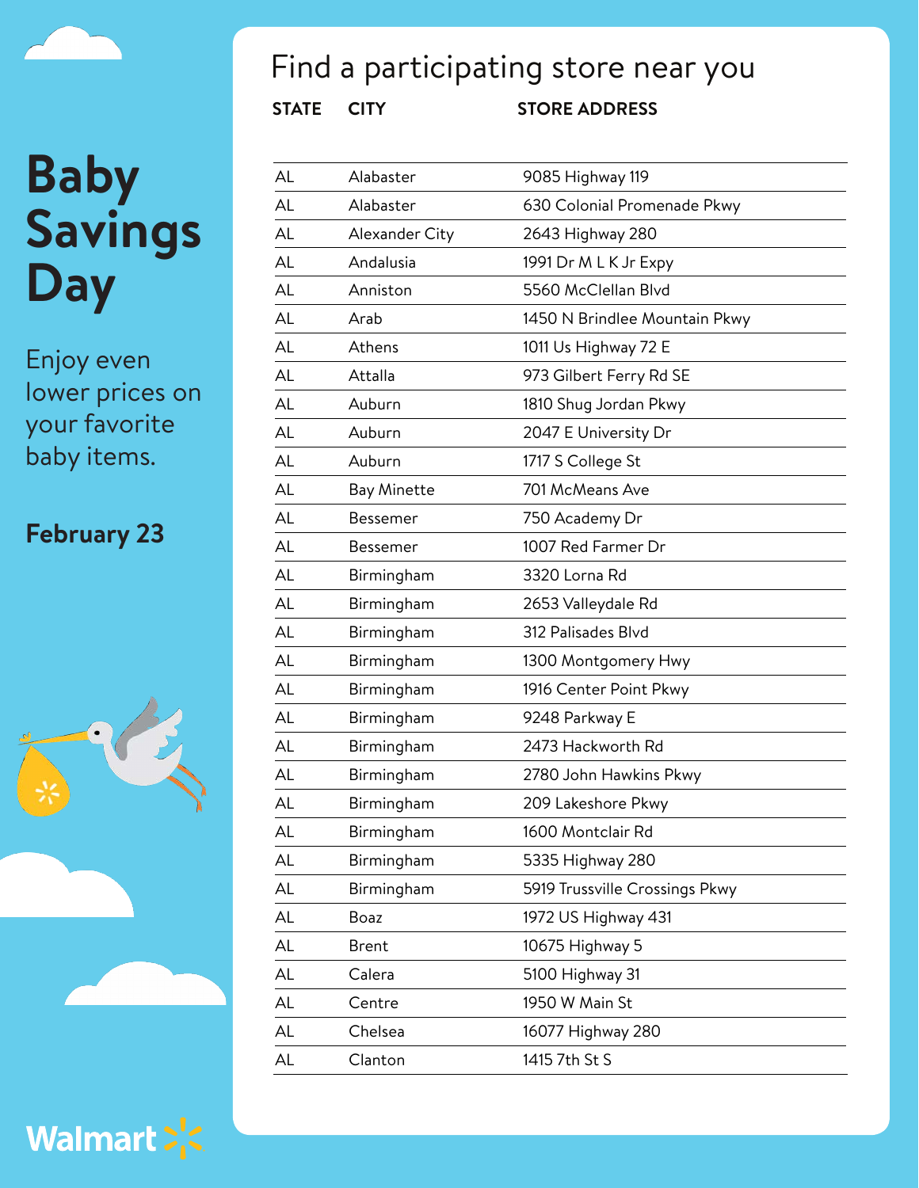# Baby Savings Day

Enjoy even lower prices on your favorite baby items.

**February 23**

## Find a participating store near you

| STATE | CITY | STORE ADDRESS |
|---|---|---|
| AL | Alabaster | 9085 Highway 119 |
| AL | Alabaster | 630 Colonial Promenade Pkwy |
| AL | Alexander City | 2643 Highway 280 |
| AL | Andalusia | 1991 Dr M L K Jr Expy |
| AL | Anniston | 5560 McClellan Blvd |
| AL | Arab | 1450 N Brindlee Mountain Pkwy |
| AL | Athens | 1011 Us Highway 72 E |
| AL | Attalla | 973 Gilbert Ferry Rd SE |
| AL | Auburn | 1810 Shug Jordan Pkwy |
| AL | Auburn | 2047 E University Dr |
| AL | Auburn | 1717 S College St |
| AL | Bay Minette | 701 McMeans Ave |
| AL | Bessemer | 750 Academy Dr |
| AL | Bessemer | 1007 Red Farmer Dr |
| AL | Birmingham | 3320 Lorna Rd |
| AL | Birmingham | 2653 Valleydale Rd |
| AL | Birmingham | 312 Palisades Blvd |
| AL | Birmingham | 1300 Montgomery Hwy |
| AL | Birmingham | 1916 Center Point Pkwy |
| AL | Birmingham | 9248 Parkway E |
| AL | Birmingham | 2473 Hackworth Rd |
| AL | Birmingham | 2780 John Hawkins Pkwy |
| AL | Birmingham | 209 Lakeshore Pkwy |
| AL | Birmingham | 1600 Montclair Rd |
| AL | Birmingham | 5335 Highway 280 |
| AL | Birmingham | 5919 Trussville Crossings Pkwy |
| AL | Boaz | 1972 US Highway 431 |
| AL | Brent | 10675 Highway 5 |
| AL | Calera | 5100 Highway 31 |
| AL | Centre | 1950 W Main St |
| AL | Chelsea | 16077 Highway 280 |
| AL | Clanton | 1415 7th St S |

Walmart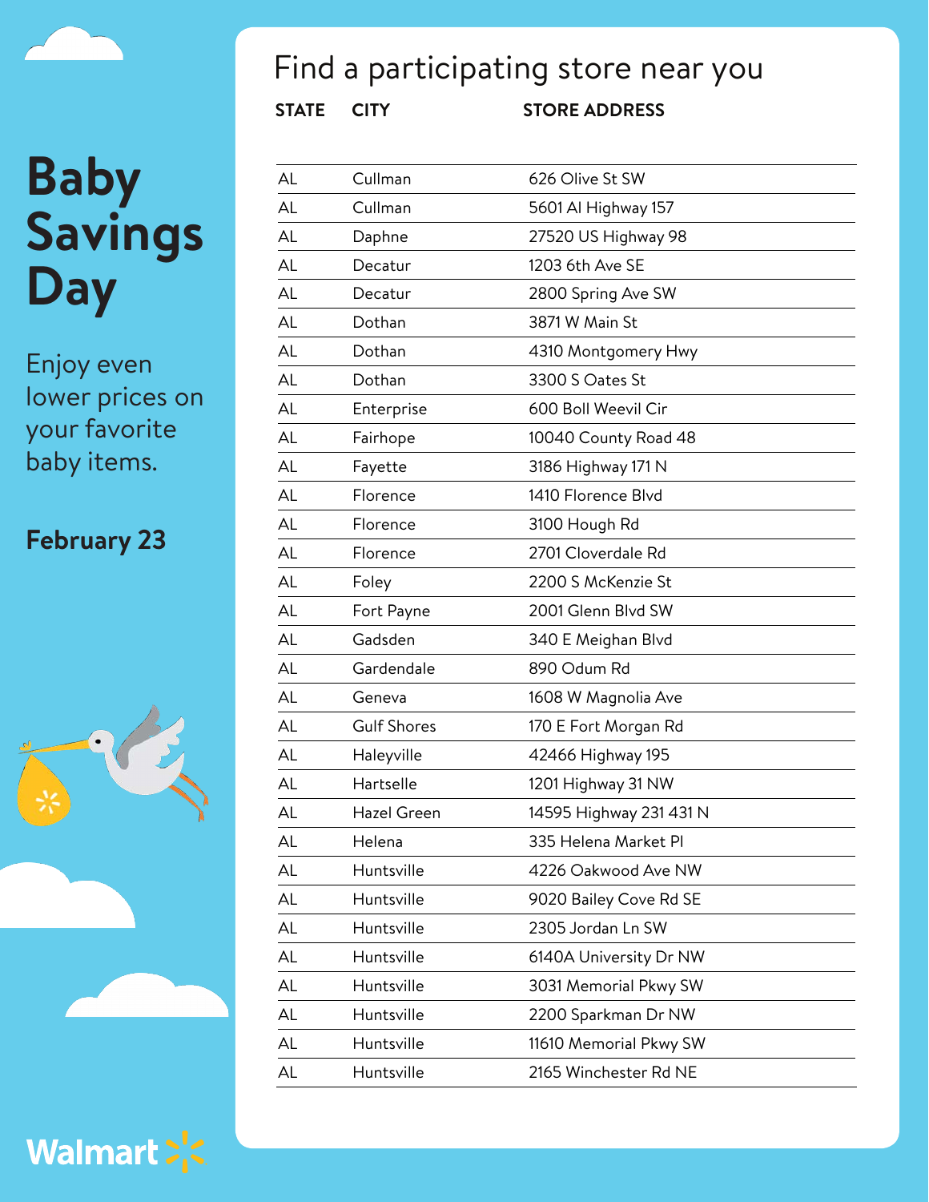# Baby Savings Day

Enjoy even lower prices on your favorite baby items.

**February 23**

## Find a participating store near you

| STATE | CITY | STORE ADDRESS |
|---|---|---|
| AL | Cullman | 626 Olive St SW |
| AL | Cullman | 5601 Al Highway 157 |
| AL | Daphne | 27520 US Highway 98 |
| AL | Decatur | 1203 6th Ave SE |
| AL | Decatur | 2800 Spring Ave SW |
| AL | Dothan | 3871 W Main St |
| AL | Dothan | 4310 Montgomery Hwy |
| AL | Dothan | 3300 S Oates St |
| AL | Enterprise | 600 Boll Weevil Cir |
| AL | Fairhope | 10040 County Road 48 |
| AL | Fayette | 3186 Highway 171 N |
| AL | Florence | 1410 Florence Blvd |
| AL | Florence | 3100 Hough Rd |
| AL | Florence | 2701 Cloverdale Rd |
| AL | Foley | 2200 S McKenzie St |
| AL | Fort Payne | 2001 Glenn Blvd SW |
| AL | Gadsden | 340 E Meighan Blvd |
| AL | Gardendale | 890 Odum Rd |
| AL | Geneva | 1608 W Magnolia Ave |
| AL | Gulf Shores | 170 E Fort Morgan Rd |
| AL | Haleyville | 42466 Highway 195 |
| AL | Hartselle | 1201 Highway 31 NW |
| AL | Hazel Green | 14595 Highway 231 431 N |
| AL | Helena | 335 Helena Market Pl |
| AL | Huntsville | 4226 Oakwood Ave NW |
| AL | Huntsville | 9020 Bailey Cove Rd SE |
| AL | Huntsville | 2305 Jordan Ln SW |
| AL | Huntsville | 6140A University Dr NW |
| AL | Huntsville | 3031 Memorial Pkwy SW |
| AL | Huntsville | 2200 Sparkman Dr NW |
| AL | Huntsville | 11610 Memorial Pkwy SW |
| AL | Huntsville | 2165 Winchester Rd NE |

Walmart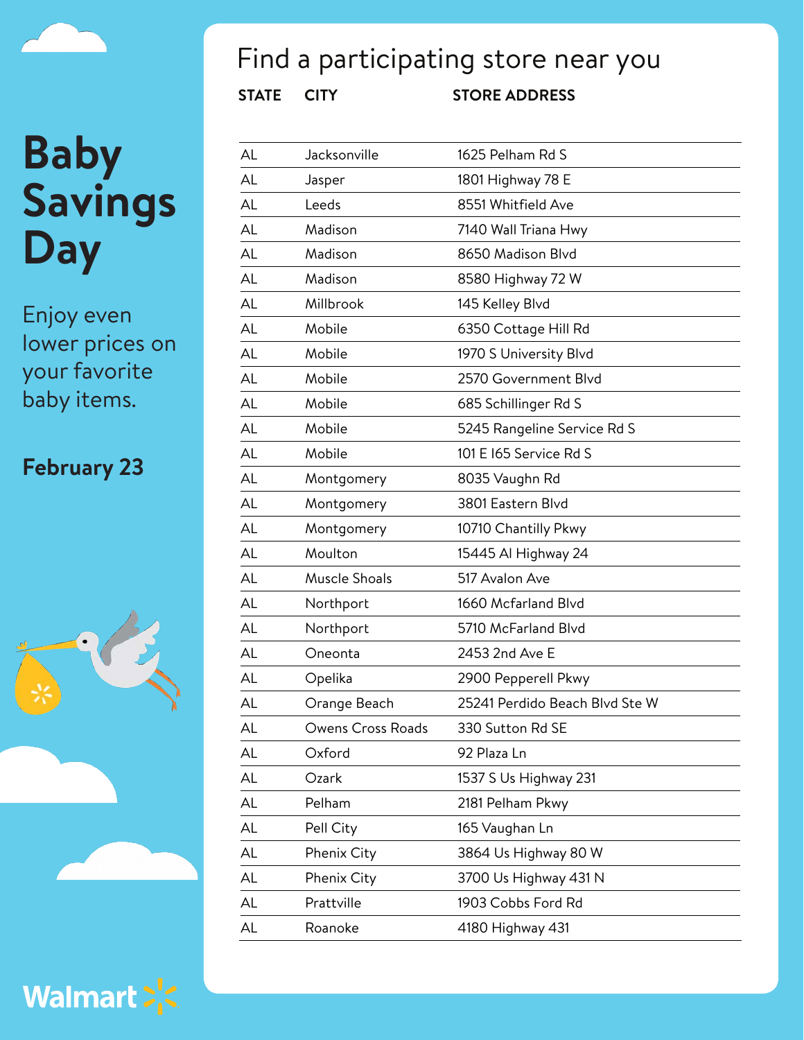# Baby Savings Day

Enjoy even lower prices on your favorite baby items.

**February 23**

## Find a participating store near you

| STATE | CITY | STORE ADDRESS |
|---|---|---|
| AL | Jacksonville | 1625 Pelham Rd S |
| AL | Jasper | 1801 Highway 78 E |
| AL | Leeds | 8551 Whitfield Ave |
| AL | Madison | 7140 Wall Triana Hwy |
| AL | Madison | 8650 Madison Blvd |
| AL | Madison | 8580 Highway 72 W |
| AL | Millbrook | 145 Kelley Blvd |
| AL | Mobile | 6350 Cottage Hill Rd |
| AL | Mobile | 1970 S University Blvd |
| AL | Mobile | 2570 Government Blvd |
| AL | Mobile | 685 Schillinger Rd S |
| AL | Mobile | 5245 Rangeline Service Rd S |
| AL | Mobile | 101 E I65 Service Rd S |
| AL | Montgomery | 8035 Vaughn Rd |
| AL | Montgomery | 3801 Eastern Blvd |
| AL | Montgomery | 10710 Chantilly Pkwy |
| AL | Moulton | 15445 Al Highway 24 |
| AL | Muscle Shoals | 517 Avalon Ave |
| AL | Northport | 1660 Mcfarland Blvd |
| AL | Northport | 5710 McFarland Blvd |
| AL | Oneonta | 2453 2nd Ave E |
| AL | Opelika | 2900 Pepperell Pkwy |
| AL | Orange Beach | 25241 Perdido Beach Blvd Ste W |
| AL | Owens Cross Roads | 330 Sutton Rd SE |
| AL | Oxford | 92 Plaza Ln |
| AL | Ozark | 1537 S Us Highway 231 |
| AL | Pelham | 2181 Pelham Pkwy |
| AL | Pell City | 165 Vaughan Ln |
| AL | Phenix City | 3864 Us Highway 80 W |
| AL | Phenix City | 3700 Us Highway 431 N |
| AL | Prattville | 1903 Cobbs Ford Rd |
| AL | Roanoke | 4180 Highway 431 |

Walmart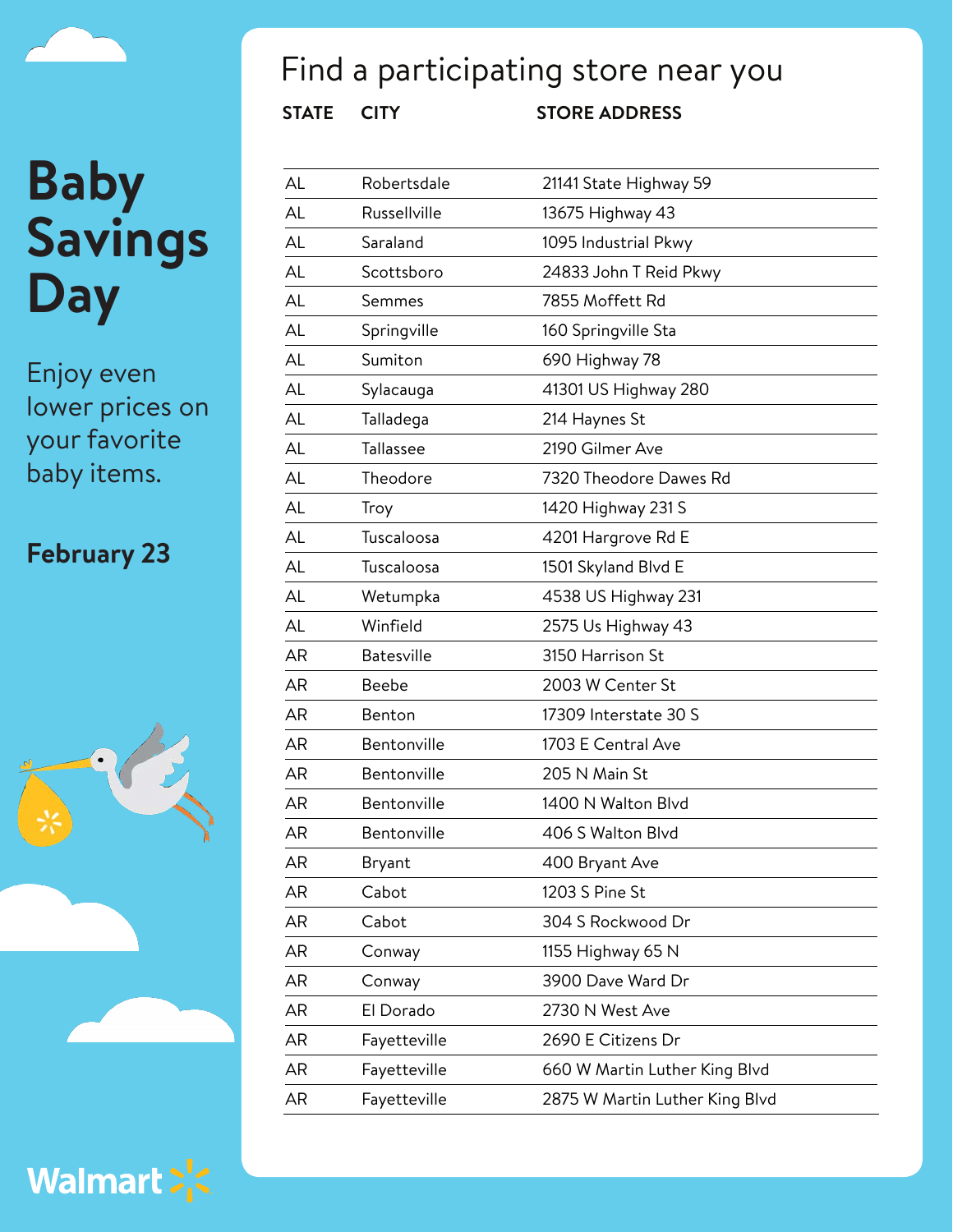# Baby Savings Day

Enjoy even lower prices on your favorite baby items.

**February 23**

## Find a participating store near you

| STATE | CITY | STORE ADDRESS |
| --- | --- | --- |
| AL | Robertsdale | 21141 State Highway 59 |
| AL | Russellville | 13675 Highway 43 |
| AL | Saraland | 1095 Industrial Pkwy |
| AL | Scottsboro | 24833 John T Reid Pkwy |
| AL | Semmes | 7855 Moffett Rd |
| AL | Springville | 160 Springville Sta |
| AL | Sumiton | 690 Highway 78 |
| AL | Sylacauga | 41301 US Highway 280 |
| AL | Talladega | 214 Haynes St |
| AL | Tallassee | 2190 Gilmer Ave |
| AL | Theodore | 7320 Theodore Dawes Rd |
| AL | Troy | 1420 Highway 231 S |
| AL | Tuscaloosa | 4201 Hargrove Rd E |
| AL | Tuscaloosa | 1501 Skyland Blvd E |
| AL | Wetumpka | 4538 US Highway 231 |
| AL | Winfield | 2575 Us Highway 43 |
| AR | Batesville | 3150 Harrison St |
| AR | Beebe | 2003 W Center St |
| AR | Benton | 17309 Interstate 30 S |
| AR | Bentonville | 1703 E Central Ave |
| AR | Bentonville | 205 N Main St |
| AR | Bentonville | 1400 N Walton Blvd |
| AR | Bentonville | 406 S Walton Blvd |
| AR | Bryant | 400 Bryant Ave |
| AR | Cabot | 1203 S Pine St |
| AR | Cabot | 304 S Rockwood Dr |
| AR | Conway | 1155 Highway 65 N |
| AR | Conway | 3900 Dave Ward Dr |
| AR | El Dorado | 2730 N West Ave |
| AR | Fayetteville | 2690 E Citizens Dr |
| AR | Fayetteville | 660 W Martin Luther King Blvd |
| AR | Fayetteville | 2875 W Martin Luther King Blvd |

Walmart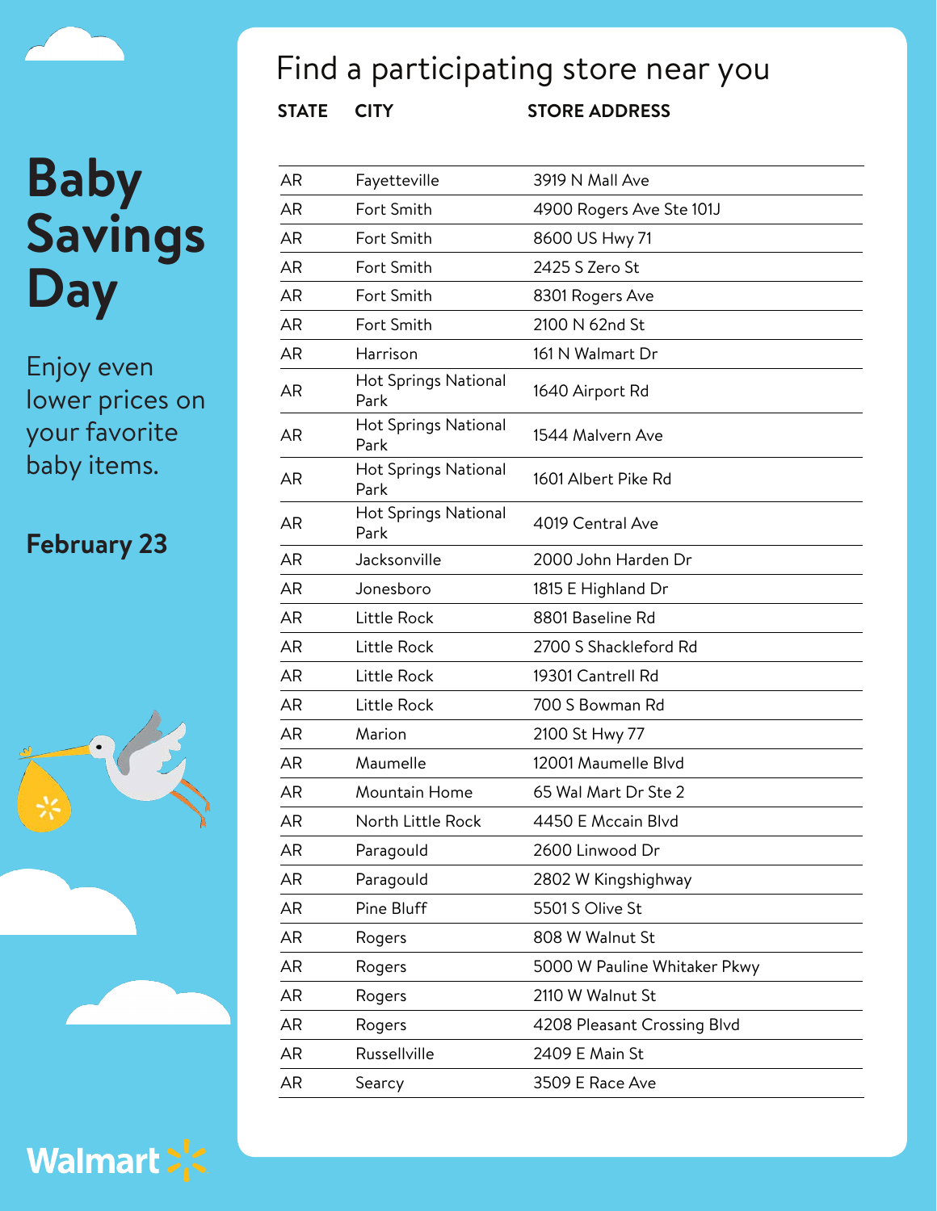# Baby Savings Day

Enjoy even lower prices on your favorite baby items.

**February 23**

## Find a participating store near you

| STATE | CITY | STORE ADDRESS |
|---|---|---|
| AR | Fayetteville | 3919 N Mall Ave |
| AR | Fort Smith | 4900 Rogers Ave Ste 101J |
| AR | Fort Smith | 8600 US Hwy 71 |
| AR | Fort Smith | 2425 S Zero St |
| AR | Fort Smith | 8301 Rogers Ave |
| AR | Fort Smith | 2100 N 62nd St |
| AR | Harrison | 161 N Walmart Dr |
| AR | Hot Springs National Park | 1640 Airport Rd |
| AR | Hot Springs National Park | 1544 Malvern Ave |
| AR | Hot Springs National Park | 1601 Albert Pike Rd |
| AR | Hot Springs National Park | 4019 Central Ave |
| AR | Jacksonville | 2000 John Harden Dr |
| AR | Jonesboro | 1815 E Highland Dr |
| AR | Little Rock | 8801 Baseline Rd |
| AR | Little Rock | 2700 S Shackleford Rd |
| AR | Little Rock | 19301 Cantrell Rd |
| AR | Little Rock | 700 S Bowman Rd |
| AR | Marion | 2100 St Hwy 77 |
| AR | Maumelle | 12001 Maumelle Blvd |
| AR | Mountain Home | 65 Wal Mart Dr Ste 2 |
| AR | North Little Rock | 4450 E Mccain Blvd |
| AR | Paragould | 2600 Linwood Dr |
| AR | Paragould | 2802 W Kingshighway |
| AR | Pine Bluff | 5501 S Olive St |
| AR | Rogers | 808 W Walnut St |
| AR | Rogers | 5000 W Pauline Whitaker Pkwy |
| AR | Rogers | 2110 W Walnut St |
| AR | Rogers | 4208 Pleasant Crossing Blvd |
| AR | Russellville | 2409 E Main St |
| AR | Searcy | 3509 E Race Ave |

Walmart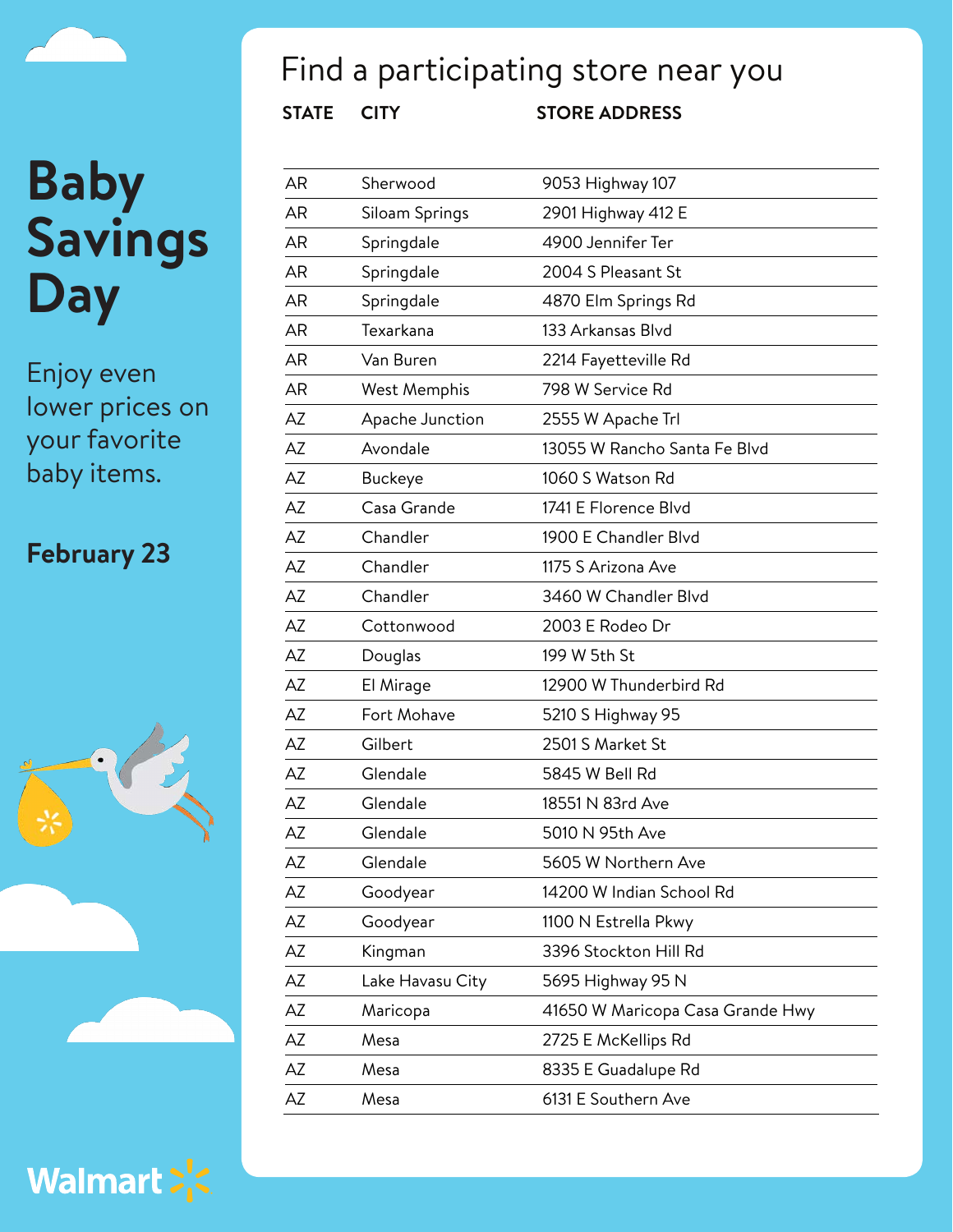# Baby Savings Day

Enjoy even lower prices on your favorite baby items.

**February 23**

## Find a participating store near you

| STATE | CITY | STORE ADDRESS |
|---|---|---|
| AR | Sherwood | 9053 Highway 107 |
| AR | Siloam Springs | 2901 Highway 412 E |
| AR | Springdale | 4900 Jennifer Ter |
| AR | Springdale | 2004 S Pleasant St |
| AR | Springdale | 4870 Elm Springs Rd |
| AR | Texarkana | 133 Arkansas Blvd |
| AR | Van Buren | 2214 Fayetteville Rd |
| AR | West Memphis | 798 W Service Rd |
| AZ | Apache Junction | 2555 W Apache Trl |
| AZ | Avondale | 13055 W Rancho Santa Fe Blvd |
| AZ | Buckeye | 1060 S Watson Rd |
| AZ | Casa Grande | 1741 E Florence Blvd |
| AZ | Chandler | 1900 E Chandler Blvd |
| AZ | Chandler | 1175 S Arizona Ave |
| AZ | Chandler | 3460 W Chandler Blvd |
| AZ | Cottonwood | 2003 E Rodeo Dr |
| AZ | Douglas | 199 W 5th St |
| AZ | El Mirage | 12900 W Thunderbird Rd |
| AZ | Fort Mohave | 5210 S Highway 95 |
| AZ | Gilbert | 2501 S Market St |
| AZ | Glendale | 5845 W Bell Rd |
| AZ | Glendale | 18551 N 83rd Ave |
| AZ | Glendale | 5010 N 95th Ave |
| AZ | Glendale | 5605 W Northern Ave |
| AZ | Goodyear | 14200 W Indian School Rd |
| AZ | Goodyear | 1100 N Estrella Pkwy |
| AZ | Kingman | 3396 Stockton Hill Rd |
| AZ | Lake Havasu City | 5695 Highway 95 N |
| AZ | Maricopa | 41650 W Maricopa Casa Grande Hwy |
| AZ | Mesa | 2725 E McKellips Rd |
| AZ | Mesa | 8335 E Guadalupe Rd |
| AZ | Mesa | 6131 E Southern Ave |

Walmart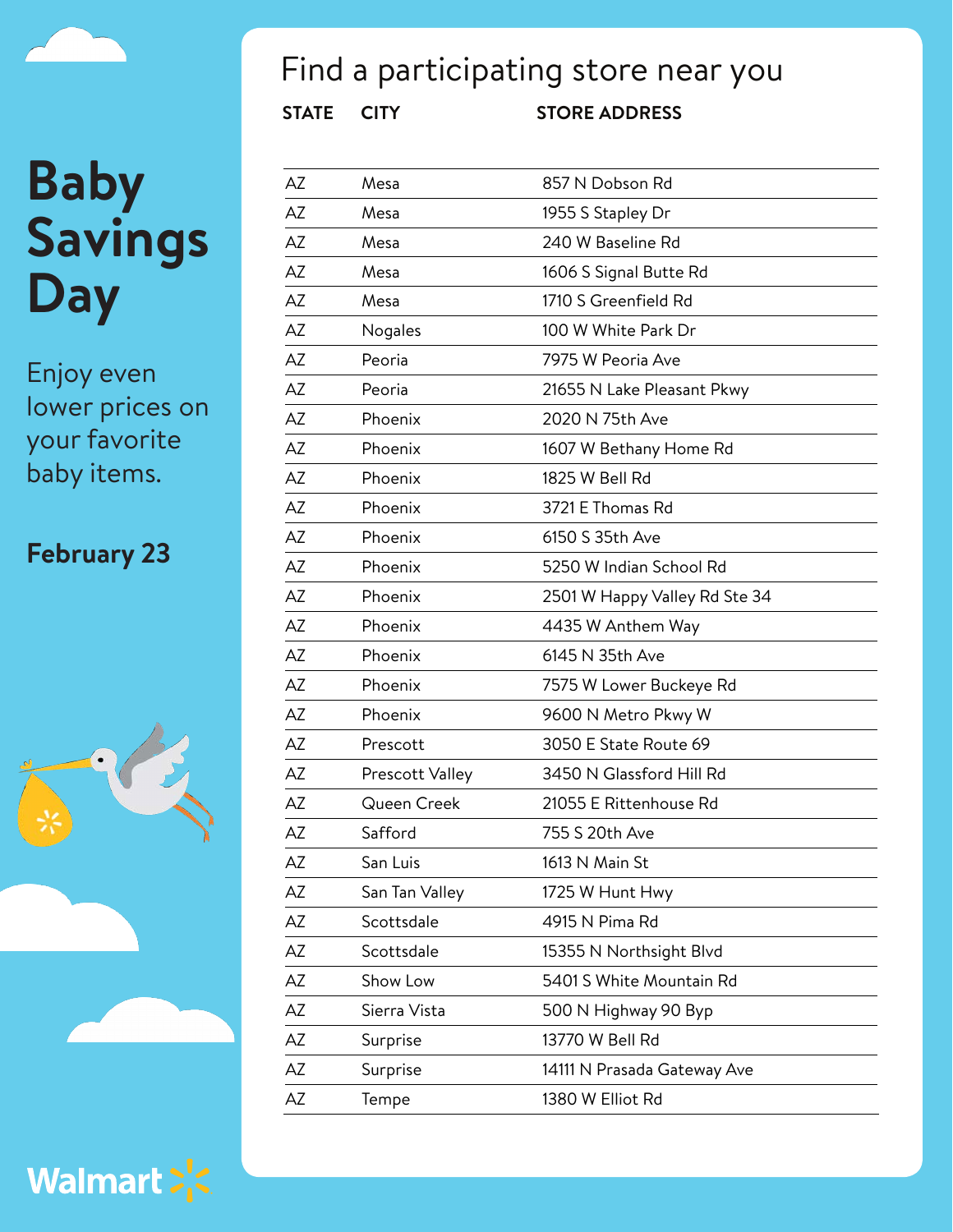# Baby Savings Day

Enjoy even lower prices on your favorite baby items.

**February 23**

## Find a participating store near you

| STATE | CITY | STORE ADDRESS |
|---|---|---|
| AZ | Mesa | 857 N Dobson Rd |
| AZ | Mesa | 1955 S Stapley Dr |
| AZ | Mesa | 240 W Baseline Rd |
| AZ | Mesa | 1606 S Signal Butte Rd |
| AZ | Mesa | 1710 S Greenfield Rd |
| AZ | Nogales | 100 W White Park Dr |
| AZ | Peoria | 7975 W Peoria Ave |
| AZ | Peoria | 21655 N Lake Pleasant Pkwy |
| AZ | Phoenix | 2020 N 75th Ave |
| AZ | Phoenix | 1607 W Bethany Home Rd |
| AZ | Phoenix | 1825 W Bell Rd |
| AZ | Phoenix | 3721 E Thomas Rd |
| AZ | Phoenix | 6150 S 35th Ave |
| AZ | Phoenix | 5250 W Indian School Rd |
| AZ | Phoenix | 2501 W Happy Valley Rd Ste 34 |
| AZ | Phoenix | 4435 W Anthem Way |
| AZ | Phoenix | 6145 N 35th Ave |
| AZ | Phoenix | 7575 W Lower Buckeye Rd |
| AZ | Phoenix | 9600 N Metro Pkwy W |
| AZ | Prescott | 3050 E State Route 69 |
| AZ | Prescott Valley | 3450 N Glassford Hill Rd |
| AZ | Queen Creek | 21055 E Rittenhouse Rd |
| AZ | Safford | 755 S 20th Ave |
| AZ | San Luis | 1613 N Main St |
| AZ | San Tan Valley | 1725 W Hunt Hwy |
| AZ | Scottsdale | 4915 N Pima Rd |
| AZ | Scottsdale | 15355 N Northsight Blvd |
| AZ | Show Low | 5401 S White Mountain Rd |
| AZ | Sierra Vista | 500 N Highway 90 Byp |
| AZ | Surprise | 13770 W Bell Rd |
| AZ | Surprise | 14111 N Prasada Gateway Ave |
| AZ | Tempe | 1380 W Elliot Rd |

Walmart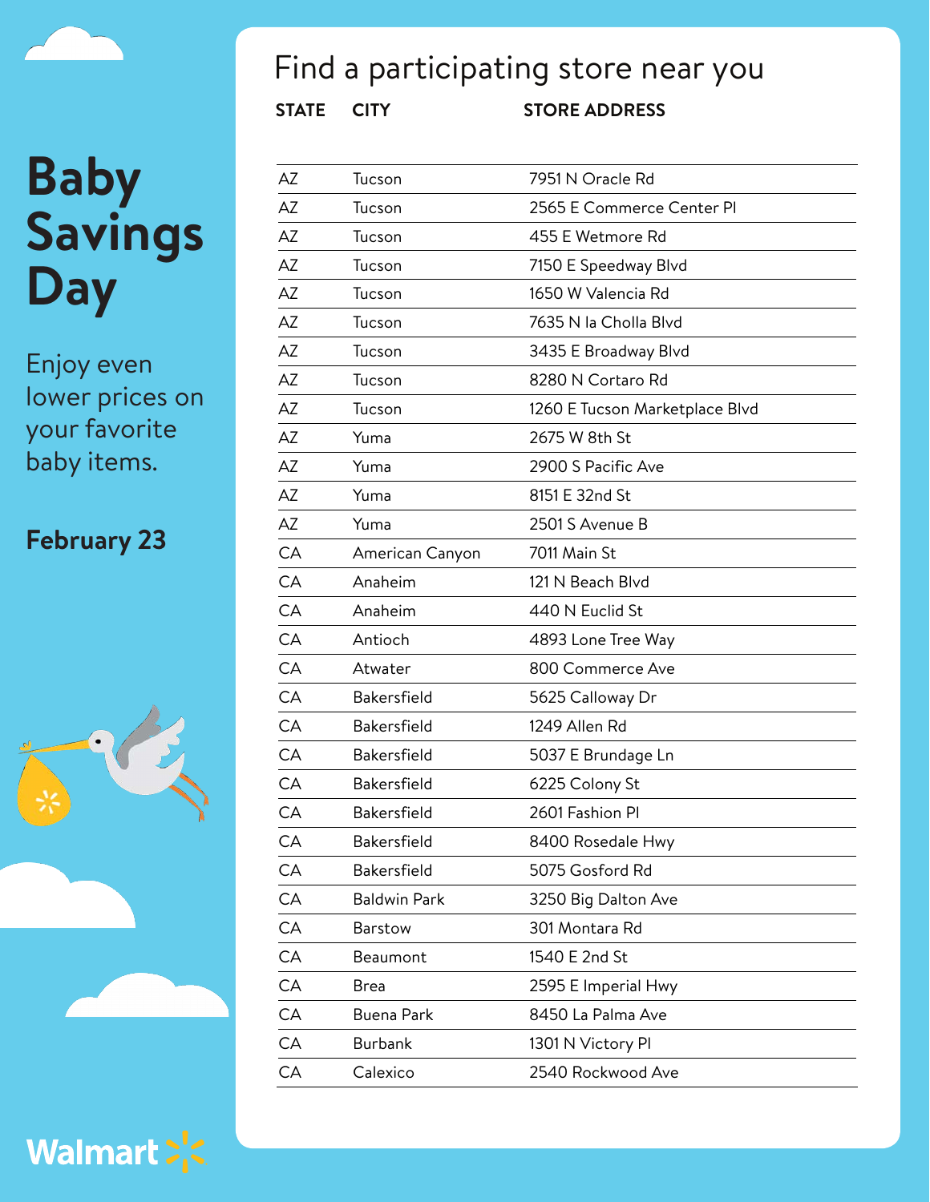# Baby Savings Day

Enjoy even lower prices on your favorite baby items.

**February 23**

## Find a participating store near you

| STATE | CITY | STORE ADDRESS |
|---|---|---|
| AZ | Tucson | 7951 N Oracle Rd |
| AZ | Tucson | 2565 E Commerce Center Pl |
| AZ | Tucson | 455 E Wetmore Rd |
| AZ | Tucson | 7150 E Speedway Blvd |
| AZ | Tucson | 1650 W Valencia Rd |
| AZ | Tucson | 7635 N la Cholla Blvd |
| AZ | Tucson | 3435 E Broadway Blvd |
| AZ | Tucson | 8280 N Cortaro Rd |
| AZ | Tucson | 1260 E Tucson Marketplace Blvd |
| AZ | Yuma | 2675 W 8th St |
| AZ | Yuma | 2900 S Pacific Ave |
| AZ | Yuma | 8151 E 32nd St |
| AZ | Yuma | 2501 S Avenue B |
| CA | American Canyon | 7011 Main St |
| CA | Anaheim | 121 N Beach Blvd |
| CA | Anaheim | 440 N Euclid St |
| CA | Antioch | 4893 Lone Tree Way |
| CA | Atwater | 800 Commerce Ave |
| CA | Bakersfield | 5625 Calloway Dr |
| CA | Bakersfield | 1249 Allen Rd |
| CA | Bakersfield | 5037 E Brundage Ln |
| CA | Bakersfield | 6225 Colony St |
| CA | Bakersfield | 2601 Fashion Pl |
| CA | Bakersfield | 8400 Rosedale Hwy |
| CA | Bakersfield | 5075 Gosford Rd |
| CA | Baldwin Park | 3250 Big Dalton Ave |
| CA | Barstow | 301 Montara Rd |
| CA | Beaumont | 1540 E 2nd St |
| CA | Brea | 2595 E Imperial Hwy |
| CA | Buena Park | 8450 La Palma Ave |
| CA | Burbank | 1301 N Victory Pl |
| CA | Calexico | 2540 Rockwood Ave |

Walmart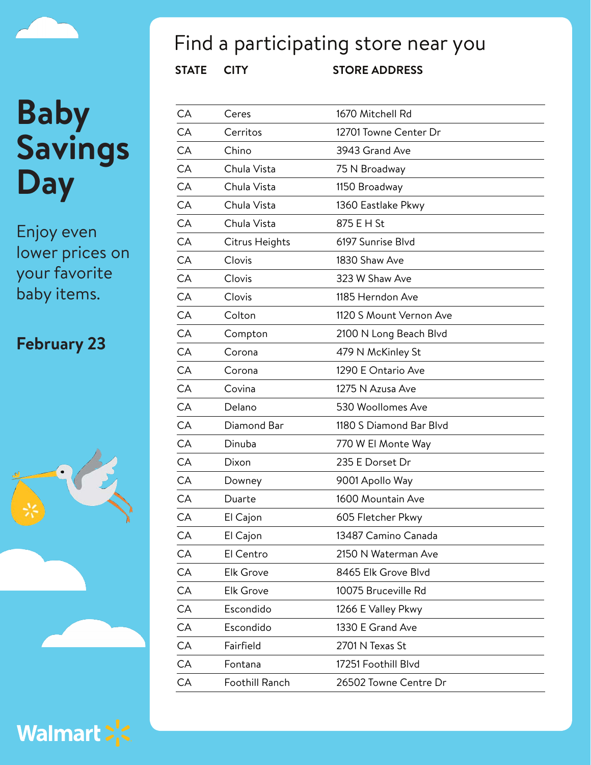# Baby Savings Day

Enjoy even lower prices on your favorite baby items.

**February 23**

## Find a participating store near you

| STATE | CITY | STORE ADDRESS |
| --- | --- | --- |
| CA | Ceres | 1670 Mitchell Rd |
| CA | Cerritos | 12701 Towne Center Dr |
| CA | Chino | 3943 Grand Ave |
| CA | Chula Vista | 75 N Broadway |
| CA | Chula Vista | 1150 Broadway |
| CA | Chula Vista | 1360 Eastlake Pkwy |
| CA | Chula Vista | 875 E H St |
| CA | Citrus Heights | 6197 Sunrise Blvd |
| CA | Clovis | 1830 Shaw Ave |
| CA | Clovis | 323 W Shaw Ave |
| CA | Clovis | 1185 Herndon Ave |
| CA | Colton | 1120 S Mount Vernon Ave |
| CA | Compton | 2100 N Long Beach Blvd |
| CA | Corona | 479 N McKinley St |
| CA | Corona | 1290 E Ontario Ave |
| CA | Covina | 1275 N Azusa Ave |
| CA | Delano | 530 Woollomes Ave |
| CA | Diamond Bar | 1180 S Diamond Bar Blvd |
| CA | Dinuba | 770 W El Monte Way |
| CA | Dixon | 235 E Dorset Dr |
| CA | Downey | 9001 Apollo Way |
| CA | Duarte | 1600 Mountain Ave |
| CA | El Cajon | 605 Fletcher Pkwy |
| CA | El Cajon | 13487 Camino Canada |
| CA | El Centro | 2150 N Waterman Ave |
| CA | Elk Grove | 8465 Elk Grove Blvd |
| CA | Elk Grove | 10075 Bruceville Rd |
| CA | Escondido | 1266 E Valley Pkwy |
| CA | Escondido | 1330 E Grand Ave |
| CA | Fairfield | 2701 N Texas St |
| CA | Fontana | 17251 Foothill Blvd |
| CA | Foothill Ranch | 26502 Towne Centre Dr |

Walmart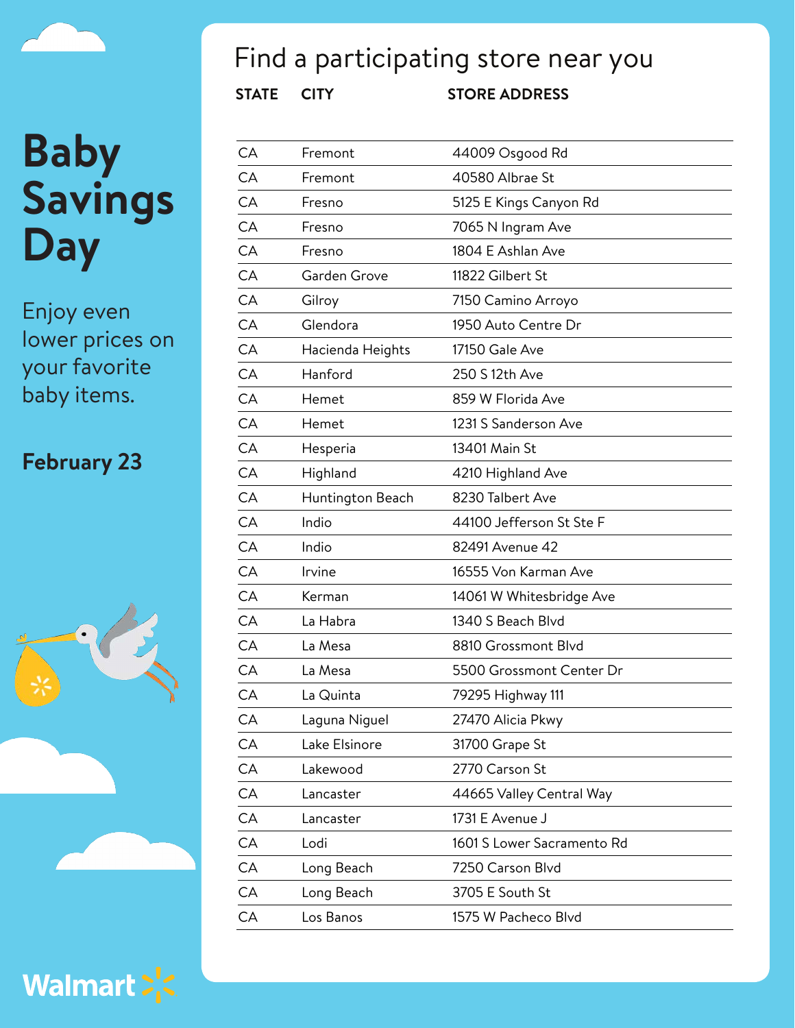# Baby Savings Day

Enjoy even lower prices on your favorite baby items.

**February 23**

## Find a participating store near you

| STATE | CITY | STORE ADDRESS |
|---|---|---|
| CA | Fremont | 44009 Osgood Rd |
| CA | Fremont | 40580 Albrae St |
| CA | Fresno | 5125 E Kings Canyon Rd |
| CA | Fresno | 7065 N Ingram Ave |
| CA | Fresno | 1804 E Ashlan Ave |
| CA | Garden Grove | 11822 Gilbert St |
| CA | Gilroy | 7150 Camino Arroyo |
| CA | Glendora | 1950 Auto Centre Dr |
| CA | Hacienda Heights | 17150 Gale Ave |
| CA | Hanford | 250 S 12th Ave |
| CA | Hemet | 859 W Florida Ave |
| CA | Hemet | 1231 S Sanderson Ave |
| CA | Hesperia | 13401 Main St |
| CA | Highland | 4210 Highland Ave |
| CA | Huntington Beach | 8230 Talbert Ave |
| CA | Indio | 44100 Jefferson St Ste F |
| CA | Indio | 82491 Avenue 42 |
| CA | Irvine | 16555 Von Karman Ave |
| CA | Kerman | 14061 W Whitesbridge Ave |
| CA | La Habra | 1340 S Beach Blvd |
| CA | La Mesa | 8810 Grossmont Blvd |
| CA | La Mesa | 5500 Grossmont Center Dr |
| CA | La Quinta | 79295 Highway 111 |
| CA | Laguna Niguel | 27470 Alicia Pkwy |
| CA | Lake Elsinore | 31700 Grape St |
| CA | Lakewood | 2770 Carson St |
| CA | Lancaster | 44665 Valley Central Way |
| CA | Lancaster | 1731 E Avenue J |
| CA | Lodi | 1601 S Lower Sacramento Rd |
| CA | Long Beach | 7250 Carson Blvd |
| CA | Long Beach | 3705 E South St |
| CA | Los Banos | 1575 W Pacheco Blvd |

Walmart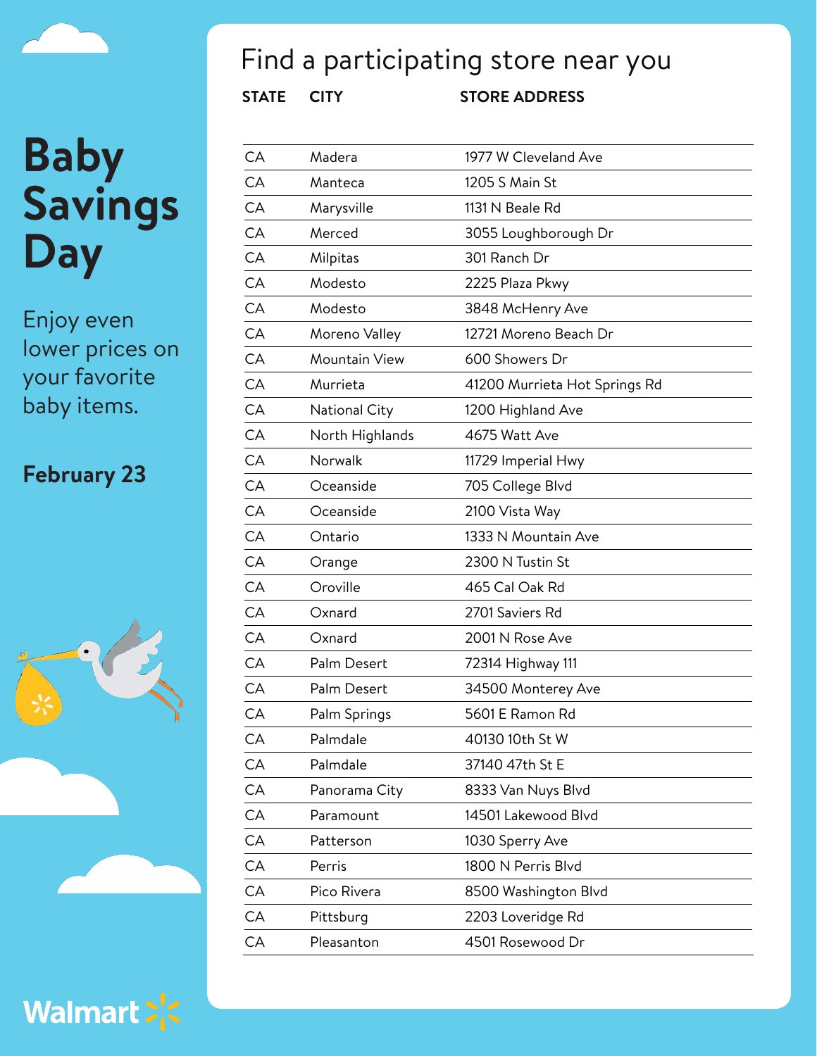# Baby Savings Day

Enjoy even lower prices on your favorite baby items.

**February 23**

## Find a participating store near you

| STATE | CITY | STORE ADDRESS |
|---|---|---|
| CA | Madera | 1977 W Cleveland Ave |
| CA | Manteca | 1205 S Main St |
| CA | Marysville | 1131 N Beale Rd |
| CA | Merced | 3055 Loughborough Dr |
| CA | Milpitas | 301 Ranch Dr |
| CA | Modesto | 2225 Plaza Pkwy |
| CA | Modesto | 3848 McHenry Ave |
| CA | Moreno Valley | 12721 Moreno Beach Dr |
| CA | Mountain View | 600 Showers Dr |
| CA | Murrieta | 41200 Murrieta Hot Springs Rd |
| CA | National City | 1200 Highland Ave |
| CA | North Highlands | 4675 Watt Ave |
| CA | Norwalk | 11729 Imperial Hwy |
| CA | Oceanside | 705 College Blvd |
| CA | Oceanside | 2100 Vista Way |
| CA | Ontario | 1333 N Mountain Ave |
| CA | Orange | 2300 N Tustin St |
| CA | Oroville | 465 Cal Oak Rd |
| CA | Oxnard | 2701 Saviers Rd |
| CA | Oxnard | 2001 N Rose Ave |
| CA | Palm Desert | 72314 Highway 111 |
| CA | Palm Desert | 34500 Monterey Ave |
| CA | Palm Springs | 5601 E Ramon Rd |
| CA | Palmdale | 40130 10th St W |
| CA | Palmdale | 37140 47th St E |
| CA | Panorama City | 8333 Van Nuys Blvd |
| CA | Paramount | 14501 Lakewood Blvd |
| CA | Patterson | 1030 Sperry Ave |
| CA | Perris | 1800 N Perris Blvd |
| CA | Pico Rivera | 8500 Washington Blvd |
| CA | Pittsburg | 2203 Loveridge Rd |
| CA | Pleasanton | 4501 Rosewood Dr |

Walmart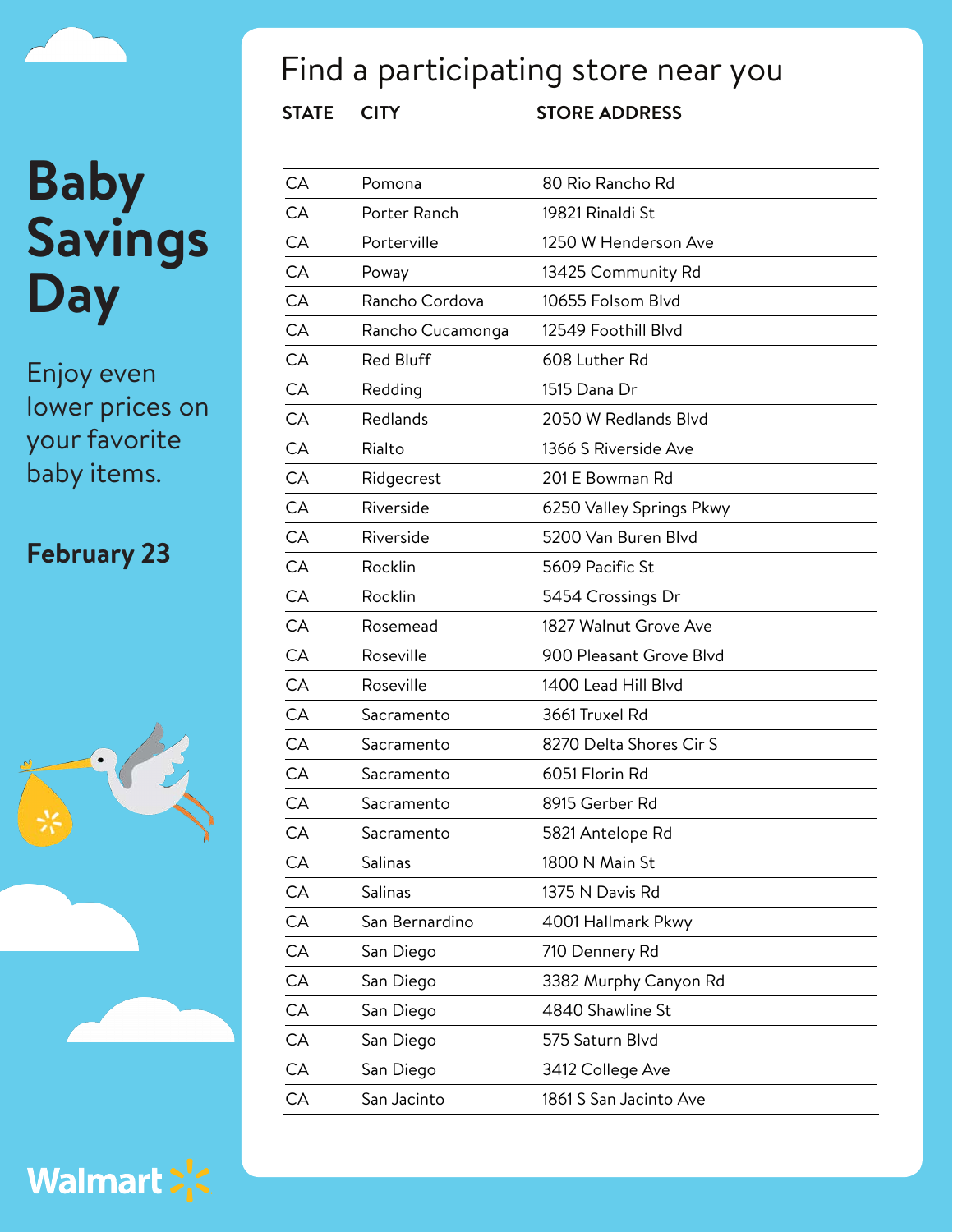# Baby Savings Day

Enjoy even lower prices on your favorite baby items.

**February 23**

## Find a participating store near you

| STATE | CITY | STORE ADDRESS |
|---|---|---|
| CA | Pomona | 80 Rio Rancho Rd |
| CA | Porter Ranch | 19821 Rinaldi St |
| CA | Porterville | 1250 W Henderson Ave |
| CA | Poway | 13425 Community Rd |
| CA | Rancho Cordova | 10655 Folsom Blvd |
| CA | Rancho Cucamonga | 12549 Foothill Blvd |
| CA | Red Bluff | 608 Luther Rd |
| CA | Redding | 1515 Dana Dr |
| CA | Redlands | 2050 W Redlands Blvd |
| CA | Rialto | 1366 S Riverside Ave |
| CA | Ridgecrest | 201 E Bowman Rd |
| CA | Riverside | 6250 Valley Springs Pkwy |
| CA | Riverside | 5200 Van Buren Blvd |
| CA | Rocklin | 5609 Pacific St |
| CA | Rocklin | 5454 Crossings Dr |
| CA | Rosemead | 1827 Walnut Grove Ave |
| CA | Roseville | 900 Pleasant Grove Blvd |
| CA | Roseville | 1400 Lead Hill Blvd |
| CA | Sacramento | 3661 Truxel Rd |
| CA | Sacramento | 8270 Delta Shores Cir S |
| CA | Sacramento | 6051 Florin Rd |
| CA | Sacramento | 8915 Gerber Rd |
| CA | Sacramento | 5821 Antelope Rd |
| CA | Salinas | 1800 N Main St |
| CA | Salinas | 1375 N Davis Rd |
| CA | San Bernardino | 4001 Hallmark Pkwy |
| CA | San Diego | 710 Dennery Rd |
| CA | San Diego | 3382 Murphy Canyon Rd |
| CA | San Diego | 4840 Shawline St |
| CA | San Diego | 575 Saturn Blvd |
| CA | San Diego | 3412 College Ave |
| CA | San Jacinto | 1861 S San Jacinto Ave |

Walmart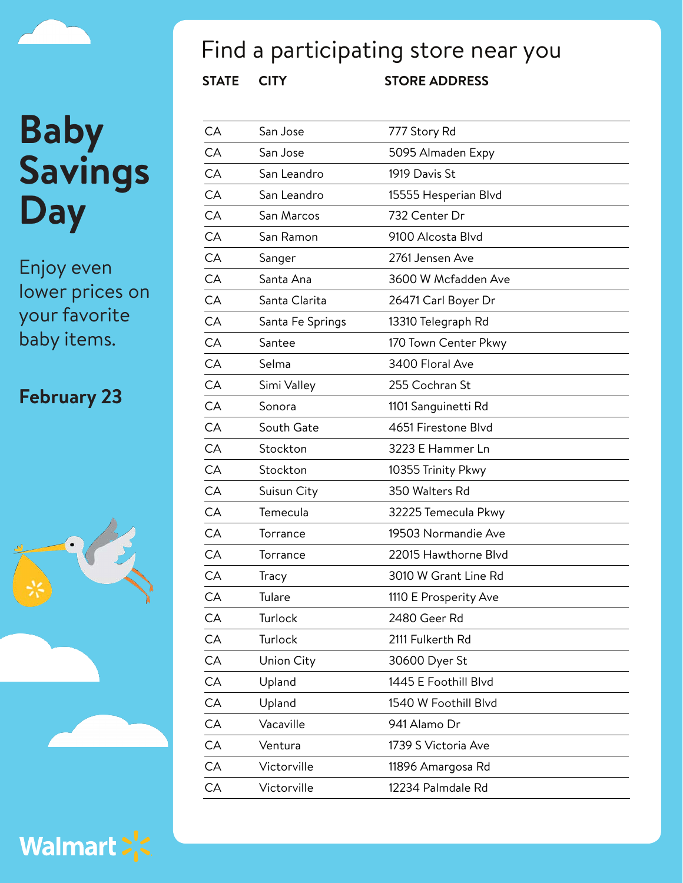# Baby Savings Day

Enjoy even lower prices on your favorite baby items.

**February 23**

## Find a participating store near you

| STATE | CITY | STORE ADDRESS |
|---|---|---|
| CA | San Jose | 777 Story Rd |
| CA | San Jose | 5095 Almaden Expy |
| CA | San Leandro | 1919 Davis St |
| CA | San Leandro | 15555 Hesperian Blvd |
| CA | San Marcos | 732 Center Dr |
| CA | San Ramon | 9100 Alcosta Blvd |
| CA | Sanger | 2761 Jensen Ave |
| CA | Santa Ana | 3600 W Mcfadden Ave |
| CA | Santa Clarita | 26471 Carl Boyer Dr |
| CA | Santa Fe Springs | 13310 Telegraph Rd |
| CA | Santee | 170 Town Center Pkwy |
| CA | Selma | 3400 Floral Ave |
| CA | Simi Valley | 255 Cochran St |
| CA | Sonora | 1101 Sanguinetti Rd |
| CA | South Gate | 4651 Firestone Blvd |
| CA | Stockton | 3223 E Hammer Ln |
| CA | Stockton | 10355 Trinity Pkwy |
| CA | Suisun City | 350 Walters Rd |
| CA | Temecula | 32225 Temecula Pkwy |
| CA | Torrance | 19503 Normandie Ave |
| CA | Torrance | 22015 Hawthorne Blvd |
| CA | Tracy | 3010 W Grant Line Rd |
| CA | Tulare | 1110 E Prosperity Ave |
| CA | Turlock | 2480 Geer Rd |
| CA | Turlock | 2111 Fulkerth Rd |
| CA | Union City | 30600 Dyer St |
| CA | Upland | 1445 E Foothill Blvd |
| CA | Upland | 1540 W Foothill Blvd |
| CA | Vacaville | 941 Alamo Dr |
| CA | Ventura | 1739 S Victoria Ave |
| CA | Victorville | 11896 Amargosa Rd |
| CA | Victorville | 12234 Palmdale Rd |

Walmart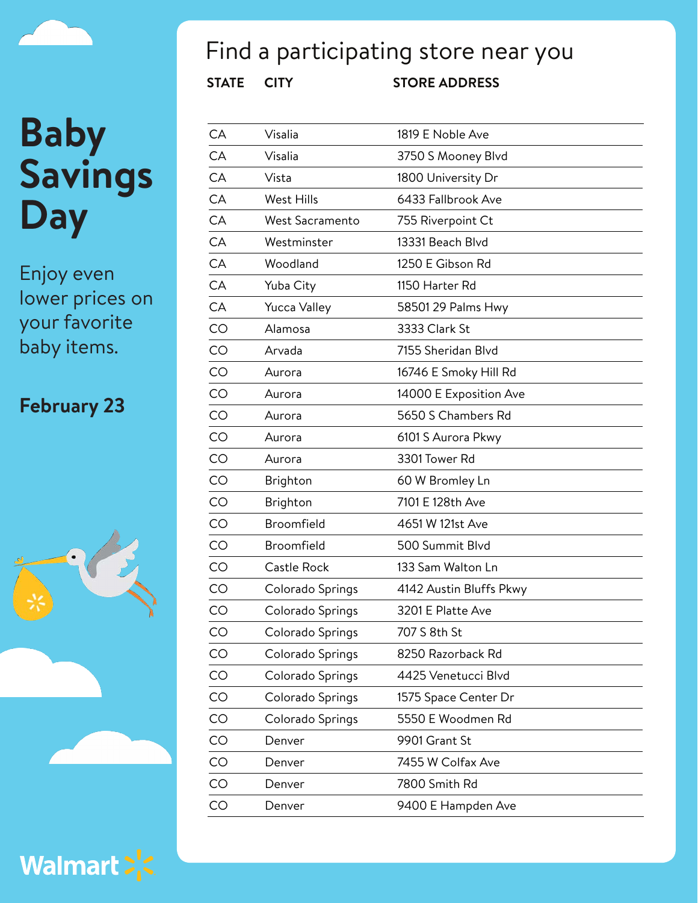# Baby Savings Day

Enjoy even lower prices on your favorite baby items.

**February 23**

## Find a participating store near you

| STATE | CITY | STORE ADDRESS |
|---|---|---|
| CA | Visalia | 1819 E Noble Ave |
| CA | Visalia | 3750 S Mooney Blvd |
| CA | Vista | 1800 University Dr |
| CA | West Hills | 6433 Fallbrook Ave |
| CA | West Sacramento | 755 Riverpoint Ct |
| CA | Westminster | 13331 Beach Blvd |
| CA | Woodland | 1250 E Gibson Rd |
| CA | Yuba City | 1150 Harter Rd |
| CA | Yucca Valley | 58501 29 Palms Hwy |
| CO | Alamosa | 3333 Clark St |
| CO | Arvada | 7155 Sheridan Blvd |
| CO | Aurora | 16746 E Smoky Hill Rd |
| CO | Aurora | 14000 E Exposition Ave |
| CO | Aurora | 5650 S Chambers Rd |
| CO | Aurora | 6101 S Aurora Pkwy |
| CO | Aurora | 3301 Tower Rd |
| CO | Brighton | 60 W Bromley Ln |
| CO | Brighton | 7101 E 128th Ave |
| CO | Broomfield | 4651 W 121st Ave |
| CO | Broomfield | 500 Summit Blvd |
| CO | Castle Rock | 133 Sam Walton Ln |
| CO | Colorado Springs | 4142 Austin Bluffs Pkwy |
| CO | Colorado Springs | 3201 E Platte Ave |
| CO | Colorado Springs | 707 S 8th St |
| CO | Colorado Springs | 8250 Razorback Rd |
| CO | Colorado Springs | 4425 Venetucci Blvd |
| CO | Colorado Springs | 1575 Space Center Dr |
| CO | Colorado Springs | 5550 E Woodmen Rd |
| CO | Denver | 9901 Grant St |
| CO | Denver | 7455 W Colfax Ave |
| CO | Denver | 7800 Smith Rd |
| CO | Denver | 9400 E Hampden Ave |

Walmart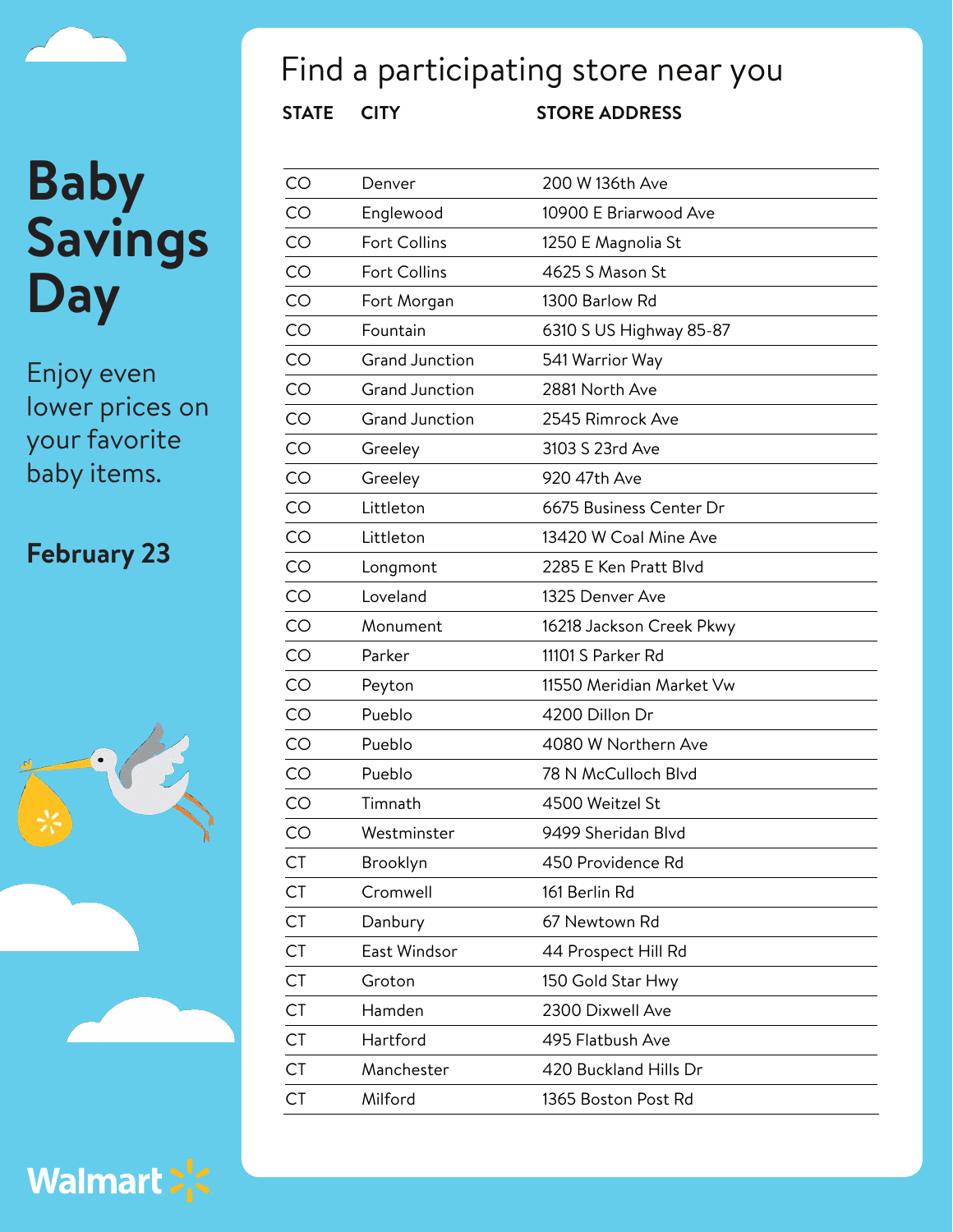# Baby Savings Day

Enjoy even lower prices on your favorite baby items.

**February 23**

## Find a participating store near you

| STATE | CITY | STORE ADDRESS |
|---|---|---|
| CO | Denver | 200 W 136th Ave |
| CO | Englewood | 10900 E Briarwood Ave |
| CO | Fort Collins | 1250 E Magnolia St |
| CO | Fort Collins | 4625 S Mason St |
| CO | Fort Morgan | 1300 Barlow Rd |
| CO | Fountain | 6310 S US Highway 85-87 |
| CO | Grand Junction | 541 Warrior Way |
| CO | Grand Junction | 2881 North Ave |
| CO | Grand Junction | 2545 Rimrock Ave |
| CO | Greeley | 3103 S 23rd Ave |
| CO | Greeley | 920 47th Ave |
| CO | Littleton | 6675 Business Center Dr |
| CO | Littleton | 13420 W Coal Mine Ave |
| CO | Longmont | 2285 E Ken Pratt Blvd |
| CO | Loveland | 1325 Denver Ave |
| CO | Monument | 16218 Jackson Creek Pkwy |
| CO | Parker | 11101 S Parker Rd |
| CO | Peyton | 11550 Meridian Market Vw |
| CO | Pueblo | 4200 Dillon Dr |
| CO | Pueblo | 4080 W Northern Ave |
| CO | Pueblo | 78 N McCulloch Blvd |
| CO | Timnath | 4500 Weitzel St |
| CO | Westminster | 9499 Sheridan Blvd |
| CT | Brooklyn | 450 Providence Rd |
| CT | Cromwell | 161 Berlin Rd |
| CT | Danbury | 67 Newtown Rd |
| CT | East Windsor | 44 Prospect Hill Rd |
| CT | Groton | 150 Gold Star Hwy |
| CT | Hamden | 2300 Dixwell Ave |
| CT | Hartford | 495 Flatbush Ave |
| CT | Manchester | 420 Buckland Hills Dr |
| CT | Milford | 1365 Boston Post Rd |

Walmart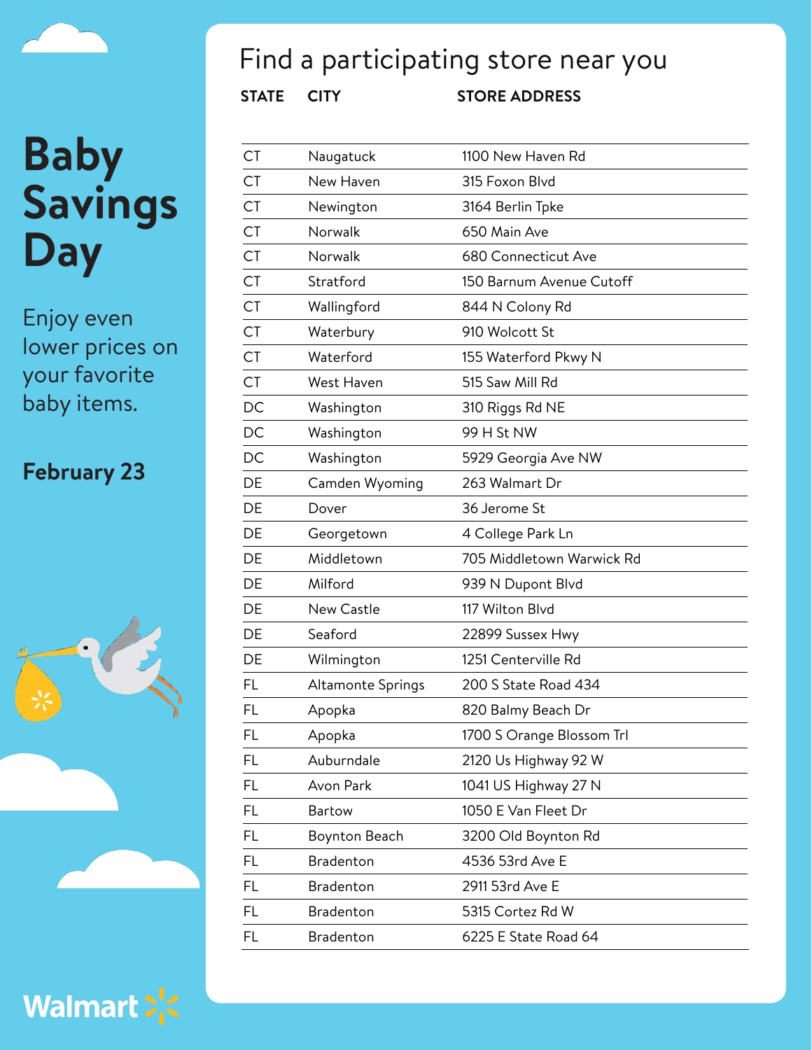# Baby Savings Day

Enjoy even lower prices on your favorite baby items.

**February 23**

## Find a participating store near you

| STATE | CITY | STORE ADDRESS |
|---|---|---|
| CT | Naugatuck | 1100 New Haven Rd |
| CT | New Haven | 315 Foxon Blvd |
| CT | Newington | 3164 Berlin Tpke |
| CT | Norwalk | 650 Main Ave |
| CT | Norwalk | 680 Connecticut Ave |
| CT | Stratford | 150 Barnum Avenue Cutoff |
| CT | Wallingford | 844 N Colony Rd |
| CT | Waterbury | 910 Wolcott St |
| CT | Waterford | 155 Waterford Pkwy N |
| CT | West Haven | 515 Saw Mill Rd |
| DC | Washington | 310 Riggs Rd NE |
| DC | Washington | 99 H St NW |
| DC | Washington | 5929 Georgia Ave NW |
| DE | Camden Wyoming | 263 Walmart Dr |
| DE | Dover | 36 Jerome St |
| DE | Georgetown | 4 College Park Ln |
| DE | Middletown | 705 Middletown Warwick Rd |
| DE | Milford | 939 N Dupont Blvd |
| DE | New Castle | 117 Wilton Blvd |
| DE | Seaford | 22899 Sussex Hwy |
| DE | Wilmington | 1251 Centerville Rd |
| FL | Altamonte Springs | 200 S State Road 434 |
| FL | Apopka | 820 Balmy Beach Dr |
| FL | Apopka | 1700 S Orange Blossom Trl |
| FL | Auburndale | 2120 Us Highway 92 W |
| FL | Avon Park | 1041 US Highway 27 N |
| FL | Bartow | 1050 E Van Fleet Dr |
| FL | Boynton Beach | 3200 Old Boynton Rd |
| FL | Bradenton | 4536 53rd Ave E |
| FL | Bradenton | 2911 53rd Ave E |
| FL | Bradenton | 5315 Cortez Rd W |
| FL | Bradenton | 6225 E State Road 64 |

Walmart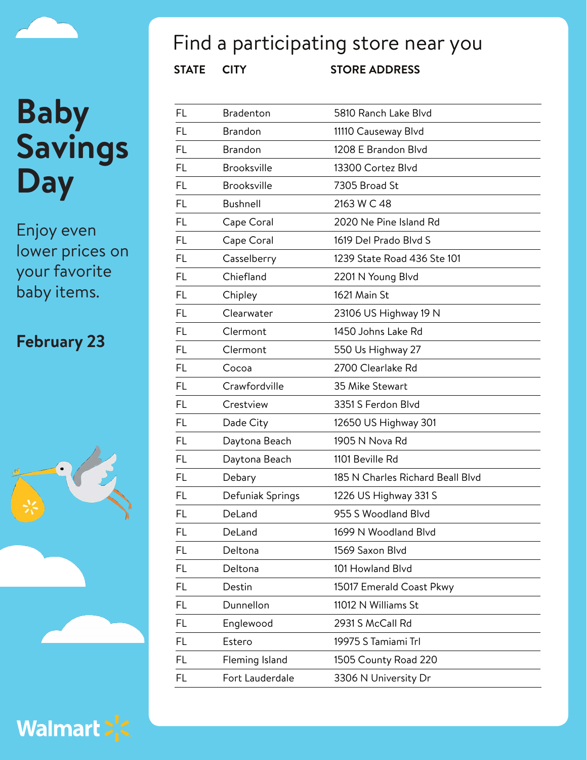# Baby Savings Day

Enjoy even lower prices on your favorite baby items.

**February 23**

## Find a participating store near you

| STATE | CITY | STORE ADDRESS |
|---|---|---|
| FL | Bradenton | 5810 Ranch Lake Blvd |
| FL | Brandon | 11110 Causeway Blvd |
| FL | Brandon | 1208 E Brandon Blvd |
| FL | Brooksville | 13300 Cortez Blvd |
| FL | Brooksville | 7305 Broad St |
| FL | Bushnell | 2163 W C 48 |
| FL | Cape Coral | 2020 Ne Pine Island Rd |
| FL | Cape Coral | 1619 Del Prado Blvd S |
| FL | Casselberry | 1239 State Road 436 Ste 101 |
| FL | Chiefland | 2201 N Young Blvd |
| FL | Chipley | 1621 Main St |
| FL | Clearwater | 23106 US Highway 19 N |
| FL | Clermont | 1450 Johns Lake Rd |
| FL | Clermont | 550 Us Highway 27 |
| FL | Cocoa | 2700 Clearlake Rd |
| FL | Crawfordville | 35 Mike Stewart |
| FL | Crestview | 3351 S Ferdon Blvd |
| FL | Dade City | 12650 US Highway 301 |
| FL | Daytona Beach | 1905 N Nova Rd |
| FL | Daytona Beach | 1101 Beville Rd |
| FL | Debary | 185 N Charles Richard Beall Blvd |
| FL | Defuniak Springs | 1226 US Highway 331 S |
| FL | DeLand | 955 S Woodland Blvd |
| FL | DeLand | 1699 N Woodland Blvd |
| FL | Deltona | 1569 Saxon Blvd |
| FL | Deltona | 101 Howland Blvd |
| FL | Destin | 15017 Emerald Coast Pkwy |
| FL | Dunnellon | 11012 N Williams St |
| FL | Englewood | 2931 S McCall Rd |
| FL | Estero | 19975 S Tamiami Trl |
| FL | Fleming Island | 1505 County Road 220 |
| FL | Fort Lauderdale | 3306 N University Dr |

Walmart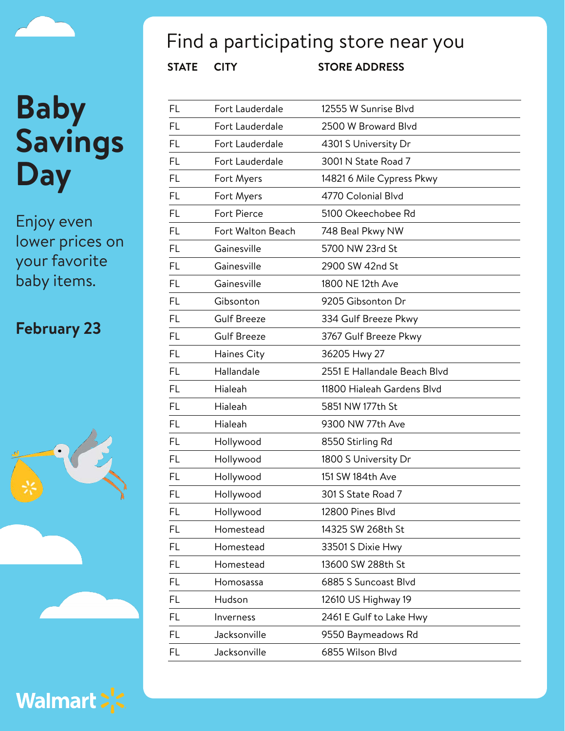# Baby Savings Day

Enjoy even lower prices on your favorite baby items.

**February 23**

## Find a participating store near you

| STATE | CITY | STORE ADDRESS |
|---|---|---|
| FL | Fort Lauderdale | 12555 W Sunrise Blvd |
| FL | Fort Lauderdale | 2500 W Broward Blvd |
| FL | Fort Lauderdale | 4301 S University Dr |
| FL | Fort Lauderdale | 3001 N State Road 7 |
| FL | Fort Myers | 14821 6 Mile Cypress Pkwy |
| FL | Fort Myers | 4770 Colonial Blvd |
| FL | Fort Pierce | 5100 Okeechobee Rd |
| FL | Fort Walton Beach | 748 Beal Pkwy NW |
| FL | Gainesville | 5700 NW 23rd St |
| FL | Gainesville | 2900 SW 42nd St |
| FL | Gainesville | 1800 NE 12th Ave |
| FL | Gibsonton | 9205 Gibsonton Dr |
| FL | Gulf Breeze | 334 Gulf Breeze Pkwy |
| FL | Gulf Breeze | 3767 Gulf Breeze Pkwy |
| FL | Haines City | 36205 Hwy 27 |
| FL | Hallandale | 2551 E Hallandale Beach Blvd |
| FL | Hialeah | 11800 Hialeah Gardens Blvd |
| FL | Hialeah | 5851 NW 177th St |
| FL | Hialeah | 9300 NW 77th Ave |
| FL | Hollywood | 8550 Stirling Rd |
| FL | Hollywood | 1800 S University Dr |
| FL | Hollywood | 151 SW 184th Ave |
| FL | Hollywood | 301 S State Road 7 |
| FL | Hollywood | 12800 Pines Blvd |
| FL | Homestead | 14325 SW 268th St |
| FL | Homestead | 33501 S Dixie Hwy |
| FL | Homestead | 13600 SW 288th St |
| FL | Homosassa | 6885 S Suncoast Blvd |
| FL | Hudson | 12610 US Highway 19 |
| FL | Inverness | 2461 E Gulf to Lake Hwy |
| FL | Jacksonville | 9550 Baymeadows Rd |
| FL | Jacksonville | 6855 Wilson Blvd |

Walmart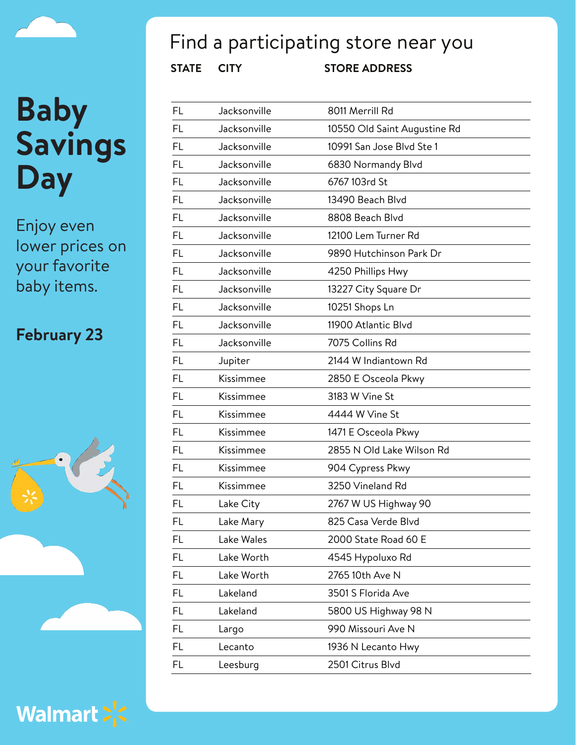# Baby Savings Day

Enjoy even lower prices on your favorite baby items.

**February 23**

## Find a participating store near you

| STATE | CITY | STORE ADDRESS |
|---|---|---|
| FL | Jacksonville | 8011 Merrill Rd |
| FL | Jacksonville | 10550 Old Saint Augustine Rd |
| FL | Jacksonville | 10991 San Jose Blvd Ste 1 |
| FL | Jacksonville | 6830 Normandy Blvd |
| FL | Jacksonville | 6767 103rd St |
| FL | Jacksonville | 13490 Beach Blvd |
| FL | Jacksonville | 8808 Beach Blvd |
| FL | Jacksonville | 12100 Lem Turner Rd |
| FL | Jacksonville | 9890 Hutchinson Park Dr |
| FL | Jacksonville | 4250 Phillips Hwy |
| FL | Jacksonville | 13227 City Square Dr |
| FL | Jacksonville | 10251 Shops Ln |
| FL | Jacksonville | 11900 Atlantic Blvd |
| FL | Jacksonville | 7075 Collins Rd |
| FL | Jupiter | 2144 W Indiantown Rd |
| FL | Kissimmee | 2850 E Osceola Pkwy |
| FL | Kissimmee | 3183 W Vine St |
| FL | Kissimmee | 4444 W Vine St |
| FL | Kissimmee | 1471 E Osceola Pkwy |
| FL | Kissimmee | 2855 N Old Lake Wilson Rd |
| FL | Kissimmee | 904 Cypress Pkwy |
| FL | Kissimmee | 3250 Vineland Rd |
| FL | Lake City | 2767 W US Highway 90 |
| FL | Lake Mary | 825 Casa Verde Blvd |
| FL | Lake Wales | 2000 State Road 60 E |
| FL | Lake Worth | 4545 Hypoluxo Rd |
| FL | Lake Worth | 2765 10th Ave N |
| FL | Lakeland | 3501 S Florida Ave |
| FL | Lakeland | 5800 US Highway 98 N |
| FL | Largo | 990 Missouri Ave N |
| FL | Lecanto | 1936 N Lecanto Hwy |
| FL | Leesburg | 2501 Citrus Blvd |

Walmart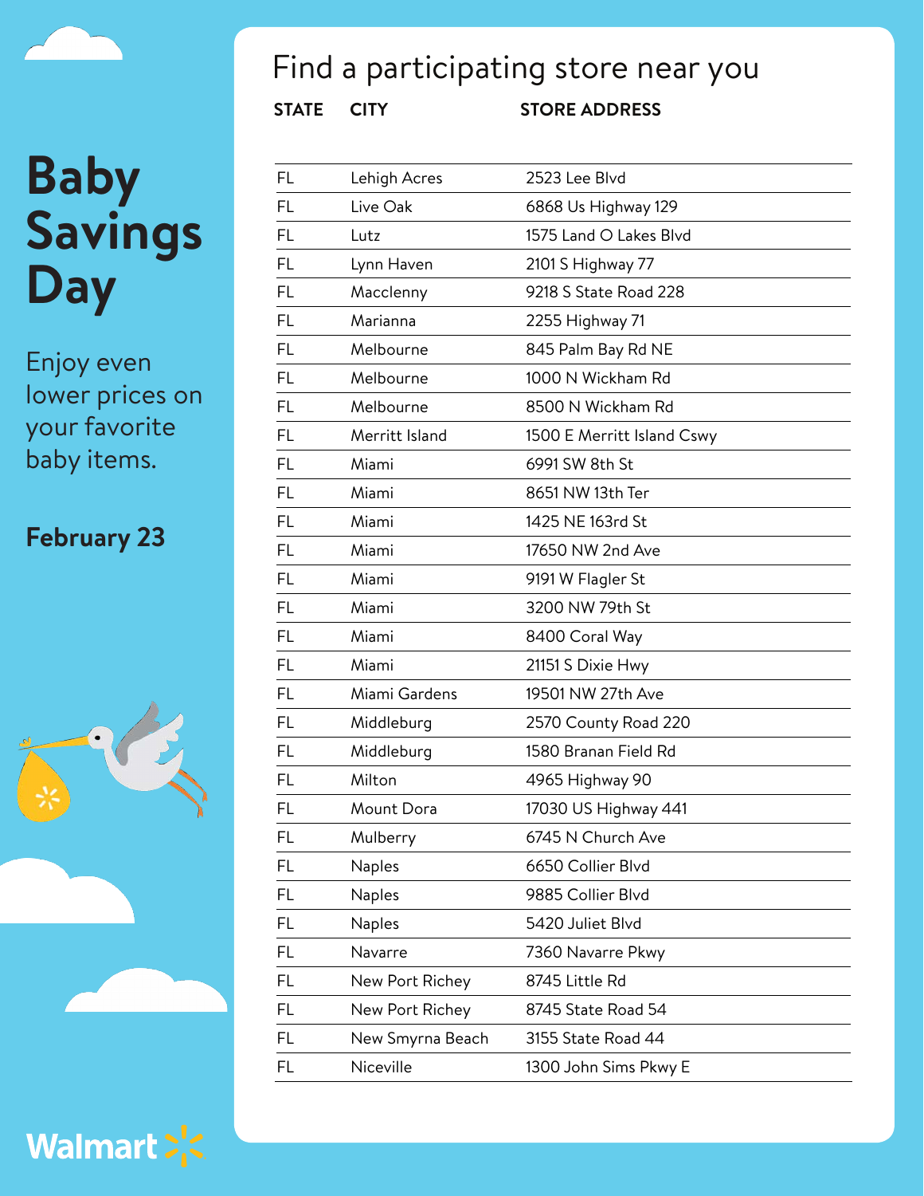# Baby Savings Day

Enjoy even lower prices on your favorite baby items.

**February 23**

## Find a participating store near you

| STATE | CITY | STORE ADDRESS |
|---|---|---|
| FL | Lehigh Acres | 2523 Lee Blvd |
| FL | Live Oak | 6868 Us Highway 129 |
| FL | Lutz | 1575 Land O Lakes Blvd |
| FL | Lynn Haven | 2101 S Highway 77 |
| FL | Macclenny | 9218 S State Road 228 |
| FL | Marianna | 2255 Highway 71 |
| FL | Melbourne | 845 Palm Bay Rd NE |
| FL | Melbourne | 1000 N Wickham Rd |
| FL | Melbourne | 8500 N Wickham Rd |
| FL | Merritt Island | 1500 E Merritt Island Cswy |
| FL | Miami | 6991 SW 8th St |
| FL | Miami | 8651 NW 13th Ter |
| FL | Miami | 1425 NE 163rd St |
| FL | Miami | 17650 NW 2nd Ave |
| FL | Miami | 9191 W Flagler St |
| FL | Miami | 3200 NW 79th St |
| FL | Miami | 8400 Coral Way |
| FL | Miami | 21151 S Dixie Hwy |
| FL | Miami Gardens | 19501 NW 27th Ave |
| FL | Middleburg | 2570 County Road 220 |
| FL | Middleburg | 1580 Branan Field Rd |
| FL | Milton | 4965 Highway 90 |
| FL | Mount Dora | 17030 US Highway 441 |
| FL | Mulberry | 6745 N Church Ave |
| FL | Naples | 6650 Collier Blvd |
| FL | Naples | 9885 Collier Blvd |
| FL | Naples | 5420 Juliet Blvd |
| FL | Navarre | 7360 Navarre Pkwy |
| FL | New Port Richey | 8745 Little Rd |
| FL | New Port Richey | 8745 State Road 54 |
| FL | New Smyrna Beach | 3155 State Road 44 |
| FL | Niceville | 1300 John Sims Pkwy E |

Walmart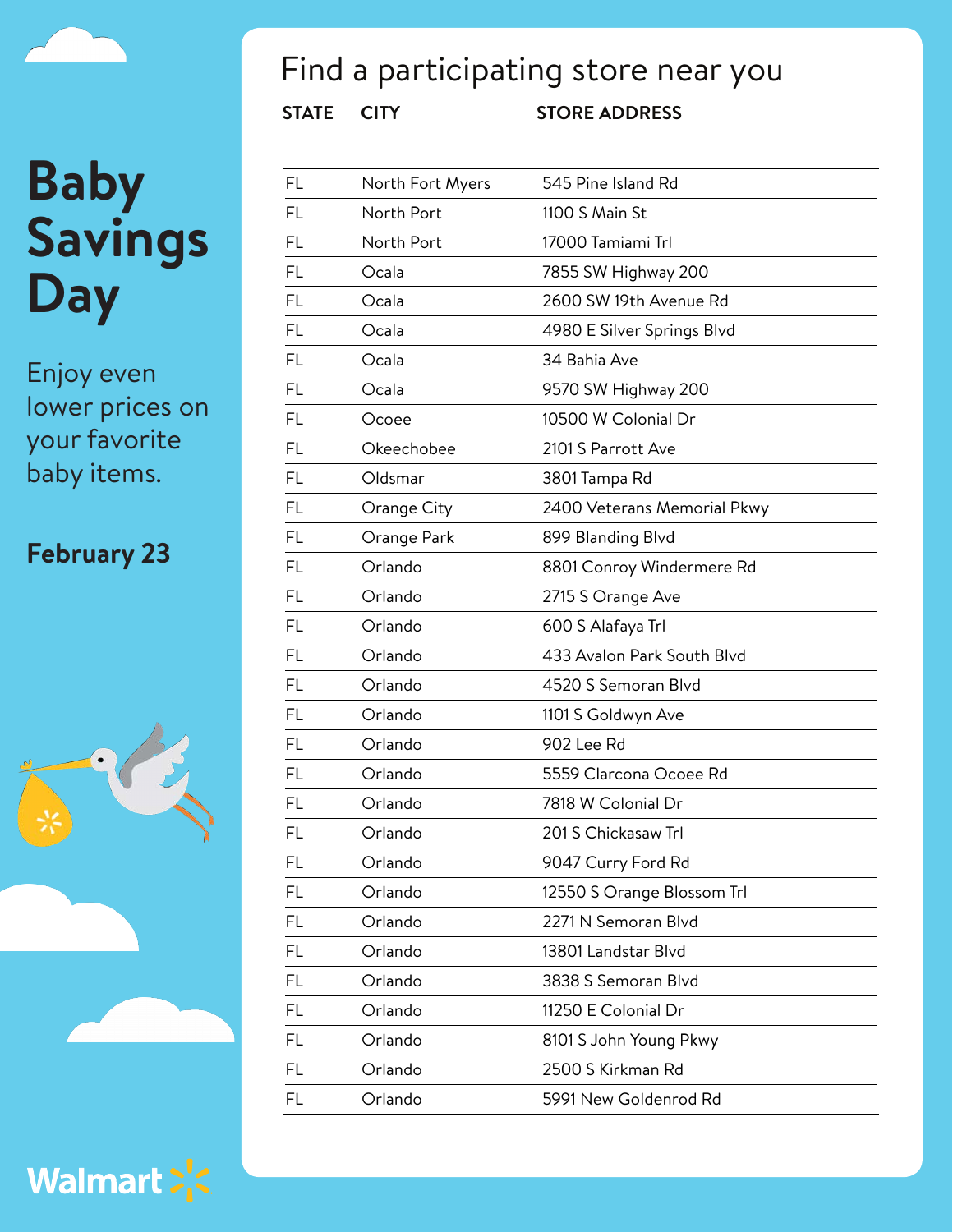# Baby Savings Day

Enjoy even lower prices on your favorite baby items.

**February 23**

## Find a participating store near you

| STATE | CITY | STORE ADDRESS |
|---|---|---|
| FL | North Fort Myers | 545 Pine Island Rd |
| FL | North Port | 1100 S Main St |
| FL | North Port | 17000 Tamiami Trl |
| FL | Ocala | 7855 SW Highway 200 |
| FL | Ocala | 2600 SW 19th Avenue Rd |
| FL | Ocala | 4980 E Silver Springs Blvd |
| FL | Ocala | 34 Bahia Ave |
| FL | Ocala | 9570 SW Highway 200 |
| FL | Ocoee | 10500 W Colonial Dr |
| FL | Okeechobee | 2101 S Parrott Ave |
| FL | Oldsmar | 3801 Tampa Rd |
| FL | Orange City | 2400 Veterans Memorial Pkwy |
| FL | Orange Park | 899 Blanding Blvd |
| FL | Orlando | 8801 Conroy Windermere Rd |
| FL | Orlando | 2715 S Orange Ave |
| FL | Orlando | 600 S Alafaya Trl |
| FL | Orlando | 433 Avalon Park South Blvd |
| FL | Orlando | 4520 S Semoran Blvd |
| FL | Orlando | 1101 S Goldwyn Ave |
| FL | Orlando | 902 Lee Rd |
| FL | Orlando | 5559 Clarcona Ocoee Rd |
| FL | Orlando | 7818 W Colonial Dr |
| FL | Orlando | 201 S Chickasaw Trl |
| FL | Orlando | 9047 Curry Ford Rd |
| FL | Orlando | 12550 S Orange Blossom Trl |
| FL | Orlando | 2271 N Semoran Blvd |
| FL | Orlando | 13801 Landstar Blvd |
| FL | Orlando | 3838 S Semoran Blvd |
| FL | Orlando | 11250 E Colonial Dr |
| FL | Orlando | 8101 S John Young Pkwy |
| FL | Orlando | 2500 S Kirkman Rd |
| FL | Orlando | 5991 New Goldenrod Rd |

Walmart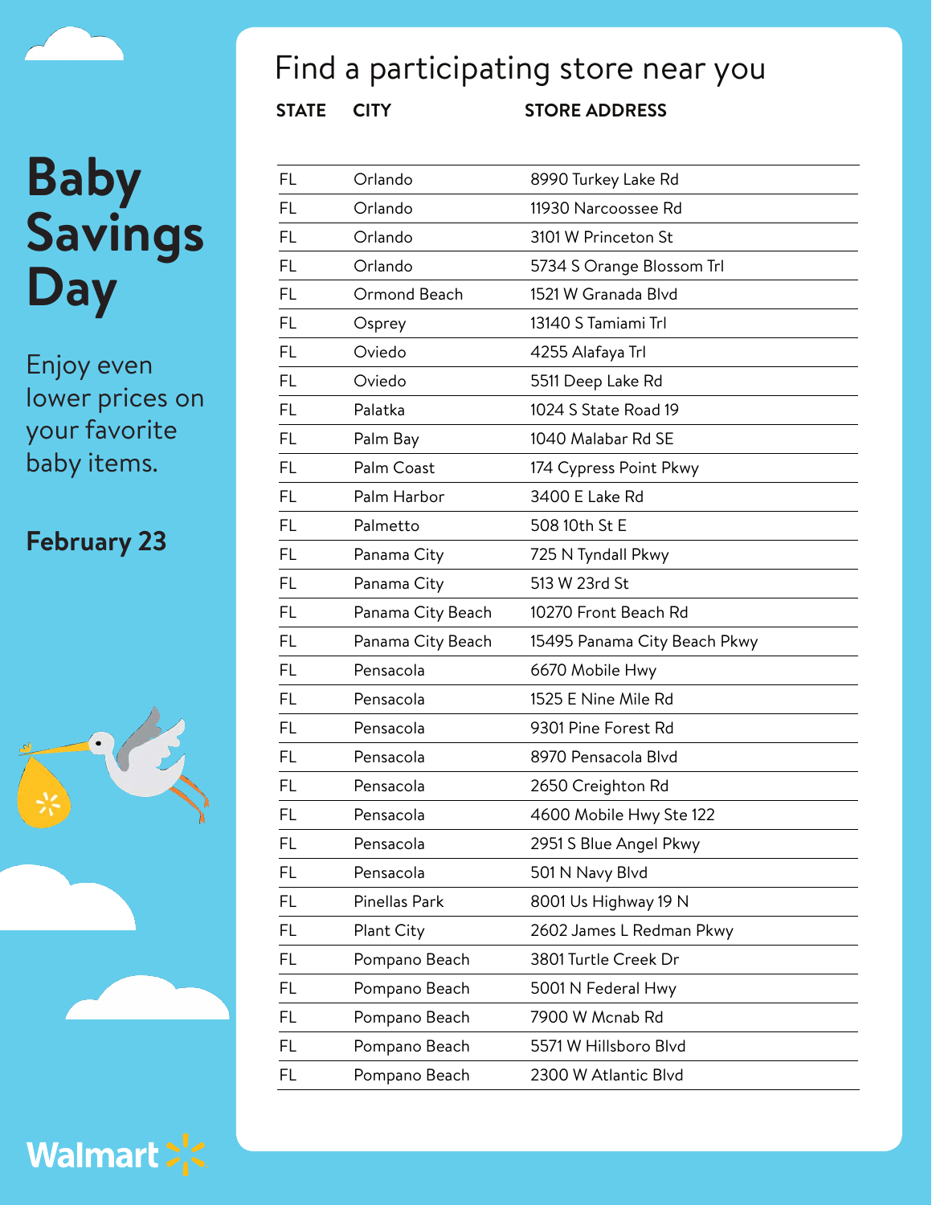# Baby Savings Day

Enjoy even lower prices on your favorite baby items.

**February 23**

## Find a participating store near you

| STATE | CITY | STORE ADDRESS |
|---|---|---|
| FL | Orlando | 8990 Turkey Lake Rd |
| FL | Orlando | 11930 Narcoossee Rd |
| FL | Orlando | 3101 W Princeton St |
| FL | Orlando | 5734 S Orange Blossom Trl |
| FL | Ormond Beach | 1521 W Granada Blvd |
| FL | Osprey | 13140 S Tamiami Trl |
| FL | Oviedo | 4255 Alafaya Trl |
| FL | Oviedo | 5511 Deep Lake Rd |
| FL | Palatka | 1024 S State Road 19 |
| FL | Palm Bay | 1040 Malabar Rd SE |
| FL | Palm Coast | 174 Cypress Point Pkwy |
| FL | Palm Harbor | 3400 E Lake Rd |
| FL | Palmetto | 508 10th St E |
| FL | Panama City | 725 N Tyndall Pkwy |
| FL | Panama City | 513 W 23rd St |
| FL | Panama City Beach | 10270 Front Beach Rd |
| FL | Panama City Beach | 15495 Panama City Beach Pkwy |
| FL | Pensacola | 6670 Mobile Hwy |
| FL | Pensacola | 1525 E Nine Mile Rd |
| FL | Pensacola | 9301 Pine Forest Rd |
| FL | Pensacola | 8970 Pensacola Blvd |
| FL | Pensacola | 2650 Creighton Rd |
| FL | Pensacola | 4600 Mobile Hwy Ste 122 |
| FL | Pensacola | 2951 S Blue Angel Pkwy |
| FL | Pensacola | 501 N Navy Blvd |
| FL | Pinellas Park | 8001 Us Highway 19 N |
| FL | Plant City | 2602 James L Redman Pkwy |
| FL | Pompano Beach | 3801 Turtle Creek Dr |
| FL | Pompano Beach | 5001 N Federal Hwy |
| FL | Pompano Beach | 7900 W Mcnab Rd |
| FL | Pompano Beach | 5571 W Hillsboro Blvd |
| FL | Pompano Beach | 2300 W Atlantic Blvd |

Walmart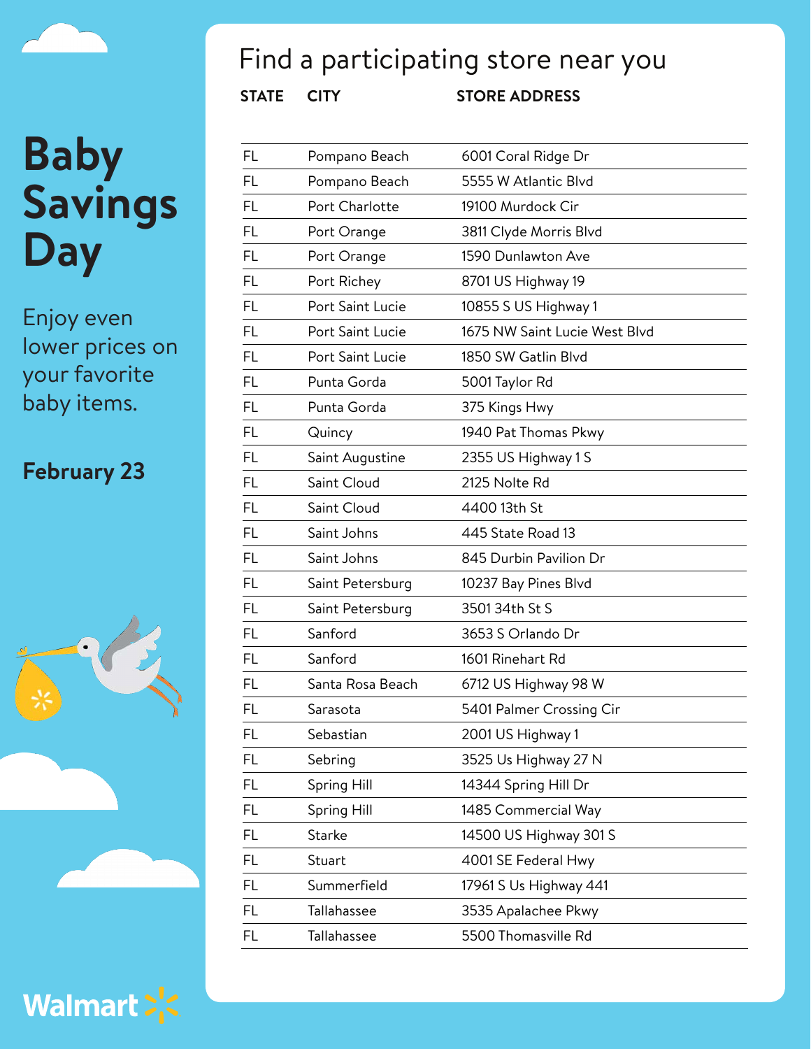# Baby Savings Day

Enjoy even lower prices on your favorite baby items.

**February 23**

## Find a participating store near you

| STATE | CITY | STORE ADDRESS |
|---|---|---|
| FL | Pompano Beach | 6001 Coral Ridge Dr |
| FL | Pompano Beach | 5555 W Atlantic Blvd |
| FL | Port Charlotte | 19100 Murdock Cir |
| FL | Port Orange | 3811 Clyde Morris Blvd |
| FL | Port Orange | 1590 Dunlawton Ave |
| FL | Port Richey | 8701 US Highway 19 |
| FL | Port Saint Lucie | 10855 S US Highway 1 |
| FL | Port Saint Lucie | 1675 NW Saint Lucie West Blvd |
| FL | Port Saint Lucie | 1850 SW Gatlin Blvd |
| FL | Punta Gorda | 5001 Taylor Rd |
| FL | Punta Gorda | 375 Kings Hwy |
| FL | Quincy | 1940 Pat Thomas Pkwy |
| FL | Saint Augustine | 2355 US Highway 1 S |
| FL | Saint Cloud | 2125 Nolte Rd |
| FL | Saint Cloud | 4400 13th St |
| FL | Saint Johns | 445 State Road 13 |
| FL | Saint Johns | 845 Durbin Pavilion Dr |
| FL | Saint Petersburg | 10237 Bay Pines Blvd |
| FL | Saint Petersburg | 3501 34th St S |
| FL | Sanford | 3653 S Orlando Dr |
| FL | Sanford | 1601 Rinehart Rd |
| FL | Santa Rosa Beach | 6712 US Highway 98 W |
| FL | Sarasota | 5401 Palmer Crossing Cir |
| FL | Sebastian | 2001 US Highway 1 |
| FL | Sebring | 3525 Us Highway 27 N |
| FL | Spring Hill | 14344 Spring Hill Dr |
| FL | Spring Hill | 1485 Commercial Way |
| FL | Starke | 14500 US Highway 301 S |
| FL | Stuart | 4001 SE Federal Hwy |
| FL | Summerfield | 17961 S Us Highway 441 |
| FL | Tallahassee | 3535 Apalachee Pkwy |
| FL | Tallahassee | 5500 Thomasville Rd |

Walmart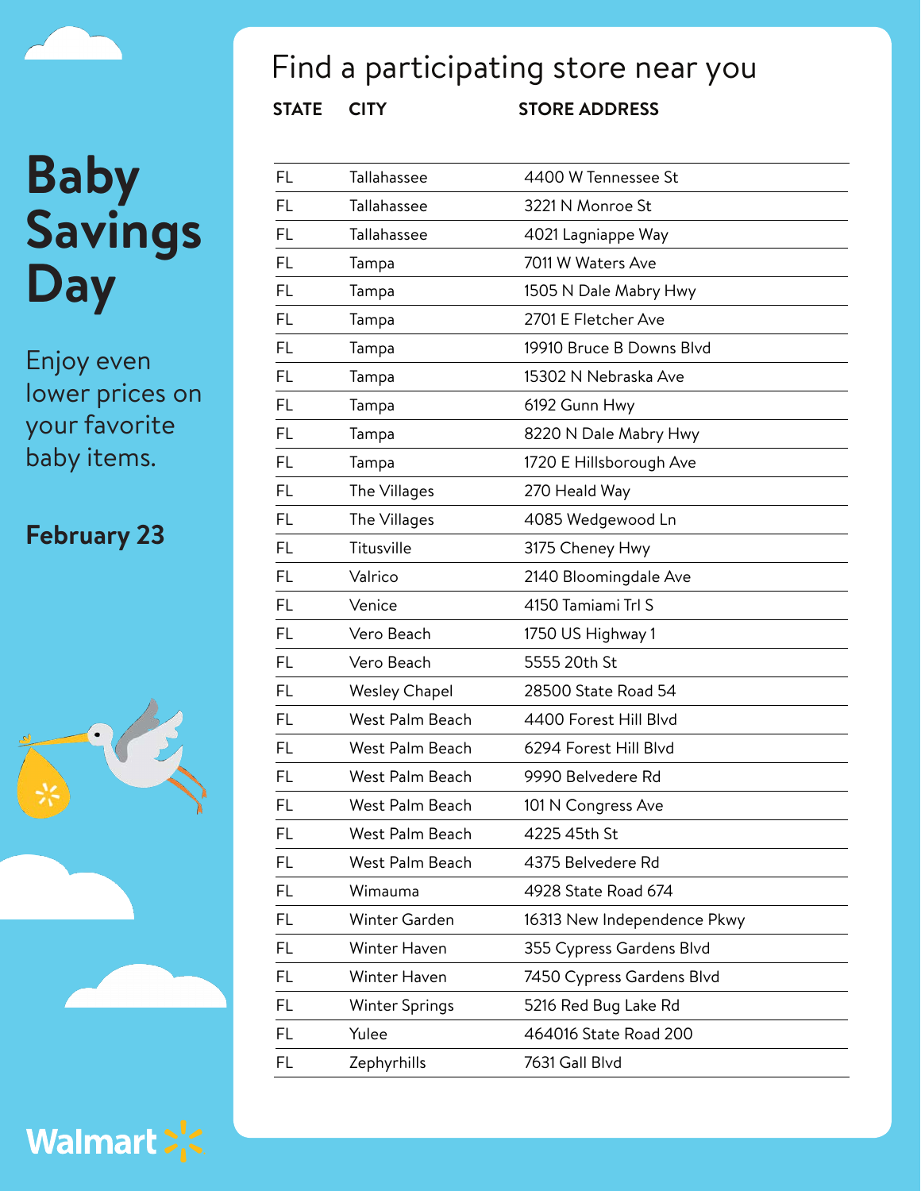# Baby Savings Day

Enjoy even lower prices on your favorite baby items.

**February 23**

## Find a participating store near you

| STATE | CITY | STORE ADDRESS |
|---|---|---|
| FL | Tallahassee | 4400 W Tennessee St |
| FL | Tallahassee | 3221 N Monroe St |
| FL | Tallahassee | 4021 Lagniappe Way |
| FL | Tampa | 7011 W Waters Ave |
| FL | Tampa | 1505 N Dale Mabry Hwy |
| FL | Tampa | 2701 E Fletcher Ave |
| FL | Tampa | 19910 Bruce B Downs Blvd |
| FL | Tampa | 15302 N Nebraska Ave |
| FL | Tampa | 6192 Gunn Hwy |
| FL | Tampa | 8220 N Dale Mabry Hwy |
| FL | Tampa | 1720 E Hillsborough Ave |
| FL | The Villages | 270 Heald Way |
| FL | The Villages | 4085 Wedgewood Ln |
| FL | Titusville | 3175 Cheney Hwy |
| FL | Valrico | 2140 Bloomingdale Ave |
| FL | Venice | 4150 Tamiami Trl S |
| FL | Vero Beach | 1750 US Highway 1 |
| FL | Vero Beach | 5555 20th St |
| FL | Wesley Chapel | 28500 State Road 54 |
| FL | West Palm Beach | 4400 Forest Hill Blvd |
| FL | West Palm Beach | 6294 Forest Hill Blvd |
| FL | West Palm Beach | 9990 Belvedere Rd |
| FL | West Palm Beach | 101 N Congress Ave |
| FL | West Palm Beach | 4225 45th St |
| FL | West Palm Beach | 4375 Belvedere Rd |
| FL | Wimauma | 4928 State Road 674 |
| FL | Winter Garden | 16313 New Independence Pkwy |
| FL | Winter Haven | 355 Cypress Gardens Blvd |
| FL | Winter Haven | 7450 Cypress Gardens Blvd |
| FL | Winter Springs | 5216 Red Bug Lake Rd |
| FL | Yulee | 464016 State Road 200 |
| FL | Zephyrhills | 7631 Gall Blvd |

Walmart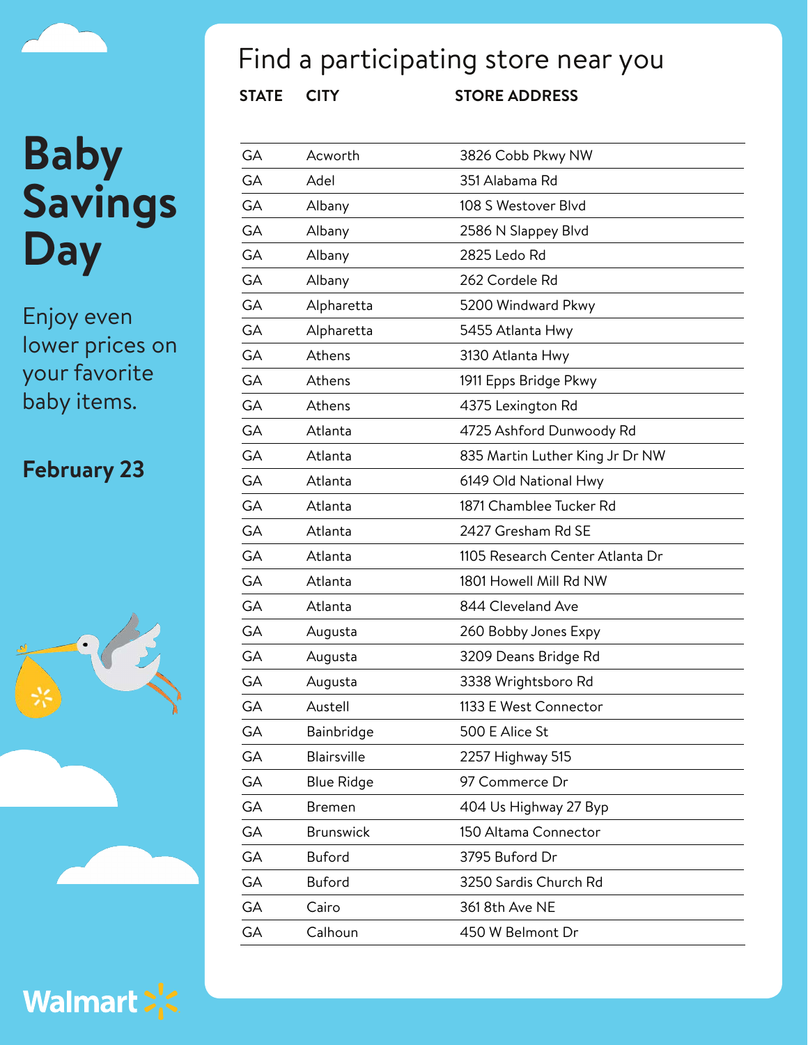# Baby Savings Day

Enjoy even lower prices on your favorite baby items.

**February 23**

## Find a participating store near you

| STATE | CITY | STORE ADDRESS |
|---|---|---|
| GA | Acworth | 3826 Cobb Pkwy NW |
| GA | Adel | 351 Alabama Rd |
| GA | Albany | 108 S Westover Blvd |
| GA | Albany | 2586 N Slappey Blvd |
| GA | Albany | 2825 Ledo Rd |
| GA | Albany | 262 Cordele Rd |
| GA | Alpharetta | 5200 Windward Pkwy |
| GA | Alpharetta | 5455 Atlanta Hwy |
| GA | Athens | 3130 Atlanta Hwy |
| GA | Athens | 1911 Epps Bridge Pkwy |
| GA | Athens | 4375 Lexington Rd |
| GA | Atlanta | 4725 Ashford Dunwoody Rd |
| GA | Atlanta | 835 Martin Luther King Jr Dr NW |
| GA | Atlanta | 6149 Old National Hwy |
| GA | Atlanta | 1871 Chamblee Tucker Rd |
| GA | Atlanta | 2427 Gresham Rd SE |
| GA | Atlanta | 1105 Research Center Atlanta Dr |
| GA | Atlanta | 1801 Howell Mill Rd NW |
| GA | Atlanta | 844 Cleveland Ave |
| GA | Augusta | 260 Bobby Jones Expy |
| GA | Augusta | 3209 Deans Bridge Rd |
| GA | Augusta | 3338 Wrightsboro Rd |
| GA | Austell | 1133 E West Connector |
| GA | Bainbridge | 500 E Alice St |
| GA | Blairsville | 2257 Highway 515 |
| GA | Blue Ridge | 97 Commerce Dr |
| GA | Bremen | 404 Us Highway 27 Byp |
| GA | Brunswick | 150 Altama Connector |
| GA | Buford | 3795 Buford Dr |
| GA | Buford | 3250 Sardis Church Rd |
| GA | Cairo | 361 8th Ave NE |
| GA | Calhoun | 450 W Belmont Dr |

Walmart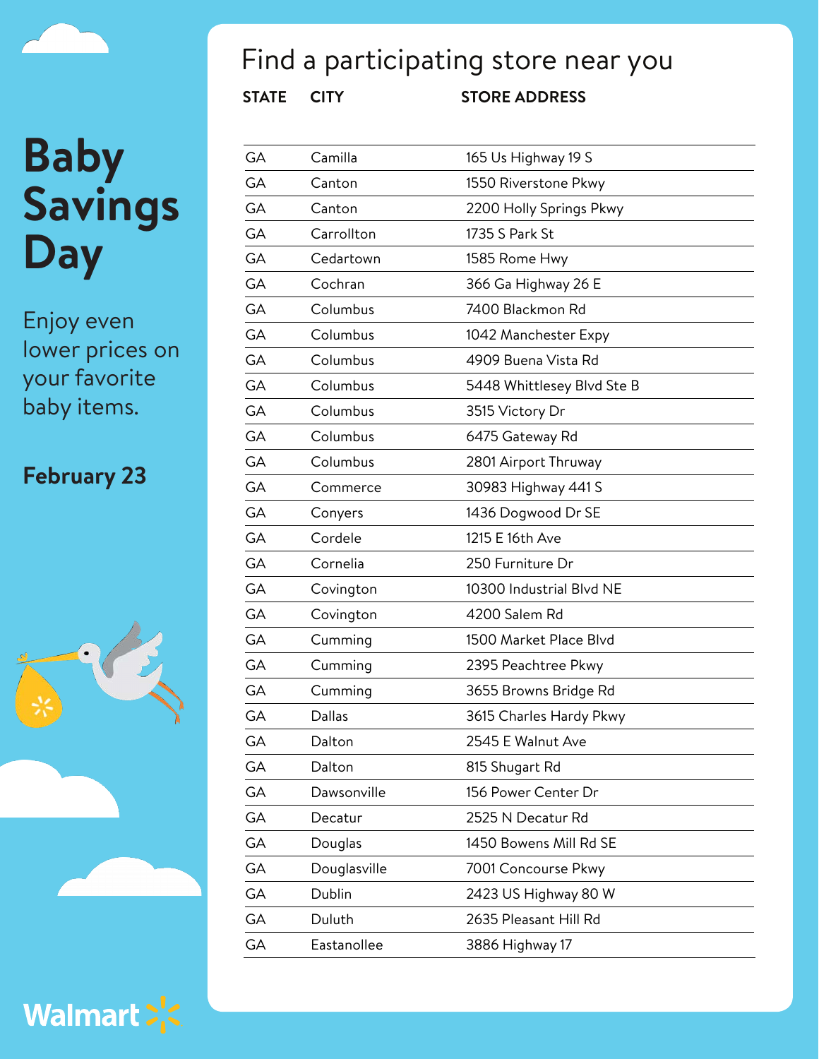# Baby Savings Day

Enjoy even lower prices on your favorite baby items.

**February 23**

## Find a participating store near you

| STATE | CITY | STORE ADDRESS |
|---|---|---|
| GA | Camilla | 165 Us Highway 19 S |
| GA | Canton | 1550 Riverstone Pkwy |
| GA | Canton | 2200 Holly Springs Pkwy |
| GA | Carrollton | 1735 S Park St |
| GA | Cedartown | 1585 Rome Hwy |
| GA | Cochran | 366 Ga Highway 26 E |
| GA | Columbus | 7400 Blackmon Rd |
| GA | Columbus | 1042 Manchester Expy |
| GA | Columbus | 4909 Buena Vista Rd |
| GA | Columbus | 5448 Whittlesey Blvd Ste B |
| GA | Columbus | 3515 Victory Dr |
| GA | Columbus | 6475 Gateway Rd |
| GA | Columbus | 2801 Airport Thruway |
| GA | Commerce | 30983 Highway 441 S |
| GA | Conyers | 1436 Dogwood Dr SE |
| GA | Cordele | 1215 E 16th Ave |
| GA | Cornelia | 250 Furniture Dr |
| GA | Covington | 10300 Industrial Blvd NE |
| GA | Covington | 4200 Salem Rd |
| GA | Cumming | 1500 Market Place Blvd |
| GA | Cumming | 2395 Peachtree Pkwy |
| GA | Cumming | 3655 Browns Bridge Rd |
| GA | Dallas | 3615 Charles Hardy Pkwy |
| GA | Dalton | 2545 E Walnut Ave |
| GA | Dalton | 815 Shugart Rd |
| GA | Dawsonville | 156 Power Center Dr |
| GA | Decatur | 2525 N Decatur Rd |
| GA | Douglas | 1450 Bowens Mill Rd SE |
| GA | Douglasville | 7001 Concourse Pkwy |
| GA | Dublin | 2423 US Highway 80 W |
| GA | Duluth | 2635 Pleasant Hill Rd |
| GA | Eastanollee | 3886 Highway 17 |

Walmart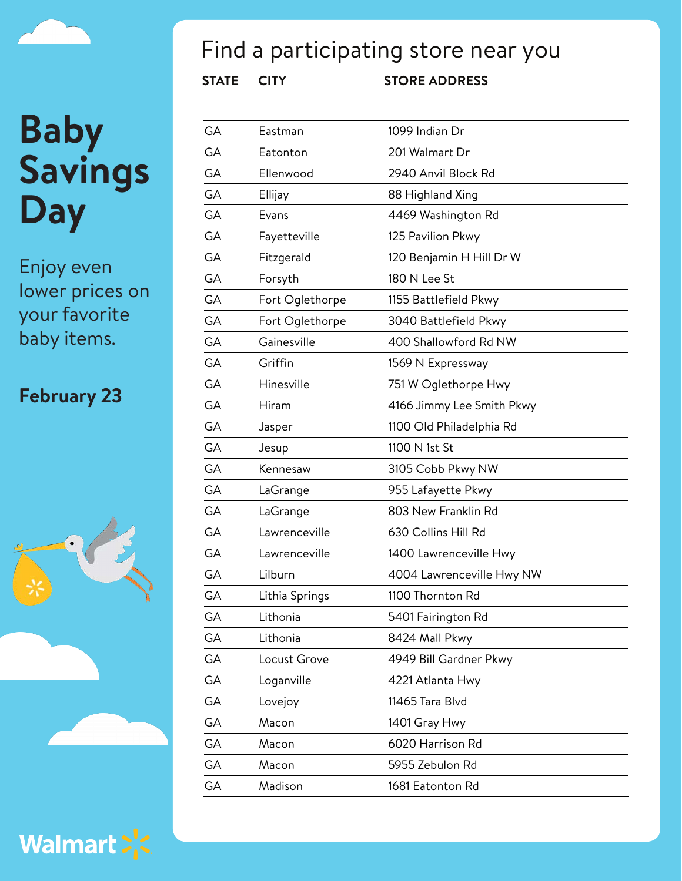# Baby Savings Day

Enjoy even lower prices on your favorite baby items.

**February 23**

## Find a participating store near you

| STATE | CITY | STORE ADDRESS |
|---|---|---|
| GA | Eastman | 1099 Indian Dr |
| GA | Eatonton | 201 Walmart Dr |
| GA | Ellenwood | 2940 Anvil Block Rd |
| GA | Ellijay | 88 Highland Xing |
| GA | Evans | 4469 Washington Rd |
| GA | Fayetteville | 125 Pavilion Pkwy |
| GA | Fitzgerald | 120 Benjamin H Hill Dr W |
| GA | Forsyth | 180 N Lee St |
| GA | Fort Oglethorpe | 1155 Battlefield Pkwy |
| GA | Fort Oglethorpe | 3040 Battlefield Pkwy |
| GA | Gainesville | 400 Shallowford Rd NW |
| GA | Griffin | 1569 N Expressway |
| GA | Hinesville | 751 W Oglethorpe Hwy |
| GA | Hiram | 4166 Jimmy Lee Smith Pkwy |
| GA | Jasper | 1100 Old Philadelphia Rd |
| GA | Jesup | 1100 N 1st St |
| GA | Kennesaw | 3105 Cobb Pkwy NW |
| GA | LaGrange | 955 Lafayette Pkwy |
| GA | LaGrange | 803 New Franklin Rd |
| GA | Lawrenceville | 630 Collins Hill Rd |
| GA | Lawrenceville | 1400 Lawrenceville Hwy |
| GA | Lilburn | 4004 Lawrenceville Hwy NW |
| GA | Lithia Springs | 1100 Thornton Rd |
| GA | Lithonia | 5401 Fairington Rd |
| GA | Lithonia | 8424 Mall Pkwy |
| GA | Locust Grove | 4949 Bill Gardner Pkwy |
| GA | Loganville | 4221 Atlanta Hwy |
| GA | Lovejoy | 11465 Tara Blvd |
| GA | Macon | 1401 Gray Hwy |
| GA | Macon | 6020 Harrison Rd |
| GA | Macon | 5955 Zebulon Rd |
| GA | Madison | 1681 Eatonton Rd |

Walmart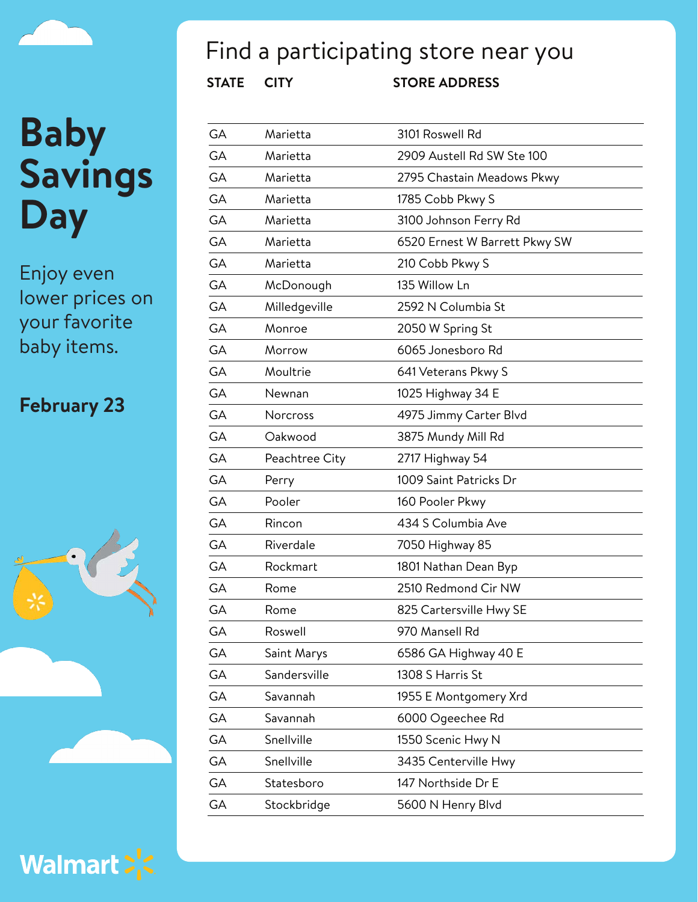# Baby Savings Day

Enjoy even lower prices on your favorite baby items.

**February 23**

## Find a participating store near you

| STATE | CITY | STORE ADDRESS |
|---|---|---|
| GA | Marietta | 3101 Roswell Rd |
| GA | Marietta | 2909 Austell Rd SW Ste 100 |
| GA | Marietta | 2795 Chastain Meadows Pkwy |
| GA | Marietta | 1785 Cobb Pkwy S |
| GA | Marietta | 3100 Johnson Ferry Rd |
| GA | Marietta | 6520 Ernest W Barrett Pkwy SW |
| GA | Marietta | 210 Cobb Pkwy S |
| GA | McDonough | 135 Willow Ln |
| GA | Milledgeville | 2592 N Columbia St |
| GA | Monroe | 2050 W Spring St |
| GA | Morrow | 6065 Jonesboro Rd |
| GA | Moultrie | 641 Veterans Pkwy S |
| GA | Newnan | 1025 Highway 34 E |
| GA | Norcross | 4975 Jimmy Carter Blvd |
| GA | Oakwood | 3875 Mundy Mill Rd |
| GA | Peachtree City | 2717 Highway 54 |
| GA | Perry | 1009 Saint Patricks Dr |
| GA | Pooler | 160 Pooler Pkwy |
| GA | Rincon | 434 S Columbia Ave |
| GA | Riverdale | 7050 Highway 85 |
| GA | Rockmart | 1801 Nathan Dean Byp |
| GA | Rome | 2510 Redmond Cir NW |
| GA | Rome | 825 Cartersville Hwy SE |
| GA | Roswell | 970 Mansell Rd |
| GA | Saint Marys | 6586 GA Highway 40 E |
| GA | Sandersville | 1308 S Harris St |
| GA | Savannah | 1955 E Montgomery Xrd |
| GA | Savannah | 6000 Ogeechee Rd |
| GA | Snellville | 1550 Scenic Hwy N |
| GA | Snellville | 3435 Centerville Hwy |
| GA | Statesboro | 147 Northside Dr E |
| GA | Stockbridge | 5600 N Henry Blvd |

Walmart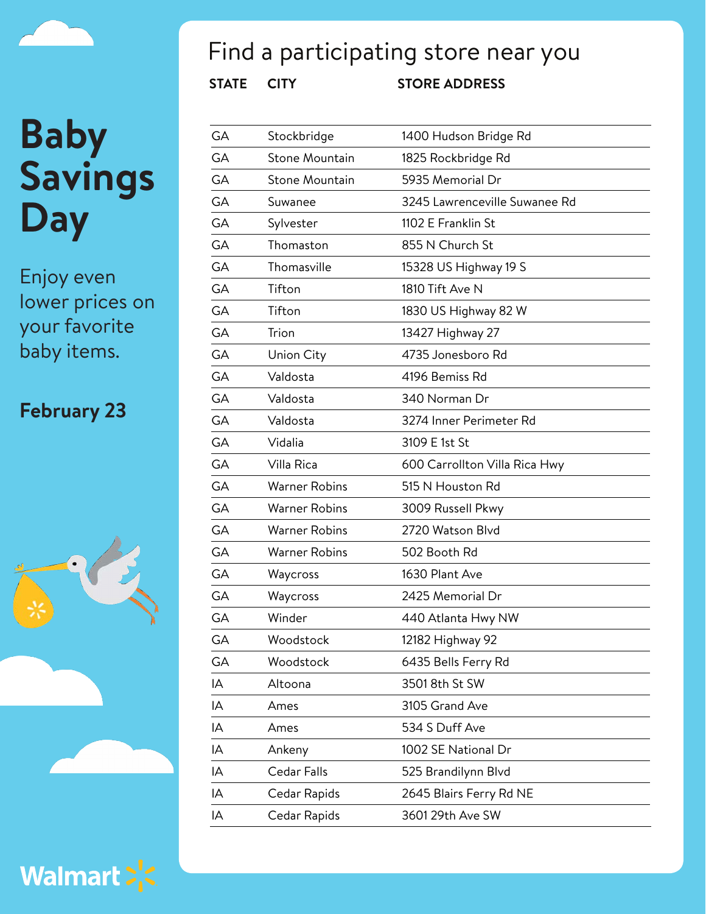# Baby Savings Day

Enjoy even lower prices on your favorite baby items.

**February 23**

## Find a participating store near you

| STATE | CITY | STORE ADDRESS |
|---|---|---|
| GA | Stockbridge | 1400 Hudson Bridge Rd |
| GA | Stone Mountain | 1825 Rockbridge Rd |
| GA | Stone Mountain | 5935 Memorial Dr |
| GA | Suwanee | 3245 Lawrenceville Suwanee Rd |
| GA | Sylvester | 1102 E Franklin St |
| GA | Thomaston | 855 N Church St |
| GA | Thomasville | 15328 US Highway 19 S |
| GA | Tifton | 1810 Tift Ave N |
| GA | Tifton | 1830 US Highway 82 W |
| GA | Trion | 13427 Highway 27 |
| GA | Union City | 4735 Jonesboro Rd |
| GA | Valdosta | 4196 Bemiss Rd |
| GA | Valdosta | 340 Norman Dr |
| GA | Valdosta | 3274 Inner Perimeter Rd |
| GA | Vidalia | 3109 E 1st St |
| GA | Villa Rica | 600 Carrollton Villa Rica Hwy |
| GA | Warner Robins | 515 N Houston Rd |
| GA | Warner Robins | 3009 Russell Pkwy |
| GA | Warner Robins | 2720 Watson Blvd |
| GA | Warner Robins | 502 Booth Rd |
| GA | Waycross | 1630 Plant Ave |
| GA | Waycross | 2425 Memorial Dr |
| GA | Winder | 440 Atlanta Hwy NW |
| GA | Woodstock | 12182 Highway 92 |
| GA | Woodstock | 6435 Bells Ferry Rd |
| IA | Altoona | 3501 8th St SW |
| IA | Ames | 3105 Grand Ave |
| IA | Ames | 534 S Duff Ave |
| IA | Ankeny | 1002 SE National Dr |
| IA | Cedar Falls | 525 Brandilynn Blvd |
| IA | Cedar Rapids | 2645 Blairs Ferry Rd NE |
| IA | Cedar Rapids | 3601 29th Ave SW |

Walmart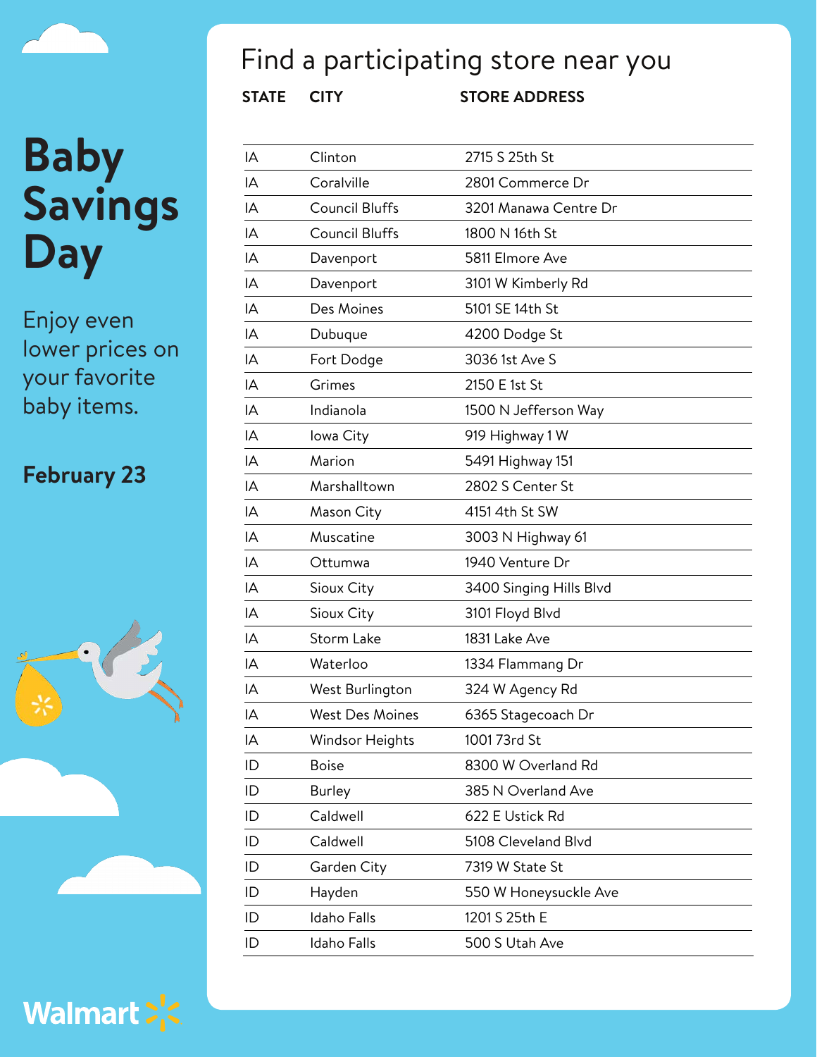# Baby Savings Day

Enjoy even lower prices on your favorite baby items.

**February 23**

## Find a participating store near you

| STATE | CITY | STORE ADDRESS |
|---|---|---|
| IA | Clinton | 2715 S 25th St |
| IA | Coralville | 2801 Commerce Dr |
| IA | Council Bluffs | 3201 Manawa Centre Dr |
| IA | Council Bluffs | 1800 N 16th St |
| IA | Davenport | 5811 Elmore Ave |
| IA | Davenport | 3101 W Kimberly Rd |
| IA | Des Moines | 5101 SE 14th St |
| IA | Dubuque | 4200 Dodge St |
| IA | Fort Dodge | 3036 1st Ave S |
| IA | Grimes | 2150 E 1st St |
| IA | Indianola | 1500 N Jefferson Way |
| IA | Iowa City | 919 Highway 1 W |
| IA | Marion | 5491 Highway 151 |
| IA | Marshalltown | 2802 S Center St |
| IA | Mason City | 4151 4th St SW |
| IA | Muscatine | 3003 N Highway 61 |
| IA | Ottumwa | 1940 Venture Dr |
| IA | Sioux City | 3400 Singing Hills Blvd |
| IA | Sioux City | 3101 Floyd Blvd |
| IA | Storm Lake | 1831 Lake Ave |
| IA | Waterloo | 1334 Flammang Dr |
| IA | West Burlington | 324 W Agency Rd |
| IA | West Des Moines | 6365 Stagecoach Dr |
| IA | Windsor Heights | 1001 73rd St |
| ID | Boise | 8300 W Overland Rd |
| ID | Burley | 385 N Overland Ave |
| ID | Caldwell | 622 E Ustick Rd |
| ID | Caldwell | 5108 Cleveland Blvd |
| ID | Garden City | 7319 W State St |
| ID | Hayden | 550 W Honeysuckle Ave |
| ID | Idaho Falls | 1201 S 25th E |
| ID | Idaho Falls | 500 S Utah Ave |

Walmart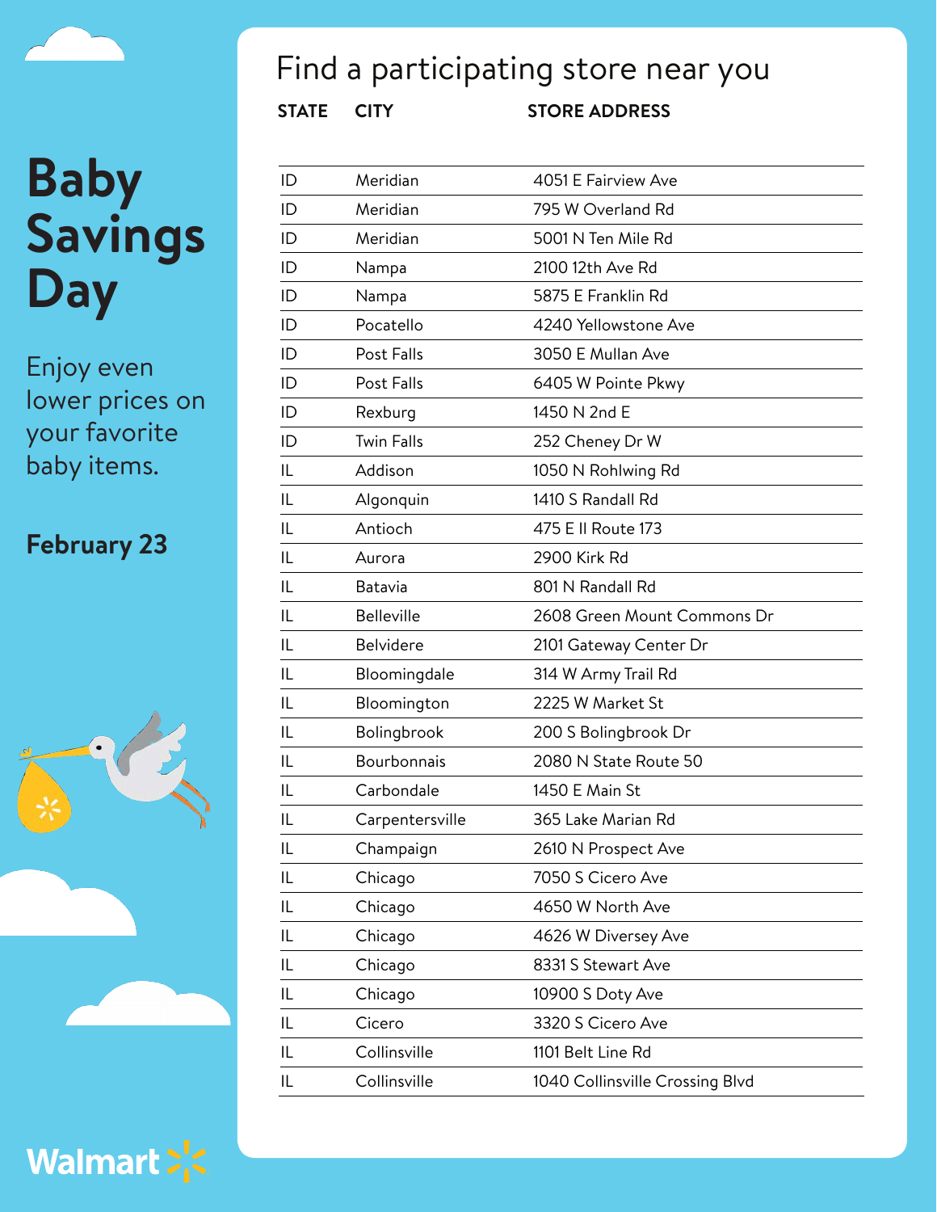# Baby Savings Day

Enjoy even lower prices on your favorite baby items.

**February 23**

## Find a participating store near you

| STATE | CITY | STORE ADDRESS |
|---|---|---|
| ID | Meridian | 4051 E Fairview Ave |
| ID | Meridian | 795 W Overland Rd |
| ID | Meridian | 5001 N Ten Mile Rd |
| ID | Nampa | 2100 12th Ave Rd |
| ID | Nampa | 5875 E Franklin Rd |
| ID | Pocatello | 4240 Yellowstone Ave |
| ID | Post Falls | 3050 E Mullan Ave |
| ID | Post Falls | 6405 W Pointe Pkwy |
| ID | Rexburg | 1450 N 2nd E |
| ID | Twin Falls | 252 Cheney Dr W |
| IL | Addison | 1050 N Rohlwing Rd |
| IL | Algonquin | 1410 S Randall Rd |
| IL | Antioch | 475 E Il Route 173 |
| IL | Aurora | 2900 Kirk Rd |
| IL | Batavia | 801 N Randall Rd |
| IL | Belleville | 2608 Green Mount Commons Dr |
| IL | Belvidere | 2101 Gateway Center Dr |
| IL | Bloomingdale | 314 W Army Trail Rd |
| IL | Bloomington | 2225 W Market St |
| IL | Bolingbrook | 200 S Bolingbrook Dr |
| IL | Bourbonnais | 2080 N State Route 50 |
| IL | Carbondale | 1450 E Main St |
| IL | Carpentersville | 365 Lake Marian Rd |
| IL | Champaign | 2610 N Prospect Ave |
| IL | Chicago | 7050 S Cicero Ave |
| IL | Chicago | 4650 W North Ave |
| IL | Chicago | 4626 W Diversey Ave |
| IL | Chicago | 8331 S Stewart Ave |
| IL | Chicago | 10900 S Doty Ave |
| IL | Cicero | 3320 S Cicero Ave |
| IL | Collinsville | 1101 Belt Line Rd |
| IL | Collinsville | 1040 Collinsville Crossing Blvd |

Walmart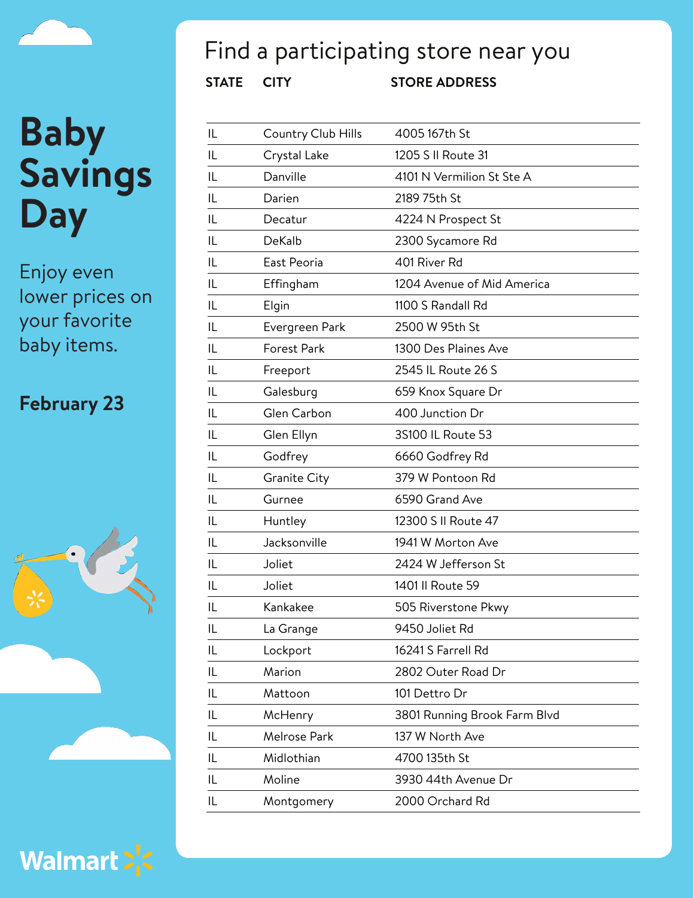# Baby Savings Day

Enjoy even lower prices on your favorite baby items.

**February 23**

## Find a participating store near you

| STATE | CITY | STORE ADDRESS |
|---|---|---|
| IL | Country Club Hills | 4005 167th St |
| IL | Crystal Lake | 1205 S Il Route 31 |
| IL | Danville | 4101 N Vermilion St Ste A |
| IL | Darien | 2189 75th St |
| IL | Decatur | 4224 N Prospect St |
| IL | DeKalb | 2300 Sycamore Rd |
| IL | East Peoria | 401 River Rd |
| IL | Effingham | 1204 Avenue of Mid America |
| IL | Elgin | 1100 S Randall Rd |
| IL | Evergreen Park | 2500 W 95th St |
| IL | Forest Park | 1300 Des Plaines Ave |
| IL | Freeport | 2545 IL Route 26 S |
| IL | Galesburg | 659 Knox Square Dr |
| IL | Glen Carbon | 400 Junction Dr |
| IL | Glen Ellyn | 3S100 IL Route 53 |
| IL | Godfrey | 6660 Godfrey Rd |
| IL | Granite City | 379 W Pontoon Rd |
| IL | Gurnee | 6590 Grand Ave |
| IL | Huntley | 12300 S Il Route 47 |
| IL | Jacksonville | 1941 W Morton Ave |
| IL | Joliet | 2424 W Jefferson St |
| IL | Joliet | 1401 Il Route 59 |
| IL | Kankakee | 505 Riverstone Pkwy |
| IL | La Grange | 9450 Joliet Rd |
| IL | Lockport | 16241 S Farrell Rd |
| IL | Marion | 2802 Outer Road Dr |
| IL | Mattoon | 101 Dettro Dr |
| IL | McHenry | 3801 Running Brook Farm Blvd |
| IL | Melrose Park | 137 W North Ave |
| IL | Midlothian | 4700 135th St |
| IL | Moline | 3930 44th Avenue Dr |
| IL | Montgomery | 2000 Orchard Rd |

Walmart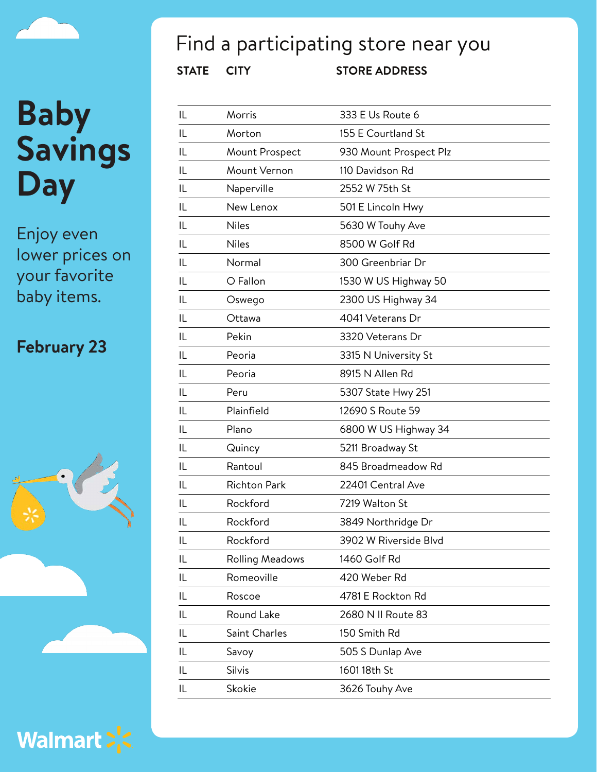# Baby Savings Day

Enjoy even lower prices on your favorite baby items.

**February 23**

## Find a participating store near you

| STATE | CITY | STORE ADDRESS |
|---|---|---|
| IL | Morris | 333 E Us Route 6 |
| IL | Morton | 155 E Courtland St |
| IL | Mount Prospect | 930 Mount Prospect Plz |
| IL | Mount Vernon | 110 Davidson Rd |
| IL | Naperville | 2552 W 75th St |
| IL | New Lenox | 501 E Lincoln Hwy |
| IL | Niles | 5630 W Touhy Ave |
| IL | Niles | 8500 W Golf Rd |
| IL | Normal | 300 Greenbriar Dr |
| IL | O Fallon | 1530 W US Highway 50 |
| IL | Oswego | 2300 US Highway 34 |
| IL | Ottawa | 4041 Veterans Dr |
| IL | Pekin | 3320 Veterans Dr |
| IL | Peoria | 3315 N University St |
| IL | Peoria | 8915 N Allen Rd |
| IL | Peru | 5307 State Hwy 251 |
| IL | Plainfield | 12690 S Route 59 |
| IL | Plano | 6800 W US Highway 34 |
| IL | Quincy | 5211 Broadway St |
| IL | Rantoul | 845 Broadmeadow Rd |
| IL | Richton Park | 22401 Central Ave |
| IL | Rockford | 7219 Walton St |
| IL | Rockford | 3849 Northridge Dr |
| IL | Rockford | 3902 W Riverside Blvd |
| IL | Rolling Meadows | 1460 Golf Rd |
| IL | Romeoville | 420 Weber Rd |
| IL | Roscoe | 4781 E Rockton Rd |
| IL | Round Lake | 2680 N Il Route 83 |
| IL | Saint Charles | 150 Smith Rd |
| IL | Savoy | 505 S Dunlap Ave |
| IL | Silvis | 1601 18th St |
| IL | Skokie | 3626 Touhy Ave |

Walmart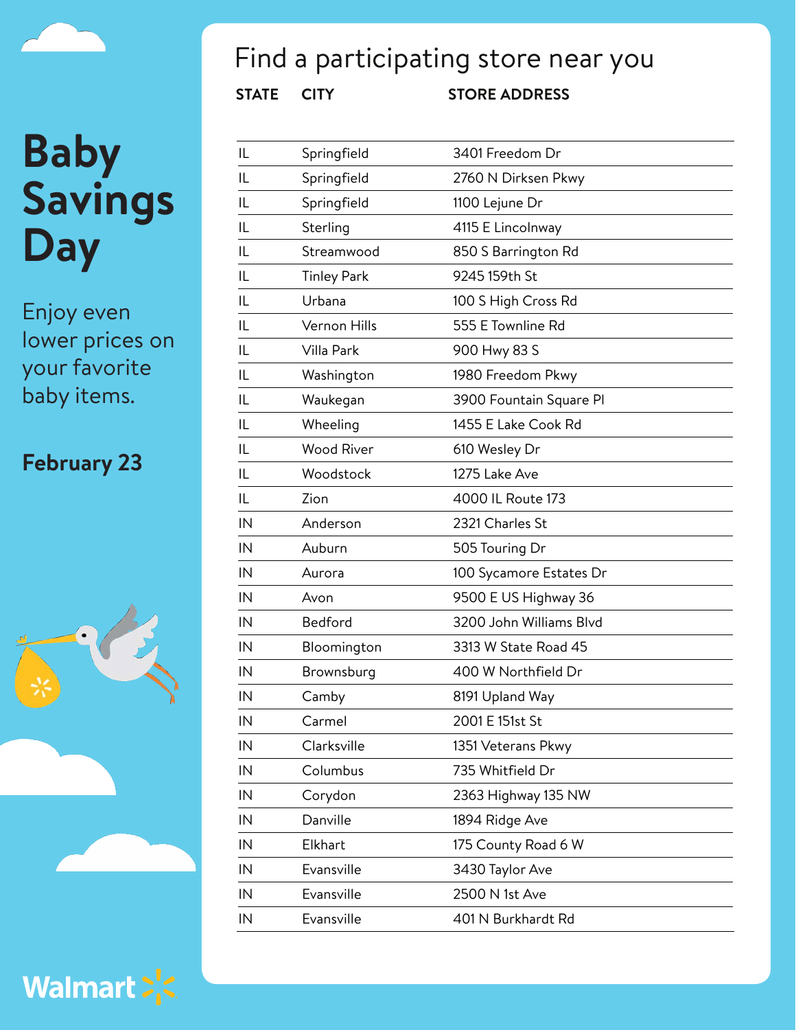# Baby Savings Day

Enjoy even lower prices on your favorite baby items.

**February 23**

## Find a participating store near you

| STATE | CITY | STORE ADDRESS |
|---|---|---|
| IL | Springfield | 3401 Freedom Dr |
| IL | Springfield | 2760 N Dirksen Pkwy |
| IL | Springfield | 1100 Lejune Dr |
| IL | Sterling | 4115 E Lincolnway |
| IL | Streamwood | 850 S Barrington Rd |
| IL | Tinley Park | 9245 159th St |
| IL | Urbana | 100 S High Cross Rd |
| IL | Vernon Hills | 555 E Townline Rd |
| IL | Villa Park | 900 Hwy 83 S |
| IL | Washington | 1980 Freedom Pkwy |
| IL | Waukegan | 3900 Fountain Square Pl |
| IL | Wheeling | 1455 E Lake Cook Rd |
| IL | Wood River | 610 Wesley Dr |
| IL | Woodstock | 1275 Lake Ave |
| IL | Zion | 4000 IL Route 173 |
| IN | Anderson | 2321 Charles St |
| IN | Auburn | 505 Touring Dr |
| IN | Aurora | 100 Sycamore Estates Dr |
| IN | Avon | 9500 E US Highway 36 |
| IN | Bedford | 3200 John Williams Blvd |
| IN | Bloomington | 3313 W State Road 45 |
| IN | Brownsburg | 400 W Northfield Dr |
| IN | Camby | 8191 Upland Way |
| IN | Carmel | 2001 E 151st St |
| IN | Clarksville | 1351 Veterans Pkwy |
| IN | Columbus | 735 Whitfield Dr |
| IN | Corydon | 2363 Highway 135 NW |
| IN | Danville | 1894 Ridge Ave |
| IN | Elkhart | 175 County Road 6 W |
| IN | Evansville | 3430 Taylor Ave |
| IN | Evansville | 2500 N 1st Ave |
| IN | Evansville | 401 N Burkhardt Rd |

Walmart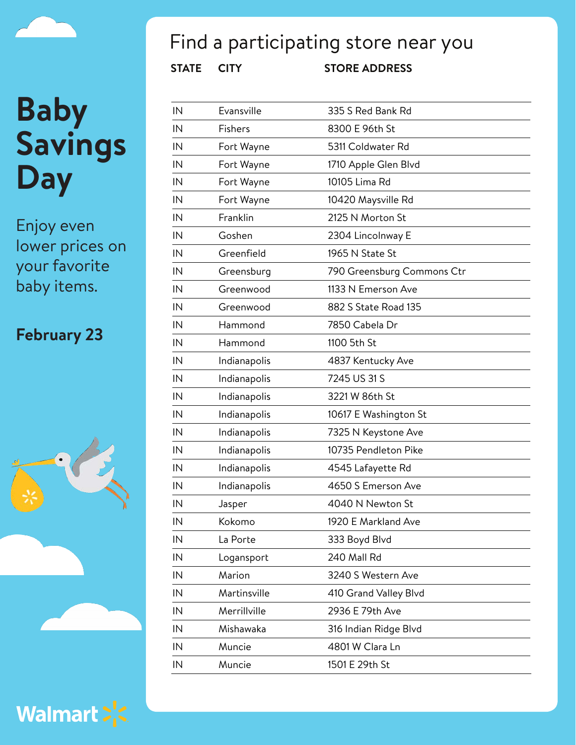# Baby Savings Day

Enjoy even lower prices on your favorite baby items.

**February 23**

## Find a participating store near you

| STATE | CITY | STORE ADDRESS |
|---|---|---|
| IN | Evansville | 335 S Red Bank Rd |
| IN | Fishers | 8300 E 96th St |
| IN | Fort Wayne | 5311 Coldwater Rd |
| IN | Fort Wayne | 1710 Apple Glen Blvd |
| IN | Fort Wayne | 10105 Lima Rd |
| IN | Fort Wayne | 10420 Maysville Rd |
| IN | Franklin | 2125 N Morton St |
| IN | Goshen | 2304 Lincolnway E |
| IN | Greenfield | 1965 N State St |
| IN | Greensburg | 790 Greensburg Commons Ctr |
| IN | Greenwood | 1133 N Emerson Ave |
| IN | Greenwood | 882 S State Road 135 |
| IN | Hammond | 7850 Cabela Dr |
| IN | Hammond | 1100 5th St |
| IN | Indianapolis | 4837 Kentucky Ave |
| IN | Indianapolis | 7245 US 31 S |
| IN | Indianapolis | 3221 W 86th St |
| IN | Indianapolis | 10617 E Washington St |
| IN | Indianapolis | 7325 N Keystone Ave |
| IN | Indianapolis | 10735 Pendleton Pike |
| IN | Indianapolis | 4545 Lafayette Rd |
| IN | Indianapolis | 4650 S Emerson Ave |
| IN | Jasper | 4040 N Newton St |
| IN | Kokomo | 1920 E Markland Ave |
| IN | La Porte | 333 Boyd Blvd |
| IN | Logansport | 240 Mall Rd |
| IN | Marion | 3240 S Western Ave |
| IN | Martinsville | 410 Grand Valley Blvd |
| IN | Merrillville | 2936 E 79th Ave |
| IN | Mishawaka | 316 Indian Ridge Blvd |
| IN | Muncie | 4801 W Clara Ln |
| IN | Muncie | 1501 E 29th St |

Walmart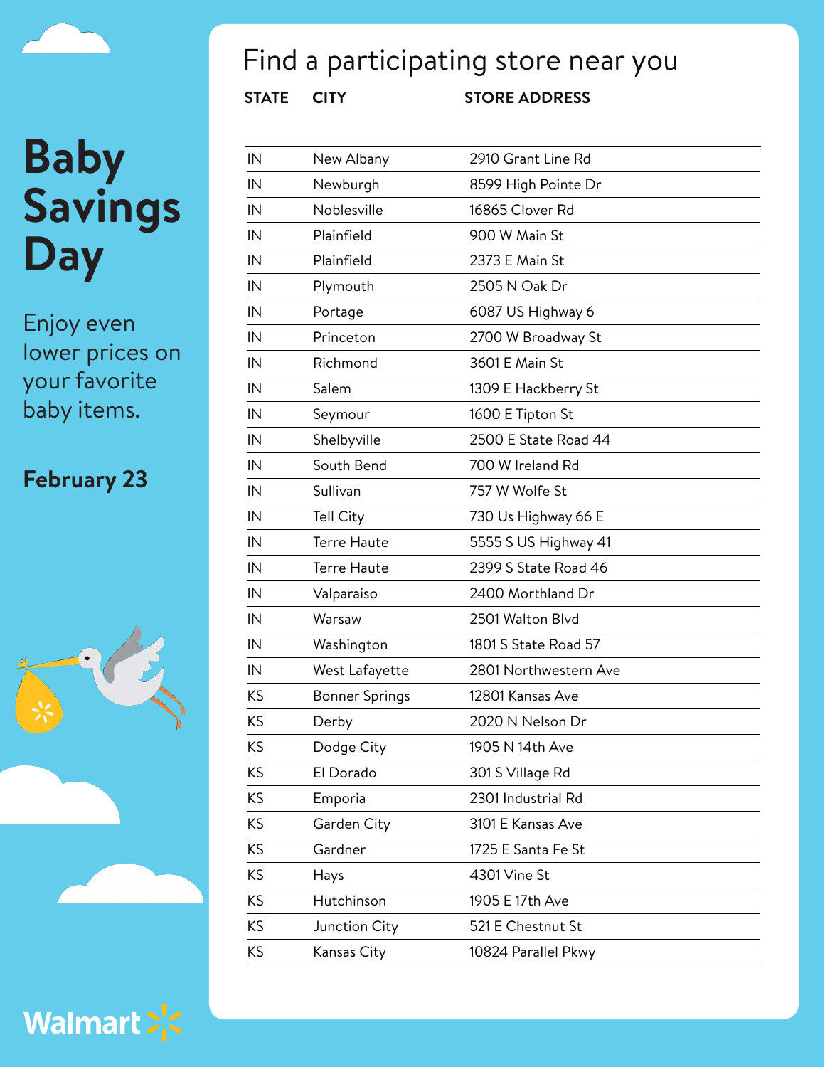# Baby Savings Day

Enjoy even lower prices on your favorite baby items.

**February 23**

## Find a participating store near you

| STATE | CITY | STORE ADDRESS |
|---|---|---|
| IN | New Albany | 2910 Grant Line Rd |
| IN | Newburgh | 8599 High Pointe Dr |
| IN | Noblesville | 16865 Clover Rd |
| IN | Plainfield | 900 W Main St |
| IN | Plainfield | 2373 E Main St |
| IN | Plymouth | 2505 N Oak Dr |
| IN | Portage | 6087 US Highway 6 |
| IN | Princeton | 2700 W Broadway St |
| IN | Richmond | 3601 E Main St |
| IN | Salem | 1309 E Hackberry St |
| IN | Seymour | 1600 E Tipton St |
| IN | Shelbyville | 2500 E State Road 44 |
| IN | South Bend | 700 W Ireland Rd |
| IN | Sullivan | 757 W Wolfe St |
| IN | Tell City | 730 Us Highway 66 E |
| IN | Terre Haute | 5555 S US Highway 41 |
| IN | Terre Haute | 2399 S State Road 46 |
| IN | Valparaiso | 2400 Morthland Dr |
| IN | Warsaw | 2501 Walton Blvd |
| IN | Washington | 1801 S State Road 57 |
| IN | West Lafayette | 2801 Northwestern Ave |
| KS | Bonner Springs | 12801 Kansas Ave |
| KS | Derby | 2020 N Nelson Dr |
| KS | Dodge City | 1905 N 14th Ave |
| KS | El Dorado | 301 S Village Rd |
| KS | Emporia | 2301 Industrial Rd |
| KS | Garden City | 3101 E Kansas Ave |
| KS | Gardner | 1725 E Santa Fe St |
| KS | Hays | 4301 Vine St |
| KS | Hutchinson | 1905 E 17th Ave |
| KS | Junction City | 521 E Chestnut St |
| KS | Kansas City | 10824 Parallel Pkwy |

Walmart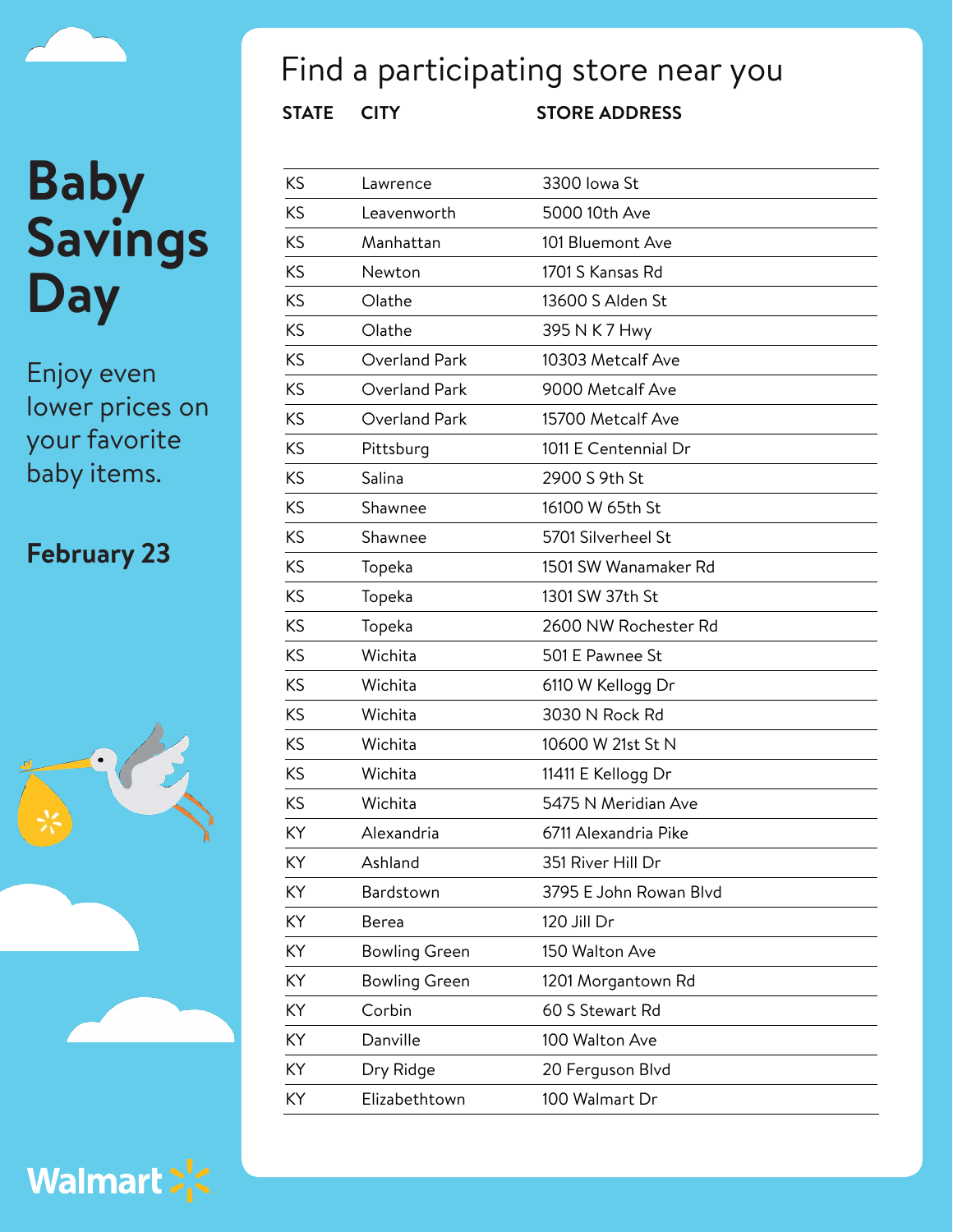# Baby Savings Day

Enjoy even lower prices on your favorite baby items.

**February 23**

## Find a participating store near you

| STATE | CITY | STORE ADDRESS |
|---|---|---|
| KS | Lawrence | 3300 Iowa St |
| KS | Leavenworth | 5000 10th Ave |
| KS | Manhattan | 101 Bluemont Ave |
| KS | Newton | 1701 S Kansas Rd |
| KS | Olathe | 13600 S Alden St |
| KS | Olathe | 395 N K 7 Hwy |
| KS | Overland Park | 10303 Metcalf Ave |
| KS | Overland Park | 9000 Metcalf Ave |
| KS | Overland Park | 15700 Metcalf Ave |
| KS | Pittsburg | 1011 E Centennial Dr |
| KS | Salina | 2900 S 9th St |
| KS | Shawnee | 16100 W 65th St |
| KS | Shawnee | 5701 Silverheel St |
| KS | Topeka | 1501 SW Wanamaker Rd |
| KS | Topeka | 1301 SW 37th St |
| KS | Topeka | 2600 NW Rochester Rd |
| KS | Wichita | 501 E Pawnee St |
| KS | Wichita | 6110 W Kellogg Dr |
| KS | Wichita | 3030 N Rock Rd |
| KS | Wichita | 10600 W 21st St N |
| KS | Wichita | 11411 E Kellogg Dr |
| KS | Wichita | 5475 N Meridian Ave |
| KY | Alexandria | 6711 Alexandria Pike |
| KY | Ashland | 351 River Hill Dr |
| KY | Bardstown | 3795 E John Rowan Blvd |
| KY | Berea | 120 Jill Dr |
| KY | Bowling Green | 150 Walton Ave |
| KY | Bowling Green | 1201 Morgantown Rd |
| KY | Corbin | 60 S Stewart Rd |
| KY | Danville | 100 Walton Ave |
| KY | Dry Ridge | 20 Ferguson Blvd |
| KY | Elizabethtown | 100 Walmart Dr |

Walmart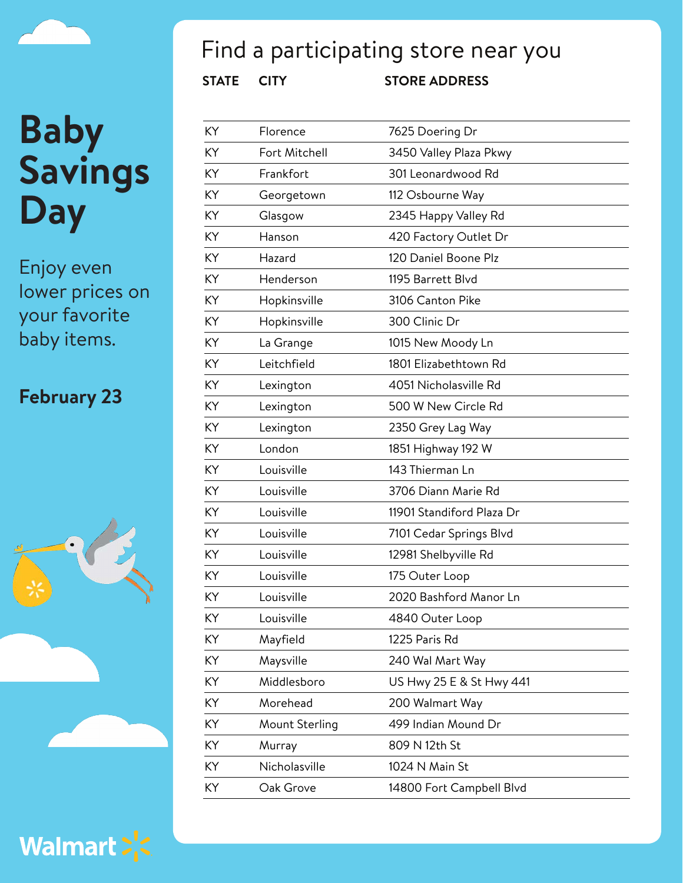# Baby Savings Day

Enjoy even lower prices on your favorite baby items.

**February 23**

## Find a participating store near you

| STATE | CITY | STORE ADDRESS |
|---|---|---|
| KY | Florence | 7625 Doering Dr |
| KY | Fort Mitchell | 3450 Valley Plaza Pkwy |
| KY | Frankfort | 301 Leonardwood Rd |
| KY | Georgetown | 112 Osbourne Way |
| KY | Glasgow | 2345 Happy Valley Rd |
| KY | Hanson | 420 Factory Outlet Dr |
| KY | Hazard | 120 Daniel Boone Plz |
| KY | Henderson | 1195 Barrett Blvd |
| KY | Hopkinsville | 3106 Canton Pike |
| KY | Hopkinsville | 300 Clinic Dr |
| KY | La Grange | 1015 New Moody Ln |
| KY | Leitchfield | 1801 Elizabethtown Rd |
| KY | Lexington | 4051 Nicholasville Rd |
| KY | Lexington | 500 W New Circle Rd |
| KY | Lexington | 2350 Grey Lag Way |
| KY | London | 1851 Highway 192 W |
| KY | Louisville | 143 Thierman Ln |
| KY | Louisville | 3706 Diann Marie Rd |
| KY | Louisville | 11901 Standiford Plaza Dr |
| KY | Louisville | 7101 Cedar Springs Blvd |
| KY | Louisville | 12981 Shelbyville Rd |
| KY | Louisville | 175 Outer Loop |
| KY | Louisville | 2020 Bashford Manor Ln |
| KY | Louisville | 4840 Outer Loop |
| KY | Mayfield | 1225 Paris Rd |
| KY | Maysville | 240 Wal Mart Way |
| KY | Middlesboro | US Hwy 25 E & St Hwy 441 |
| KY | Morehead | 200 Walmart Way |
| KY | Mount Sterling | 499 Indian Mound Dr |
| KY | Murray | 809 N 12th St |
| KY | Nicholasville | 1024 N Main St |
| KY | Oak Grove | 14800 Fort Campbell Blvd |

Walmart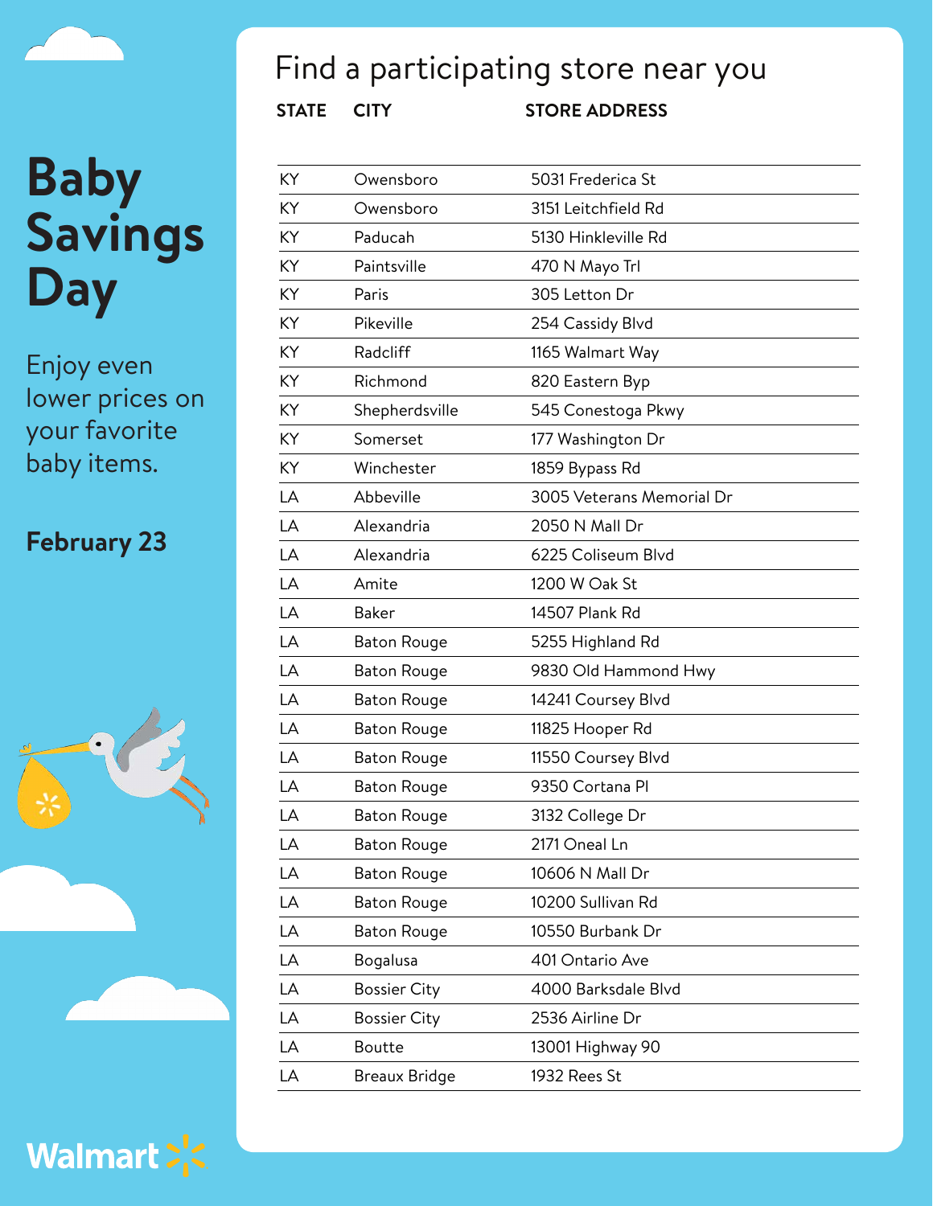# Baby Savings Day

Enjoy even lower prices on your favorite baby items.

**February 23**

## Find a participating store near you

| STATE | CITY | STORE ADDRESS |
|---|---|---|
| KY | Owensboro | 5031 Frederica St |
| KY | Owensboro | 3151 Leitchfield Rd |
| KY | Paducah | 5130 Hinkleville Rd |
| KY | Paintsville | 470 N Mayo Trl |
| KY | Paris | 305 Letton Dr |
| KY | Pikeville | 254 Cassidy Blvd |
| KY | Radcliff | 1165 Walmart Way |
| KY | Richmond | 820 Eastern Byp |
| KY | Shepherdsville | 545 Conestoga Pkwy |
| KY | Somerset | 177 Washington Dr |
| KY | Winchester | 1859 Bypass Rd |
| LA | Abbeville | 3005 Veterans Memorial Dr |
| LA | Alexandria | 2050 N Mall Dr |
| LA | Alexandria | 6225 Coliseum Blvd |
| LA | Amite | 1200 W Oak St |
| LA | Baker | 14507 Plank Rd |
| LA | Baton Rouge | 5255 Highland Rd |
| LA | Baton Rouge | 9830 Old Hammond Hwy |
| LA | Baton Rouge | 14241 Coursey Blvd |
| LA | Baton Rouge | 11825 Hooper Rd |
| LA | Baton Rouge | 11550 Coursey Blvd |
| LA | Baton Rouge | 9350 Cortana Pl |
| LA | Baton Rouge | 3132 College Dr |
| LA | Baton Rouge | 2171 Oneal Ln |
| LA | Baton Rouge | 10606 N Mall Dr |
| LA | Baton Rouge | 10200 Sullivan Rd |
| LA | Baton Rouge | 10550 Burbank Dr |
| LA | Bogalusa | 401 Ontario Ave |
| LA | Bossier City | 4000 Barksdale Blvd |
| LA | Bossier City | 2536 Airline Dr |
| LA | Boutte | 13001 Highway 90 |
| LA | Breaux Bridge | 1932 Rees St |

Walmart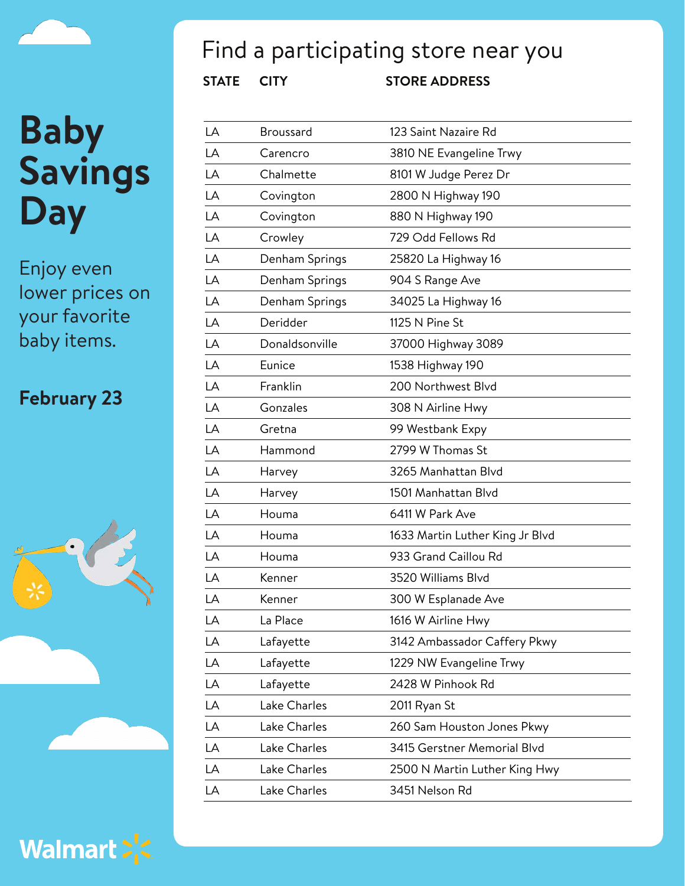# Baby Savings Day

Enjoy even lower prices on your favorite baby items.

**February 23**

## Find a participating store near you

| STATE | CITY | STORE ADDRESS |
|---|---|---|
| LA | Broussard | 123 Saint Nazaire Rd |
| LA | Carencro | 3810 NE Evangeline Trwy |
| LA | Chalmette | 8101 W Judge Perez Dr |
| LA | Covington | 2800 N Highway 190 |
| LA | Covington | 880 N Highway 190 |
| LA | Crowley | 729 Odd Fellows Rd |
| LA | Denham Springs | 25820 La Highway 16 |
| LA | Denham Springs | 904 S Range Ave |
| LA | Denham Springs | 34025 La Highway 16 |
| LA | Deridder | 1125 N Pine St |
| LA | Donaldsonville | 37000 Highway 3089 |
| LA | Eunice | 1538 Highway 190 |
| LA | Franklin | 200 Northwest Blvd |
| LA | Gonzales | 308 N Airline Hwy |
| LA | Gretna | 99 Westbank Expy |
| LA | Hammond | 2799 W Thomas St |
| LA | Harvey | 3265 Manhattan Blvd |
| LA | Harvey | 1501 Manhattan Blvd |
| LA | Houma | 6411 W Park Ave |
| LA | Houma | 1633 Martin Luther King Jr Blvd |
| LA | Houma | 933 Grand Caillou Rd |
| LA | Kenner | 3520 Williams Blvd |
| LA | Kenner | 300 W Esplanade Ave |
| LA | La Place | 1616 W Airline Hwy |
| LA | Lafayette | 3142 Ambassador Caffery Pkwy |
| LA | Lafayette | 1229 NW Evangeline Trwy |
| LA | Lafayette | 2428 W Pinhook Rd |
| LA | Lake Charles | 2011 Ryan St |
| LA | Lake Charles | 260 Sam Houston Jones Pkwy |
| LA | Lake Charles | 3415 Gerstner Memorial Blvd |
| LA | Lake Charles | 2500 N Martin Luther King Hwy |
| LA | Lake Charles | 3451 Nelson Rd |

Walmart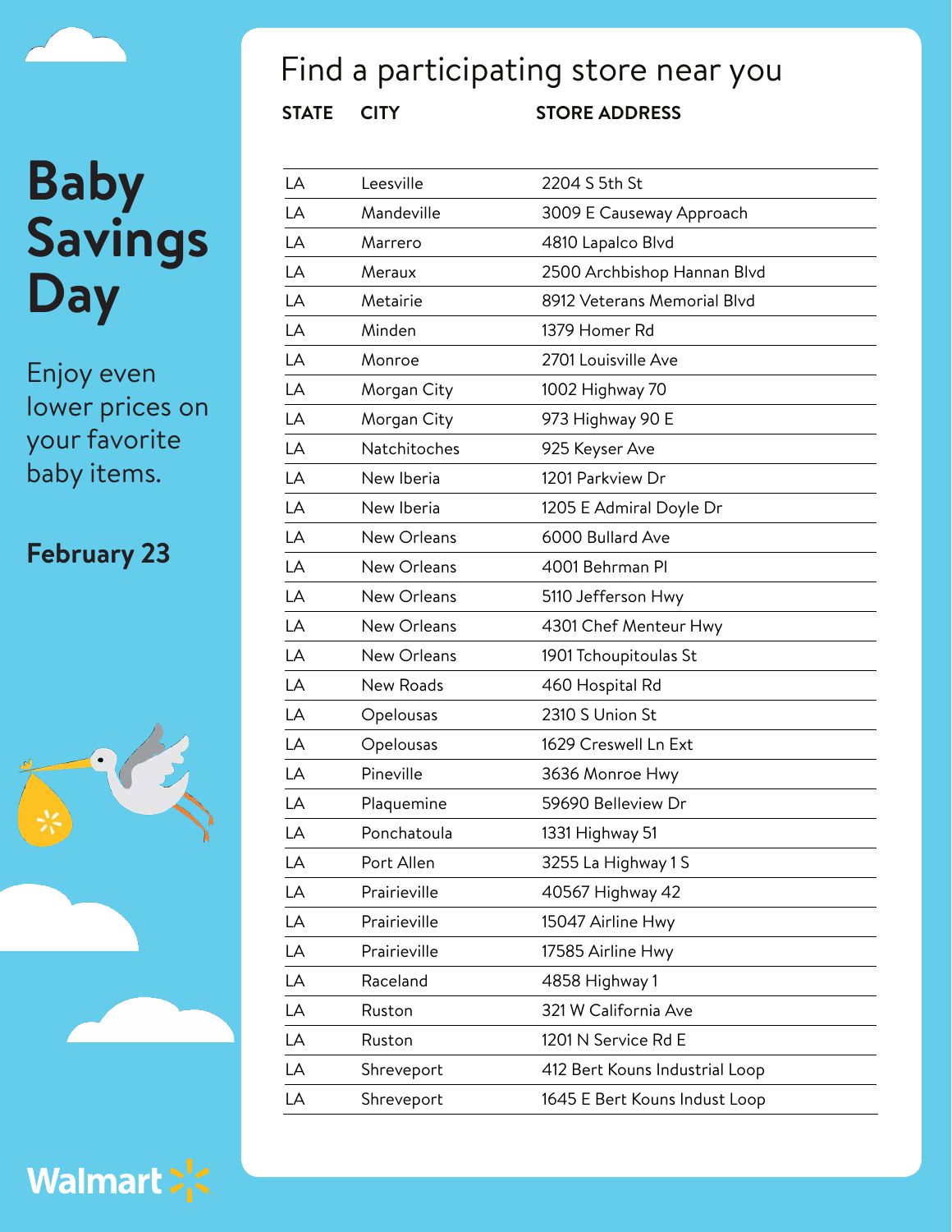# Baby Savings Day

Enjoy even lower prices on your favorite baby items.

**February 23**

## Find a participating store near you

| STATE | CITY | STORE ADDRESS |
|---|---|---|
| LA | Leesville | 2204 S 5th St |
| LA | Mandeville | 3009 E Causeway Approach |
| LA | Marrero | 4810 Lapalco Blvd |
| LA | Meraux | 2500 Archbishop Hannan Blvd |
| LA | Metairie | 8912 Veterans Memorial Blvd |
| LA | Minden | 1379 Homer Rd |
| LA | Monroe | 2701 Louisville Ave |
| LA | Morgan City | 1002 Highway 70 |
| LA | Morgan City | 973 Highway 90 E |
| LA | Natchitoches | 925 Keyser Ave |
| LA | New Iberia | 1201 Parkview Dr |
| LA | New Iberia | 1205 E Admiral Doyle Dr |
| LA | New Orleans | 6000 Bullard Ave |
| LA | New Orleans | 4001 Behrman Pl |
| LA | New Orleans | 5110 Jefferson Hwy |
| LA | New Orleans | 4301 Chef Menteur Hwy |
| LA | New Orleans | 1901 Tchoupitoulas St |
| LA | New Roads | 460 Hospital Rd |
| LA | Opelousas | 2310 S Union St |
| LA | Opelousas | 1629 Creswell Ln Ext |
| LA | Pineville | 3636 Monroe Hwy |
| LA | Plaquemine | 59690 Belleview Dr |
| LA | Ponchatoula | 1331 Highway 51 |
| LA | Port Allen | 3255 La Highway 1 S |
| LA | Prairieville | 40567 Highway 42 |
| LA | Prairieville | 15047 Airline Hwy |
| LA | Prairieville | 17585 Airline Hwy |
| LA | Raceland | 4858 Highway 1 |
| LA | Ruston | 321 W California Ave |
| LA | Ruston | 1201 N Service Rd E |
| LA | Shreveport | 412 Bert Kouns Industrial Loop |
| LA | Shreveport | 1645 E Bert Kouns Indust Loop |

Walmart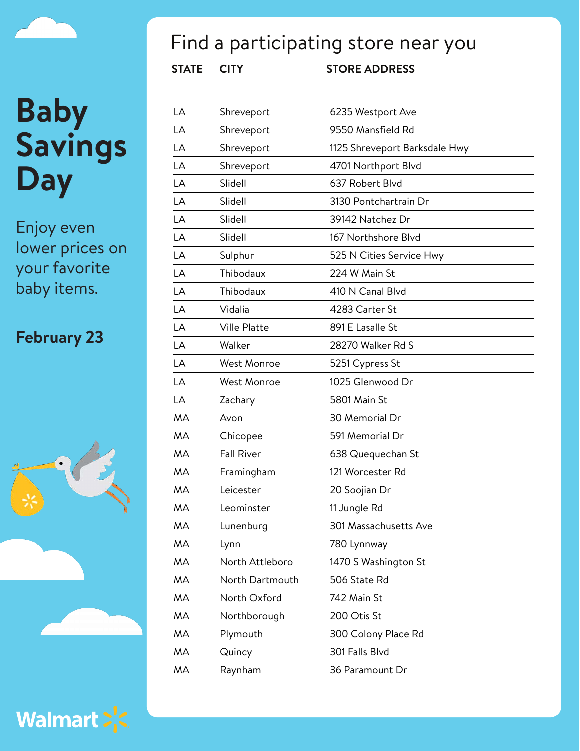# Baby Savings Day

Enjoy even lower prices on your favorite baby items.

**February 23**

## Find a participating store near you

| STATE | CITY | STORE ADDRESS |
|---|---|---|
| LA | Shreveport | 6235 Westport Ave |
| LA | Shreveport | 9550 Mansfield Rd |
| LA | Shreveport | 1125 Shreveport Barksdale Hwy |
| LA | Shreveport | 4701 Northport Blvd |
| LA | Slidell | 637 Robert Blvd |
| LA | Slidell | 3130 Pontchartrain Dr |
| LA | Slidell | 39142 Natchez Dr |
| LA | Slidell | 167 Northshore Blvd |
| LA | Sulphur | 525 N Cities Service Hwy |
| LA | Thibodaux | 224 W Main St |
| LA | Thibodaux | 410 N Canal Blvd |
| LA | Vidalia | 4283 Carter St |
| LA | Ville Platte | 891 E Lasalle St |
| LA | Walker | 28270 Walker Rd S |
| LA | West Monroe | 5251 Cypress St |
| LA | West Monroe | 1025 Glenwood Dr |
| LA | Zachary | 5801 Main St |
| MA | Avon | 30 Memorial Dr |
| MA | Chicopee | 591 Memorial Dr |
| MA | Fall River | 638 Quequechan St |
| MA | Framingham | 121 Worcester Rd |
| MA | Leicester | 20 Soojian Dr |
| MA | Leominster | 11 Jungle Rd |
| MA | Lunenburg | 301 Massachusetts Ave |
| MA | Lynn | 780 Lynnway |
| MA | North Attleboro | 1470 S Washington St |
| MA | North Dartmouth | 506 State Rd |
| MA | North Oxford | 742 Main St |
| MA | Northborough | 200 Otis St |
| MA | Plymouth | 300 Colony Place Rd |
| MA | Quincy | 301 Falls Blvd |
| MA | Raynham | 36 Paramount Dr |

Walmart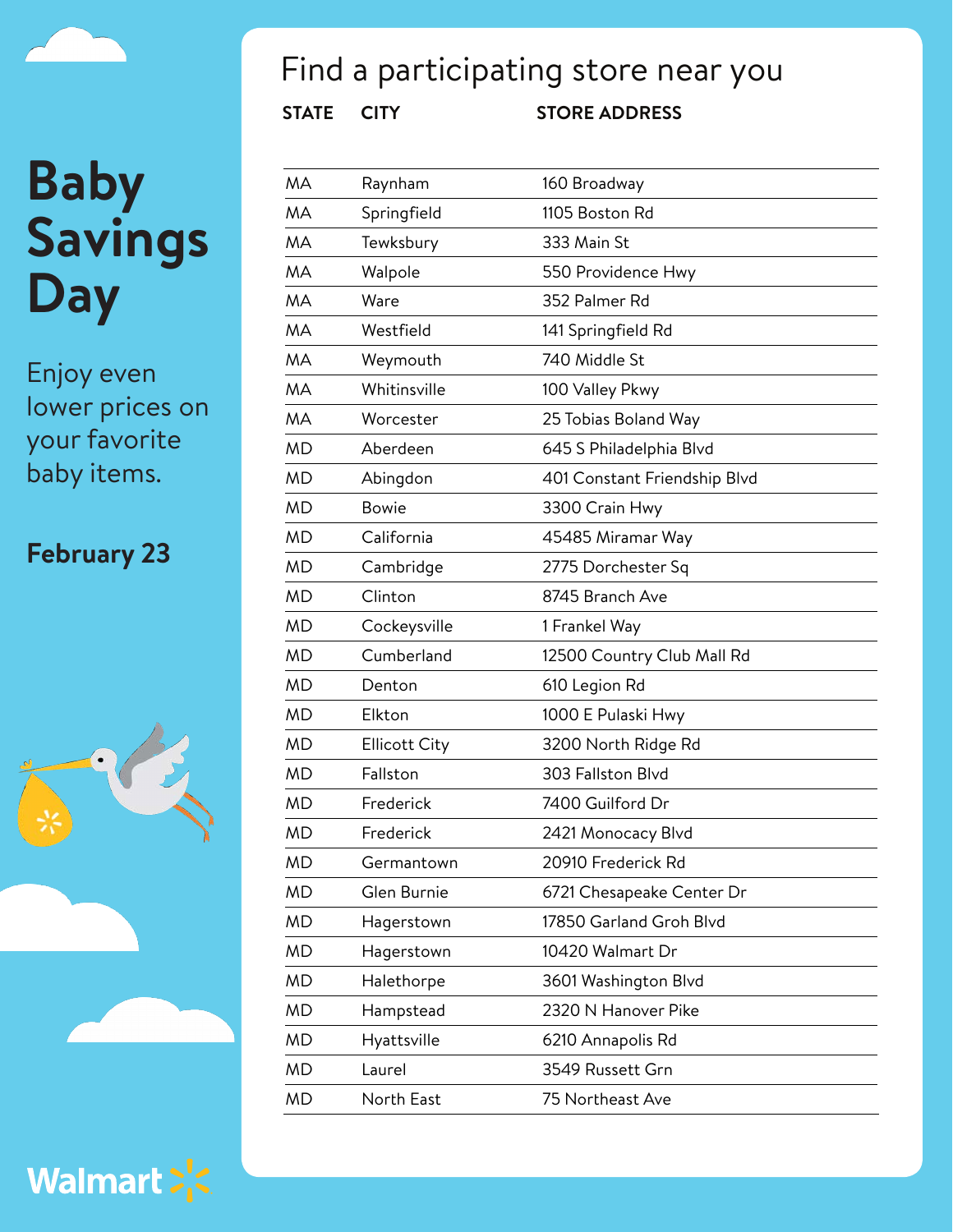# Baby Savings Day

Enjoy even lower prices on your favorite baby items.

**February 23**

## Find a participating store near you

| STATE | CITY | STORE ADDRESS |
|---|---|---|
| MA | Raynham | 160 Broadway |
| MA | Springfield | 1105 Boston Rd |
| MA | Tewksbury | 333 Main St |
| MA | Walpole | 550 Providence Hwy |
| MA | Ware | 352 Palmer Rd |
| MA | Westfield | 141 Springfield Rd |
| MA | Weymouth | 740 Middle St |
| MA | Whitinsville | 100 Valley Pkwy |
| MA | Worcester | 25 Tobias Boland Way |
| MD | Aberdeen | 645 S Philadelphia Blvd |
| MD | Abingdon | 401 Constant Friendship Blvd |
| MD | Bowie | 3300 Crain Hwy |
| MD | California | 45485 Miramar Way |
| MD | Cambridge | 2775 Dorchester Sq |
| MD | Clinton | 8745 Branch Ave |
| MD | Cockeysville | 1 Frankel Way |
| MD | Cumberland | 12500 Country Club Mall Rd |
| MD | Denton | 610 Legion Rd |
| MD | Elkton | 1000 E Pulaski Hwy |
| MD | Ellicott City | 3200 North Ridge Rd |
| MD | Fallston | 303 Fallston Blvd |
| MD | Frederick | 7400 Guilford Dr |
| MD | Frederick | 2421 Monocacy Blvd |
| MD | Germantown | 20910 Frederick Rd |
| MD | Glen Burnie | 6721 Chesapeake Center Dr |
| MD | Hagerstown | 17850 Garland Groh Blvd |
| MD | Hagerstown | 10420 Walmart Dr |
| MD | Halethorpe | 3601 Washington Blvd |
| MD | Hampstead | 2320 N Hanover Pike |
| MD | Hyattsville | 6210 Annapolis Rd |
| MD | Laurel | 3549 Russett Grn |
| MD | North East | 75 Northeast Ave |

Walmart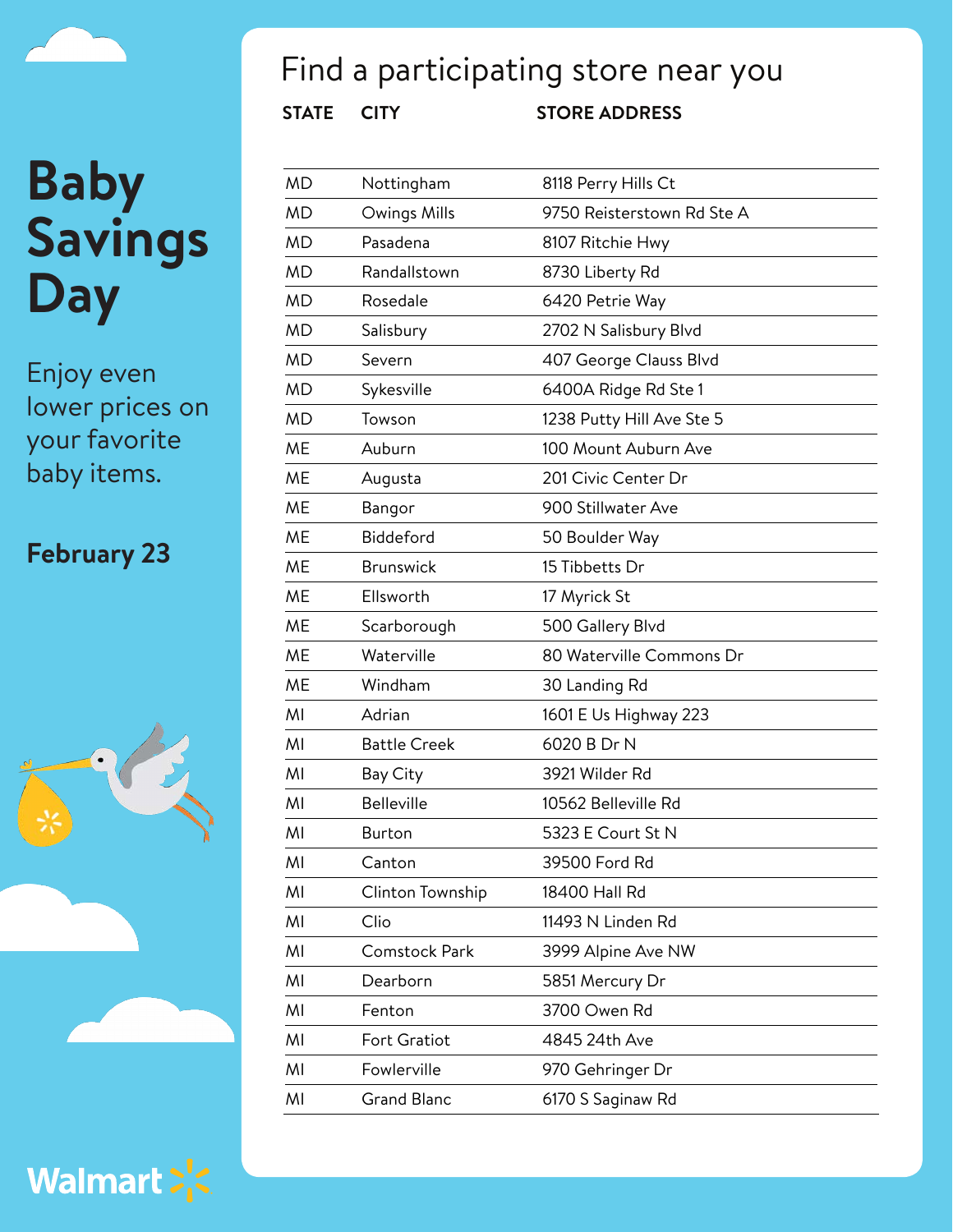# Baby Savings Day

Enjoy even lower prices on your favorite baby items.

**February 23**

## Find a participating store near you

| STATE | CITY | STORE ADDRESS |
|---|---|---|
| MD | Nottingham | 8118 Perry Hills Ct |
| MD | Owings Mills | 9750 Reisterstown Rd Ste A |
| MD | Pasadena | 8107 Ritchie Hwy |
| MD | Randallstown | 8730 Liberty Rd |
| MD | Rosedale | 6420 Petrie Way |
| MD | Salisbury | 2702 N Salisbury Blvd |
| MD | Severn | 407 George Clauss Blvd |
| MD | Sykesville | 6400A Ridge Rd Ste 1 |
| MD | Towson | 1238 Putty Hill Ave Ste 5 |
| ME | Auburn | 100 Mount Auburn Ave |
| ME | Augusta | 201 Civic Center Dr |
| ME | Bangor | 900 Stillwater Ave |
| ME | Biddeford | 50 Boulder Way |
| ME | Brunswick | 15 Tibbetts Dr |
| ME | Ellsworth | 17 Myrick St |
| ME | Scarborough | 500 Gallery Blvd |
| ME | Waterville | 80 Waterville Commons Dr |
| ME | Windham | 30 Landing Rd |
| MI | Adrian | 1601 E Us Highway 223 |
| MI | Battle Creek | 6020 B Dr N |
| MI | Bay City | 3921 Wilder Rd |
| MI | Belleville | 10562 Belleville Rd |
| MI | Burton | 5323 E Court St N |
| MI | Canton | 39500 Ford Rd |
| MI | Clinton Township | 18400 Hall Rd |
| MI | Clio | 11493 N Linden Rd |
| MI | Comstock Park | 3999 Alpine Ave NW |
| MI | Dearborn | 5851 Mercury Dr |
| MI | Fenton | 3700 Owen Rd |
| MI | Fort Gratiot | 4845 24th Ave |
| MI | Fowlerville | 970 Gehringer Dr |
| MI | Grand Blanc | 6170 S Saginaw Rd |

Walmart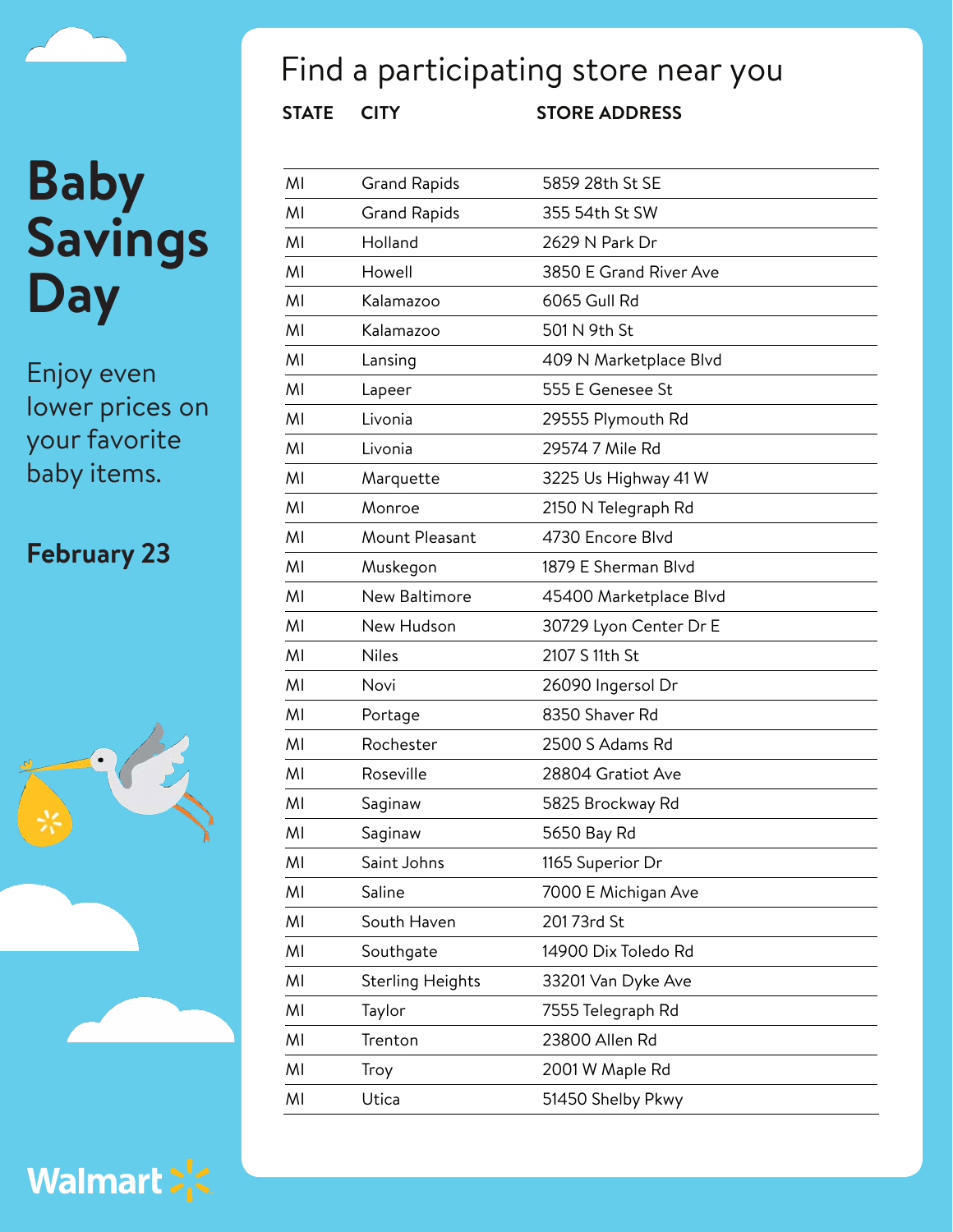# Baby Savings Day

Enjoy even lower prices on your favorite baby items.

**February 23**

## Find a participating store near you

| STATE | CITY | STORE ADDRESS |
|---|---|---|
| MI | Grand Rapids | 5859 28th St SE |
| MI | Grand Rapids | 355 54th St SW |
| MI | Holland | 2629 N Park Dr |
| MI | Howell | 3850 E Grand River Ave |
| MI | Kalamazoo | 6065 Gull Rd |
| MI | Kalamazoo | 501 N 9th St |
| MI | Lansing | 409 N Marketplace Blvd |
| MI | Lapeer | 555 E Genesee St |
| MI | Livonia | 29555 Plymouth Rd |
| MI | Livonia | 29574 7 Mile Rd |
| MI | Marquette | 3225 Us Highway 41 W |
| MI | Monroe | 2150 N Telegraph Rd |
| MI | Mount Pleasant | 4730 Encore Blvd |
| MI | Muskegon | 1879 E Sherman Blvd |
| MI | New Baltimore | 45400 Marketplace Blvd |
| MI | New Hudson | 30729 Lyon Center Dr E |
| MI | Niles | 2107 S 11th St |
| MI | Novi | 26090 Ingersol Dr |
| MI | Portage | 8350 Shaver Rd |
| MI | Rochester | 2500 S Adams Rd |
| MI | Roseville | 28804 Gratiot Ave |
| MI | Saginaw | 5825 Brockway Rd |
| MI | Saginaw | 5650 Bay Rd |
| MI | Saint Johns | 1165 Superior Dr |
| MI | Saline | 7000 E Michigan Ave |
| MI | South Haven | 201 73rd St |
| MI | Southgate | 14900 Dix Toledo Rd |
| MI | Sterling Heights | 33201 Van Dyke Ave |
| MI | Taylor | 7555 Telegraph Rd |
| MI | Trenton | 23800 Allen Rd |
| MI | Troy | 2001 W Maple Rd |
| MI | Utica | 51450 Shelby Pkwy |

Walmart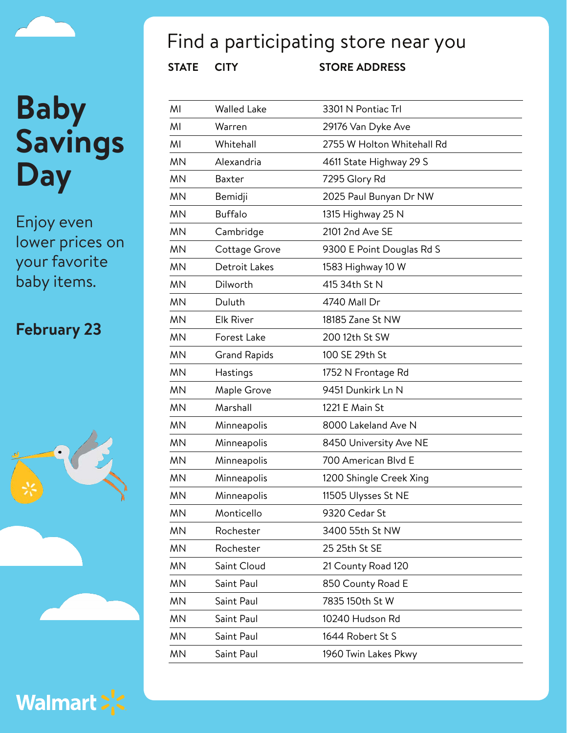# Baby Savings Day

Enjoy even lower prices on your favorite baby items.

**February 23**

## Find a participating store near you

| STATE | CITY | STORE ADDRESS |
|---|---|---|
| MI | Walled Lake | 3301 N Pontiac Trl |
| MI | Warren | 29176 Van Dyke Ave |
| MI | Whitehall | 2755 W Holton Whitehall Rd |
| MN | Alexandria | 4611 State Highway 29 S |
| MN | Baxter | 7295 Glory Rd |
| MN | Bemidji | 2025 Paul Bunyan Dr NW |
| MN | Buffalo | 1315 Highway 25 N |
| MN | Cambridge | 2101 2nd Ave SE |
| MN | Cottage Grove | 9300 E Point Douglas Rd S |
| MN | Detroit Lakes | 1583 Highway 10 W |
| MN | Dilworth | 415 34th St N |
| MN | Duluth | 4740 Mall Dr |
| MN | Elk River | 18185 Zane St NW |
| MN | Forest Lake | 200 12th St SW |
| MN | Grand Rapids | 100 SE 29th St |
| MN | Hastings | 1752 N Frontage Rd |
| MN | Maple Grove | 9451 Dunkirk Ln N |
| MN | Marshall | 1221 E Main St |
| MN | Minneapolis | 8000 Lakeland Ave N |
| MN | Minneapolis | 8450 University Ave NE |
| MN | Minneapolis | 700 American Blvd E |
| MN | Minneapolis | 1200 Shingle Creek Xing |
| MN | Minneapolis | 11505 Ulysses St NE |
| MN | Monticello | 9320 Cedar St |
| MN | Rochester | 3400 55th St NW |
| MN | Rochester | 25 25th St SE |
| MN | Saint Cloud | 21 County Road 120 |
| MN | Saint Paul | 850 County Road E |
| MN | Saint Paul | 7835 150th St W |
| MN | Saint Paul | 10240 Hudson Rd |
| MN | Saint Paul | 1644 Robert St S |
| MN | Saint Paul | 1960 Twin Lakes Pkwy |

Walmart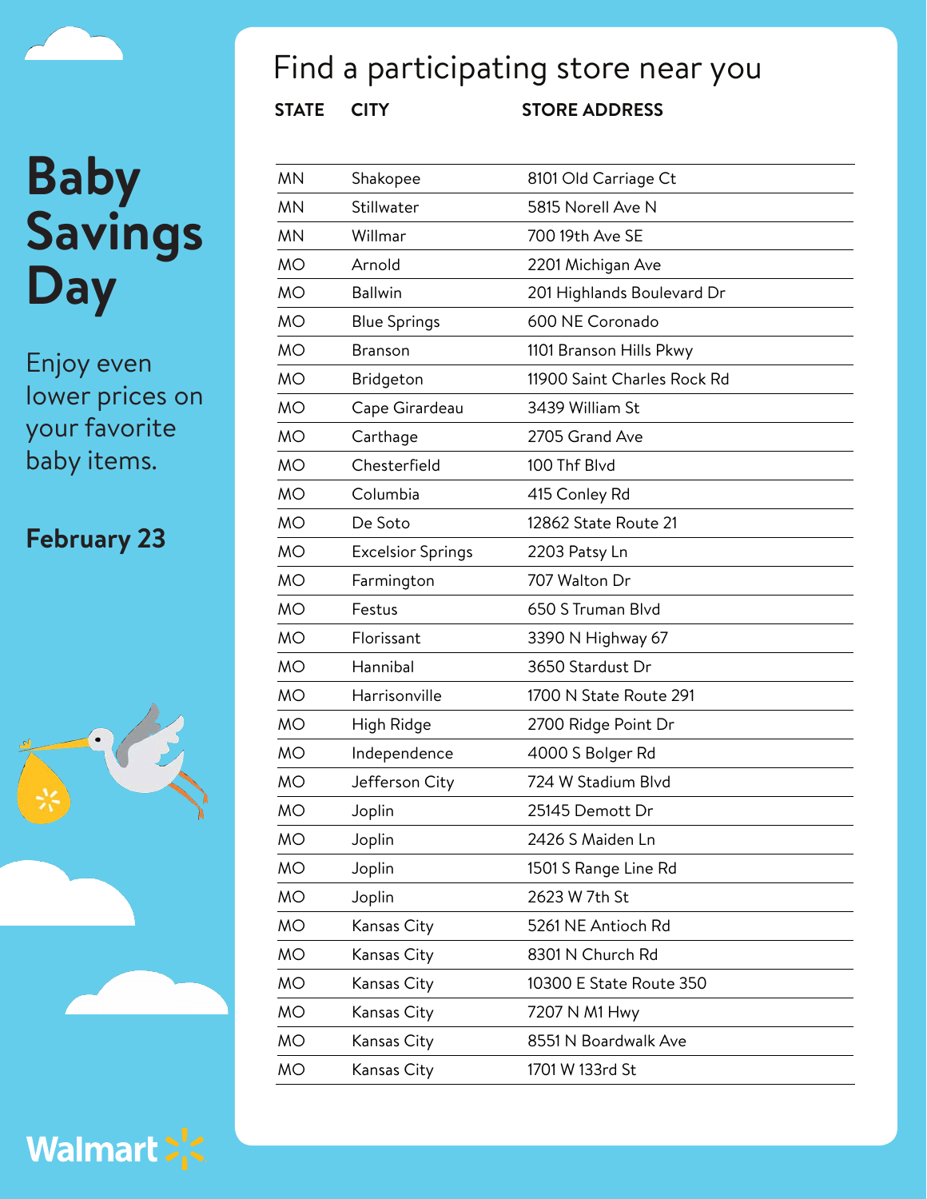# Baby Savings Day

Enjoy even lower prices on your favorite baby items.

**February 23**

## Find a participating store near you

| STATE | CITY | STORE ADDRESS |
|---|---|---|
| MN | Shakopee | 8101 Old Carriage Ct |
| MN | Stillwater | 5815 Norell Ave N |
| MN | Willmar | 700 19th Ave SE |
| MO | Arnold | 2201 Michigan Ave |
| MO | Ballwin | 201 Highlands Boulevard Dr |
| MO | Blue Springs | 600 NE Coronado |
| MO | Branson | 1101 Branson Hills Pkwy |
| MO | Bridgeton | 11900 Saint Charles Rock Rd |
| MO | Cape Girardeau | 3439 William St |
| MO | Carthage | 2705 Grand Ave |
| MO | Chesterfield | 100 Thf Blvd |
| MO | Columbia | 415 Conley Rd |
| MO | De Soto | 12862 State Route 21 |
| MO | Excelsior Springs | 2203 Patsy Ln |
| MO | Farmington | 707 Walton Dr |
| MO | Festus | 650 S Truman Blvd |
| MO | Florissant | 3390 N Highway 67 |
| MO | Hannibal | 3650 Stardust Dr |
| MO | Harrisonville | 1700 N State Route 291 |
| MO | High Ridge | 2700 Ridge Point Dr |
| MO | Independence | 4000 S Bolger Rd |
| MO | Jefferson City | 724 W Stadium Blvd |
| MO | Joplin | 25145 Demott Dr |
| MO | Joplin | 2426 S Maiden Ln |
| MO | Joplin | 1501 S Range Line Rd |
| MO | Joplin | 2623 W 7th St |
| MO | Kansas City | 5261 NE Antioch Rd |
| MO | Kansas City | 8301 N Church Rd |
| MO | Kansas City | 10300 E State Route 350 |
| MO | Kansas City | 7207 N M1 Hwy |
| MO | Kansas City | 8551 N Boardwalk Ave |
| MO | Kansas City | 1701 W 133rd St |

Walmart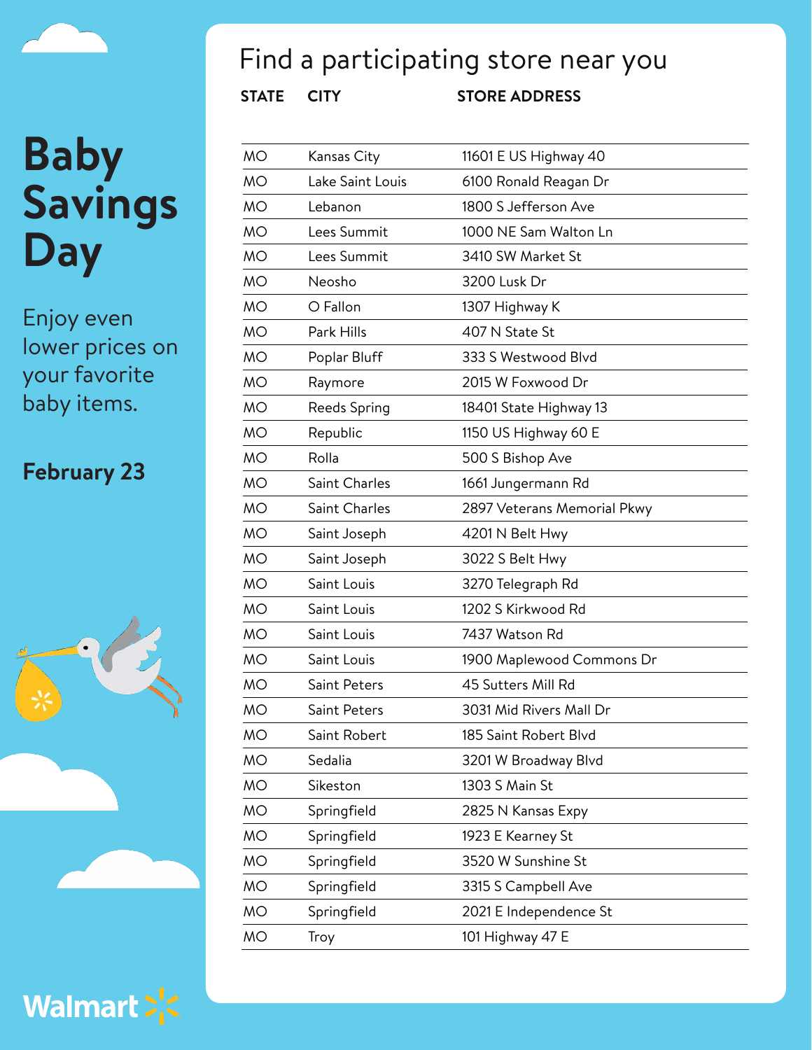# Baby Savings Day

Enjoy even lower prices on your favorite baby items.

**February 23**

## Find a participating store near you

| STATE | CITY | STORE ADDRESS |
|---|---|---|
| MO | Kansas City | 11601 E US Highway 40 |
| MO | Lake Saint Louis | 6100 Ronald Reagan Dr |
| MO | Lebanon | 1800 S Jefferson Ave |
| MO | Lees Summit | 1000 NE Sam Walton Ln |
| MO | Lees Summit | 3410 SW Market St |
| MO | Neosho | 3200 Lusk Dr |
| MO | O Fallon | 1307 Highway K |
| MO | Park Hills | 407 N State St |
| MO | Poplar Bluff | 333 S Westwood Blvd |
| MO | Raymore | 2015 W Foxwood Dr |
| MO | Reeds Spring | 18401 State Highway 13 |
| MO | Republic | 1150 US Highway 60 E |
| MO | Rolla | 500 S Bishop Ave |
| MO | Saint Charles | 1661 Jungermann Rd |
| MO | Saint Charles | 2897 Veterans Memorial Pkwy |
| MO | Saint Joseph | 4201 N Belt Hwy |
| MO | Saint Joseph | 3022 S Belt Hwy |
| MO | Saint Louis | 3270 Telegraph Rd |
| MO | Saint Louis | 1202 S Kirkwood Rd |
| MO | Saint Louis | 7437 Watson Rd |
| MO | Saint Louis | 1900 Maplewood Commons Dr |
| MO | Saint Peters | 45 Sutters Mill Rd |
| MO | Saint Peters | 3031 Mid Rivers Mall Dr |
| MO | Saint Robert | 185 Saint Robert Blvd |
| MO | Sedalia | 3201 W Broadway Blvd |
| MO | Sikeston | 1303 S Main St |
| MO | Springfield | 2825 N Kansas Expy |
| MO | Springfield | 1923 E Kearney St |
| MO | Springfield | 3520 W Sunshine St |
| MO | Springfield | 3315 S Campbell Ave |
| MO | Springfield | 2021 E Independence St |
| MO | Troy | 101 Highway 47 E |

Walmart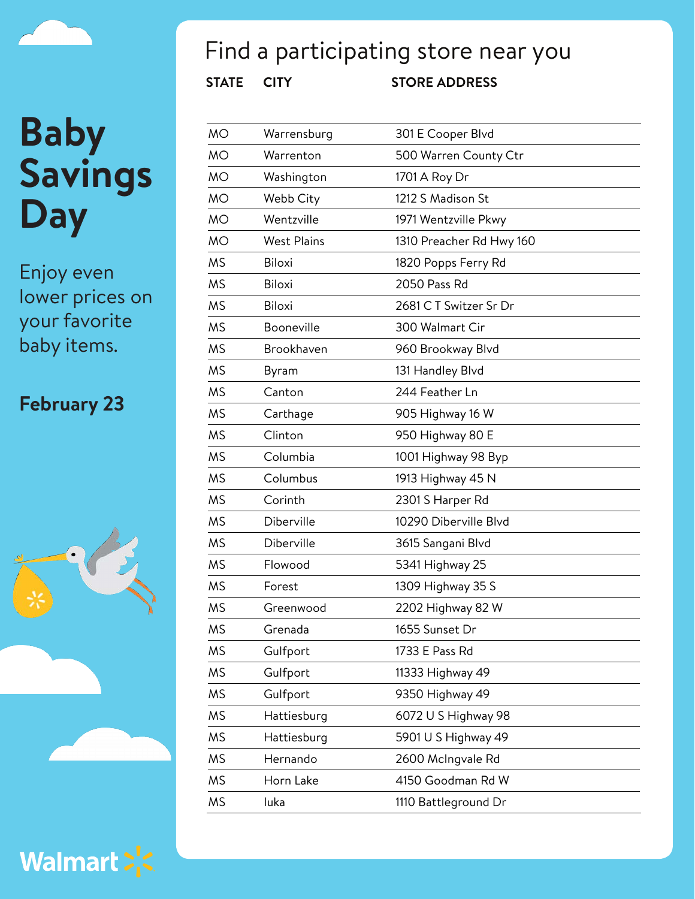# Baby Savings Day

Enjoy even lower prices on your favorite baby items.

**February 23**

## Find a participating store near you

| STATE | CITY | STORE ADDRESS |
|---|---|---|
| MO | Warrensburg | 301 E Cooper Blvd |
| MO | Warrenton | 500 Warren County Ctr |
| MO | Washington | 1701 A Roy Dr |
| MO | Webb City | 1212 S Madison St |
| MO | Wentzville | 1971 Wentzville Pkwy |
| MO | West Plains | 1310 Preacher Rd Hwy 160 |
| MS | Biloxi | 1820 Popps Ferry Rd |
| MS | Biloxi | 2050 Pass Rd |
| MS | Biloxi | 2681 C T Switzer Sr Dr |
| MS | Booneville | 300 Walmart Cir |
| MS | Brookhaven | 960 Brookway Blvd |
| MS | Byram | 131 Handley Blvd |
| MS | Canton | 244 Feather Ln |
| MS | Carthage | 905 Highway 16 W |
| MS | Clinton | 950 Highway 80 E |
| MS | Columbia | 1001 Highway 98 Byp |
| MS | Columbus | 1913 Highway 45 N |
| MS | Corinth | 2301 S Harper Rd |
| MS | Diberville | 10290 Diberville Blvd |
| MS | Diberville | 3615 Sangani Blvd |
| MS | Flowood | 5341 Highway 25 |
| MS | Forest | 1309 Highway 35 S |
| MS | Greenwood | 2202 Highway 82 W |
| MS | Grenada | 1655 Sunset Dr |
| MS | Gulfport | 1733 E Pass Rd |
| MS | Gulfport | 11333 Highway 49 |
| MS | Gulfport | 9350 Highway 49 |
| MS | Hattiesburg | 6072 U S Highway 98 |
| MS | Hattiesburg | 5901 U S Highway 49 |
| MS | Hernando | 2600 McIngvale Rd |
| MS | Horn Lake | 4150 Goodman Rd W |
| MS | Iuka | 1110 Battleground Dr |

Walmart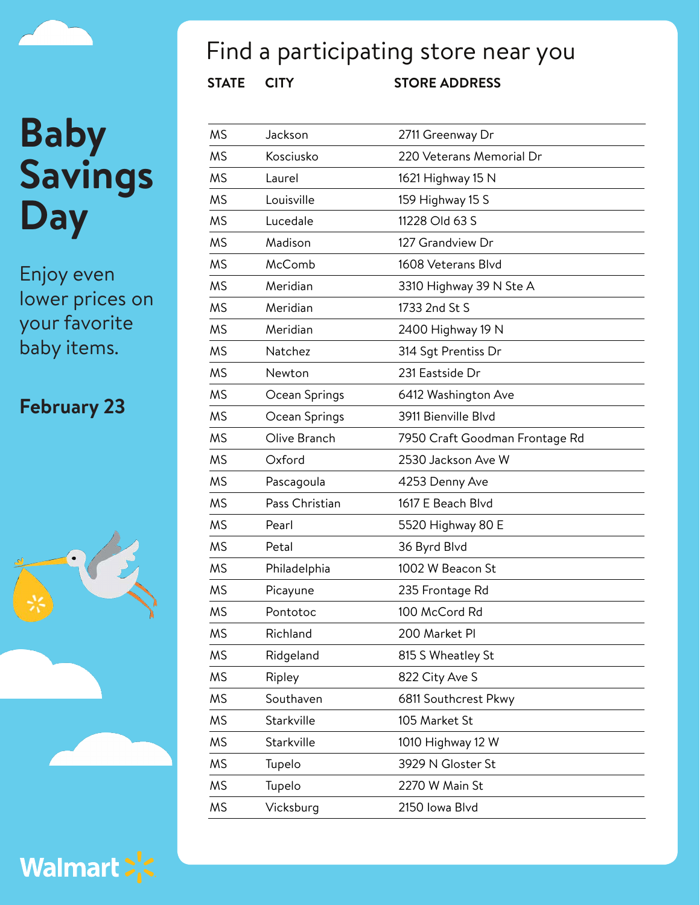# Baby Savings Day

Enjoy even lower prices on your favorite baby items.

**February 23**

## Find a participating store near you

| STATE | CITY | STORE ADDRESS |
|---|---|---|
| MS | Jackson | 2711 Greenway Dr |
| MS | Kosciusko | 220 Veterans Memorial Dr |
| MS | Laurel | 1621 Highway 15 N |
| MS | Louisville | 159 Highway 15 S |
| MS | Lucedale | 11228 Old 63 S |
| MS | Madison | 127 Grandview Dr |
| MS | McComb | 1608 Veterans Blvd |
| MS | Meridian | 3310 Highway 39 N Ste A |
| MS | Meridian | 1733 2nd St S |
| MS | Meridian | 2400 Highway 19 N |
| MS | Natchez | 314 Sgt Prentiss Dr |
| MS | Newton | 231 Eastside Dr |
| MS | Ocean Springs | 6412 Washington Ave |
| MS | Ocean Springs | 3911 Bienville Blvd |
| MS | Olive Branch | 7950 Craft Goodman Frontage Rd |
| MS | Oxford | 2530 Jackson Ave W |
| MS | Pascagoula | 4253 Denny Ave |
| MS | Pass Christian | 1617 E Beach Blvd |
| MS | Pearl | 5520 Highway 80 E |
| MS | Petal | 36 Byrd Blvd |
| MS | Philadelphia | 1002 W Beacon St |
| MS | Picayune | 235 Frontage Rd |
| MS | Pontotoc | 100 McCord Rd |
| MS | Richland | 200 Market Pl |
| MS | Ridgeland | 815 S Wheatley St |
| MS | Ripley | 822 City Ave S |
| MS | Southaven | 6811 Southcrest Pkwy |
| MS | Starkville | 105 Market St |
| MS | Starkville | 1010 Highway 12 W |
| MS | Tupelo | 3929 N Gloster St |
| MS | Tupelo | 2270 W Main St |
| MS | Vicksburg | 2150 Iowa Blvd |

Walmart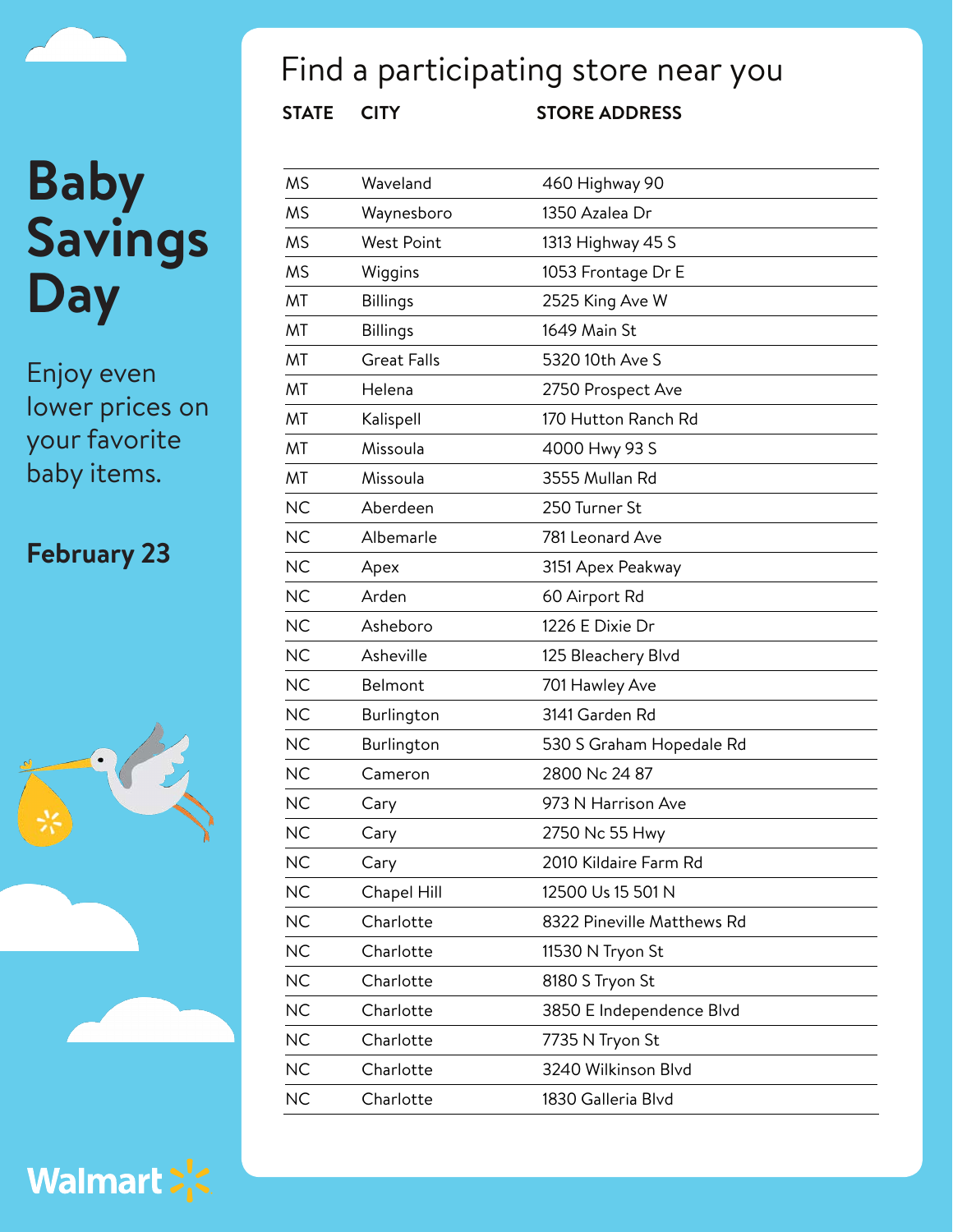# Baby Savings Day

Enjoy even lower prices on your favorite baby items.

**February 23**

## Find a participating store near you

| STATE | CITY | STORE ADDRESS |
|---|---|---|
| MS | Waveland | 460 Highway 90 |
| MS | Waynesboro | 1350 Azalea Dr |
| MS | West Point | 1313 Highway 45 S |
| MS | Wiggins | 1053 Frontage Dr E |
| MT | Billings | 2525 King Ave W |
| MT | Billings | 1649 Main St |
| MT | Great Falls | 5320 10th Ave S |
| MT | Helena | 2750 Prospect Ave |
| MT | Kalispell | 170 Hutton Ranch Rd |
| MT | Missoula | 4000 Hwy 93 S |
| MT | Missoula | 3555 Mullan Rd |
| NC | Aberdeen | 250 Turner St |
| NC | Albemarle | 781 Leonard Ave |
| NC | Apex | 3151 Apex Peakway |
| NC | Arden | 60 Airport Rd |
| NC | Asheboro | 1226 E Dixie Dr |
| NC | Asheville | 125 Bleachery Blvd |
| NC | Belmont | 701 Hawley Ave |
| NC | Burlington | 3141 Garden Rd |
| NC | Burlington | 530 S Graham Hopedale Rd |
| NC | Cameron | 2800 Nc 24 87 |
| NC | Cary | 973 N Harrison Ave |
| NC | Cary | 2750 Nc 55 Hwy |
| NC | Cary | 2010 Kildaire Farm Rd |
| NC | Chapel Hill | 12500 Us 15 501 N |
| NC | Charlotte | 8322 Pineville Matthews Rd |
| NC | Charlotte | 11530 N Tryon St |
| NC | Charlotte | 8180 S Tryon St |
| NC | Charlotte | 3850 E Independence Blvd |
| NC | Charlotte | 7735 N Tryon St |
| NC | Charlotte | 3240 Wilkinson Blvd |
| NC | Charlotte | 1830 Galleria Blvd |

Walmart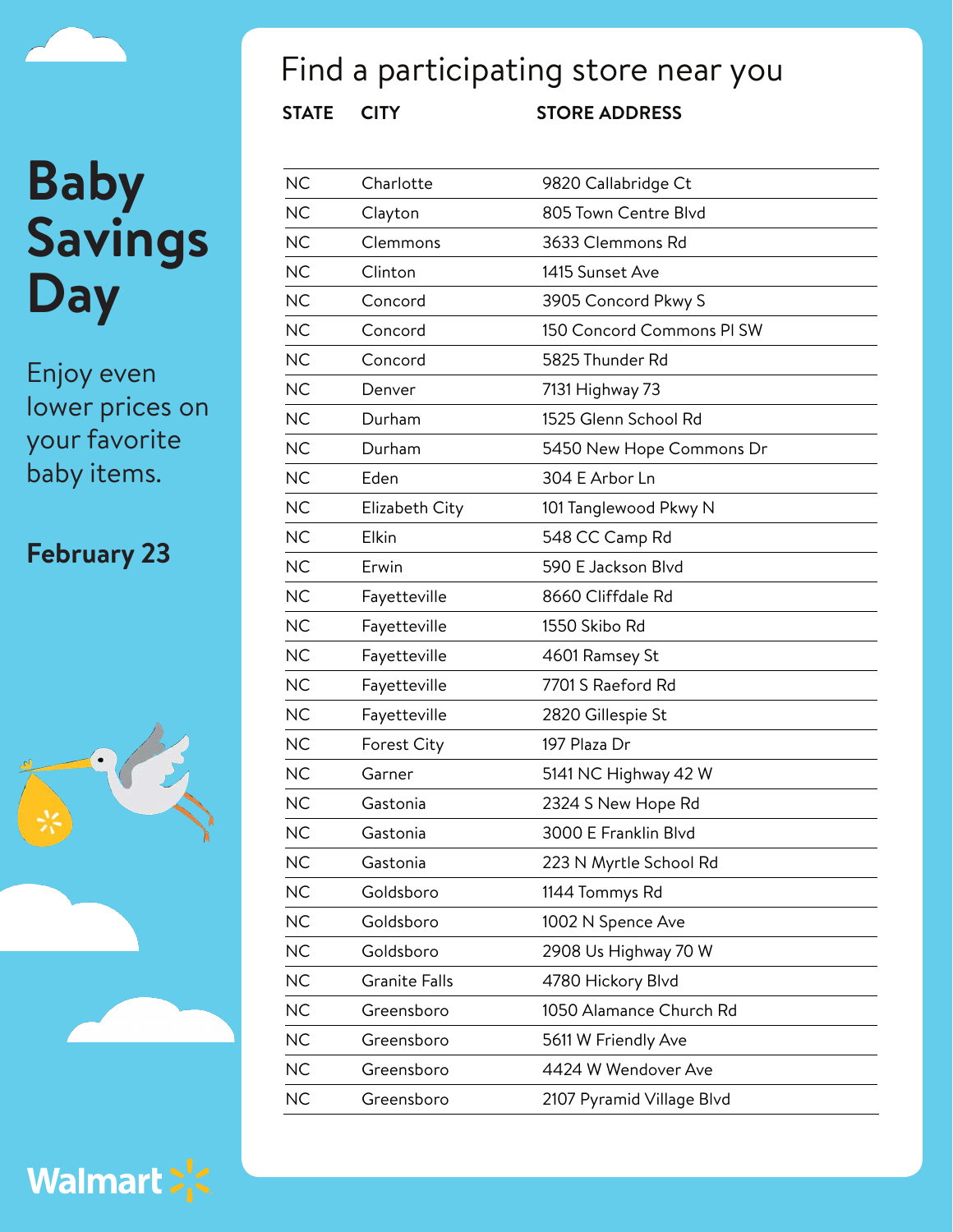# Baby Savings Day

Enjoy even lower prices on your favorite baby items.

**February 23**

## Find a participating store near you

| STATE | CITY | STORE ADDRESS |
|---|---|---|
| NC | Charlotte | 9820 Callabridge Ct |
| NC | Clayton | 805 Town Centre Blvd |
| NC | Clemmons | 3633 Clemmons Rd |
| NC | Clinton | 1415 Sunset Ave |
| NC | Concord | 3905 Concord Pkwy S |
| NC | Concord | 150 Concord Commons Pl SW |
| NC | Concord | 5825 Thunder Rd |
| NC | Denver | 7131 Highway 73 |
| NC | Durham | 1525 Glenn School Rd |
| NC | Durham | 5450 New Hope Commons Dr |
| NC | Eden | 304 E Arbor Ln |
| NC | Elizabeth City | 101 Tanglewood Pkwy N |
| NC | Elkin | 548 CC Camp Rd |
| NC | Erwin | 590 E Jackson Blvd |
| NC | Fayetteville | 8660 Cliffdale Rd |
| NC | Fayetteville | 1550 Skibo Rd |
| NC | Fayetteville | 4601 Ramsey St |
| NC | Fayetteville | 7701 S Raeford Rd |
| NC | Fayetteville | 2820 Gillespie St |
| NC | Forest City | 197 Plaza Dr |
| NC | Garner | 5141 NC Highway 42 W |
| NC | Gastonia | 2324 S New Hope Rd |
| NC | Gastonia | 3000 E Franklin Blvd |
| NC | Gastonia | 223 N Myrtle School Rd |
| NC | Goldsboro | 1144 Tommys Rd |
| NC | Goldsboro | 1002 N Spence Ave |
| NC | Goldsboro | 2908 Us Highway 70 W |
| NC | Granite Falls | 4780 Hickory Blvd |
| NC | Greensboro | 1050 Alamance Church Rd |
| NC | Greensboro | 5611 W Friendly Ave |
| NC | Greensboro | 4424 W Wendover Ave |
| NC | Greensboro | 2107 Pyramid Village Blvd |

Walmart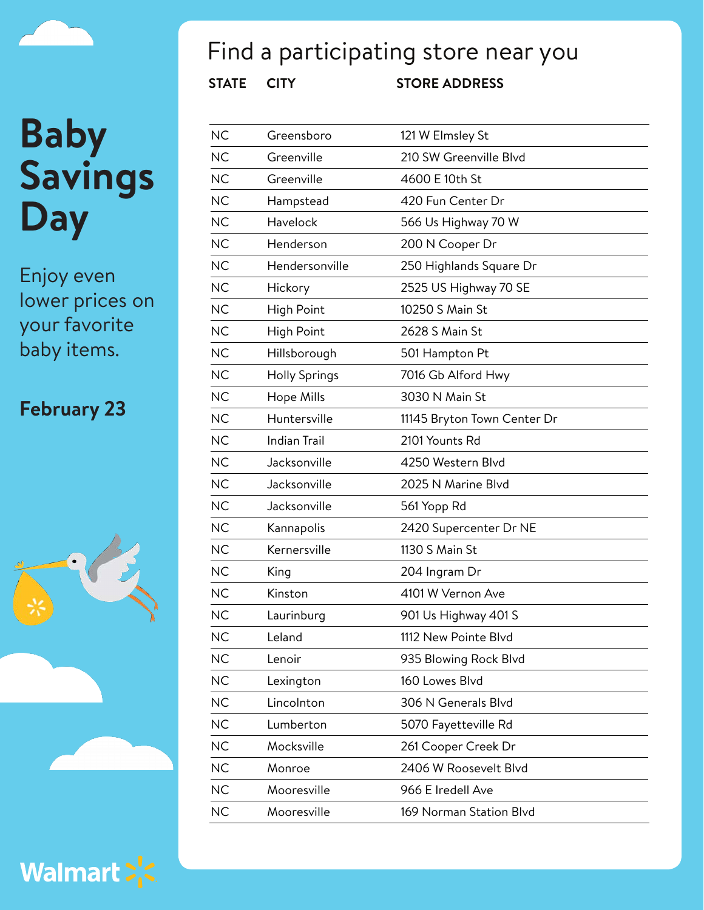# Baby Savings Day

Enjoy even lower prices on your favorite baby items.

**February 23**

## Find a participating store near you

| STATE | CITY | STORE ADDRESS |
|---|---|---|
| NC | Greensboro | 121 W Elmsley St |
| NC | Greenville | 210 SW Greenville Blvd |
| NC | Greenville | 4600 E 10th St |
| NC | Hampstead | 420 Fun Center Dr |
| NC | Havelock | 566 Us Highway 70 W |
| NC | Henderson | 200 N Cooper Dr |
| NC | Hendersonville | 250 Highlands Square Dr |
| NC | Hickory | 2525 US Highway 70 SE |
| NC | High Point | 10250 S Main St |
| NC | High Point | 2628 S Main St |
| NC | Hillsborough | 501 Hampton Pt |
| NC | Holly Springs | 7016 Gb Alford Hwy |
| NC | Hope Mills | 3030 N Main St |
| NC | Huntersville | 11145 Bryton Town Center Dr |
| NC | Indian Trail | 2101 Younts Rd |
| NC | Jacksonville | 4250 Western Blvd |
| NC | Jacksonville | 2025 N Marine Blvd |
| NC | Jacksonville | 561 Yopp Rd |
| NC | Kannapolis | 2420 Supercenter Dr NE |
| NC | Kernersville | 1130 S Main St |
| NC | King | 204 Ingram Dr |
| NC | Kinston | 4101 W Vernon Ave |
| NC | Laurinburg | 901 Us Highway 401 S |
| NC | Leland | 1112 New Pointe Blvd |
| NC | Lenoir | 935 Blowing Rock Blvd |
| NC | Lexington | 160 Lowes Blvd |
| NC | Lincolnton | 306 N Generals Blvd |
| NC | Lumberton | 5070 Fayetteville Rd |
| NC | Mocksville | 261 Cooper Creek Dr |
| NC | Monroe | 2406 W Roosevelt Blvd |
| NC | Mooresville | 966 E Iredell Ave |
| NC | Mooresville | 169 Norman Station Blvd |

Walmart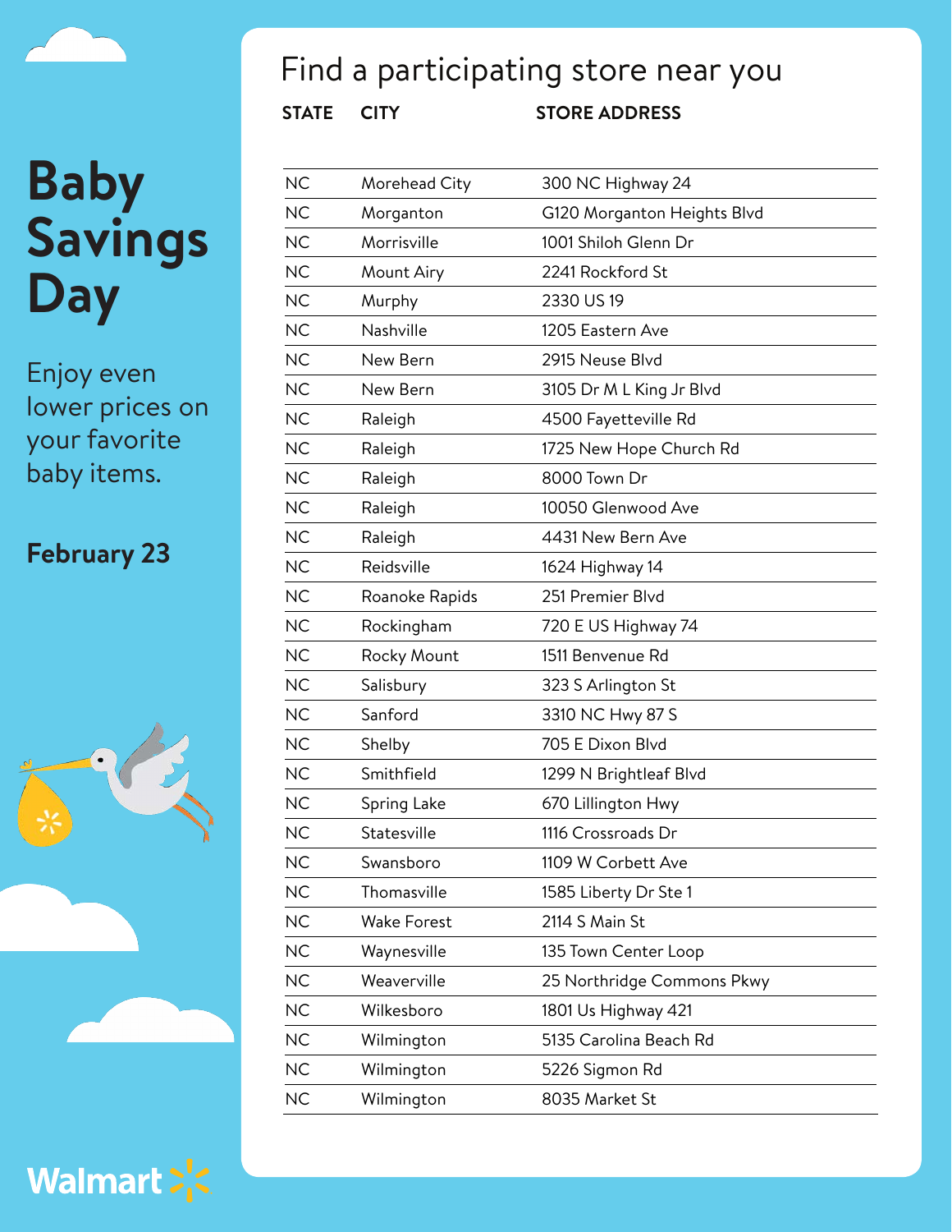# Baby Savings Day

Enjoy even lower prices on your favorite baby items.

**February 23**

## Find a participating store near you

| STATE | CITY | STORE ADDRESS |
|---|---|---|
| NC | Morehead City | 300 NC Highway 24 |
| NC | Morganton | G120 Morganton Heights Blvd |
| NC | Morrisville | 1001 Shiloh Glenn Dr |
| NC | Mount Airy | 2241 Rockford St |
| NC | Murphy | 2330 US 19 |
| NC | Nashville | 1205 Eastern Ave |
| NC | New Bern | 2915 Neuse Blvd |
| NC | New Bern | 3105 Dr M L King Jr Blvd |
| NC | Raleigh | 4500 Fayetteville Rd |
| NC | Raleigh | 1725 New Hope Church Rd |
| NC | Raleigh | 8000 Town Dr |
| NC | Raleigh | 10050 Glenwood Ave |
| NC | Raleigh | 4431 New Bern Ave |
| NC | Reidsville | 1624 Highway 14 |
| NC | Roanoke Rapids | 251 Premier Blvd |
| NC | Rockingham | 720 E US Highway 74 |
| NC | Rocky Mount | 1511 Benvenue Rd |
| NC | Salisbury | 323 S Arlington St |
| NC | Sanford | 3310 NC Hwy 87 S |
| NC | Shelby | 705 E Dixon Blvd |
| NC | Smithfield | 1299 N Brightleaf Blvd |
| NC | Spring Lake | 670 Lillington Hwy |
| NC | Statesville | 1116 Crossroads Dr |
| NC | Swansboro | 1109 W Corbett Ave |
| NC | Thomasville | 1585 Liberty Dr Ste 1 |
| NC | Wake Forest | 2114 S Main St |
| NC | Waynesville | 135 Town Center Loop |
| NC | Weaverville | 25 Northridge Commons Pkwy |
| NC | Wilkesboro | 1801 Us Highway 421 |
| NC | Wilmington | 5135 Carolina Beach Rd |
| NC | Wilmington | 5226 Sigmon Rd |
| NC | Wilmington | 8035 Market St |

Walmart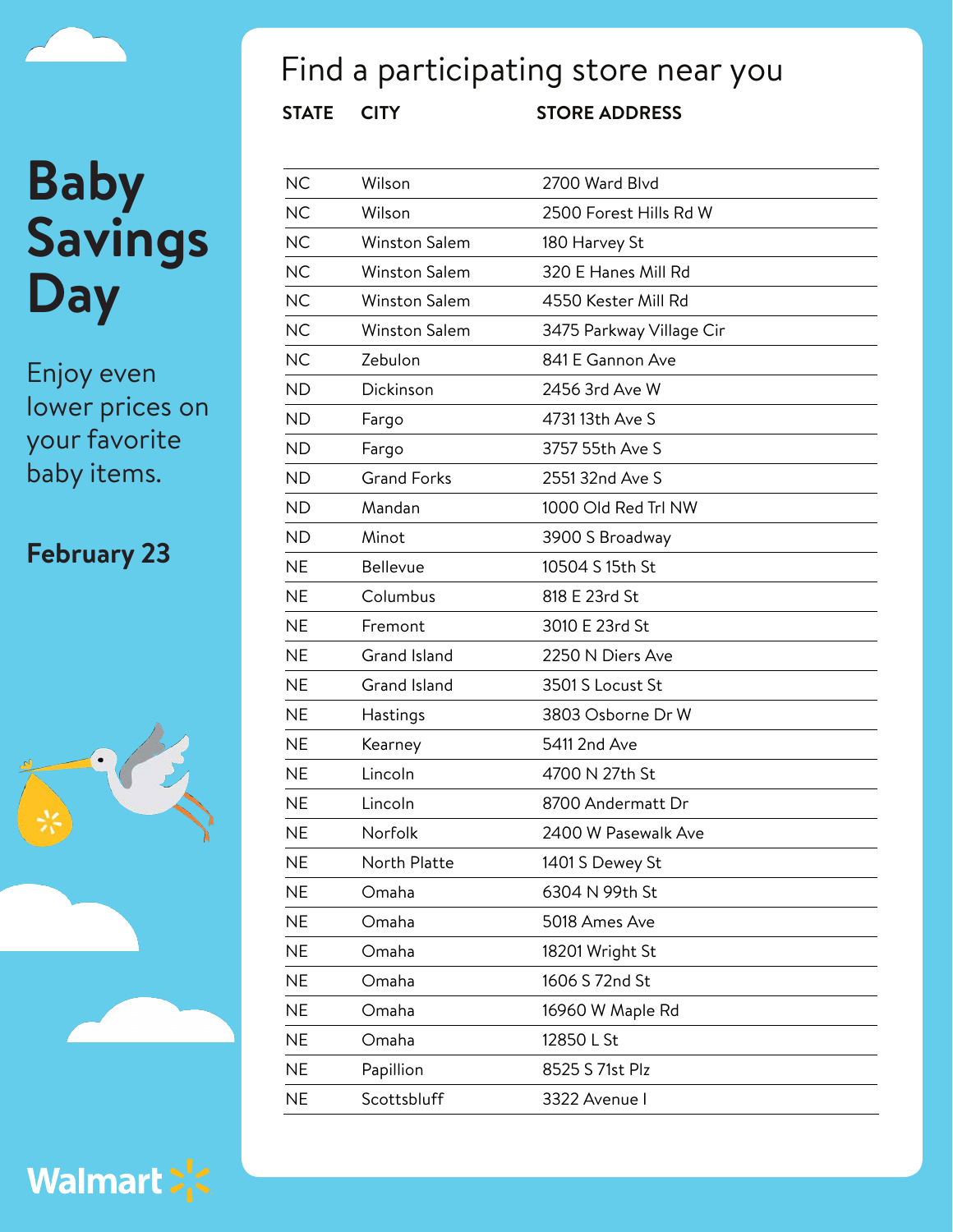# Baby Savings Day

Enjoy even lower prices on your favorite baby items.

**February 23**

## Find a participating store near you

| STATE | CITY | STORE ADDRESS |
|---|---|---|
| NC | Wilson | 2700 Ward Blvd |
| NC | Wilson | 2500 Forest Hills Rd W |
| NC | Winston Salem | 180 Harvey St |
| NC | Winston Salem | 320 E Hanes Mill Rd |
| NC | Winston Salem | 4550 Kester Mill Rd |
| NC | Winston Salem | 3475 Parkway Village Cir |
| NC | Zebulon | 841 E Gannon Ave |
| ND | Dickinson | 2456 3rd Ave W |
| ND | Fargo | 4731 13th Ave S |
| ND | Fargo | 3757 55th Ave S |
| ND | Grand Forks | 2551 32nd Ave S |
| ND | Mandan | 1000 Old Red Trl NW |
| ND | Minot | 3900 S Broadway |
| NE | Bellevue | 10504 S 15th St |
| NE | Columbus | 818 E 23rd St |
| NE | Fremont | 3010 E 23rd St |
| NE | Grand Island | 2250 N Diers Ave |
| NE | Grand Island | 3501 S Locust St |
| NE | Hastings | 3803 Osborne Dr W |
| NE | Kearney | 5411 2nd Ave |
| NE | Lincoln | 4700 N 27th St |
| NE | Lincoln | 8700 Andermatt Dr |
| NE | Norfolk | 2400 W Pasewalk Ave |
| NE | North Platte | 1401 S Dewey St |
| NE | Omaha | 6304 N 99th St |
| NE | Omaha | 5018 Ames Ave |
| NE | Omaha | 18201 Wright St |
| NE | Omaha | 1606 S 72nd St |
| NE | Omaha | 16960 W Maple Rd |
| NE | Omaha | 12850 L St |
| NE | Papillion | 8525 S 71st Plz |
| NE | Scottsbluff | 3322 Avenue I |

Walmart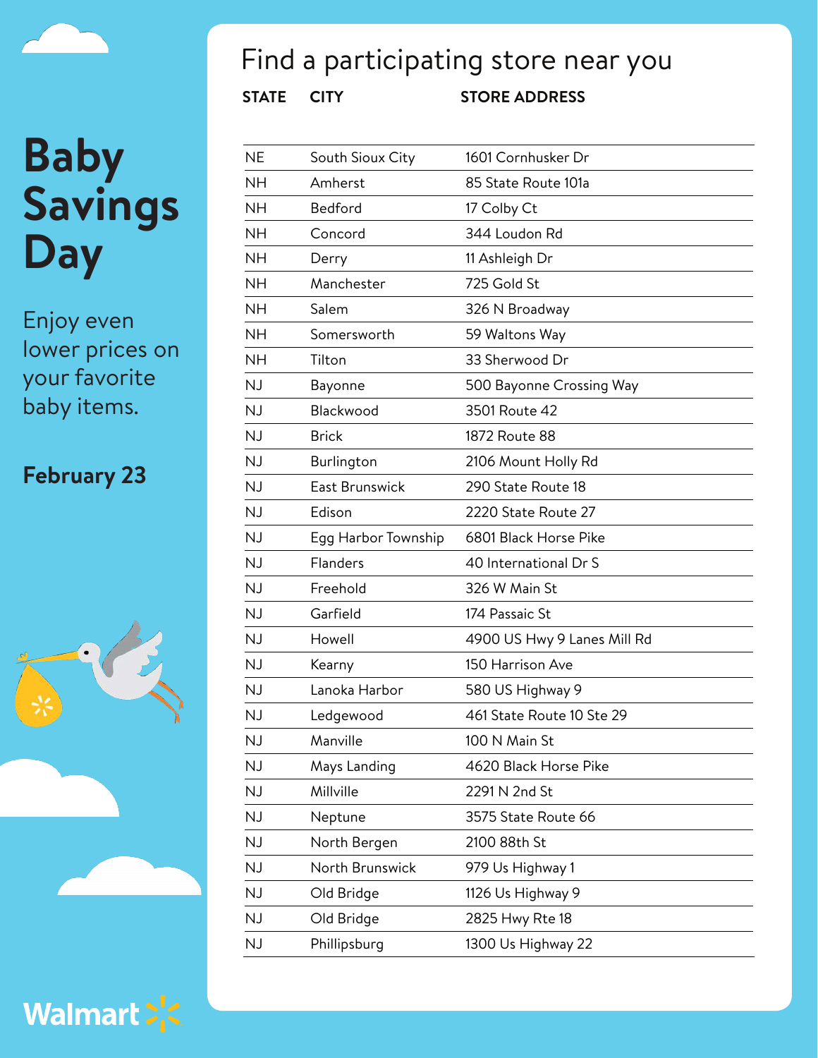# Baby Savings Day

Enjoy even lower prices on your favorite baby items.

**February 23**

## Find a participating store near you

| STATE | CITY | STORE ADDRESS |
|---|---|---|
| NE | South Sioux City | 1601 Cornhusker Dr |
| NH | Amherst | 85 State Route 101a |
| NH | Bedford | 17 Colby Ct |
| NH | Concord | 344 Loudon Rd |
| NH | Derry | 11 Ashleigh Dr |
| NH | Manchester | 725 Gold St |
| NH | Salem | 326 N Broadway |
| NH | Somersworth | 59 Waltons Way |
| NH | Tilton | 33 Sherwood Dr |
| NJ | Bayonne | 500 Bayonne Crossing Way |
| NJ | Blackwood | 3501 Route 42 |
| NJ | Brick | 1872 Route 88 |
| NJ | Burlington | 2106 Mount Holly Rd |
| NJ | East Brunswick | 290 State Route 18 |
| NJ | Edison | 2220 State Route 27 |
| NJ | Egg Harbor Township | 6801 Black Horse Pike |
| NJ | Flanders | 40 International Dr S |
| NJ | Freehold | 326 W Main St |
| NJ | Garfield | 174 Passaic St |
| NJ | Howell | 4900 US Hwy 9 Lanes Mill Rd |
| NJ | Kearny | 150 Harrison Ave |
| NJ | Lanoka Harbor | 580 US Highway 9 |
| NJ | Ledgewood | 461 State Route 10 Ste 29 |
| NJ | Manville | 100 N Main St |
| NJ | Mays Landing | 4620 Black Horse Pike |
| NJ | Millville | 2291 N 2nd St |
| NJ | Neptune | 3575 State Route 66 |
| NJ | North Bergen | 2100 88th St |
| NJ | North Brunswick | 979 Us Highway 1 |
| NJ | Old Bridge | 1126 Us Highway 9 |
| NJ | Old Bridge | 2825 Hwy Rte 18 |
| NJ | Phillipsburg | 1300 Us Highway 22 |

Walmart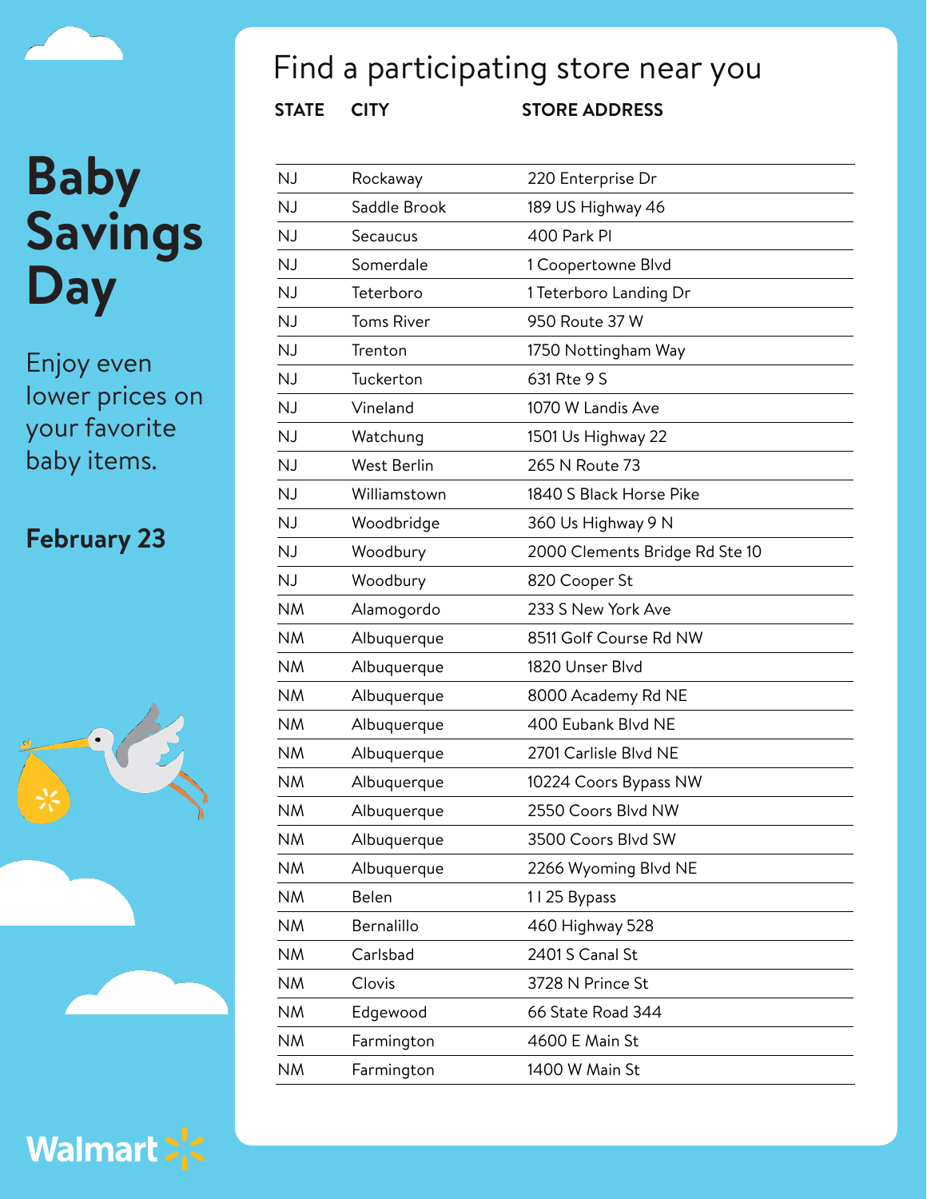# Baby Savings Day

Enjoy even lower prices on your favorite baby items.

**February 23**

## Find a participating store near you

| STATE | CITY | STORE ADDRESS |
|---|---|---|
| NJ | Rockaway | 220 Enterprise Dr |
| NJ | Saddle Brook | 189 US Highway 46 |
| NJ | Secaucus | 400 Park Pl |
| NJ | Somerdale | 1 Coopertowne Blvd |
| NJ | Teterboro | 1 Teterboro Landing Dr |
| NJ | Toms River | 950 Route 37 W |
| NJ | Trenton | 1750 Nottingham Way |
| NJ | Tuckerton | 631 Rte 9 S |
| NJ | Vineland | 1070 W Landis Ave |
| NJ | Watchung | 1501 Us Highway 22 |
| NJ | West Berlin | 265 N Route 73 |
| NJ | Williamstown | 1840 S Black Horse Pike |
| NJ | Woodbridge | 360 Us Highway 9 N |
| NJ | Woodbury | 2000 Clements Bridge Rd Ste 10 |
| NJ | Woodbury | 820 Cooper St |
| NM | Alamogordo | 233 S New York Ave |
| NM | Albuquerque | 8511 Golf Course Rd NW |
| NM | Albuquerque | 1820 Unser Blvd |
| NM | Albuquerque | 8000 Academy Rd NE |
| NM | Albuquerque | 400 Eubank Blvd NE |
| NM | Albuquerque | 2701 Carlisle Blvd NE |
| NM | Albuquerque | 10224 Coors Bypass NW |
| NM | Albuquerque | 2550 Coors Blvd NW |
| NM | Albuquerque | 3500 Coors Blvd SW |
| NM | Albuquerque | 2266 Wyoming Blvd NE |
| NM | Belen | 1 I 25 Bypass |
| NM | Bernalillo | 460 Highway 528 |
| NM | Carlsbad | 2401 S Canal St |
| NM | Clovis | 3728 N Prince St |
| NM | Edgewood | 66 State Road 344 |
| NM | Farmington | 4600 E Main St |
| NM | Farmington | 1400 W Main St |

Walmart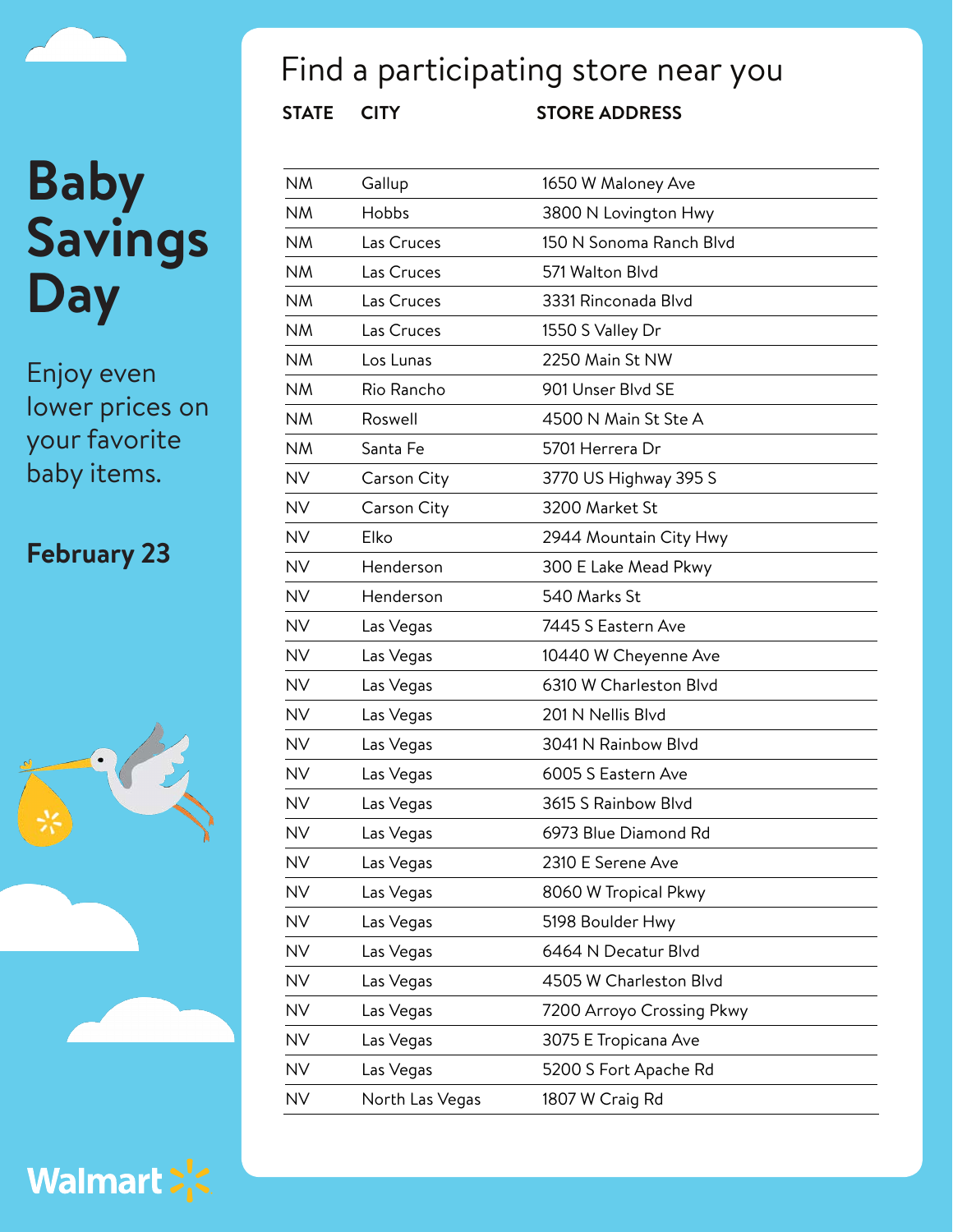# Baby Savings Day

Enjoy even lower prices on your favorite baby items.

**February 23**

## Find a participating store near you

| STATE | CITY | STORE ADDRESS |
|---|---|---|
| NM | Gallup | 1650 W Maloney Ave |
| NM | Hobbs | 3800 N Lovington Hwy |
| NM | Las Cruces | 150 N Sonoma Ranch Blvd |
| NM | Las Cruces | 571 Walton Blvd |
| NM | Las Cruces | 3331 Rinconada Blvd |
| NM | Las Cruces | 1550 S Valley Dr |
| NM | Los Lunas | 2250 Main St NW |
| NM | Rio Rancho | 901 Unser Blvd SE |
| NM | Roswell | 4500 N Main St Ste A |
| NM | Santa Fe | 5701 Herrera Dr |
| NV | Carson City | 3770 US Highway 395 S |
| NV | Carson City | 3200 Market St |
| NV | Elko | 2944 Mountain City Hwy |
| NV | Henderson | 300 E Lake Mead Pkwy |
| NV | Henderson | 540 Marks St |
| NV | Las Vegas | 7445 S Eastern Ave |
| NV | Las Vegas | 10440 W Cheyenne Ave |
| NV | Las Vegas | 6310 W Charleston Blvd |
| NV | Las Vegas | 201 N Nellis Blvd |
| NV | Las Vegas | 3041 N Rainbow Blvd |
| NV | Las Vegas | 6005 S Eastern Ave |
| NV | Las Vegas | 3615 S Rainbow Blvd |
| NV | Las Vegas | 6973 Blue Diamond Rd |
| NV | Las Vegas | 2310 E Serene Ave |
| NV | Las Vegas | 8060 W Tropical Pkwy |
| NV | Las Vegas | 5198 Boulder Hwy |
| NV | Las Vegas | 6464 N Decatur Blvd |
| NV | Las Vegas | 4505 W Charleston Blvd |
| NV | Las Vegas | 7200 Arroyo Crossing Pkwy |
| NV | Las Vegas | 3075 E Tropicana Ave |
| NV | Las Vegas | 5200 S Fort Apache Rd |
| NV | North Las Vegas | 1807 W Craig Rd |

Walmart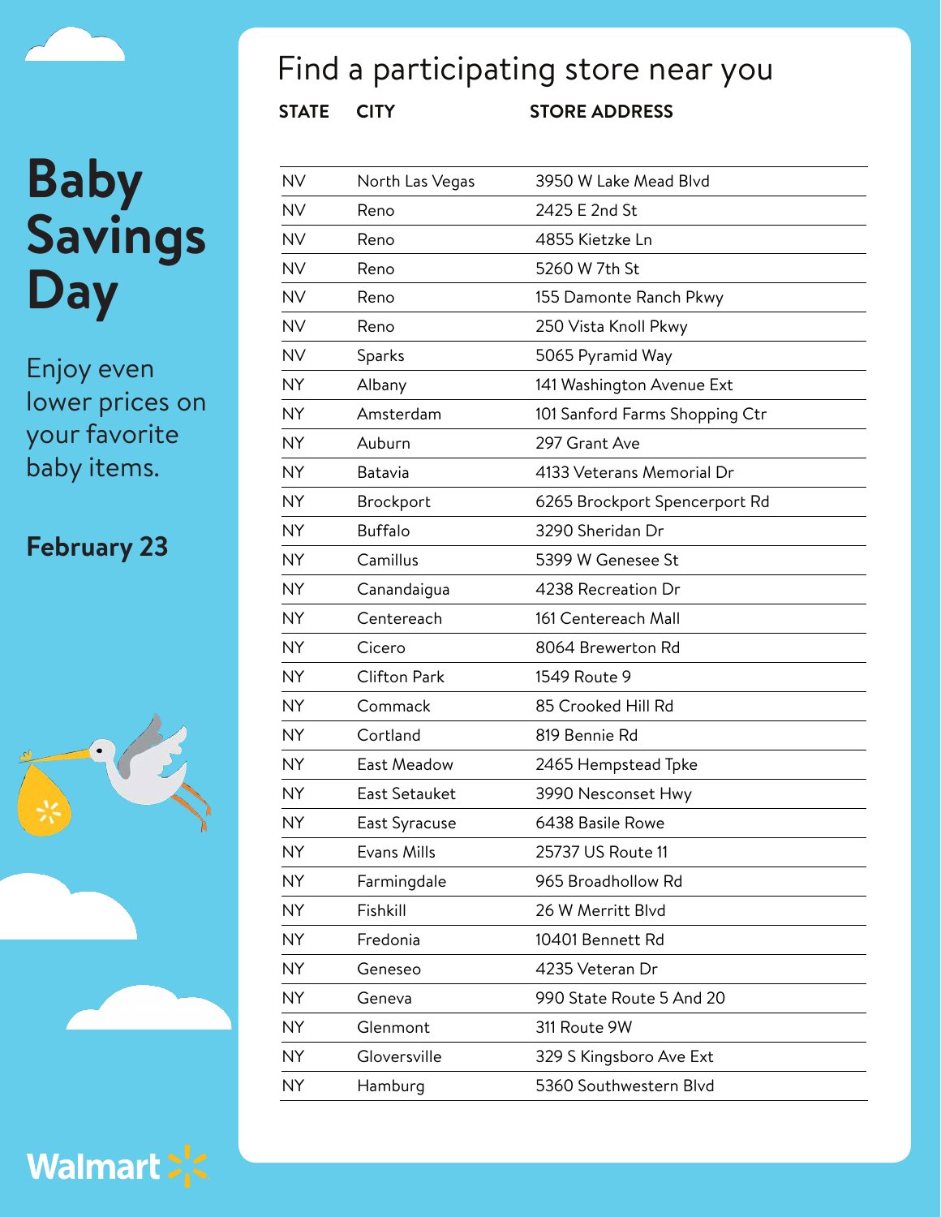# Baby Savings Day

Enjoy even lower prices on your favorite baby items.

**February 23**

## Find a participating store near you

| STATE | CITY | STORE ADDRESS |
|---|---|---|
| NV | North Las Vegas | 3950 W Lake Mead Blvd |
| NV | Reno | 2425 E 2nd St |
| NV | Reno | 4855 Kietzke Ln |
| NV | Reno | 5260 W 7th St |
| NV | Reno | 155 Damonte Ranch Pkwy |
| NV | Reno | 250 Vista Knoll Pkwy |
| NV | Sparks | 5065 Pyramid Way |
| NY | Albany | 141 Washington Avenue Ext |
| NY | Amsterdam | 101 Sanford Farms Shopping Ctr |
| NY | Auburn | 297 Grant Ave |
| NY | Batavia | 4133 Veterans Memorial Dr |
| NY | Brockport | 6265 Brockport Spencerport Rd |
| NY | Buffalo | 3290 Sheridan Dr |
| NY | Camillus | 5399 W Genesee St |
| NY | Canandaigua | 4238 Recreation Dr |
| NY | Centereach | 161 Centereach Mall |
| NY | Cicero | 8064 Brewerton Rd |
| NY | Clifton Park | 1549 Route 9 |
| NY | Commack | 85 Crooked Hill Rd |
| NY | Cortland | 819 Bennie Rd |
| NY | East Meadow | 2465 Hempstead Tpke |
| NY | East Setauket | 3990 Nesconset Hwy |
| NY | East Syracuse | 6438 Basile Rowe |
| NY | Evans Mills | 25737 US Route 11 |
| NY | Farmingdale | 965 Broadhollow Rd |
| NY | Fishkill | 26 W Merritt Blvd |
| NY | Fredonia | 10401 Bennett Rd |
| NY | Geneseo | 4235 Veteran Dr |
| NY | Geneva | 990 State Route 5 And 20 |
| NY | Glenmont | 311 Route 9W |
| NY | Gloversville | 329 S Kingsboro Ave Ext |
| NY | Hamburg | 5360 Southwestern Blvd |

Walmart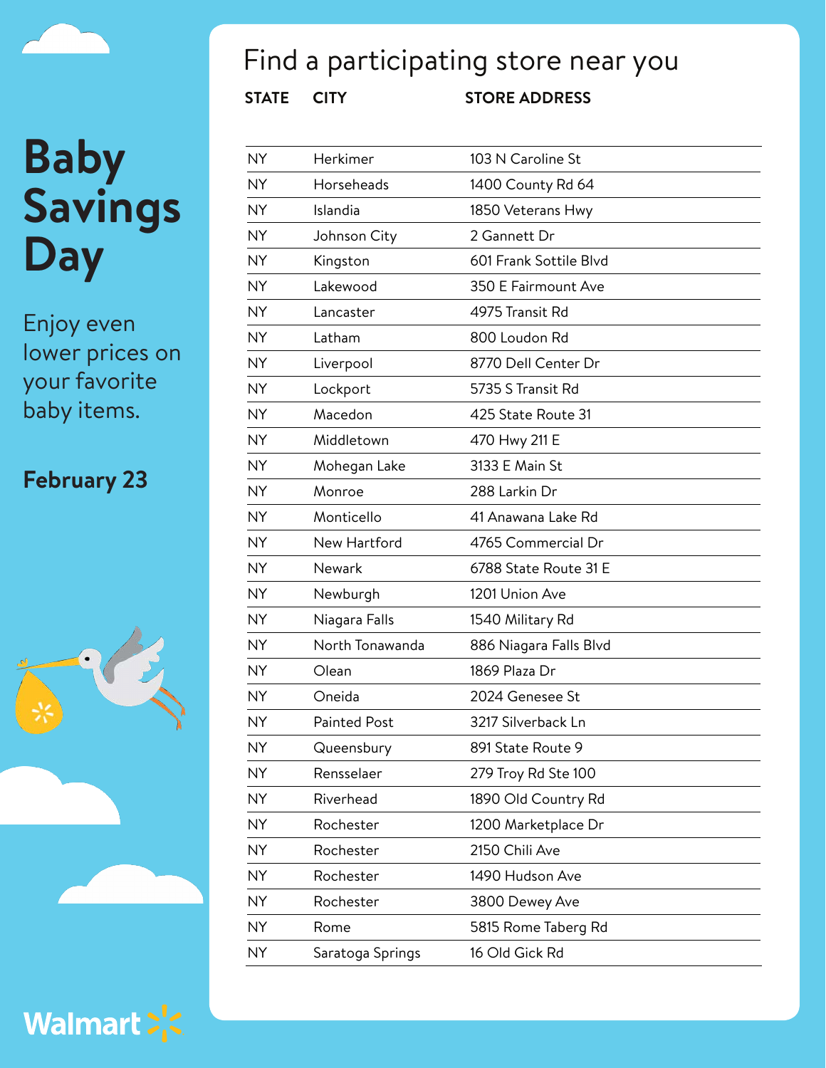# Baby Savings Day

Enjoy even lower prices on your favorite baby items.

**February 23**

## Find a participating store near you

| STATE | CITY | STORE ADDRESS |
|---|---|---|
| NY | Herkimer | 103 N Caroline St |
| NY | Horseheads | 1400 County Rd 64 |
| NY | Islandia | 1850 Veterans Hwy |
| NY | Johnson City | 2 Gannett Dr |
| NY | Kingston | 601 Frank Sottile Blvd |
| NY | Lakewood | 350 E Fairmount Ave |
| NY | Lancaster | 4975 Transit Rd |
| NY | Latham | 800 Loudon Rd |
| NY | Liverpool | 8770 Dell Center Dr |
| NY | Lockport | 5735 S Transit Rd |
| NY | Macedon | 425 State Route 31 |
| NY | Middletown | 470 Hwy 211 E |
| NY | Mohegan Lake | 3133 E Main St |
| NY | Monroe | 288 Larkin Dr |
| NY | Monticello | 41 Anawana Lake Rd |
| NY | New Hartford | 4765 Commercial Dr |
| NY | Newark | 6788 State Route 31 E |
| NY | Newburgh | 1201 Union Ave |
| NY | Niagara Falls | 1540 Military Rd |
| NY | North Tonawanda | 886 Niagara Falls Blvd |
| NY | Olean | 1869 Plaza Dr |
| NY | Oneida | 2024 Genesee St |
| NY | Painted Post | 3217 Silverback Ln |
| NY | Queensbury | 891 State Route 9 |
| NY | Rensselaer | 279 Troy Rd Ste 100 |
| NY | Riverhead | 1890 Old Country Rd |
| NY | Rochester | 1200 Marketplace Dr |
| NY | Rochester | 2150 Chili Ave |
| NY | Rochester | 1490 Hudson Ave |
| NY | Rochester | 3800 Dewey Ave |
| NY | Rome | 5815 Rome Taberg Rd |
| NY | Saratoga Springs | 16 Old Gick Rd |

Walmart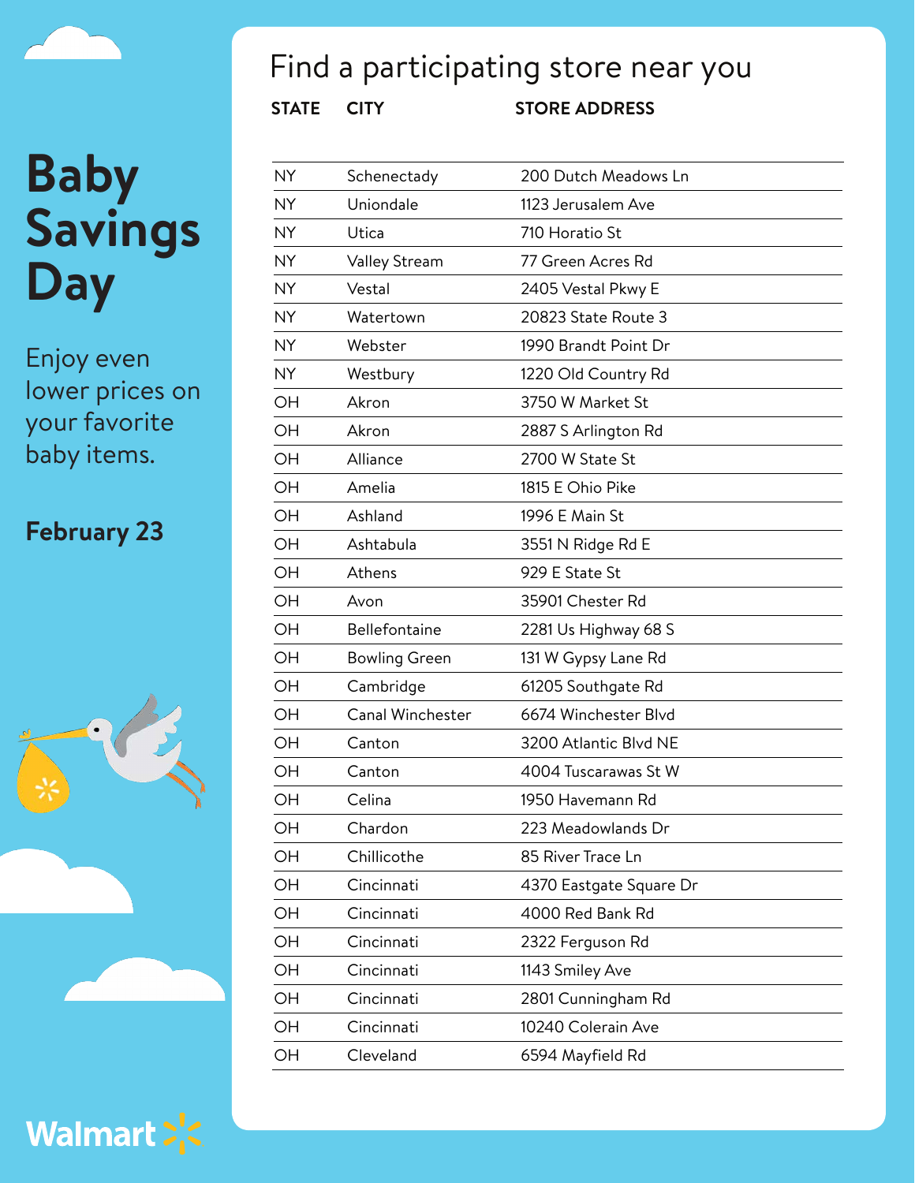# Baby Savings Day

Enjoy even lower prices on your favorite baby items.

**February 23**

## Find a participating store near you

| STATE | CITY | STORE ADDRESS |
|---|---|---|
| NY | Schenectady | 200 Dutch Meadows Ln |
| NY | Uniondale | 1123 Jerusalem Ave |
| NY | Utica | 710 Horatio St |
| NY | Valley Stream | 77 Green Acres Rd |
| NY | Vestal | 2405 Vestal Pkwy E |
| NY | Watertown | 20823 State Route 3 |
| NY | Webster | 1990 Brandt Point Dr |
| NY | Westbury | 1220 Old Country Rd |
| OH | Akron | 3750 W Market St |
| OH | Akron | 2887 S Arlington Rd |
| OH | Alliance | 2700 W State St |
| OH | Amelia | 1815 E Ohio Pike |
| OH | Ashland | 1996 E Main St |
| OH | Ashtabula | 3551 N Ridge Rd E |
| OH | Athens | 929 E State St |
| OH | Avon | 35901 Chester Rd |
| OH | Bellefontaine | 2281 Us Highway 68 S |
| OH | Bowling Green | 131 W Gypsy Lane Rd |
| OH | Cambridge | 61205 Southgate Rd |
| OH | Canal Winchester | 6674 Winchester Blvd |
| OH | Canton | 3200 Atlantic Blvd NE |
| OH | Canton | 4004 Tuscarawas St W |
| OH | Celina | 1950 Havemann Rd |
| OH | Chardon | 223 Meadowlands Dr |
| OH | Chillicothe | 85 River Trace Ln |
| OH | Cincinnati | 4370 Eastgate Square Dr |
| OH | Cincinnati | 4000 Red Bank Rd |
| OH | Cincinnati | 2322 Ferguson Rd |
| OH | Cincinnati | 1143 Smiley Ave |
| OH | Cincinnati | 2801 Cunningham Rd |
| OH | Cincinnati | 10240 Colerain Ave |
| OH | Cleveland | 6594 Mayfield Rd |

Walmart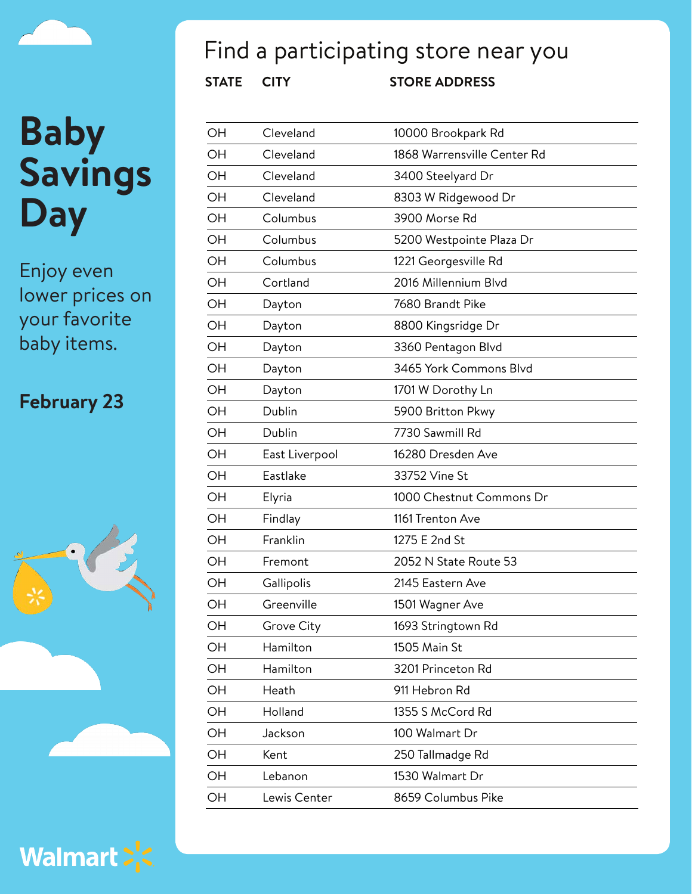# Baby Savings Day

Enjoy even lower prices on your favorite baby items.

**February 23**

## Find a participating store near you

| STATE | CITY | STORE ADDRESS |
|---|---|---|
| OH | Cleveland | 10000 Brookpark Rd |
| OH | Cleveland | 1868 Warrensville Center Rd |
| OH | Cleveland | 3400 Steelyard Dr |
| OH | Cleveland | 8303 W Ridgewood Dr |
| OH | Columbus | 3900 Morse Rd |
| OH | Columbus | 5200 Westpointe Plaza Dr |
| OH | Columbus | 1221 Georgesville Rd |
| OH | Cortland | 2016 Millennium Blvd |
| OH | Dayton | 7680 Brandt Pike |
| OH | Dayton | 8800 Kingsridge Dr |
| OH | Dayton | 3360 Pentagon Blvd |
| OH | Dayton | 3465 York Commons Blvd |
| OH | Dayton | 1701 W Dorothy Ln |
| OH | Dublin | 5900 Britton Pkwy |
| OH | Dublin | 7730 Sawmill Rd |
| OH | East Liverpool | 16280 Dresden Ave |
| OH | Eastlake | 33752 Vine St |
| OH | Elyria | 1000 Chestnut Commons Dr |
| OH | Findlay | 1161 Trenton Ave |
| OH | Franklin | 1275 E 2nd St |
| OH | Fremont | 2052 N State Route 53 |
| OH | Gallipolis | 2145 Eastern Ave |
| OH | Greenville | 1501 Wagner Ave |
| OH | Grove City | 1693 Stringtown Rd |
| OH | Hamilton | 1505 Main St |
| OH | Hamilton | 3201 Princeton Rd |
| OH | Heath | 911 Hebron Rd |
| OH | Holland | 1355 S McCord Rd |
| OH | Jackson | 100 Walmart Dr |
| OH | Kent | 250 Tallmadge Rd |
| OH | Lebanon | 1530 Walmart Dr |
| OH | Lewis Center | 8659 Columbus Pike |

Walmart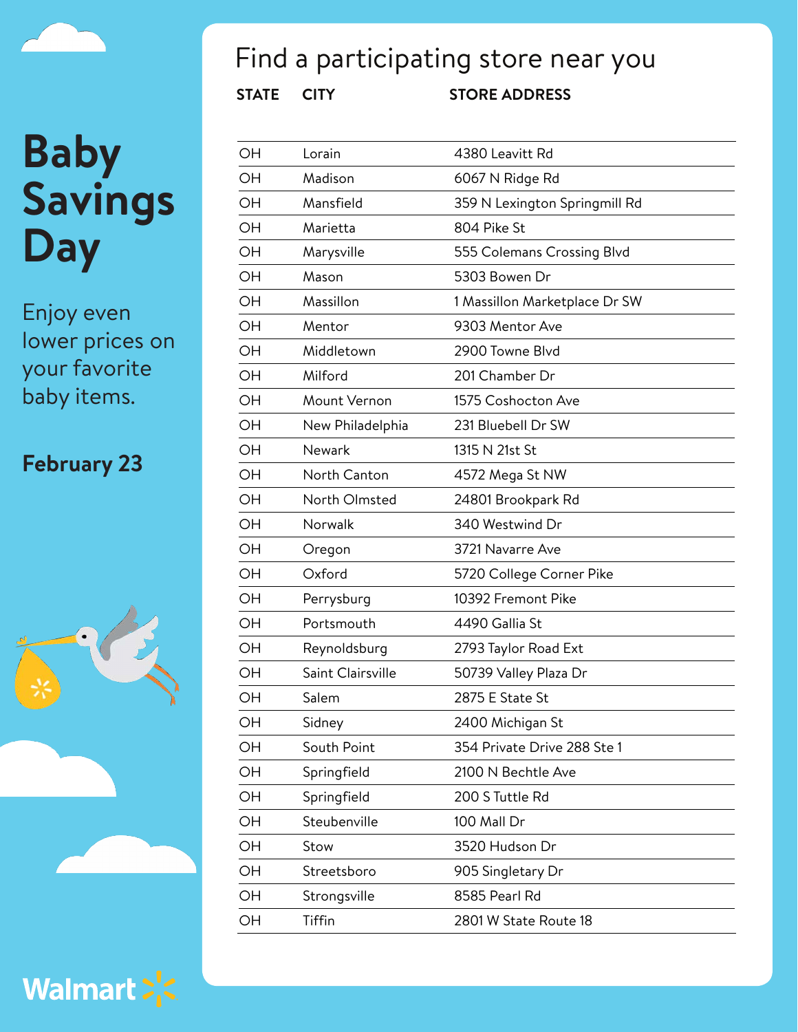# Baby Savings Day

Enjoy even lower prices on your favorite baby items.

**February 23**

## Find a participating store near you

| STATE | CITY | STORE ADDRESS |
|---|---|---|
| OH | Lorain | 4380 Leavitt Rd |
| OH | Madison | 6067 N Ridge Rd |
| OH | Mansfield | 359 N Lexington Springmill Rd |
| OH | Marietta | 804 Pike St |
| OH | Marysville | 555 Colemans Crossing Blvd |
| OH | Mason | 5303 Bowen Dr |
| OH | Massillon | 1 Massillon Marketplace Dr SW |
| OH | Mentor | 9303 Mentor Ave |
| OH | Middletown | 2900 Towne Blvd |
| OH | Milford | 201 Chamber Dr |
| OH | Mount Vernon | 1575 Coshocton Ave |
| OH | New Philadelphia | 231 Bluebell Dr SW |
| OH | Newark | 1315 N 21st St |
| OH | North Canton | 4572 Mega St NW |
| OH | North Olmsted | 24801 Brookpark Rd |
| OH | Norwalk | 340 Westwind Dr |
| OH | Oregon | 3721 Navarre Ave |
| OH | Oxford | 5720 College Corner Pike |
| OH | Perrysburg | 10392 Fremont Pike |
| OH | Portsmouth | 4490 Gallia St |
| OH | Reynoldsburg | 2793 Taylor Road Ext |
| OH | Saint Clairsville | 50739 Valley Plaza Dr |
| OH | Salem | 2875 E State St |
| OH | Sidney | 2400 Michigan St |
| OH | South Point | 354 Private Drive 288 Ste 1 |
| OH | Springfield | 2100 N Bechtle Ave |
| OH | Springfield | 200 S Tuttle Rd |
| OH | Steubenville | 100 Mall Dr |
| OH | Stow | 3520 Hudson Dr |
| OH | Streetsboro | 905 Singletary Dr |
| OH | Strongsville | 8585 Pearl Rd |
| OH | Tiffin | 2801 W State Route 18 |

Walmart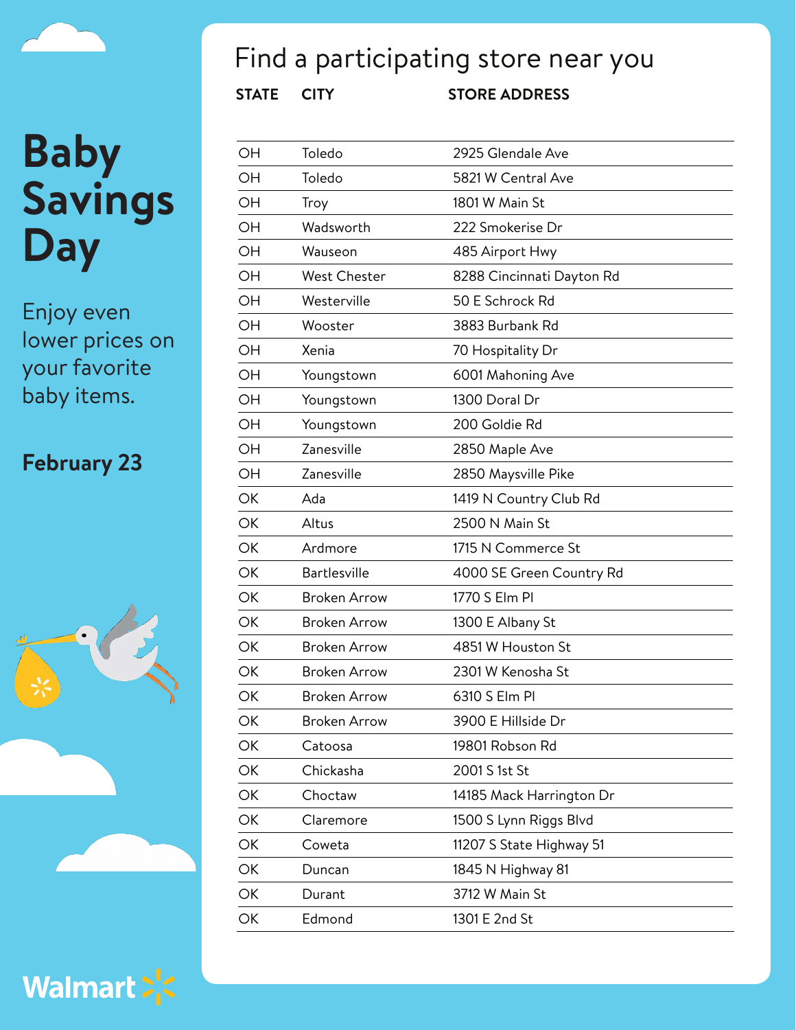# Baby Savings Day

Enjoy even lower prices on your favorite baby items.

**February 23**

## Find a participating store near you

| STATE | CITY | STORE ADDRESS |
|---|---|---|
| OH | Toledo | 2925 Glendale Ave |
| OH | Toledo | 5821 W Central Ave |
| OH | Troy | 1801 W Main St |
| OH | Wadsworth | 222 Smokerise Dr |
| OH | Wauseon | 485 Airport Hwy |
| OH | West Chester | 8288 Cincinnati Dayton Rd |
| OH | Westerville | 50 E Schrock Rd |
| OH | Wooster | 3883 Burbank Rd |
| OH | Xenia | 70 Hospitality Dr |
| OH | Youngstown | 6001 Mahoning Ave |
| OH | Youngstown | 1300 Doral Dr |
| OH | Youngstown | 200 Goldie Rd |
| OH | Zanesville | 2850 Maple Ave |
| OH | Zanesville | 2850 Maysville Pike |
| OK | Ada | 1419 N Country Club Rd |
| OK | Altus | 2500 N Main St |
| OK | Ardmore | 1715 N Commerce St |
| OK | Bartlesville | 4000 SE Green Country Rd |
| OK | Broken Arrow | 1770 S Elm Pl |
| OK | Broken Arrow | 1300 E Albany St |
| OK | Broken Arrow | 4851 W Houston St |
| OK | Broken Arrow | 2301 W Kenosha St |
| OK | Broken Arrow | 6310 S Elm Pl |
| OK | Broken Arrow | 3900 E Hillside Dr |
| OK | Catoosa | 19801 Robson Rd |
| OK | Chickasha | 2001 S 1st St |
| OK | Choctaw | 14185 Mack Harrington Dr |
| OK | Claremore | 1500 S Lynn Riggs Blvd |
| OK | Coweta | 11207 S State Highway 51 |
| OK | Duncan | 1845 N Highway 81 |
| OK | Durant | 3712 W Main St |
| OK | Edmond | 1301 E 2nd St |

Walmart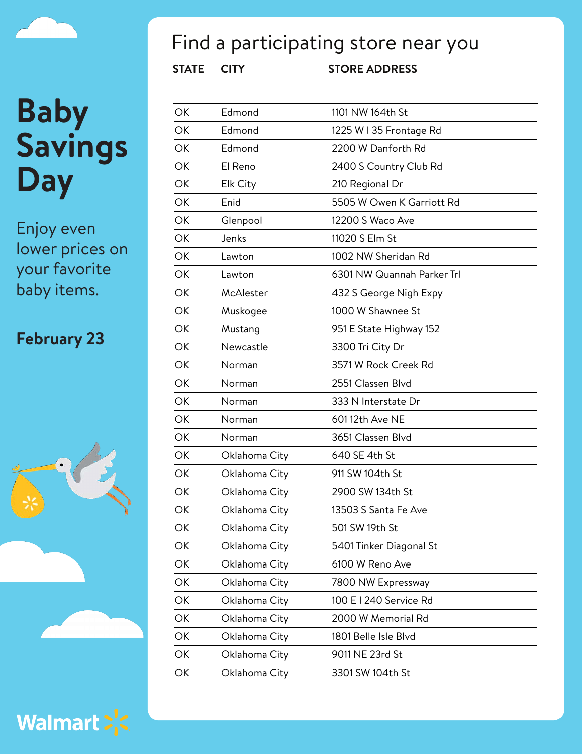# Baby Savings Day

Enjoy even lower prices on your favorite baby items.

**February 23**

## Find a participating store near you

| STATE | CITY | STORE ADDRESS |
|---|---|---|
| OK | Edmond | 1101 NW 164th St |
| OK | Edmond | 1225 W I 35 Frontage Rd |
| OK | Edmond | 2200 W Danforth Rd |
| OK | El Reno | 2400 S Country Club Rd |
| OK | Elk City | 210 Regional Dr |
| OK | Enid | 5505 W Owen K Garriott Rd |
| OK | Glenpool | 12200 S Waco Ave |
| OK | Jenks | 11020 S Elm St |
| OK | Lawton | 1002 NW Sheridan Rd |
| OK | Lawton | 6301 NW Quannah Parker Trl |
| OK | McAlester | 432 S George Nigh Expy |
| OK | Muskogee | 1000 W Shawnee St |
| OK | Mustang | 951 E State Highway 152 |
| OK | Newcastle | 3300 Tri City Dr |
| OK | Norman | 3571 W Rock Creek Rd |
| OK | Norman | 2551 Classen Blvd |
| OK | Norman | 333 N Interstate Dr |
| OK | Norman | 601 12th Ave NE |
| OK | Norman | 3651 Classen Blvd |
| OK | Oklahoma City | 640 SE 4th St |
| OK | Oklahoma City | 911 SW 104th St |
| OK | Oklahoma City | 2900 SW 134th St |
| OK | Oklahoma City | 13503 S Santa Fe Ave |
| OK | Oklahoma City | 501 SW 19th St |
| OK | Oklahoma City | 5401 Tinker Diagonal St |
| OK | Oklahoma City | 6100 W Reno Ave |
| OK | Oklahoma City | 7800 NW Expressway |
| OK | Oklahoma City | 100 E I 240 Service Rd |
| OK | Oklahoma City | 2000 W Memorial Rd |
| OK | Oklahoma City | 1801 Belle Isle Blvd |
| OK | Oklahoma City | 9011 NE 23rd St |
| OK | Oklahoma City | 3301 SW 104th St |

Walmart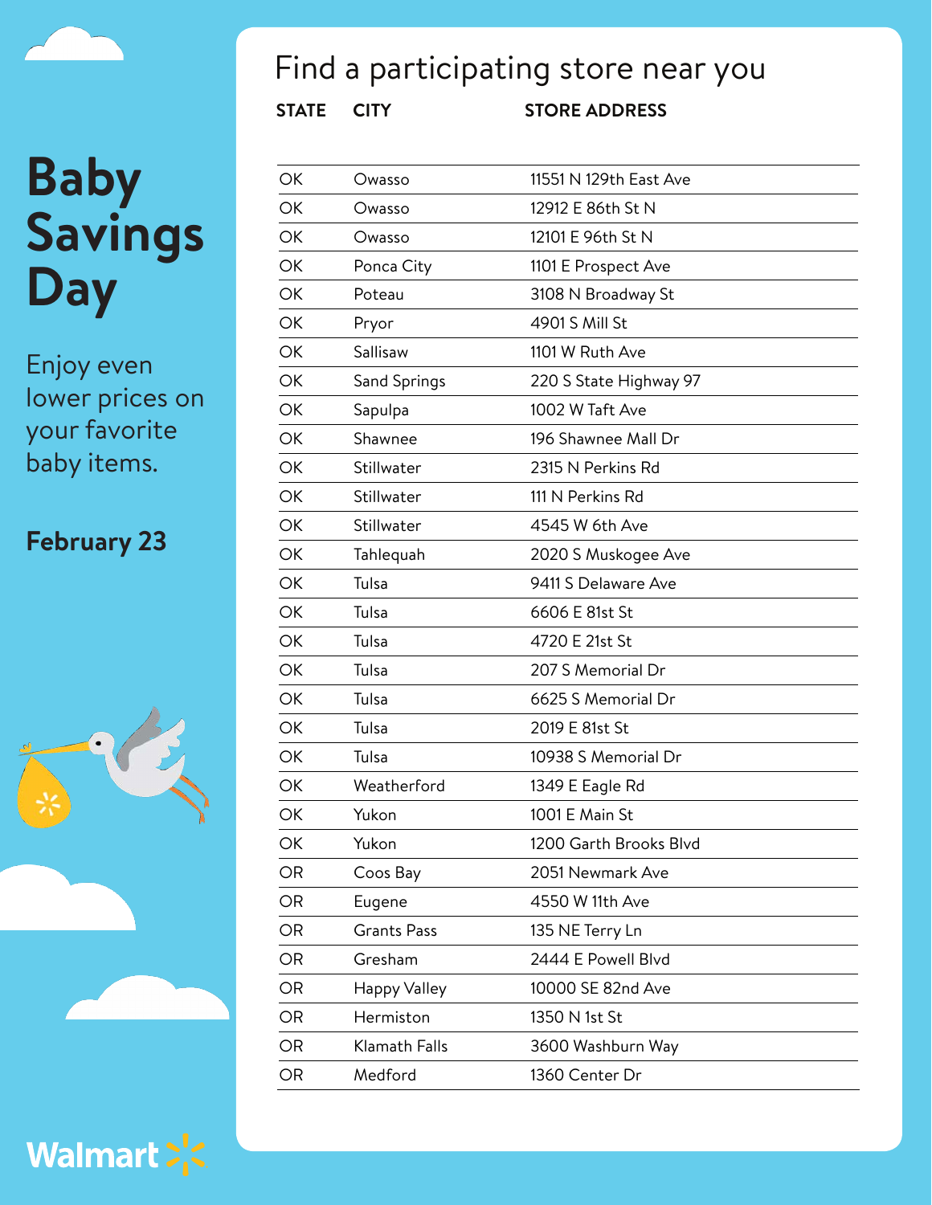# Baby Savings Day

Enjoy even lower prices on your favorite baby items.

**February 23**

## Find a participating store near you

| STATE | CITY | STORE ADDRESS |
|---|---|---|
| OK | Owasso | 11551 N 129th East Ave |
| OK | Owasso | 12912 E 86th St N |
| OK | Owasso | 12101 E 96th St N |
| OK | Ponca City | 1101 E Prospect Ave |
| OK | Poteau | 3108 N Broadway St |
| OK | Pryor | 4901 S Mill St |
| OK | Sallisaw | 1101 W Ruth Ave |
| OK | Sand Springs | 220 S State Highway 97 |
| OK | Sapulpa | 1002 W Taft Ave |
| OK | Shawnee | 196 Shawnee Mall Dr |
| OK | Stillwater | 2315 N Perkins Rd |
| OK | Stillwater | 111 N Perkins Rd |
| OK | Stillwater | 4545 W 6th Ave |
| OK | Tahlequah | 2020 S Muskogee Ave |
| OK | Tulsa | 9411 S Delaware Ave |
| OK | Tulsa | 6606 E 81st St |
| OK | Tulsa | 4720 E 21st St |
| OK | Tulsa | 207 S Memorial Dr |
| OK | Tulsa | 6625 S Memorial Dr |
| OK | Tulsa | 2019 E 81st St |
| OK | Tulsa | 10938 S Memorial Dr |
| OK | Weatherford | 1349 E Eagle Rd |
| OK | Yukon | 1001 E Main St |
| OK | Yukon | 1200 Garth Brooks Blvd |
| OR | Coos Bay | 2051 Newmark Ave |
| OR | Eugene | 4550 W 11th Ave |
| OR | Grants Pass | 135 NE Terry Ln |
| OR | Gresham | 2444 E Powell Blvd |
| OR | Happy Valley | 10000 SE 82nd Ave |
| OR | Hermiston | 1350 N 1st St |
| OR | Klamath Falls | 3600 Washburn Way |
| OR | Medford | 1360 Center Dr |

Walmart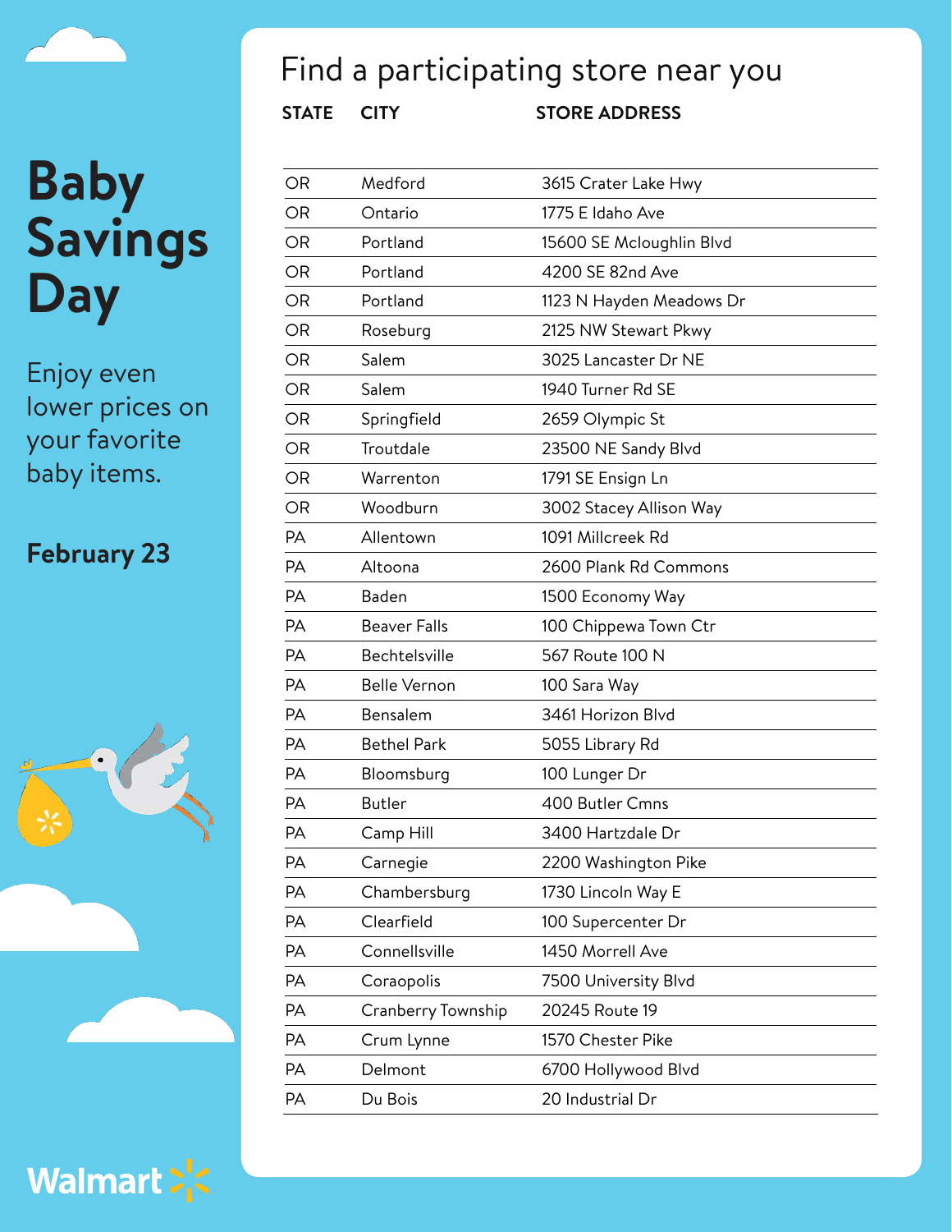# Baby Savings Day

Enjoy even lower prices on your favorite baby items.

**February 23**

## Find a participating store near you

| STATE | CITY | STORE ADDRESS |
|---|---|---|
| OR | Medford | 3615 Crater Lake Hwy |
| OR | Ontario | 1775 E Idaho Ave |
| OR | Portland | 15600 SE Mcloughlin Blvd |
| OR | Portland | 4200 SE 82nd Ave |
| OR | Portland | 1123 N Hayden Meadows Dr |
| OR | Roseburg | 2125 NW Stewart Pkwy |
| OR | Salem | 3025 Lancaster Dr NE |
| OR | Salem | 1940 Turner Rd SE |
| OR | Springfield | 2659 Olympic St |
| OR | Troutdale | 23500 NE Sandy Blvd |
| OR | Warrenton | 1791 SE Ensign Ln |
| OR | Woodburn | 3002 Stacey Allison Way |
| PA | Allentown | 1091 Millcreek Rd |
| PA | Altoona | 2600 Plank Rd Commons |
| PA | Baden | 1500 Economy Way |
| PA | Beaver Falls | 100 Chippewa Town Ctr |
| PA | Bechtelsville | 567 Route 100 N |
| PA | Belle Vernon | 100 Sara Way |
| PA | Bensalem | 3461 Horizon Blvd |
| PA | Bethel Park | 5055 Library Rd |
| PA | Bloomsburg | 100 Lunger Dr |
| PA | Butler | 400 Butler Cmns |
| PA | Camp Hill | 3400 Hartzdale Dr |
| PA | Carnegie | 2200 Washington Pike |
| PA | Chambersburg | 1730 Lincoln Way E |
| PA | Clearfield | 100 Supercenter Dr |
| PA | Connellsville | 1450 Morrell Ave |
| PA | Coraopolis | 7500 University Blvd |
| PA | Cranberry Township | 20245 Route 19 |
| PA | Crum Lynne | 1570 Chester Pike |
| PA | Delmont | 6700 Hollywood Blvd |
| PA | Du Bois | 20 Industrial Dr |

Walmart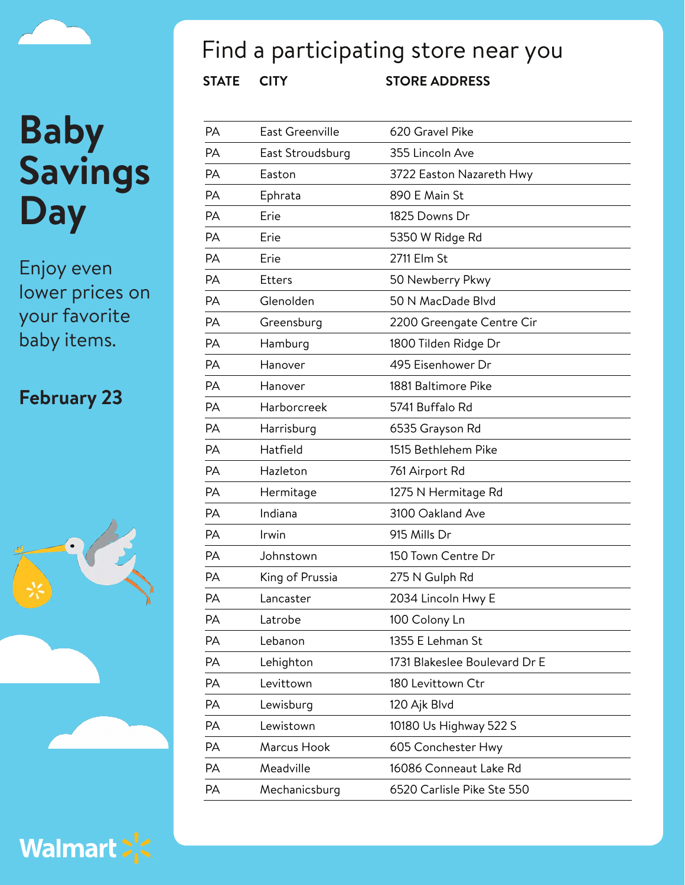# Baby Savings Day

Enjoy even lower prices on your favorite baby items.

**February 23**

## Find a participating store near you

| STATE | CITY | STORE ADDRESS |
|---|---|---|
| PA | East Greenville | 620 Gravel Pike |
| PA | East Stroudsburg | 355 Lincoln Ave |
| PA | Easton | 3722 Easton Nazareth Hwy |
| PA | Ephrata | 890 E Main St |
| PA | Erie | 1825 Downs Dr |
| PA | Erie | 5350 W Ridge Rd |
| PA | Erie | 2711 Elm St |
| PA | Etters | 50 Newberry Pkwy |
| PA | Glenolden | 50 N MacDade Blvd |
| PA | Greensburg | 2200 Greengate Centre Cir |
| PA | Hamburg | 1800 Tilden Ridge Dr |
| PA | Hanover | 495 Eisenhower Dr |
| PA | Hanover | 1881 Baltimore Pike |
| PA | Harborcreek | 5741 Buffalo Rd |
| PA | Harrisburg | 6535 Grayson Rd |
| PA | Hatfield | 1515 Bethlehem Pike |
| PA | Hazleton | 761 Airport Rd |
| PA | Hermitage | 1275 N Hermitage Rd |
| PA | Indiana | 3100 Oakland Ave |
| PA | Irwin | 915 Mills Dr |
| PA | Johnstown | 150 Town Centre Dr |
| PA | King of Prussia | 275 N Gulph Rd |
| PA | Lancaster | 2034 Lincoln Hwy E |
| PA | Latrobe | 100 Colony Ln |
| PA | Lebanon | 1355 E Lehman St |
| PA | Lehighton | 1731 Blakeslee Boulevard Dr E |
| PA | Levittown | 180 Levittown Ctr |
| PA | Lewisburg | 120 Ajk Blvd |
| PA | Lewistown | 10180 Us Highway 522 S |
| PA | Marcus Hook | 605 Conchester Hwy |
| PA | Meadville | 16086 Conneaut Lake Rd |
| PA | Mechanicsburg | 6520 Carlisle Pike Ste 550 |

Walmart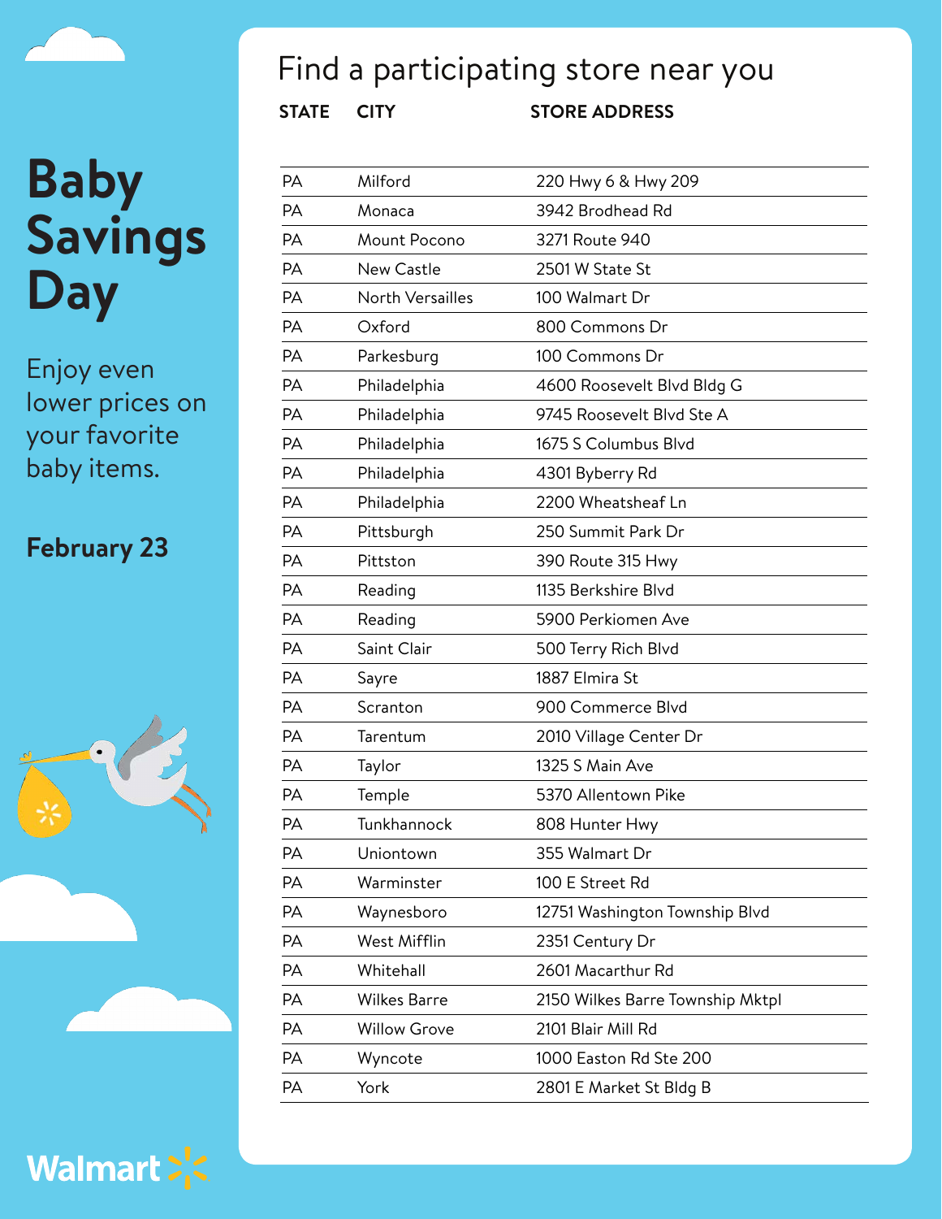# Baby Savings Day

Enjoy even lower prices on your favorite baby items.

**February 23**

## Find a participating store near you

| STATE | CITY | STORE ADDRESS |
|---|---|---|
| PA | Milford | 220 Hwy 6 & Hwy 209 |
| PA | Monaca | 3942 Brodhead Rd |
| PA | Mount Pocono | 3271 Route 940 |
| PA | New Castle | 2501 W State St |
| PA | North Versailles | 100 Walmart Dr |
| PA | Oxford | 800 Commons Dr |
| PA | Parkesburg | 100 Commons Dr |
| PA | Philadelphia | 4600 Roosevelt Blvd Bldg G |
| PA | Philadelphia | 9745 Roosevelt Blvd Ste A |
| PA | Philadelphia | 1675 S Columbus Blvd |
| PA | Philadelphia | 4301 Byberry Rd |
| PA | Philadelphia | 2200 Wheatsheaf Ln |
| PA | Pittsburgh | 250 Summit Park Dr |
| PA | Pittston | 390 Route 315 Hwy |
| PA | Reading | 1135 Berkshire Blvd |
| PA | Reading | 5900 Perkiomen Ave |
| PA | Saint Clair | 500 Terry Rich Blvd |
| PA | Sayre | 1887 Elmira St |
| PA | Scranton | 900 Commerce Blvd |
| PA | Tarentum | 2010 Village Center Dr |
| PA | Taylor | 1325 S Main Ave |
| PA | Temple | 5370 Allentown Pike |
| PA | Tunkhannock | 808 Hunter Hwy |
| PA | Uniontown | 355 Walmart Dr |
| PA | Warminster | 100 E Street Rd |
| PA | Waynesboro | 12751 Washington Township Blvd |
| PA | West Mifflin | 2351 Century Dr |
| PA | Whitehall | 2601 Macarthur Rd |
| PA | Wilkes Barre | 2150 Wilkes Barre Township Mktpl |
| PA | Willow Grove | 2101 Blair Mill Rd |
| PA | Wyncote | 1000 Easton Rd Ste 200 |
| PA | York | 2801 E Market St Bldg B |

Walmart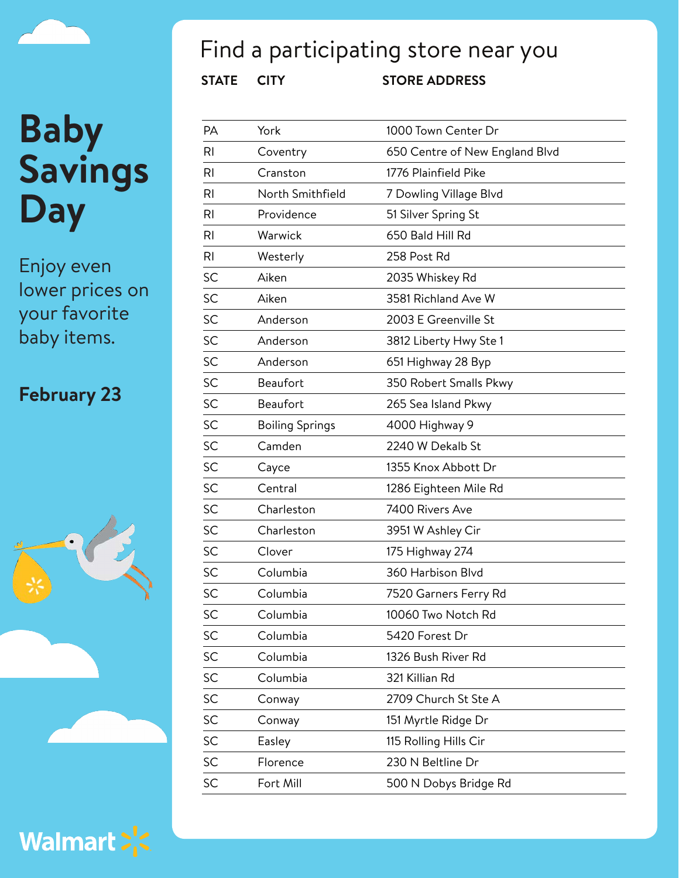# Baby Savings Day

Enjoy even lower prices on your favorite baby items.

**February 23**

## Find a participating store near you

| STATE | CITY | STORE ADDRESS |
|---|---|---|
| PA | York | 1000 Town Center Dr |
| RI | Coventry | 650 Centre of New England Blvd |
| RI | Cranston | 1776 Plainfield Pike |
| RI | North Smithfield | 7 Dowling Village Blvd |
| RI | Providence | 51 Silver Spring St |
| RI | Warwick | 650 Bald Hill Rd |
| RI | Westerly | 258 Post Rd |
| SC | Aiken | 2035 Whiskey Rd |
| SC | Aiken | 3581 Richland Ave W |
| SC | Anderson | 2003 E Greenville St |
| SC | Anderson | 3812 Liberty Hwy Ste 1 |
| SC | Anderson | 651 Highway 28 Byp |
| SC | Beaufort | 350 Robert Smalls Pkwy |
| SC | Beaufort | 265 Sea Island Pkwy |
| SC | Boiling Springs | 4000 Highway 9 |
| SC | Camden | 2240 W Dekalb St |
| SC | Cayce | 1355 Knox Abbott Dr |
| SC | Central | 1286 Eighteen Mile Rd |
| SC | Charleston | 7400 Rivers Ave |
| SC | Charleston | 3951 W Ashley Cir |
| SC | Clover | 175 Highway 274 |
| SC | Columbia | 360 Harbison Blvd |
| SC | Columbia | 7520 Garners Ferry Rd |
| SC | Columbia | 10060 Two Notch Rd |
| SC | Columbia | 5420 Forest Dr |
| SC | Columbia | 1326 Bush River Rd |
| SC | Columbia | 321 Killian Rd |
| SC | Conway | 2709 Church St Ste A |
| SC | Conway | 151 Myrtle Ridge Dr |
| SC | Easley | 115 Rolling Hills Cir |
| SC | Florence | 230 N Beltline Dr |
| SC | Fort Mill | 500 N Dobys Bridge Rd |

Walmart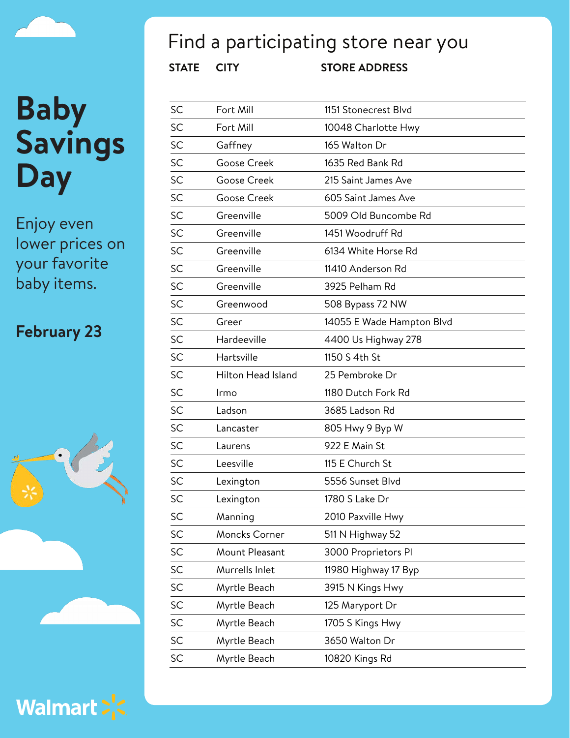# Baby Savings Day

Enjoy even lower prices on your favorite baby items.

**February 23**

## Find a participating store near you

| STATE | CITY | STORE ADDRESS |
|---|---|---|
| SC | Fort Mill | 1151 Stonecrest Blvd |
| SC | Fort Mill | 10048 Charlotte Hwy |
| SC | Gaffney | 165 Walton Dr |
| SC | Goose Creek | 1635 Red Bank Rd |
| SC | Goose Creek | 215 Saint James Ave |
| SC | Goose Creek | 605 Saint James Ave |
| SC | Greenville | 5009 Old Buncombe Rd |
| SC | Greenville | 1451 Woodruff Rd |
| SC | Greenville | 6134 White Horse Rd |
| SC | Greenville | 11410 Anderson Rd |
| SC | Greenville | 3925 Pelham Rd |
| SC | Greenwood | 508 Bypass 72 NW |
| SC | Greer | 14055 E Wade Hampton Blvd |
| SC | Hardeeville | 4400 Us Highway 278 |
| SC | Hartsville | 1150 S 4th St |
| SC | Hilton Head Island | 25 Pembroke Dr |
| SC | Irmo | 1180 Dutch Fork Rd |
| SC | Ladson | 3685 Ladson Rd |
| SC | Lancaster | 805 Hwy 9 Byp W |
| SC | Laurens | 922 E Main St |
| SC | Leesville | 115 E Church St |
| SC | Lexington | 5556 Sunset Blvd |
| SC | Lexington | 1780 S Lake Dr |
| SC | Manning | 2010 Paxville Hwy |
| SC | Moncks Corner | 511 N Highway 52 |
| SC | Mount Pleasant | 3000 Proprietors Pl |
| SC | Murrells Inlet | 11980 Highway 17 Byp |
| SC | Myrtle Beach | 3915 N Kings Hwy |
| SC | Myrtle Beach | 125 Maryport Dr |
| SC | Myrtle Beach | 1705 S Kings Hwy |
| SC | Myrtle Beach | 3650 Walton Dr |
| SC | Myrtle Beach | 10820 Kings Rd |

Walmart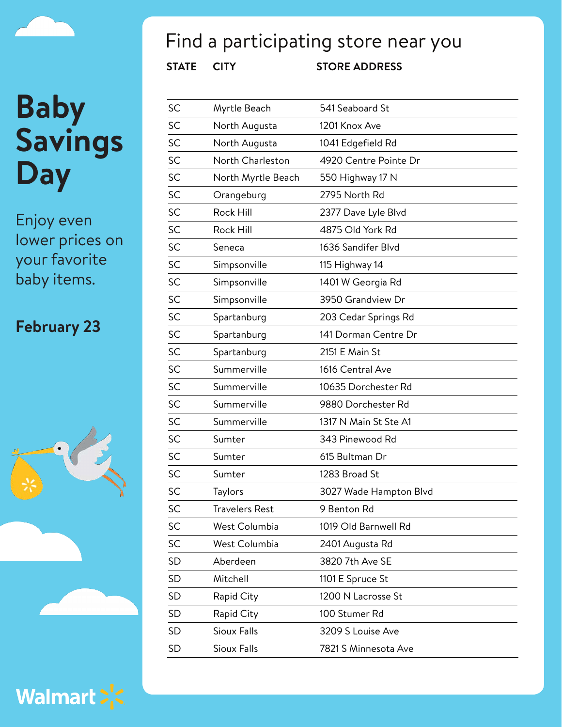# Baby Savings Day

Enjoy even lower prices on your favorite baby items.

**February 23**

## Find a participating store near you

| STATE | CITY | STORE ADDRESS |
|---|---|---|
| SC | Myrtle Beach | 541 Seaboard St |
| SC | North Augusta | 1201 Knox Ave |
| SC | North Augusta | 1041 Edgefield Rd |
| SC | North Charleston | 4920 Centre Pointe Dr |
| SC | North Myrtle Beach | 550 Highway 17 N |
| SC | Orangeburg | 2795 North Rd |
| SC | Rock Hill | 2377 Dave Lyle Blvd |
| SC | Rock Hill | 4875 Old York Rd |
| SC | Seneca | 1636 Sandifer Blvd |
| SC | Simpsonville | 115 Highway 14 |
| SC | Simpsonville | 1401 W Georgia Rd |
| SC | Simpsonville | 3950 Grandview Dr |
| SC | Spartanburg | 203 Cedar Springs Rd |
| SC | Spartanburg | 141 Dorman Centre Dr |
| SC | Spartanburg | 2151 E Main St |
| SC | Summerville | 1616 Central Ave |
| SC | Summerville | 10635 Dorchester Rd |
| SC | Summerville | 9880 Dorchester Rd |
| SC | Summerville | 1317 N Main St Ste A1 |
| SC | Sumter | 343 Pinewood Rd |
| SC | Sumter | 615 Bultman Dr |
| SC | Sumter | 1283 Broad St |
| SC | Taylors | 3027 Wade Hampton Blvd |
| SC | Travelers Rest | 9 Benton Rd |
| SC | West Columbia | 1019 Old Barnwell Rd |
| SC | West Columbia | 2401 Augusta Rd |
| SD | Aberdeen | 3820 7th Ave SE |
| SD | Mitchell | 1101 E Spruce St |
| SD | Rapid City | 1200 N Lacrosse St |
| SD | Rapid City | 100 Stumer Rd |
| SD | Sioux Falls | 3209 S Louise Ave |
| SD | Sioux Falls | 7821 S Minnesota Ave |

Walmart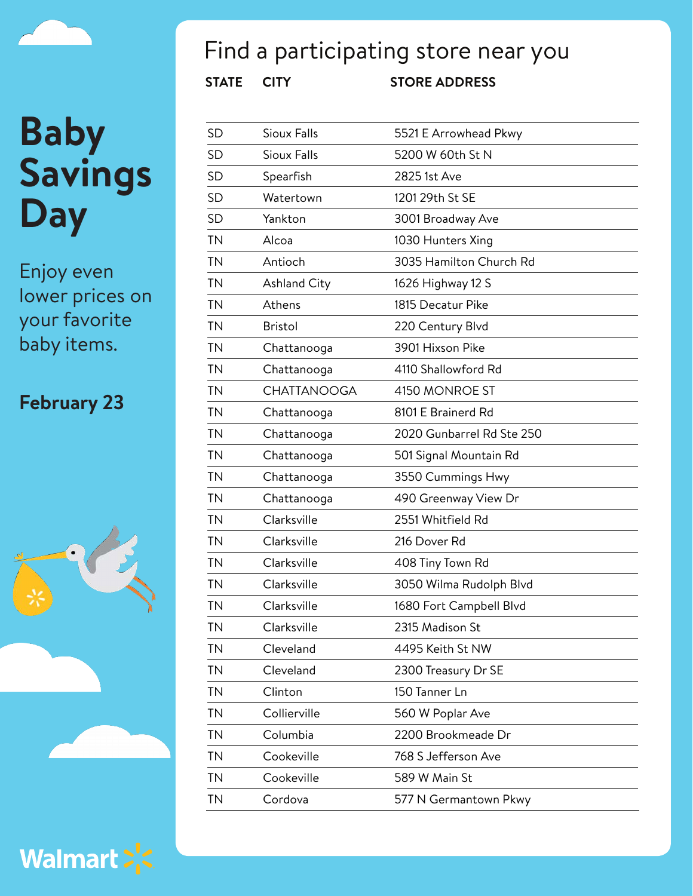# Baby Savings Day

Enjoy even lower prices on your favorite baby items.

**February 23**

## Find a participating store near you

| STATE | CITY | STORE ADDRESS |
|---|---|---|
| SD | Sioux Falls | 5521 E Arrowhead Pkwy |
| SD | Sioux Falls | 5200 W 60th St N |
| SD | Spearfish | 2825 1st Ave |
| SD | Watertown | 1201 29th St SE |
| SD | Yankton | 3001 Broadway Ave |
| TN | Alcoa | 1030 Hunters Xing |
| TN | Antioch | 3035 Hamilton Church Rd |
| TN | Ashland City | 1626 Highway 12 S |
| TN | Athens | 1815 Decatur Pike |
| TN | Bristol | 220 Century Blvd |
| TN | Chattanooga | 3901 Hixson Pike |
| TN | Chattanooga | 4110 Shallowford Rd |
| TN | CHATTANOOGA | 4150 MONROE ST |
| TN | Chattanooga | 8101 E Brainerd Rd |
| TN | Chattanooga | 2020 Gunbarrel Rd Ste 250 |
| TN | Chattanooga | 501 Signal Mountain Rd |
| TN | Chattanooga | 3550 Cummings Hwy |
| TN | Chattanooga | 490 Greenway View Dr |
| TN | Clarksville | 2551 Whitfield Rd |
| TN | Clarksville | 216 Dover Rd |
| TN | Clarksville | 408 Tiny Town Rd |
| TN | Clarksville | 3050 Wilma Rudolph Blvd |
| TN | Clarksville | 1680 Fort Campbell Blvd |
| TN | Clarksville | 2315 Madison St |
| TN | Cleveland | 4495 Keith St NW |
| TN | Cleveland | 2300 Treasury Dr SE |
| TN | Clinton | 150 Tanner Ln |
| TN | Collierville | 560 W Poplar Ave |
| TN | Columbia | 2200 Brookmeade Dr |
| TN | Cookeville | 768 S Jefferson Ave |
| TN | Cookeville | 589 W Main St |
| TN | Cordova | 577 N Germantown Pkwy |

Walmart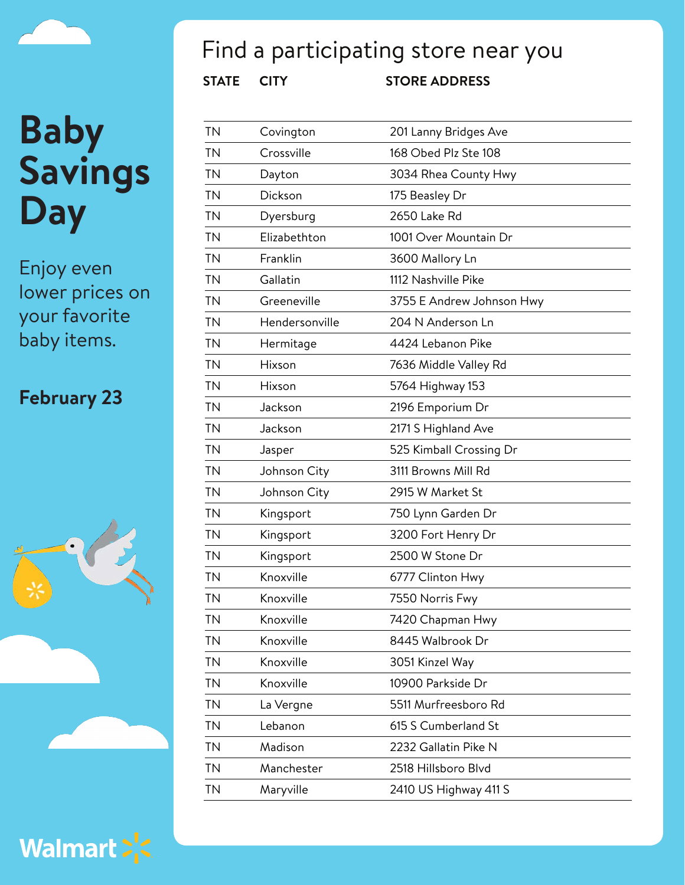# Baby Savings Day

Enjoy even lower prices on your favorite baby items.

**February 23**

## Find a participating store near you

| STATE | CITY | STORE ADDRESS |
|---|---|---|
| TN | Covington | 201 Lanny Bridges Ave |
| TN | Crossville | 168 Obed Plz Ste 108 |
| TN | Dayton | 3034 Rhea County Hwy |
| TN | Dickson | 175 Beasley Dr |
| TN | Dyersburg | 2650 Lake Rd |
| TN | Elizabethton | 1001 Over Mountain Dr |
| TN | Franklin | 3600 Mallory Ln |
| TN | Gallatin | 1112 Nashville Pike |
| TN | Greeneville | 3755 E Andrew Johnson Hwy |
| TN | Hendersonville | 204 N Anderson Ln |
| TN | Hermitage | 4424 Lebanon Pike |
| TN | Hixson | 7636 Middle Valley Rd |
| TN | Hixson | 5764 Highway 153 |
| TN | Jackson | 2196 Emporium Dr |
| TN | Jackson | 2171 S Highland Ave |
| TN | Jasper | 525 Kimball Crossing Dr |
| TN | Johnson City | 3111 Browns Mill Rd |
| TN | Johnson City | 2915 W Market St |
| TN | Kingsport | 750 Lynn Garden Dr |
| TN | Kingsport | 3200 Fort Henry Dr |
| TN | Kingsport | 2500 W Stone Dr |
| TN | Knoxville | 6777 Clinton Hwy |
| TN | Knoxville | 7550 Norris Fwy |
| TN | Knoxville | 7420 Chapman Hwy |
| TN | Knoxville | 8445 Walbrook Dr |
| TN | Knoxville | 3051 Kinzel Way |
| TN | Knoxville | 10900 Parkside Dr |
| TN | La Vergne | 5511 Murfreesboro Rd |
| TN | Lebanon | 615 S Cumberland St |
| TN | Madison | 2232 Gallatin Pike N |
| TN | Manchester | 2518 Hillsboro Blvd |
| TN | Maryville | 2410 US Highway 411 S |

Walmart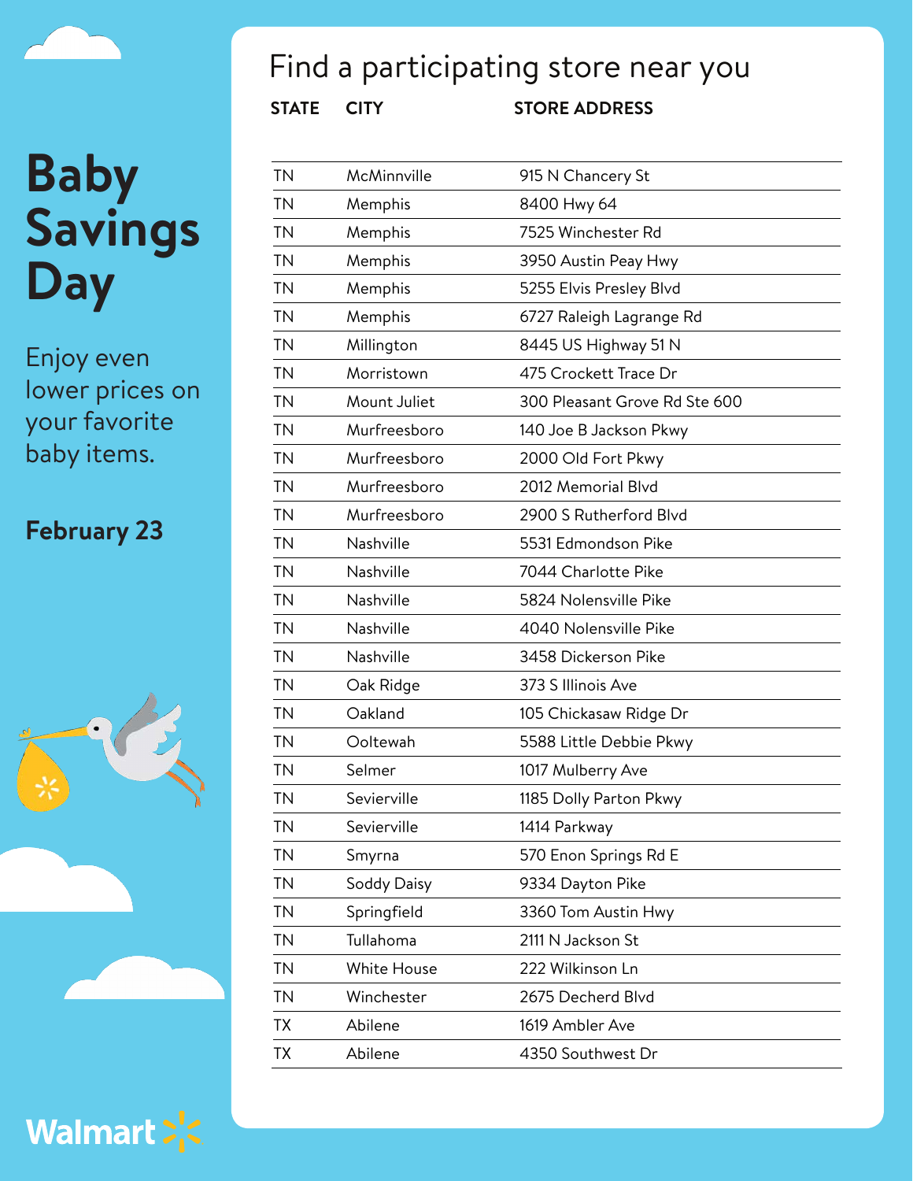# Baby Savings Day

Enjoy even lower prices on your favorite baby items.

**February 23**

## Find a participating store near you

| STATE | CITY | STORE ADDRESS |
|---|---|---|
| TN | McMinnville | 915 N Chancery St |
| TN | Memphis | 8400 Hwy 64 |
| TN | Memphis | 7525 Winchester Rd |
| TN | Memphis | 3950 Austin Peay Hwy |
| TN | Memphis | 5255 Elvis Presley Blvd |
| TN | Memphis | 6727 Raleigh Lagrange Rd |
| TN | Millington | 8445 US Highway 51 N |
| TN | Morristown | 475 Crockett Trace Dr |
| TN | Mount Juliet | 300 Pleasant Grove Rd Ste 600 |
| TN | Murfreesboro | 140 Joe B Jackson Pkwy |
| TN | Murfreesboro | 2000 Old Fort Pkwy |
| TN | Murfreesboro | 2012 Memorial Blvd |
| TN | Murfreesboro | 2900 S Rutherford Blvd |
| TN | Nashville | 5531 Edmondson Pike |
| TN | Nashville | 7044 Charlotte Pike |
| TN | Nashville | 5824 Nolensville Pike |
| TN | Nashville | 4040 Nolensville Pike |
| TN | Nashville | 3458 Dickerson Pike |
| TN | Oak Ridge | 373 S Illinois Ave |
| TN | Oakland | 105 Chickasaw Ridge Dr |
| TN | Ooltewah | 5588 Little Debbie Pkwy |
| TN | Selmer | 1017 Mulberry Ave |
| TN | Sevierville | 1185 Dolly Parton Pkwy |
| TN | Sevierville | 1414 Parkway |
| TN | Smyrna | 570 Enon Springs Rd E |
| TN | Soddy Daisy | 9334 Dayton Pike |
| TN | Springfield | 3360 Tom Austin Hwy |
| TN | Tullahoma | 2111 N Jackson St |
| TN | White House | 222 Wilkinson Ln |
| TN | Winchester | 2675 Decherd Blvd |
| TX | Abilene | 1619 Ambler Ave |
| TX | Abilene | 4350 Southwest Dr |

Walmart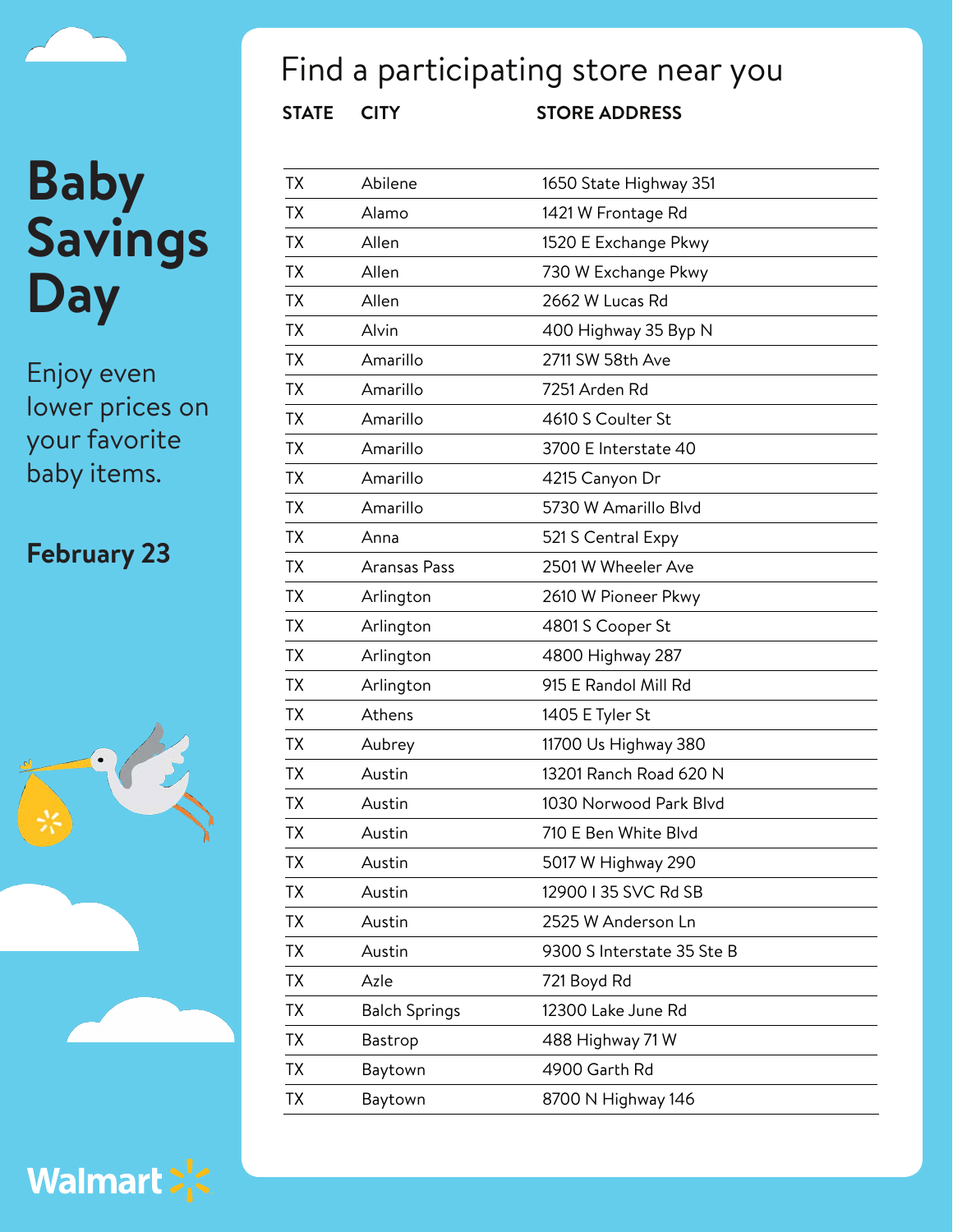# Baby Savings Day

Enjoy even lower prices on your favorite baby items.

**February 23**

## Find a participating store near you

| STATE | CITY | STORE ADDRESS |
|---|---|---|
| TX | Abilene | 1650 State Highway 351 |
| TX | Alamo | 1421 W Frontage Rd |
| TX | Allen | 1520 E Exchange Pkwy |
| TX | Allen | 730 W Exchange Pkwy |
| TX | Allen | 2662 W Lucas Rd |
| TX | Alvin | 400 Highway 35 Byp N |
| TX | Amarillo | 2711 SW 58th Ave |
| TX | Amarillo | 7251 Arden Rd |
| TX | Amarillo | 4610 S Coulter St |
| TX | Amarillo | 3700 E Interstate 40 |
| TX | Amarillo | 4215 Canyon Dr |
| TX | Amarillo | 5730 W Amarillo Blvd |
| TX | Anna | 521 S Central Expy |
| TX | Aransas Pass | 2501 W Wheeler Ave |
| TX | Arlington | 2610 W Pioneer Pkwy |
| TX | Arlington | 4801 S Cooper St |
| TX | Arlington | 4800 Highway 287 |
| TX | Arlington | 915 E Randol Mill Rd |
| TX | Athens | 1405 E Tyler St |
| TX | Aubrey | 11700 Us Highway 380 |
| TX | Austin | 13201 Ranch Road 620 N |
| TX | Austin | 1030 Norwood Park Blvd |
| TX | Austin | 710 E Ben White Blvd |
| TX | Austin | 5017 W Highway 290 |
| TX | Austin | 12900 I 35 SVC Rd SB |
| TX | Austin | 2525 W Anderson Ln |
| TX | Austin | 9300 S Interstate 35 Ste B |
| TX | Azle | 721 Boyd Rd |
| TX | Balch Springs | 12300 Lake June Rd |
| TX | Bastrop | 488 Highway 71 W |
| TX | Baytown | 4900 Garth Rd |
| TX | Baytown | 8700 N Highway 146 |

Walmart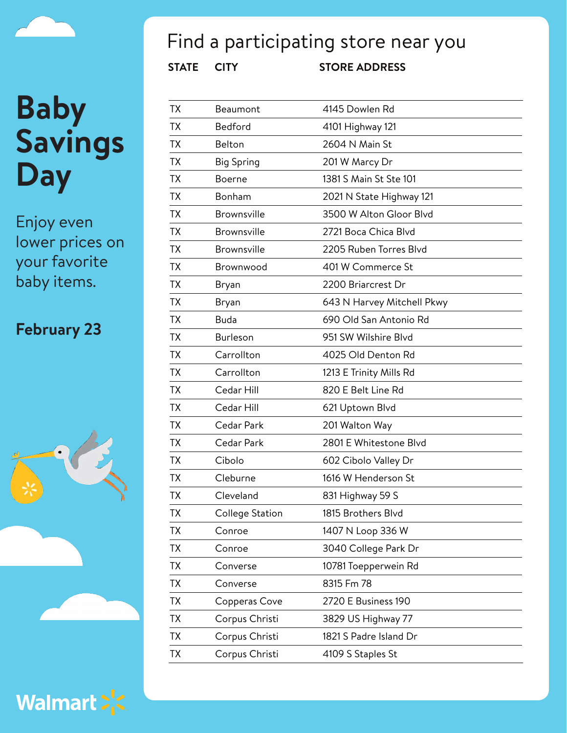# Baby Savings Day

Enjoy even lower prices on your favorite baby items.

**February 23**

## Find a participating store near you

| STATE | CITY | STORE ADDRESS |
|---|---|---|
| TX | Beaumont | 4145 Dowlen Rd |
| TX | Bedford | 4101 Highway 121 |
| TX | Belton | 2604 N Main St |
| TX | Big Spring | 201 W Marcy Dr |
| TX | Boerne | 1381 S Main St Ste 101 |
| TX | Bonham | 2021 N State Highway 121 |
| TX | Brownsville | 3500 W Alton Gloor Blvd |
| TX | Brownsville | 2721 Boca Chica Blvd |
| TX | Brownsville | 2205 Ruben Torres Blvd |
| TX | Brownwood | 401 W Commerce St |
| TX | Bryan | 2200 Briarcrest Dr |
| TX | Bryan | 643 N Harvey Mitchell Pkwy |
| TX | Buda | 690 Old San Antonio Rd |
| TX | Burleson | 951 SW Wilshire Blvd |
| TX | Carrollton | 4025 Old Denton Rd |
| TX | Carrollton | 1213 E Trinity Mills Rd |
| TX | Cedar Hill | 820 E Belt Line Rd |
| TX | Cedar Hill | 621 Uptown Blvd |
| TX | Cedar Park | 201 Walton Way |
| TX | Cedar Park | 2801 E Whitestone Blvd |
| TX | Cibolo | 602 Cibolo Valley Dr |
| TX | Cleburne | 1616 W Henderson St |
| TX | Cleveland | 831 Highway 59 S |
| TX | College Station | 1815 Brothers Blvd |
| TX | Conroe | 1407 N Loop 336 W |
| TX | Conroe | 3040 College Park Dr |
| TX | Converse | 10781 Toepperwein Rd |
| TX | Converse | 8315 Fm 78 |
| TX | Copperas Cove | 2720 E Business 190 |
| TX | Corpus Christi | 3829 US Highway 77 |
| TX | Corpus Christi | 1821 S Padre Island Dr |
| TX | Corpus Christi | 4109 S Staples St |

Walmart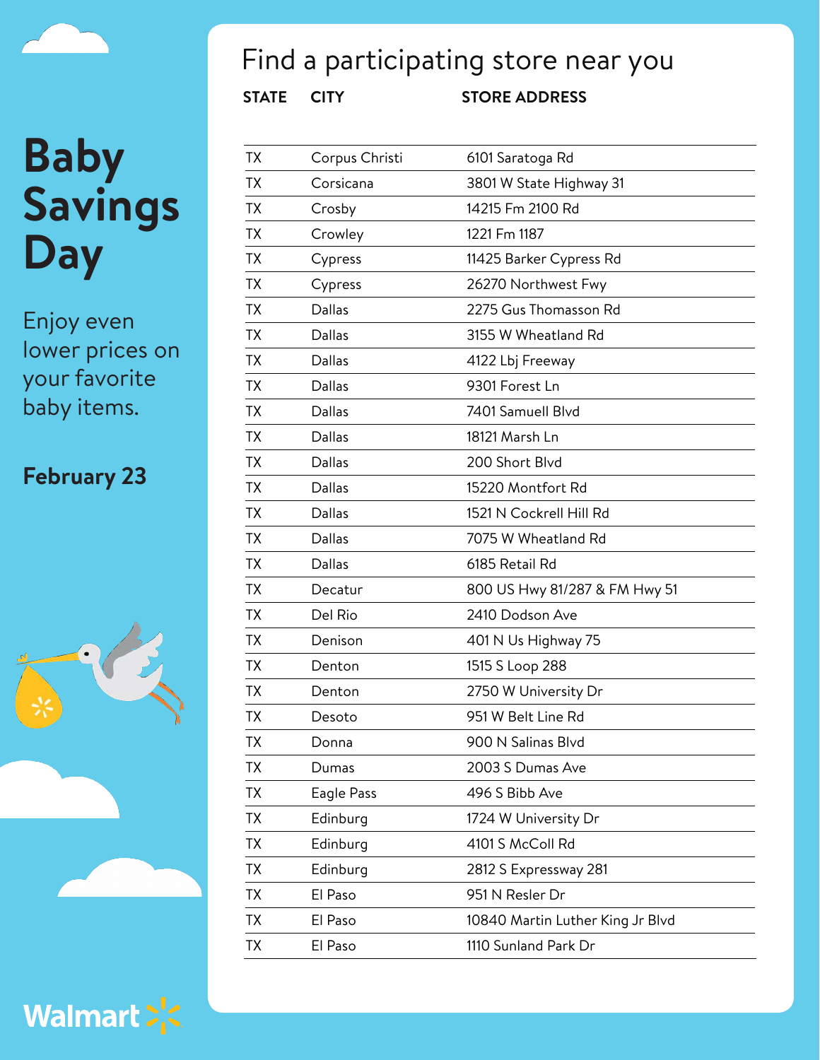# Baby Savings Day

Enjoy even lower prices on your favorite baby items.

**February 23**

## Find a participating store near you

| STATE | CITY | STORE ADDRESS |
|---|---|---|
| TX | Corpus Christi | 6101 Saratoga Rd |
| TX | Corsicana | 3801 W State Highway 31 |
| TX | Crosby | 14215 Fm 2100 Rd |
| TX | Crowley | 1221 Fm 1187 |
| TX | Cypress | 11425 Barker Cypress Rd |
| TX | Cypress | 26270 Northwest Fwy |
| TX | Dallas | 2275 Gus Thomasson Rd |
| TX | Dallas | 3155 W Wheatland Rd |
| TX | Dallas | 4122 Lbj Freeway |
| TX | Dallas | 9301 Forest Ln |
| TX | Dallas | 7401 Samuell Blvd |
| TX | Dallas | 18121 Marsh Ln |
| TX | Dallas | 200 Short Blvd |
| TX | Dallas | 15220 Montfort Rd |
| TX | Dallas | 1521 N Cockrell Hill Rd |
| TX | Dallas | 7075 W Wheatland Rd |
| TX | Dallas | 6185 Retail Rd |
| TX | Decatur | 800 US Hwy 81/287 & FM Hwy 51 |
| TX | Del Rio | 2410 Dodson Ave |
| TX | Denison | 401 N Us Highway 75 |
| TX | Denton | 1515 S Loop 288 |
| TX | Denton | 2750 W University Dr |
| TX | Desoto | 951 W Belt Line Rd |
| TX | Donna | 900 N Salinas Blvd |
| TX | Dumas | 2003 S Dumas Ave |
| TX | Eagle Pass | 496 S Bibb Ave |
| TX | Edinburg | 1724 W University Dr |
| TX | Edinburg | 4101 S McColl Rd |
| TX | Edinburg | 2812 S Expressway 281 |
| TX | El Paso | 951 N Resler Dr |
| TX | El Paso | 10840 Martin Luther King Jr Blvd |
| TX | El Paso | 1110 Sunland Park Dr |

Walmart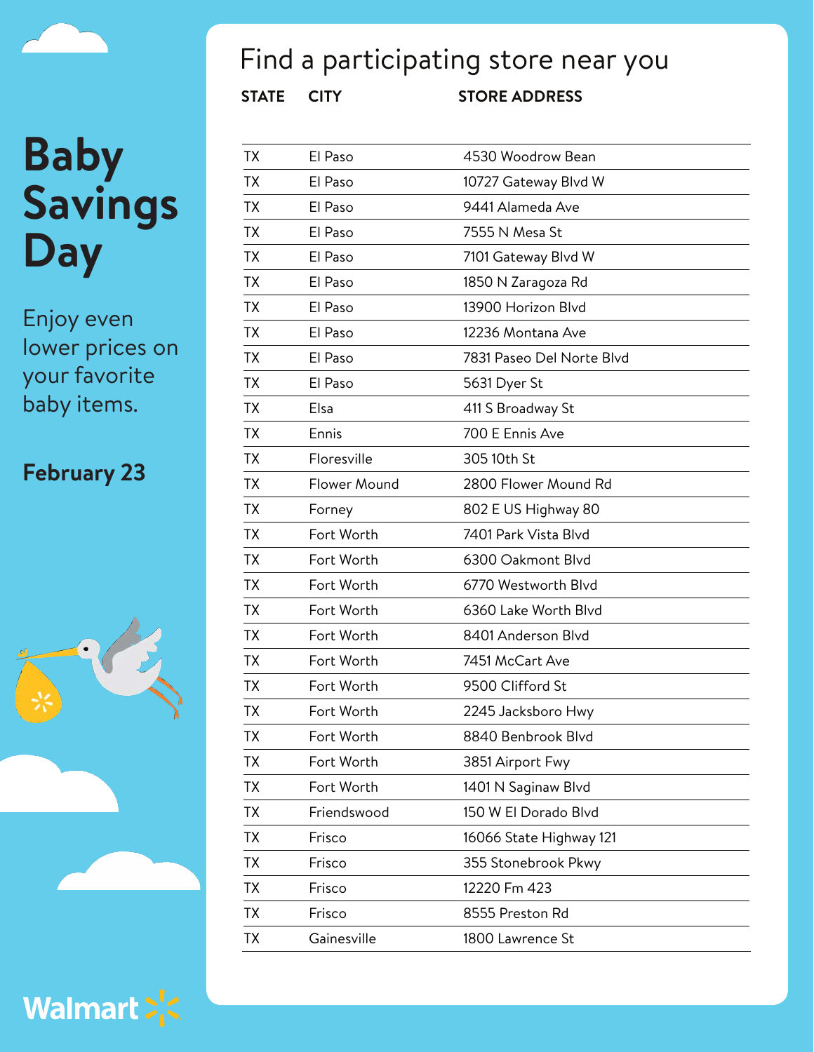# Baby Savings Day

Enjoy even lower prices on your favorite baby items.

**February 23**

## Find a participating store near you

| STATE | CITY | STORE ADDRESS |
|---|---|---|
| TX | El Paso | 4530 Woodrow Bean |
| TX | El Paso | 10727 Gateway Blvd W |
| TX | El Paso | 9441 Alameda Ave |
| TX | El Paso | 7555 N Mesa St |
| TX | El Paso | 7101 Gateway Blvd W |
| TX | El Paso | 1850 N Zaragoza Rd |
| TX | El Paso | 13900 Horizon Blvd |
| TX | El Paso | 12236 Montana Ave |
| TX | El Paso | 7831 Paseo Del Norte Blvd |
| TX | El Paso | 5631 Dyer St |
| TX | Elsa | 411 S Broadway St |
| TX | Ennis | 700 E Ennis Ave |
| TX | Floresville | 305 10th St |
| TX | Flower Mound | 2800 Flower Mound Rd |
| TX | Forney | 802 E US Highway 80 |
| TX | Fort Worth | 7401 Park Vista Blvd |
| TX | Fort Worth | 6300 Oakmont Blvd |
| TX | Fort Worth | 6770 Westworth Blvd |
| TX | Fort Worth | 6360 Lake Worth Blvd |
| TX | Fort Worth | 8401 Anderson Blvd |
| TX | Fort Worth | 7451 McCart Ave |
| TX | Fort Worth | 9500 Clifford St |
| TX | Fort Worth | 2245 Jacksboro Hwy |
| TX | Fort Worth | 8840 Benbrook Blvd |
| TX | Fort Worth | 3851 Airport Fwy |
| TX | Fort Worth | 1401 N Saginaw Blvd |
| TX | Friendswood | 150 W El Dorado Blvd |
| TX | Frisco | 16066 State Highway 121 |
| TX | Frisco | 355 Stonebrook Pkwy |
| TX | Frisco | 12220 Fm 423 |
| TX | Frisco | 8555 Preston Rd |
| TX | Gainesville | 1800 Lawrence St |

Walmart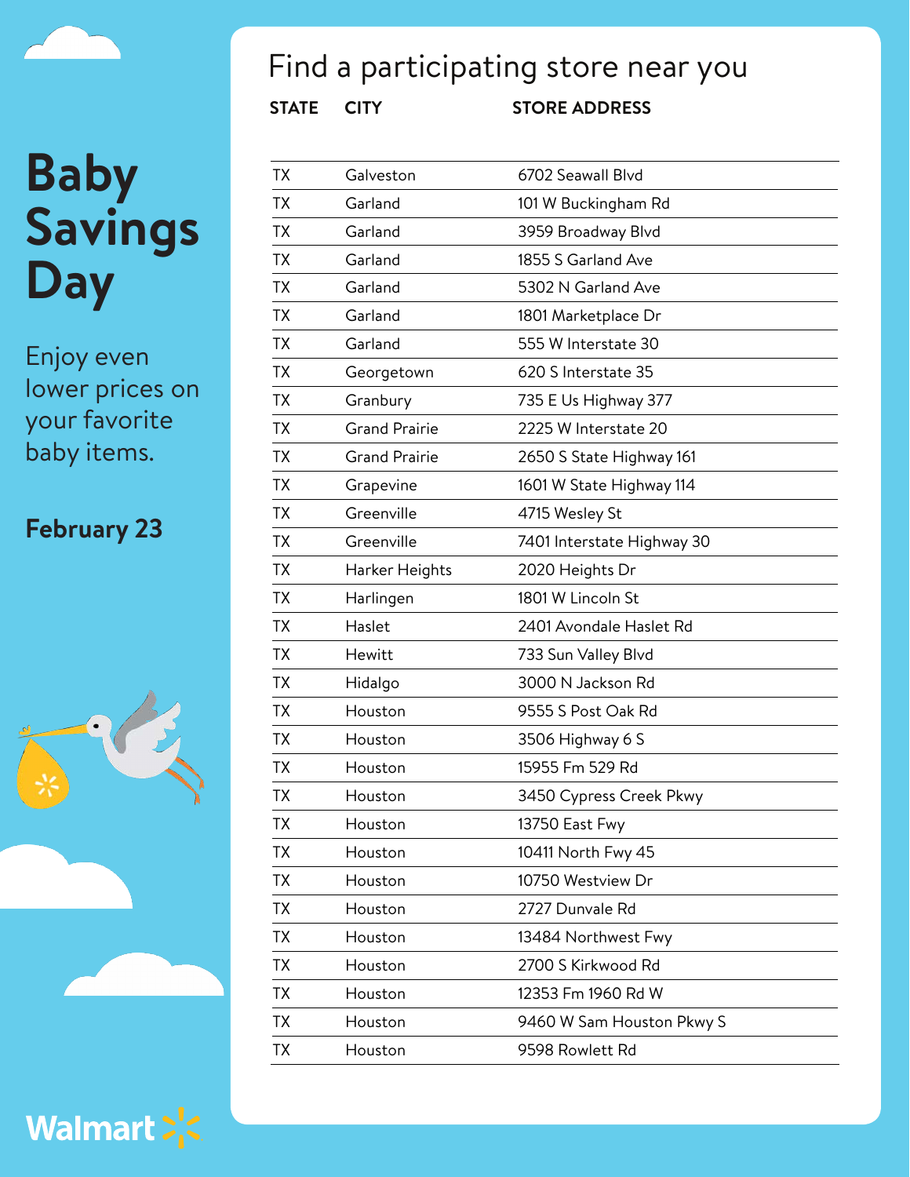# Baby Savings Day

Enjoy even lower prices on your favorite baby items.

**February 23**

## Find a participating store near you

| STATE | CITY | STORE ADDRESS |
|---|---|---|
| TX | Galveston | 6702 Seawall Blvd |
| TX | Garland | 101 W Buckingham Rd |
| TX | Garland | 3959 Broadway Blvd |
| TX | Garland | 1855 S Garland Ave |
| TX | Garland | 5302 N Garland Ave |
| TX | Garland | 1801 Marketplace Dr |
| TX | Garland | 555 W Interstate 30 |
| TX | Georgetown | 620 S Interstate 35 |
| TX | Granbury | 735 E Us Highway 377 |
| TX | Grand Prairie | 2225 W Interstate 20 |
| TX | Grand Prairie | 2650 S State Highway 161 |
| TX | Grapevine | 1601 W State Highway 114 |
| TX | Greenville | 4715 Wesley St |
| TX | Greenville | 7401 Interstate Highway 30 |
| TX | Harker Heights | 2020 Heights Dr |
| TX | Harlingen | 1801 W Lincoln St |
| TX | Haslet | 2401 Avondale Haslet Rd |
| TX | Hewitt | 733 Sun Valley Blvd |
| TX | Hidalgo | 3000 N Jackson Rd |
| TX | Houston | 9555 S Post Oak Rd |
| TX | Houston | 3506 Highway 6 S |
| TX | Houston | 15955 Fm 529 Rd |
| TX | Houston | 3450 Cypress Creek Pkwy |
| TX | Houston | 13750 East Fwy |
| TX | Houston | 10411 North Fwy 45 |
| TX | Houston | 10750 Westview Dr |
| TX | Houston | 2727 Dunvale Rd |
| TX | Houston | 13484 Northwest Fwy |
| TX | Houston | 2700 S Kirkwood Rd |
| TX | Houston | 12353 Fm 1960 Rd W |
| TX | Houston | 9460 W Sam Houston Pkwy S |
| TX | Houston | 9598 Rowlett Rd |

Walmart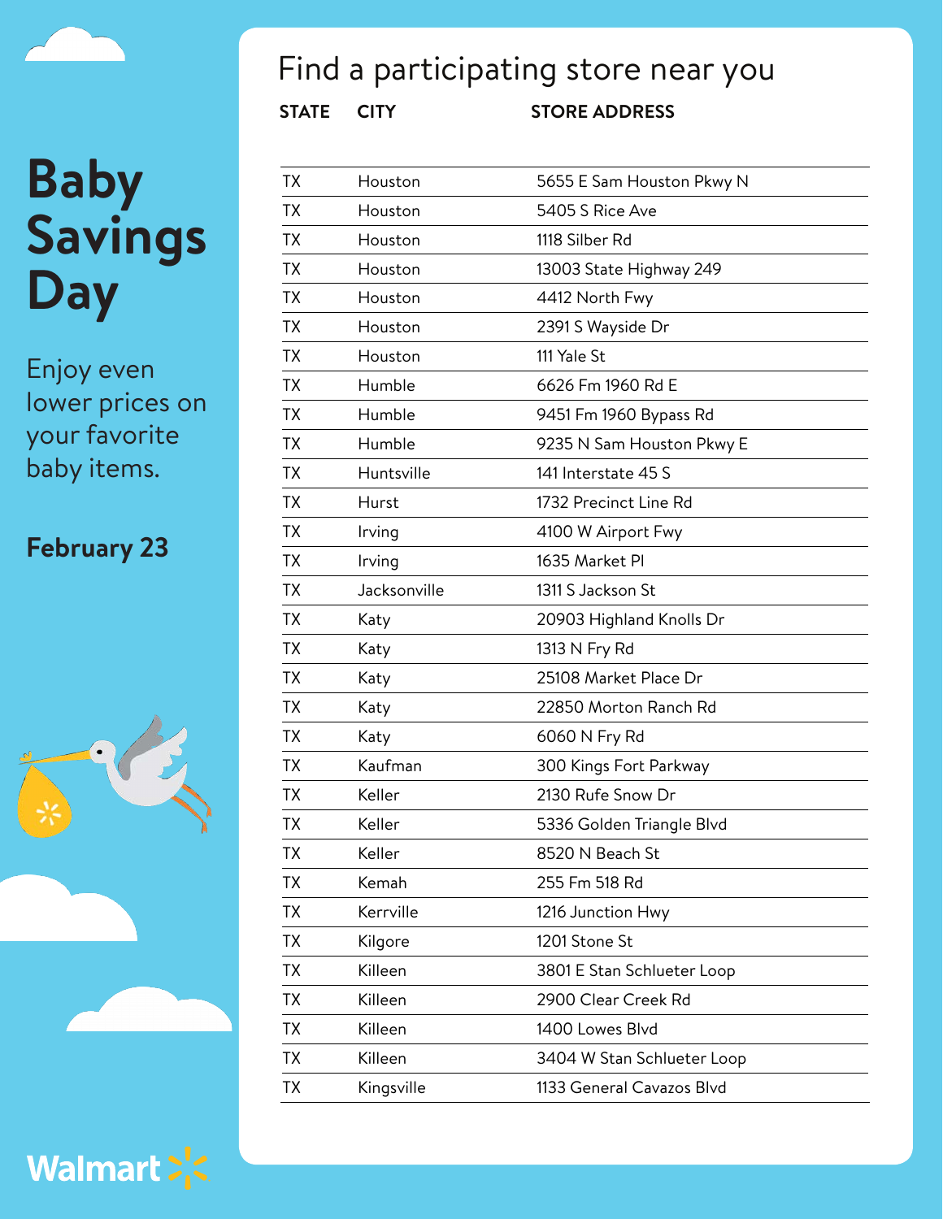# Baby Savings Day

Enjoy even lower prices on your favorite baby items.

**February 23**

## Find a participating store near you

| STATE | CITY | STORE ADDRESS |
|---|---|---|
| TX | Houston | 5655 E Sam Houston Pkwy N |
| TX | Houston | 5405 S Rice Ave |
| TX | Houston | 1118 Silber Rd |
| TX | Houston | 13003 State Highway 249 |
| TX | Houston | 4412 North Fwy |
| TX | Houston | 2391 S Wayside Dr |
| TX | Houston | 111 Yale St |
| TX | Humble | 6626 Fm 1960 Rd E |
| TX | Humble | 9451 Fm 1960 Bypass Rd |
| TX | Humble | 9235 N Sam Houston Pkwy E |
| TX | Huntsville | 141 Interstate 45 S |
| TX | Hurst | 1732 Precinct Line Rd |
| TX | Irving | 4100 W Airport Fwy |
| TX | Irving | 1635 Market Pl |
| TX | Jacksonville | 1311 S Jackson St |
| TX | Katy | 20903 Highland Knolls Dr |
| TX | Katy | 1313 N Fry Rd |
| TX | Katy | 25108 Market Place Dr |
| TX | Katy | 22850 Morton Ranch Rd |
| TX | Katy | 6060 N Fry Rd |
| TX | Kaufman | 300 Kings Fort Parkway |
| TX | Keller | 2130 Rufe Snow Dr |
| TX | Keller | 5336 Golden Triangle Blvd |
| TX | Keller | 8520 N Beach St |
| TX | Kemah | 255 Fm 518 Rd |
| TX | Kerrville | 1216 Junction Hwy |
| TX | Kilgore | 1201 Stone St |
| TX | Killeen | 3801 E Stan Schlueter Loop |
| TX | Killeen | 2900 Clear Creek Rd |
| TX | Killeen | 1400 Lowes Blvd |
| TX | Killeen | 3404 W Stan Schlueter Loop |
| TX | Kingsville | 1133 General Cavazos Blvd |

Walmart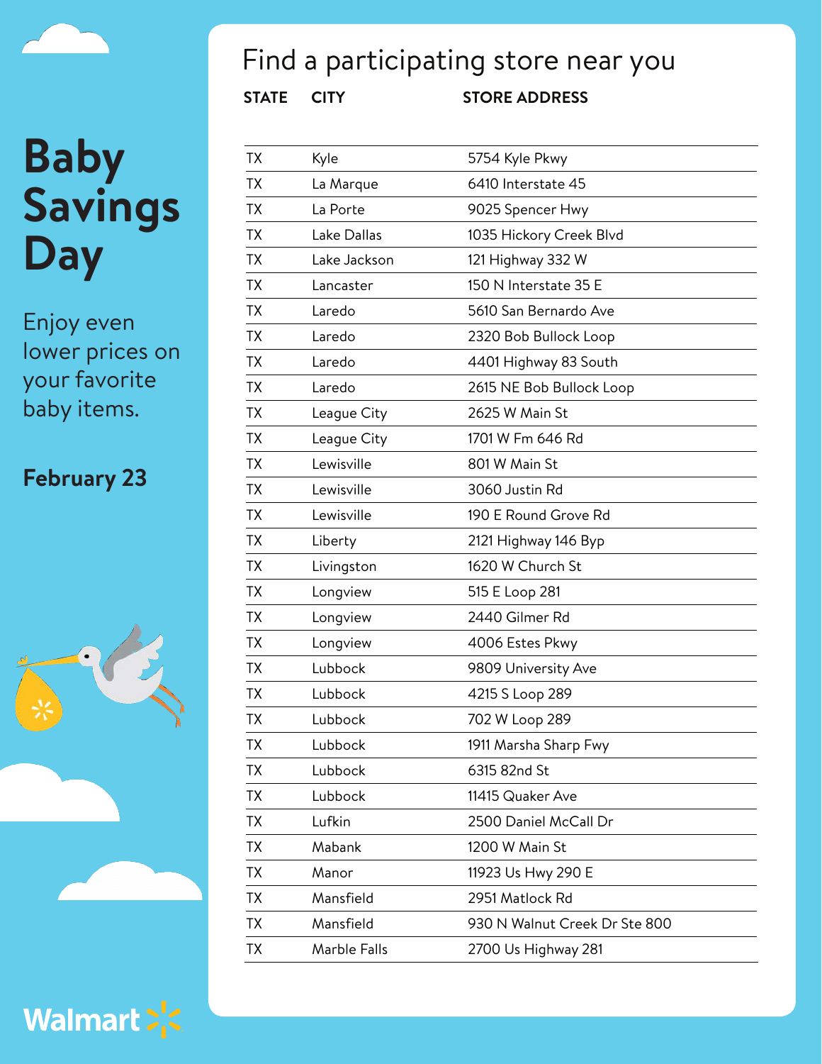# Baby Savings Day

Enjoy even lower prices on your favorite baby items.

**February 23**

## Find a participating store near you

| STATE | CITY | STORE ADDRESS |
|---|---|---|
| TX | Kyle | 5754 Kyle Pkwy |
| TX | La Marque | 6410 Interstate 45 |
| TX | La Porte | 9025 Spencer Hwy |
| TX | Lake Dallas | 1035 Hickory Creek Blvd |
| TX | Lake Jackson | 121 Highway 332 W |
| TX | Lancaster | 150 N Interstate 35 E |
| TX | Laredo | 5610 San Bernardo Ave |
| TX | Laredo | 2320 Bob Bullock Loop |
| TX | Laredo | 4401 Highway 83 South |
| TX | Laredo | 2615 NE Bob Bullock Loop |
| TX | League City | 2625 W Main St |
| TX | League City | 1701 W Fm 646 Rd |
| TX | Lewisville | 801 W Main St |
| TX | Lewisville | 3060 Justin Rd |
| TX | Lewisville | 190 E Round Grove Rd |
| TX | Liberty | 2121 Highway 146 Byp |
| TX | Livingston | 1620 W Church St |
| TX | Longview | 515 E Loop 281 |
| TX | Longview | 2440 Gilmer Rd |
| TX | Longview | 4006 Estes Pkwy |
| TX | Lubbock | 9809 University Ave |
| TX | Lubbock | 4215 S Loop 289 |
| TX | Lubbock | 702 W Loop 289 |
| TX | Lubbock | 1911 Marsha Sharp Fwy |
| TX | Lubbock | 6315 82nd St |
| TX | Lubbock | 11415 Quaker Ave |
| TX | Lufkin | 2500 Daniel McCall Dr |
| TX | Mabank | 1200 W Main St |
| TX | Manor | 11923 Us Hwy 290 E |
| TX | Mansfield | 2951 Matlock Rd |
| TX | Mansfield | 930 N Walnut Creek Dr Ste 800 |
| TX | Marble Falls | 2700 Us Highway 281 |

Walmart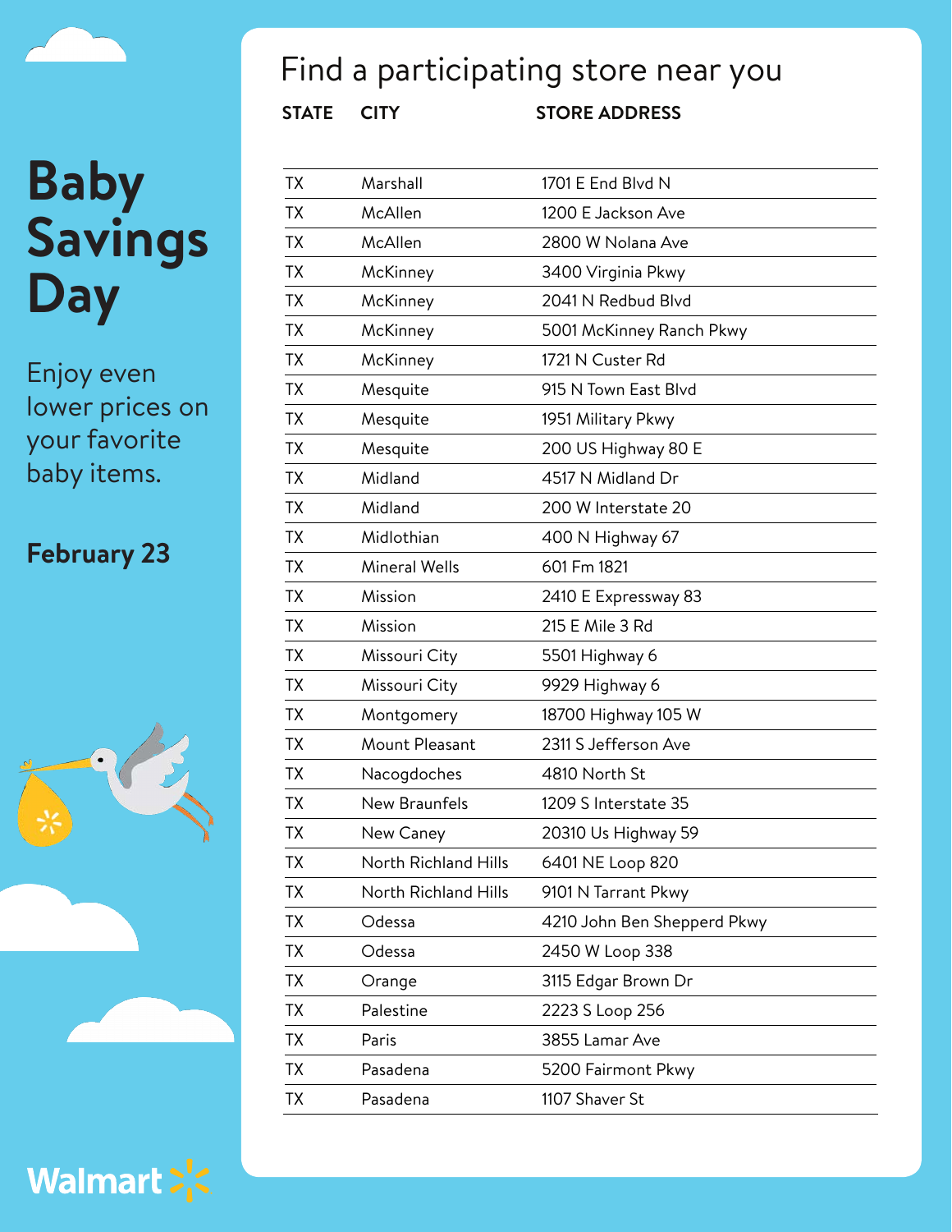# Baby Savings Day

Enjoy even lower prices on your favorite baby items.

**February 23**

## Find a participating store near you

| STATE | CITY | STORE ADDRESS |
|---|---|---|
| TX | Marshall | 1701 E End Blvd N |
| TX | McAllen | 1200 E Jackson Ave |
| TX | McAllen | 2800 W Nolana Ave |
| TX | McKinney | 3400 Virginia Pkwy |
| TX | McKinney | 2041 N Redbud Blvd |
| TX | McKinney | 5001 McKinney Ranch Pkwy |
| TX | McKinney | 1721 N Custer Rd |
| TX | Mesquite | 915 N Town East Blvd |
| TX | Mesquite | 1951 Military Pkwy |
| TX | Mesquite | 200 US Highway 80 E |
| TX | Midland | 4517 N Midland Dr |
| TX | Midland | 200 W Interstate 20 |
| TX | Midlothian | 400 N Highway 67 |
| TX | Mineral Wells | 601 Fm 1821 |
| TX | Mission | 2410 E Expressway 83 |
| TX | Mission | 215 E Mile 3 Rd |
| TX | Missouri City | 5501 Highway 6 |
| TX | Missouri City | 9929 Highway 6 |
| TX | Montgomery | 18700 Highway 105 W |
| TX | Mount Pleasant | 2311 S Jefferson Ave |
| TX | Nacogdoches | 4810 North St |
| TX | New Braunfels | 1209 S Interstate 35 |
| TX | New Caney | 20310 Us Highway 59 |
| TX | North Richland Hills | 6401 NE Loop 820 |
| TX | North Richland Hills | 9101 N Tarrant Pkwy |
| TX | Odessa | 4210 John Ben Shepperd Pkwy |
| TX | Odessa | 2450 W Loop 338 |
| TX | Orange | 3115 Edgar Brown Dr |
| TX | Palestine | 2223 S Loop 256 |
| TX | Paris | 3855 Lamar Ave |
| TX | Pasadena | 5200 Fairmont Pkwy |
| TX | Pasadena | 1107 Shaver St |

Walmart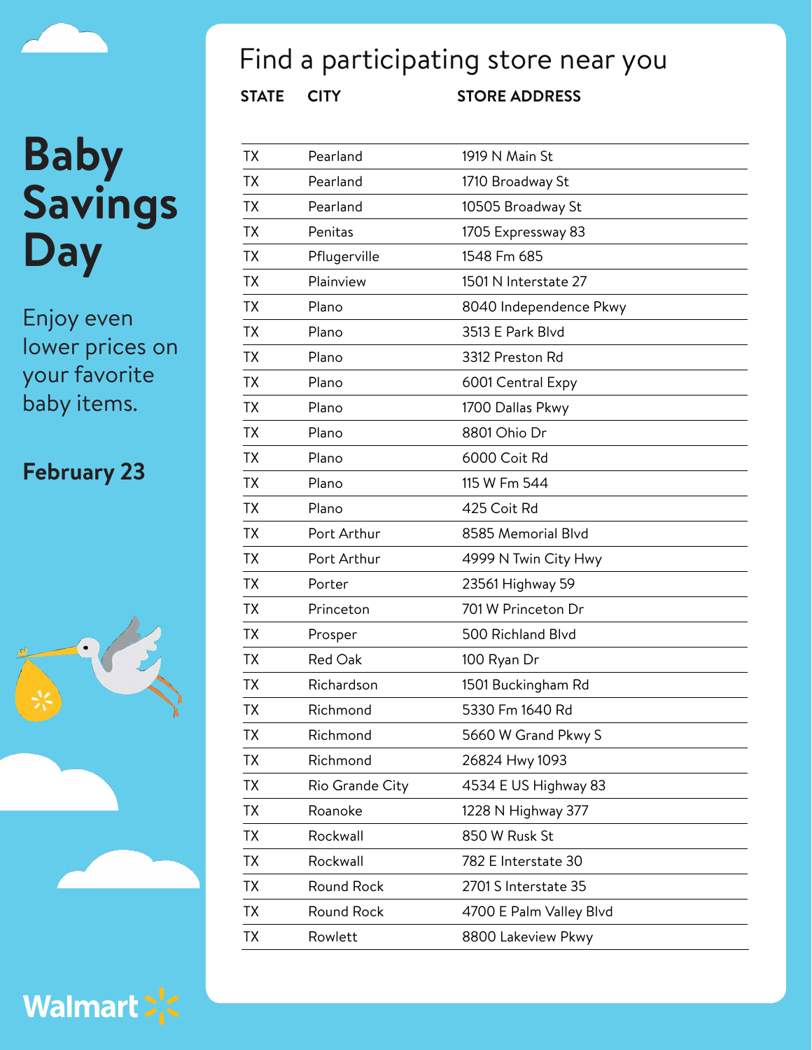# Baby Savings Day

Enjoy even lower prices on your favorite baby items.

**February 23**

## Find a participating store near you

| STATE | CITY | STORE ADDRESS |
|---|---|---|
| TX | Pearland | 1919 N Main St |
| TX | Pearland | 1710 Broadway St |
| TX | Pearland | 10505 Broadway St |
| TX | Penitas | 1705 Expressway 83 |
| TX | Pflugerville | 1548 Fm 685 |
| TX | Plainview | 1501 N Interstate 27 |
| TX | Plano | 8040 Independence Pkwy |
| TX | Plano | 3513 E Park Blvd |
| TX | Plano | 3312 Preston Rd |
| TX | Plano | 6001 Central Expy |
| TX | Plano | 1700 Dallas Pkwy |
| TX | Plano | 8801 Ohio Dr |
| TX | Plano | 6000 Coit Rd |
| TX | Plano | 115 W Fm 544 |
| TX | Plano | 425 Coit Rd |
| TX | Port Arthur | 8585 Memorial Blvd |
| TX | Port Arthur | 4999 N Twin City Hwy |
| TX | Porter | 23561 Highway 59 |
| TX | Princeton | 701 W Princeton Dr |
| TX | Prosper | 500 Richland Blvd |
| TX | Red Oak | 100 Ryan Dr |
| TX | Richardson | 1501 Buckingham Rd |
| TX | Richmond | 5330 Fm 1640 Rd |
| TX | Richmond | 5660 W Grand Pkwy S |
| TX | Richmond | 26824 Hwy 1093 |
| TX | Rio Grande City | 4534 E US Highway 83 |
| TX | Roanoke | 1228 N Highway 377 |
| TX | Rockwall | 850 W Rusk St |
| TX | Rockwall | 782 E Interstate 30 |
| TX | Round Rock | 2701 S Interstate 35 |
| TX | Round Rock | 4700 E Palm Valley Blvd |
| TX | Rowlett | 8800 Lakeview Pkwy |

Walmart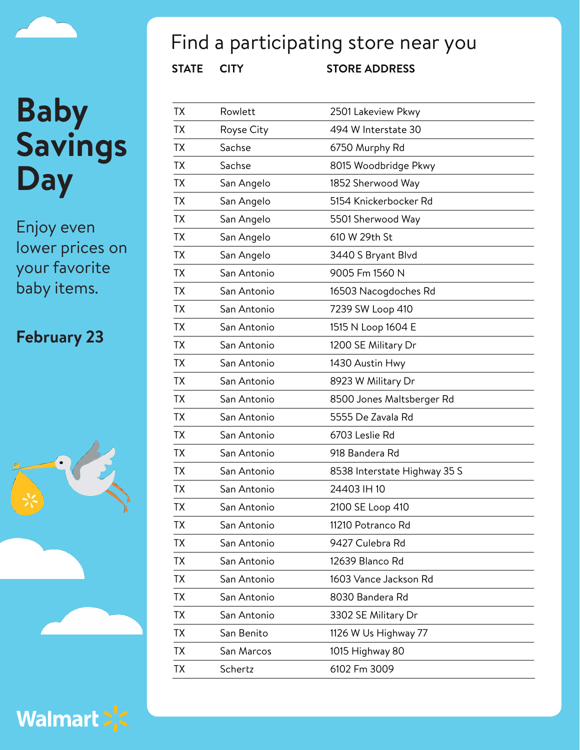# Baby Savings Day

Enjoy even lower prices on your favorite baby items.

**February 23**

## Find a participating store near you

| STATE | CITY | STORE ADDRESS |
|---|---|---|
| TX | Rowlett | 2501 Lakeview Pkwy |
| TX | Royse City | 494 W Interstate 30 |
| TX | Sachse | 6750 Murphy Rd |
| TX | Sachse | 8015 Woodbridge Pkwy |
| TX | San Angelo | 1852 Sherwood Way |
| TX | San Angelo | 5154 Knickerbocker Rd |
| TX | San Angelo | 5501 Sherwood Way |
| TX | San Angelo | 610 W 29th St |
| TX | San Angelo | 3440 S Bryant Blvd |
| TX | San Antonio | 9005 Fm 1560 N |
| TX | San Antonio | 16503 Nacogdoches Rd |
| TX | San Antonio | 7239 SW Loop 410 |
| TX | San Antonio | 1515 N Loop 1604 E |
| TX | San Antonio | 1200 SE Military Dr |
| TX | San Antonio | 1430 Austin Hwy |
| TX | San Antonio | 8923 W Military Dr |
| TX | San Antonio | 8500 Jones Maltsberger Rd |
| TX | San Antonio | 5555 De Zavala Rd |
| TX | San Antonio | 6703 Leslie Rd |
| TX | San Antonio | 918 Bandera Rd |
| TX | San Antonio | 8538 Interstate Highway 35 S |
| TX | San Antonio | 24403 IH 10 |
| TX | San Antonio | 2100 SE Loop 410 |
| TX | San Antonio | 11210 Potranco Rd |
| TX | San Antonio | 9427 Culebra Rd |
| TX | San Antonio | 12639 Blanco Rd |
| TX | San Antonio | 1603 Vance Jackson Rd |
| TX | San Antonio | 8030 Bandera Rd |
| TX | San Antonio | 3302 SE Military Dr |
| TX | San Benito | 1126 W Us Highway 77 |
| TX | San Marcos | 1015 Highway 80 |
| TX | Schertz | 6102 Fm 3009 |

Walmart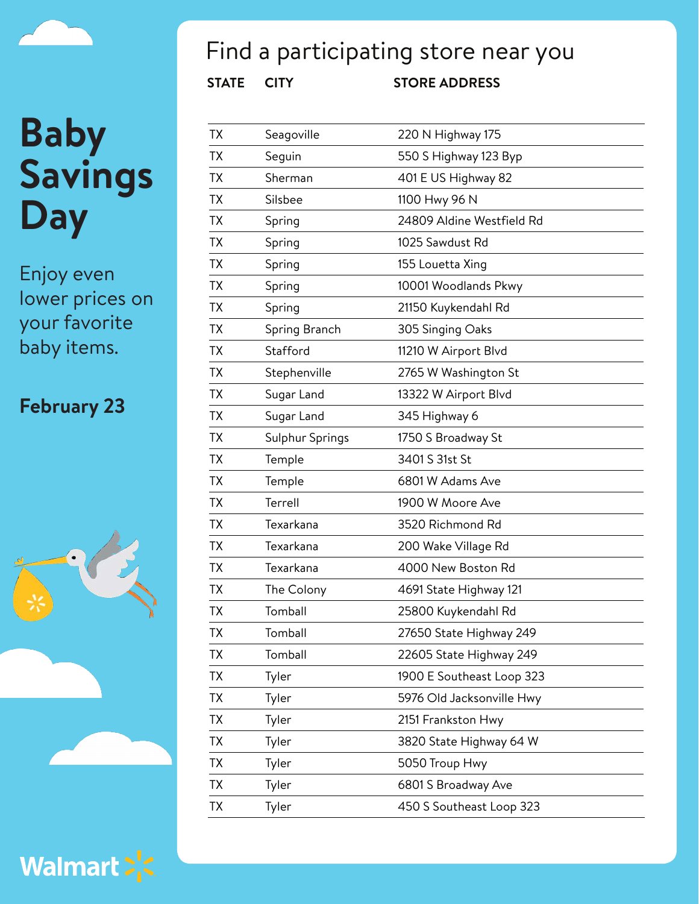# Baby Savings Day

Enjoy even lower prices on your favorite baby items.

**February 23**

## Find a participating store near you

| STATE | CITY | STORE ADDRESS |
|---|---|---|
| TX | Seagoville | 220 N Highway 175 |
| TX | Seguin | 550 S Highway 123 Byp |
| TX | Sherman | 401 E US Highway 82 |
| TX | Silsbee | 1100 Hwy 96 N |
| TX | Spring | 24809 Aldine Westfield Rd |
| TX | Spring | 1025 Sawdust Rd |
| TX | Spring | 155 Louetta Xing |
| TX | Spring | 10001 Woodlands Pkwy |
| TX | Spring | 21150 Kuykendahl Rd |
| TX | Spring Branch | 305 Singing Oaks |
| TX | Stafford | 11210 W Airport Blvd |
| TX | Stephenville | 2765 W Washington St |
| TX | Sugar Land | 13322 W Airport Blvd |
| TX | Sugar Land | 345 Highway 6 |
| TX | Sulphur Springs | 1750 S Broadway St |
| TX | Temple | 3401 S 31st St |
| TX | Temple | 6801 W Adams Ave |
| TX | Terrell | 1900 W Moore Ave |
| TX | Texarkana | 3520 Richmond Rd |
| TX | Texarkana | 200 Wake Village Rd |
| TX | Texarkana | 4000 New Boston Rd |
| TX | The Colony | 4691 State Highway 121 |
| TX | Tomball | 25800 Kuykendahl Rd |
| TX | Tomball | 27650 State Highway 249 |
| TX | Tomball | 22605 State Highway 249 |
| TX | Tyler | 1900 E Southeast Loop 323 |
| TX | Tyler | 5976 Old Jacksonville Hwy |
| TX | Tyler | 2151 Frankston Hwy |
| TX | Tyler | 3820 State Highway 64 W |
| TX | Tyler | 5050 Troup Hwy |
| TX | Tyler | 6801 S Broadway Ave |
| TX | Tyler | 450 S Southeast Loop 323 |

Walmart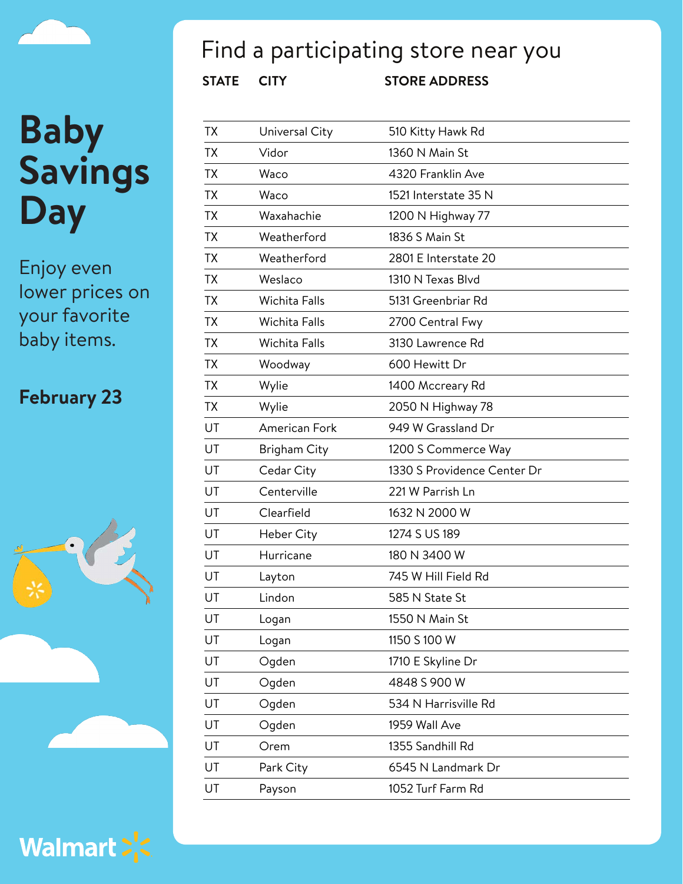# Baby Savings Day

Enjoy even lower prices on your favorite baby items.

**February 23**

## Find a participating store near you

| STATE | CITY | STORE ADDRESS |
|---|---|---|
| TX | Universal City | 510 Kitty Hawk Rd |
| TX | Vidor | 1360 N Main St |
| TX | Waco | 4320 Franklin Ave |
| TX | Waco | 1521 Interstate 35 N |
| TX | Waxahachie | 1200 N Highway 77 |
| TX | Weatherford | 1836 S Main St |
| TX | Weatherford | 2801 E Interstate 20 |
| TX | Weslaco | 1310 N Texas Blvd |
| TX | Wichita Falls | 5131 Greenbriar Rd |
| TX | Wichita Falls | 2700 Central Fwy |
| TX | Wichita Falls | 3130 Lawrence Rd |
| TX | Woodway | 600 Hewitt Dr |
| TX | Wylie | 1400 Mccreary Rd |
| TX | Wylie | 2050 N Highway 78 |
| UT | American Fork | 949 W Grassland Dr |
| UT | Brigham City | 1200 S Commerce Way |
| UT | Cedar City | 1330 S Providence Center Dr |
| UT | Centerville | 221 W Parrish Ln |
| UT | Clearfield | 1632 N 2000 W |
| UT | Heber City | 1274 S US 189 |
| UT | Hurricane | 180 N 3400 W |
| UT | Layton | 745 W Hill Field Rd |
| UT | Lindon | 585 N State St |
| UT | Logan | 1550 N Main St |
| UT | Logan | 1150 S 100 W |
| UT | Ogden | 1710 E Skyline Dr |
| UT | Ogden | 4848 S 900 W |
| UT | Ogden | 534 N Harrisville Rd |
| UT | Ogden | 1959 Wall Ave |
| UT | Orem | 1355 Sandhill Rd |
| UT | Park City | 6545 N Landmark Dr |
| UT | Payson | 1052 Turf Farm Rd |

Walmart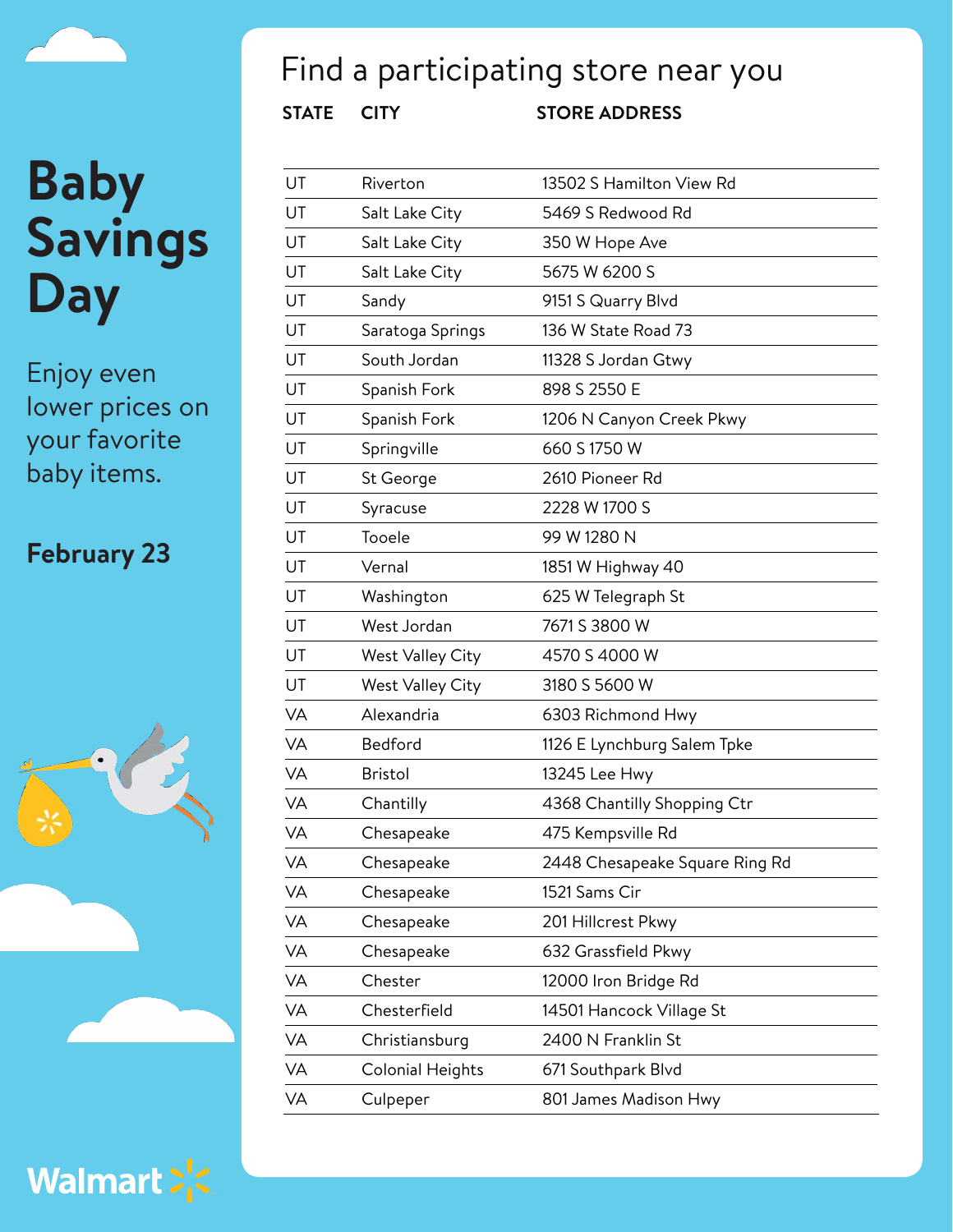# Baby Savings Day

Enjoy even lower prices on your favorite baby items.

**February 23**

## Find a participating store near you

| STATE | CITY | STORE ADDRESS |
|---|---|---|
| UT | Riverton | 13502 S Hamilton View Rd |
| UT | Salt Lake City | 5469 S Redwood Rd |
| UT | Salt Lake City | 350 W Hope Ave |
| UT | Salt Lake City | 5675 W 6200 S |
| UT | Sandy | 9151 S Quarry Blvd |
| UT | Saratoga Springs | 136 W State Road 73 |
| UT | South Jordan | 11328 S Jordan Gtwy |
| UT | Spanish Fork | 898 S 2550 E |
| UT | Spanish Fork | 1206 N Canyon Creek Pkwy |
| UT | Springville | 660 S 1750 W |
| UT | St George | 2610 Pioneer Rd |
| UT | Syracuse | 2228 W 1700 S |
| UT | Tooele | 99 W 1280 N |
| UT | Vernal | 1851 W Highway 40 |
| UT | Washington | 625 W Telegraph St |
| UT | West Jordan | 7671 S 3800 W |
| UT | West Valley City | 4570 S 4000 W |
| UT | West Valley City | 3180 S 5600 W |
| VA | Alexandria | 6303 Richmond Hwy |
| VA | Bedford | 1126 E Lynchburg Salem Tpke |
| VA | Bristol | 13245 Lee Hwy |
| VA | Chantilly | 4368 Chantilly Shopping Ctr |
| VA | Chesapeake | 475 Kempsville Rd |
| VA | Chesapeake | 2448 Chesapeake Square Ring Rd |
| VA | Chesapeake | 1521 Sams Cir |
| VA | Chesapeake | 201 Hillcrest Pkwy |
| VA | Chesapeake | 632 Grassfield Pkwy |
| VA | Chester | 12000 Iron Bridge Rd |
| VA | Chesterfield | 14501 Hancock Village St |
| VA | Christiansburg | 2400 N Franklin St |
| VA | Colonial Heights | 671 Southpark Blvd |
| VA | Culpeper | 801 James Madison Hwy |

Walmart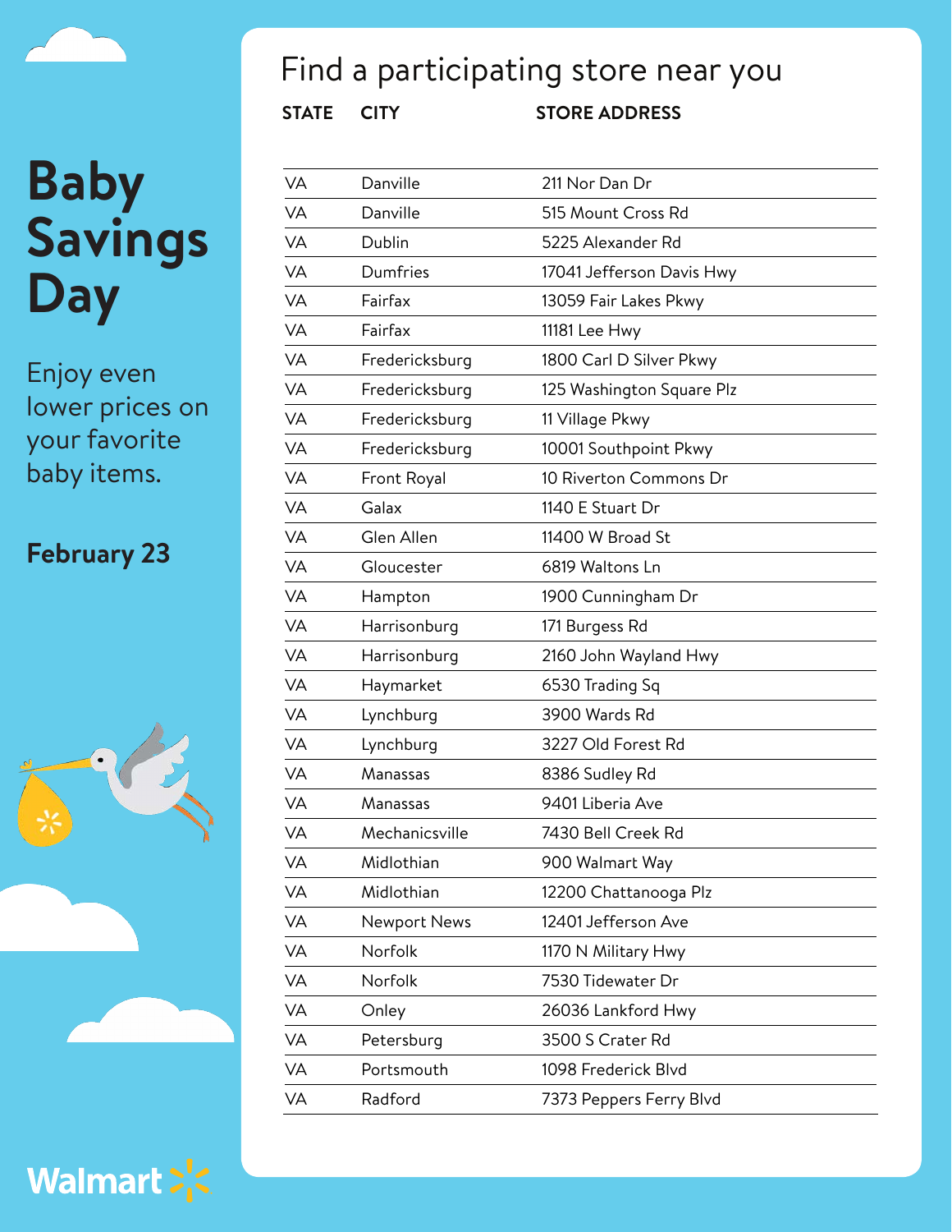# Baby Savings Day

Enjoy even lower prices on your favorite baby items.

**February 23**

## Find a participating store near you

| STATE | CITY | STORE ADDRESS |
|---|---|---|
| VA | Danville | 211 Nor Dan Dr |
| VA | Danville | 515 Mount Cross Rd |
| VA | Dublin | 5225 Alexander Rd |
| VA | Dumfries | 17041 Jefferson Davis Hwy |
| VA | Fairfax | 13059 Fair Lakes Pkwy |
| VA | Fairfax | 11181 Lee Hwy |
| VA | Fredericksburg | 1800 Carl D Silver Pkwy |
| VA | Fredericksburg | 125 Washington Square Plz |
| VA | Fredericksburg | 11 Village Pkwy |
| VA | Fredericksburg | 10001 Southpoint Pkwy |
| VA | Front Royal | 10 Riverton Commons Dr |
| VA | Galax | 1140 E Stuart Dr |
| VA | Glen Allen | 11400 W Broad St |
| VA | Gloucester | 6819 Waltons Ln |
| VA | Hampton | 1900 Cunningham Dr |
| VA | Harrisonburg | 171 Burgess Rd |
| VA | Harrisonburg | 2160 John Wayland Hwy |
| VA | Haymarket | 6530 Trading Sq |
| VA | Lynchburg | 3900 Wards Rd |
| VA | Lynchburg | 3227 Old Forest Rd |
| VA | Manassas | 8386 Sudley Rd |
| VA | Manassas | 9401 Liberia Ave |
| VA | Mechanicsville | 7430 Bell Creek Rd |
| VA | Midlothian | 900 Walmart Way |
| VA | Midlothian | 12200 Chattanooga Plz |
| VA | Newport News | 12401 Jefferson Ave |
| VA | Norfolk | 1170 N Military Hwy |
| VA | Norfolk | 7530 Tidewater Dr |
| VA | Onley | 26036 Lankford Hwy |
| VA | Petersburg | 3500 S Crater Rd |
| VA | Portsmouth | 1098 Frederick Blvd |
| VA | Radford | 7373 Peppers Ferry Blvd |

Walmart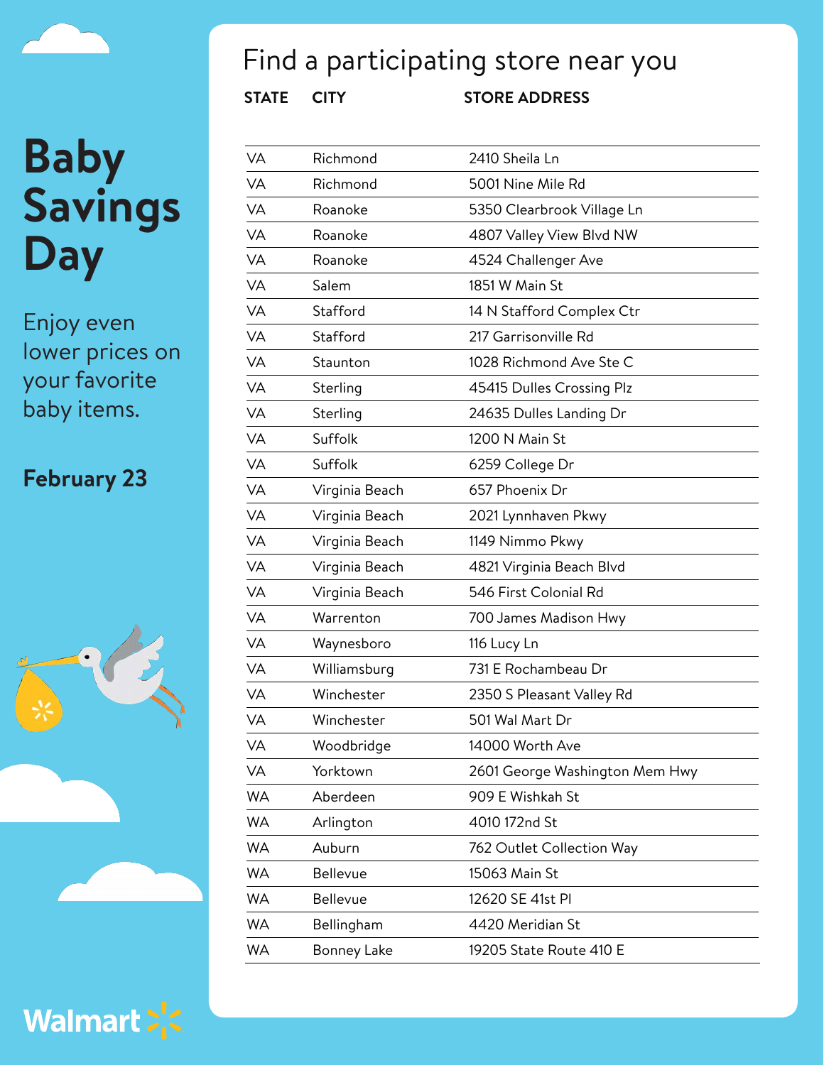# Baby Savings Day

Enjoy even lower prices on your favorite baby items.

**February 23**

## Find a participating store near you

| STATE | CITY | STORE ADDRESS |
|---|---|---|
| VA | Richmond | 2410 Sheila Ln |
| VA | Richmond | 5001 Nine Mile Rd |
| VA | Roanoke | 5350 Clearbrook Village Ln |
| VA | Roanoke | 4807 Valley View Blvd NW |
| VA | Roanoke | 4524 Challenger Ave |
| VA | Salem | 1851 W Main St |
| VA | Stafford | 14 N Stafford Complex Ctr |
| VA | Stafford | 217 Garrisonville Rd |
| VA | Staunton | 1028 Richmond Ave Ste C |
| VA | Sterling | 45415 Dulles Crossing Plz |
| VA | Sterling | 24635 Dulles Landing Dr |
| VA | Suffolk | 1200 N Main St |
| VA | Suffolk | 6259 College Dr |
| VA | Virginia Beach | 657 Phoenix Dr |
| VA | Virginia Beach | 2021 Lynnhaven Pkwy |
| VA | Virginia Beach | 1149 Nimmo Pkwy |
| VA | Virginia Beach | 4821 Virginia Beach Blvd |
| VA | Virginia Beach | 546 First Colonial Rd |
| VA | Warrenton | 700 James Madison Hwy |
| VA | Waynesboro | 116 Lucy Ln |
| VA | Williamsburg | 731 E Rochambeau Dr |
| VA | Winchester | 2350 S Pleasant Valley Rd |
| VA | Winchester | 501 Wal Mart Dr |
| VA | Woodbridge | 14000 Worth Ave |
| VA | Yorktown | 2601 George Washington Mem Hwy |
| WA | Aberdeen | 909 E Wishkah St |
| WA | Arlington | 4010 172nd St |
| WA | Auburn | 762 Outlet Collection Way |
| WA | Bellevue | 15063 Main St |
| WA | Bellevue | 12620 SE 41st Pl |
| WA | Bellingham | 4420 Meridian St |
| WA | Bonney Lake | 19205 State Route 410 E |

Walmart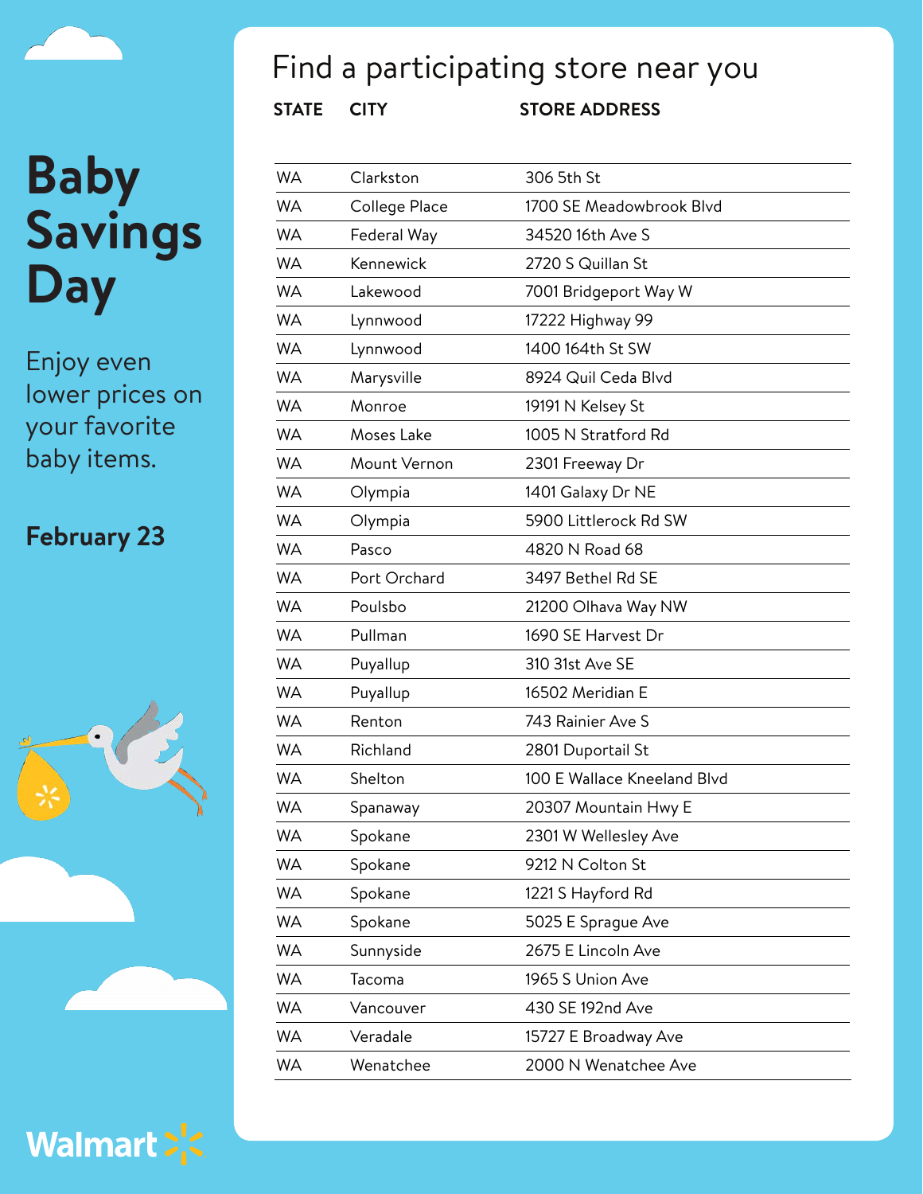# Baby Savings Day

Enjoy even lower prices on your favorite baby items.

**February 23**

## Find a participating store near you

| STATE | CITY | STORE ADDRESS |
|---|---|---|
| WA | Clarkston | 306 5th St |
| WA | College Place | 1700 SE Meadowbrook Blvd |
| WA | Federal Way | 34520 16th Ave S |
| WA | Kennewick | 2720 S Quillan St |
| WA | Lakewood | 7001 Bridgeport Way W |
| WA | Lynnwood | 17222 Highway 99 |
| WA | Lynnwood | 1400 164th St SW |
| WA | Marysville | 8924 Quil Ceda Blvd |
| WA | Monroe | 19191 N Kelsey St |
| WA | Moses Lake | 1005 N Stratford Rd |
| WA | Mount Vernon | 2301 Freeway Dr |
| WA | Olympia | 1401 Galaxy Dr NE |
| WA | Olympia | 5900 Littlerock Rd SW |
| WA | Pasco | 4820 N Road 68 |
| WA | Port Orchard | 3497 Bethel Rd SE |
| WA | Poulsbo | 21200 Olhava Way NW |
| WA | Pullman | 1690 SE Harvest Dr |
| WA | Puyallup | 310 31st Ave SE |
| WA | Puyallup | 16502 Meridian E |
| WA | Renton | 743 Rainier Ave S |
| WA | Richland | 2801 Duportail St |
| WA | Shelton | 100 E Wallace Kneeland Blvd |
| WA | Spanaway | 20307 Mountain Hwy E |
| WA | Spokane | 2301 W Wellesley Ave |
| WA | Spokane | 9212 N Colton St |
| WA | Spokane | 1221 S Hayford Rd |
| WA | Spokane | 5025 E Sprague Ave |
| WA | Sunnyside | 2675 E Lincoln Ave |
| WA | Tacoma | 1965 S Union Ave |
| WA | Vancouver | 430 SE 192nd Ave |
| WA | Veradale | 15727 E Broadway Ave |
| WA | Wenatchee | 2000 N Wenatchee Ave |

Walmart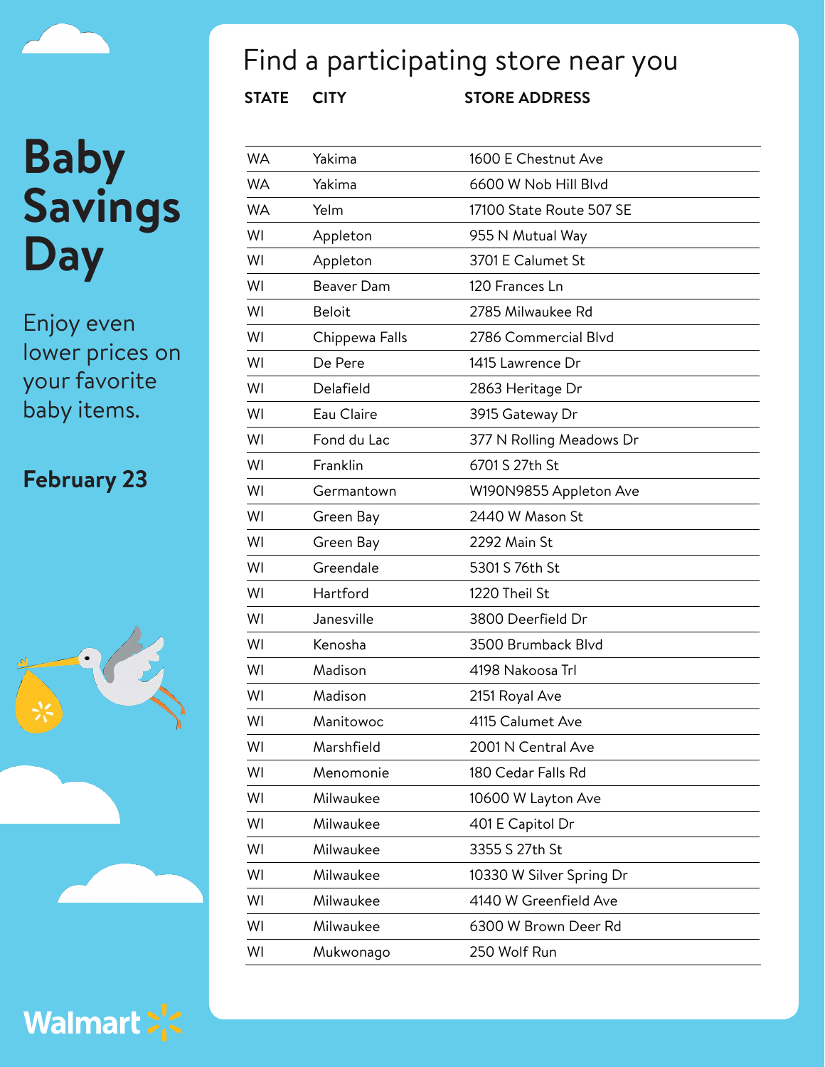# Baby Savings Day

Enjoy even lower prices on your favorite baby items.

**February 23**

## Find a participating store near you

| STATE | CITY | STORE ADDRESS |
|---|---|---|
| WA | Yakima | 1600 E Chestnut Ave |
| WA | Yakima | 6600 W Nob Hill Blvd |
| WA | Yelm | 17100 State Route 507 SE |
| WI | Appleton | 955 N Mutual Way |
| WI | Appleton | 3701 E Calumet St |
| WI | Beaver Dam | 120 Frances Ln |
| WI | Beloit | 2785 Milwaukee Rd |
| WI | Chippewa Falls | 2786 Commercial Blvd |
| WI | De Pere | 1415 Lawrence Dr |
| WI | Delafield | 2863 Heritage Dr |
| WI | Eau Claire | 3915 Gateway Dr |
| WI | Fond du Lac | 377 N Rolling Meadows Dr |
| WI | Franklin | 6701 S 27th St |
| WI | Germantown | W190N9855 Appleton Ave |
| WI | Green Bay | 2440 W Mason St |
| WI | Green Bay | 2292 Main St |
| WI | Greendale | 5301 S 76th St |
| WI | Hartford | 1220 Theil St |
| WI | Janesville | 3800 Deerfield Dr |
| WI | Kenosha | 3500 Brumback Blvd |
| WI | Madison | 4198 Nakoosa Trl |
| WI | Madison | 2151 Royal Ave |
| WI | Manitowoc | 4115 Calumet Ave |
| WI | Marshfield | 2001 N Central Ave |
| WI | Menomonie | 180 Cedar Falls Rd |
| WI | Milwaukee | 10600 W Layton Ave |
| WI | Milwaukee | 401 E Capitol Dr |
| WI | Milwaukee | 3355 S 27th St |
| WI | Milwaukee | 10330 W Silver Spring Dr |
| WI | Milwaukee | 4140 W Greenfield Ave |
| WI | Milwaukee | 6300 W Brown Deer Rd |
| WI | Mukwonago | 250 Wolf Run |

Walmart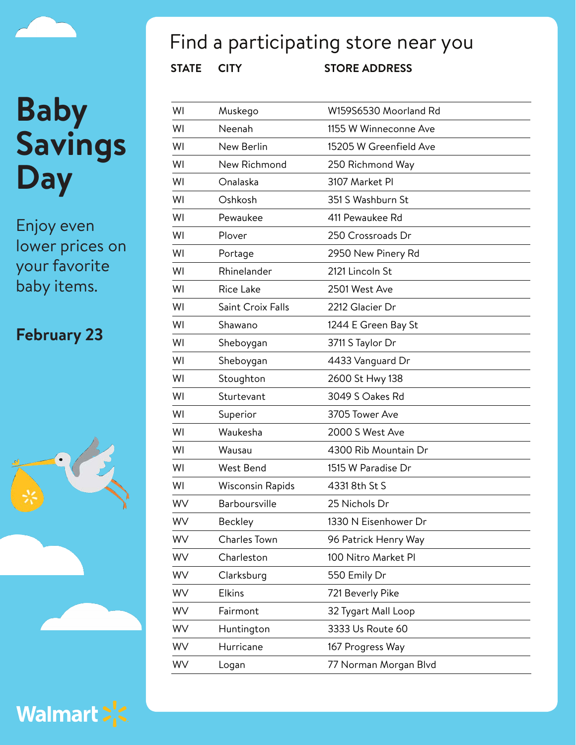# Baby Savings Day

Enjoy even lower prices on your favorite baby items.

**February 23**

## Find a participating store near you

| STATE | CITY | STORE ADDRESS |
|---|---|---|
| WI | Muskego | W159S6530 Moorland Rd |
| WI | Neenah | 1155 W Winneconne Ave |
| WI | New Berlin | 15205 W Greenfield Ave |
| WI | New Richmond | 250 Richmond Way |
| WI | Onalaska | 3107 Market Pl |
| WI | Oshkosh | 351 S Washburn St |
| WI | Pewaukee | 411 Pewaukee Rd |
| WI | Plover | 250 Crossroads Dr |
| WI | Portage | 2950 New Pinery Rd |
| WI | Rhinelander | 2121 Lincoln St |
| WI | Rice Lake | 2501 West Ave |
| WI | Saint Croix Falls | 2212 Glacier Dr |
| WI | Shawano | 1244 E Green Bay St |
| WI | Sheboygan | 3711 S Taylor Dr |
| WI | Sheboygan | 4433 Vanguard Dr |
| WI | Stoughton | 2600 St Hwy 138 |
| WI | Sturtevant | 3049 S Oakes Rd |
| WI | Superior | 3705 Tower Ave |
| WI | Waukesha | 2000 S West Ave |
| WI | Wausau | 4300 Rib Mountain Dr |
| WI | West Bend | 1515 W Paradise Dr |
| WI | Wisconsin Rapids | 4331 8th St S |
| WV | Barboursville | 25 Nichols Dr |
| WV | Beckley | 1330 N Eisenhower Dr |
| WV | Charles Town | 96 Patrick Henry Way |
| WV | Charleston | 100 Nitro Market Pl |
| WV | Clarksburg | 550 Emily Dr |
| WV | Elkins | 721 Beverly Pike |
| WV | Fairmont | 32 Tygart Mall Loop |
| WV | Huntington | 3333 Us Route 60 |
| WV | Hurricane | 167 Progress Way |
| WV | Logan | 77 Norman Morgan Blvd |

Walmart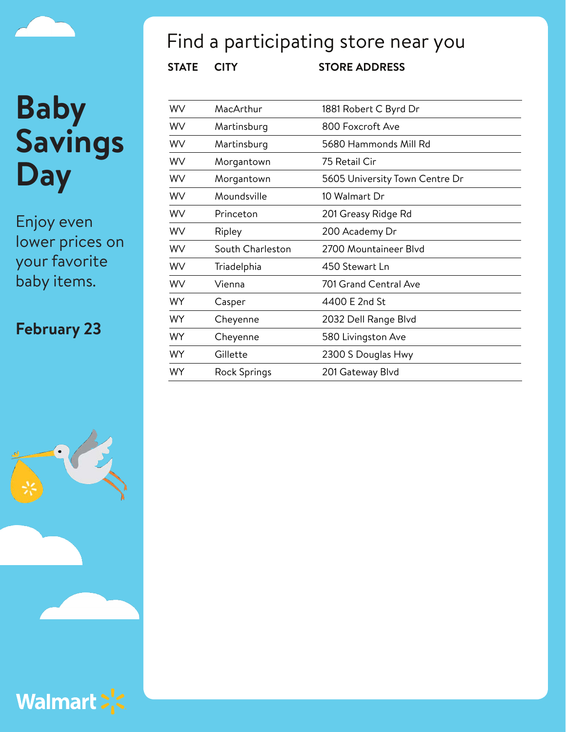# Baby Savings Day

Enjoy even lower prices on your favorite baby items.

**February 23**

## Find a participating store near you

| STATE | CITY | STORE ADDRESS |
|---|---|---|
| WV | MacArthur | 1881 Robert C Byrd Dr |
| WV | Martinsburg | 800 Foxcroft Ave |
| WV | Martinsburg | 5680 Hammonds Mill Rd |
| WV | Morgantown | 75 Retail Cir |
| WV | Morgantown | 5605 University Town Centre Dr |
| WV | Moundsville | 10 Walmart Dr |
| WV | Princeton | 201 Greasy Ridge Rd |
| WV | Ripley | 200 Academy Dr |
| WV | South Charleston | 2700 Mountaineer Blvd |
| WV | Triadelphia | 450 Stewart Ln |
| WV | Vienna | 701 Grand Central Ave |
| WY | Casper | 4400 E 2nd St |
| WY | Cheyenne | 2032 Dell Range Blvd |
| WY | Cheyenne | 580 Livingston Ave |
| WY | Gillette | 2300 S Douglas Hwy |
| WY | Rock Springs | 201 Gateway Blvd |

Walmart